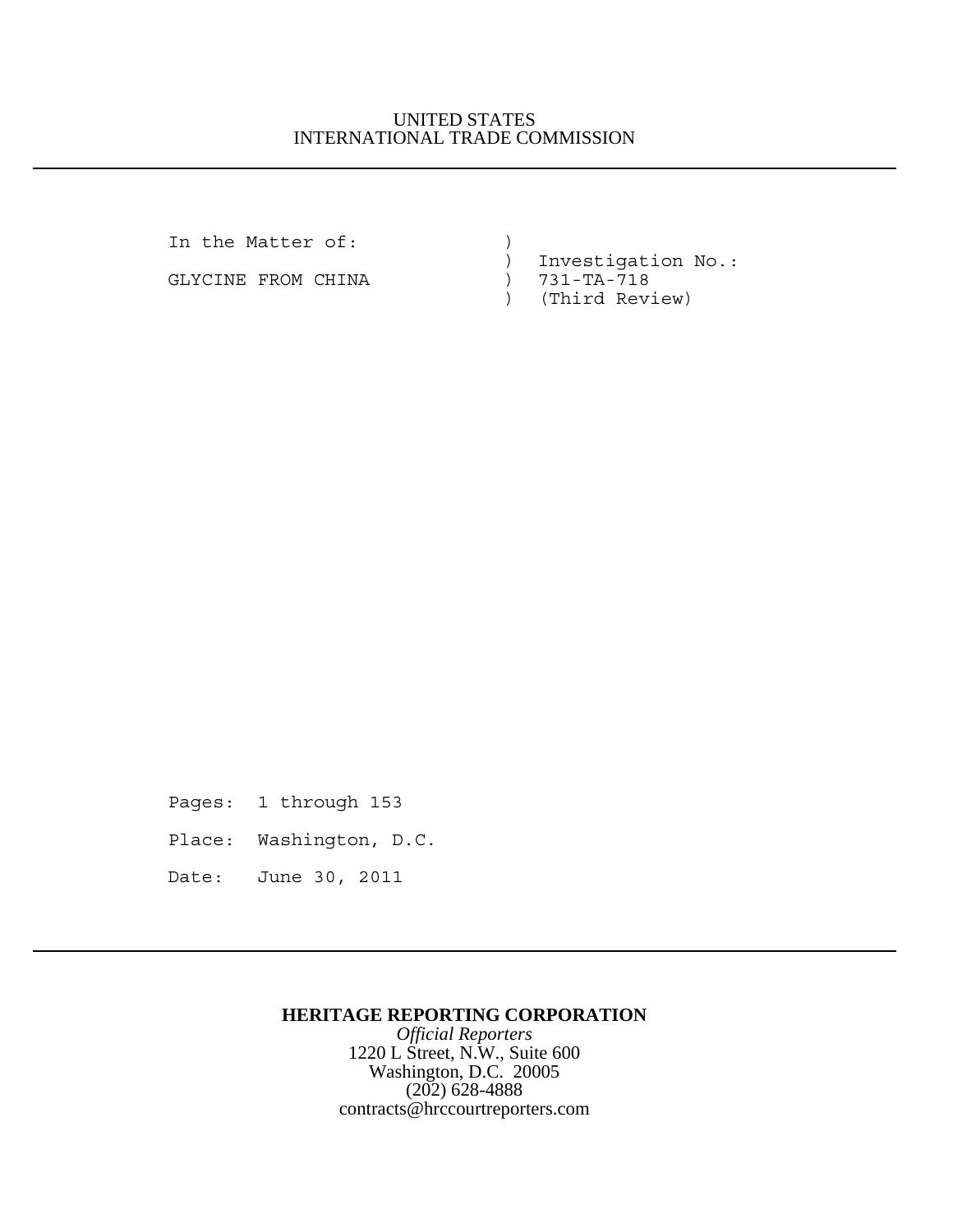UNITED STATES
INTERNATIONAL TRADE COMMISSION

---

```
In the Matter of:           )
                            )  Investigation No.:
GLYCINE FROM CHINA          )  731-TA-718
                            )  (Third Review)
```

Pages: 1 through 153

Place: Washington, D.C.

Date: June 30, 2011

---

**HERITAGE REPORTING CORPORATION**
*Official Reporters*
1220 L Street, N.W., Suite 600
Washington, D.C. 20005
(202) 628-4888
contracts@hrccourtreporters.com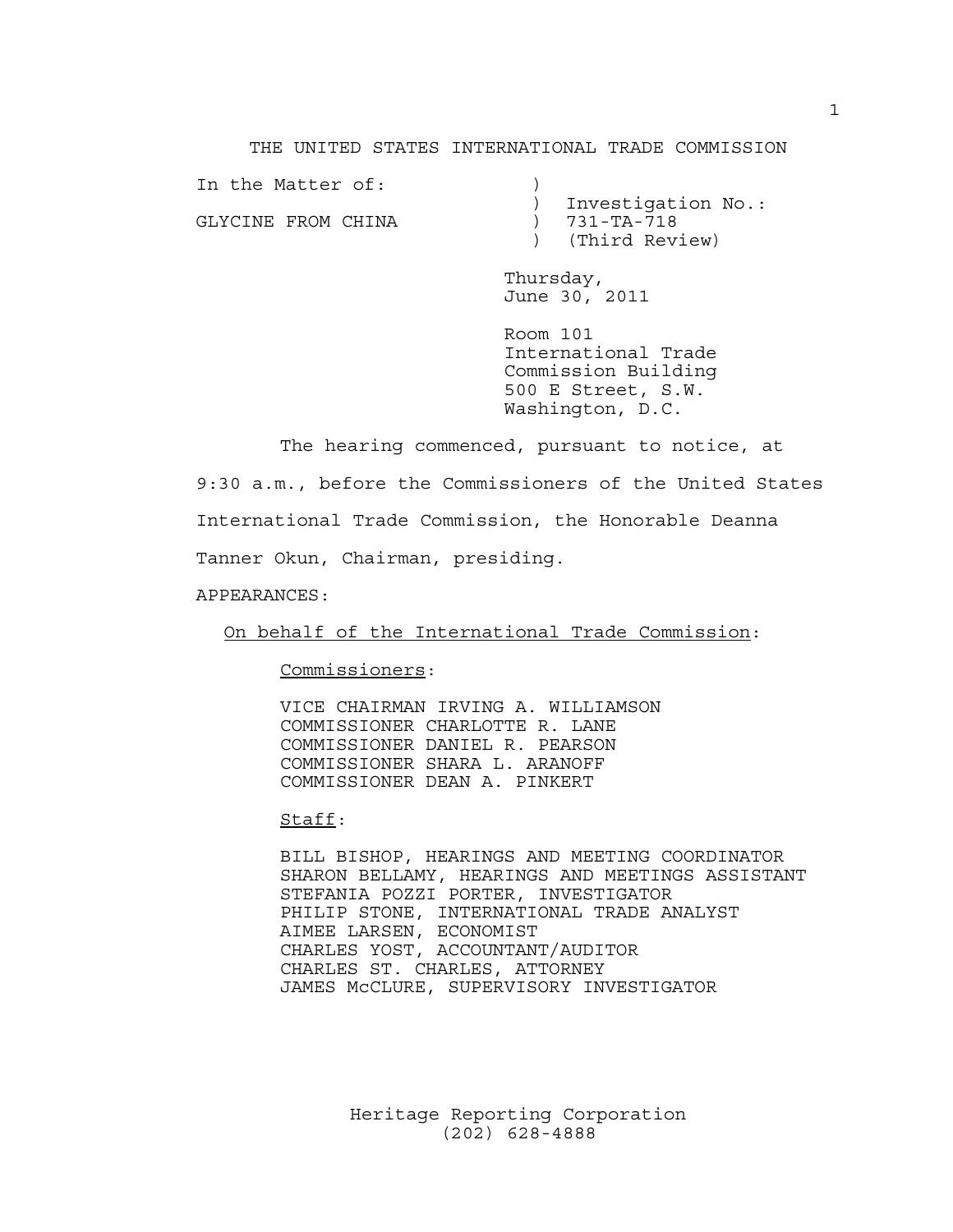THE UNITED STATES INTERNATIONAL TRADE COMMISSION

In the Matter of: ) Investigation No.:
GLYCINE FROM CHINA ) 731-TA-718
) (Third Review)

Thursday,
June 30, 2011

Room 101
International Trade
Commission Building
500 E Street, S.W.
Washington, D.C.

The hearing commenced, pursuant to notice, at 9:30 a.m., before the Commissioners of the United States International Trade Commission, the Honorable Deanna Tanner Okun, Chairman, presiding.

APPEARANCES:

<u>On behalf of the International Trade Commission</u>:

<u>Commissioners</u>:

VICE CHAIRMAN IRVING A. WILLIAMSON
COMMISSIONER CHARLOTTE R. LANE
COMMISSIONER DANIEL R. PEARSON
COMMISSIONER SHARA L. ARANOFF
COMMISSIONER DEAN A. PINKERT

<u>Staff</u>:

BILL BISHOP, HEARINGS AND MEETING COORDINATOR
SHARON BELLAMY, HEARINGS AND MEETINGS ASSISTANT
STEFANIA POZZI PORTER, INVESTIGATOR
PHILIP STONE, INTERNATIONAL TRADE ANALYST
AIMEE LARSEN, ECONOMIST
CHARLES YOST, ACCOUNTANT/AUDITOR
CHARLES ST. CHARLES, ATTORNEY
JAMES McCLURE, SUPERVISORY INVESTIGATOR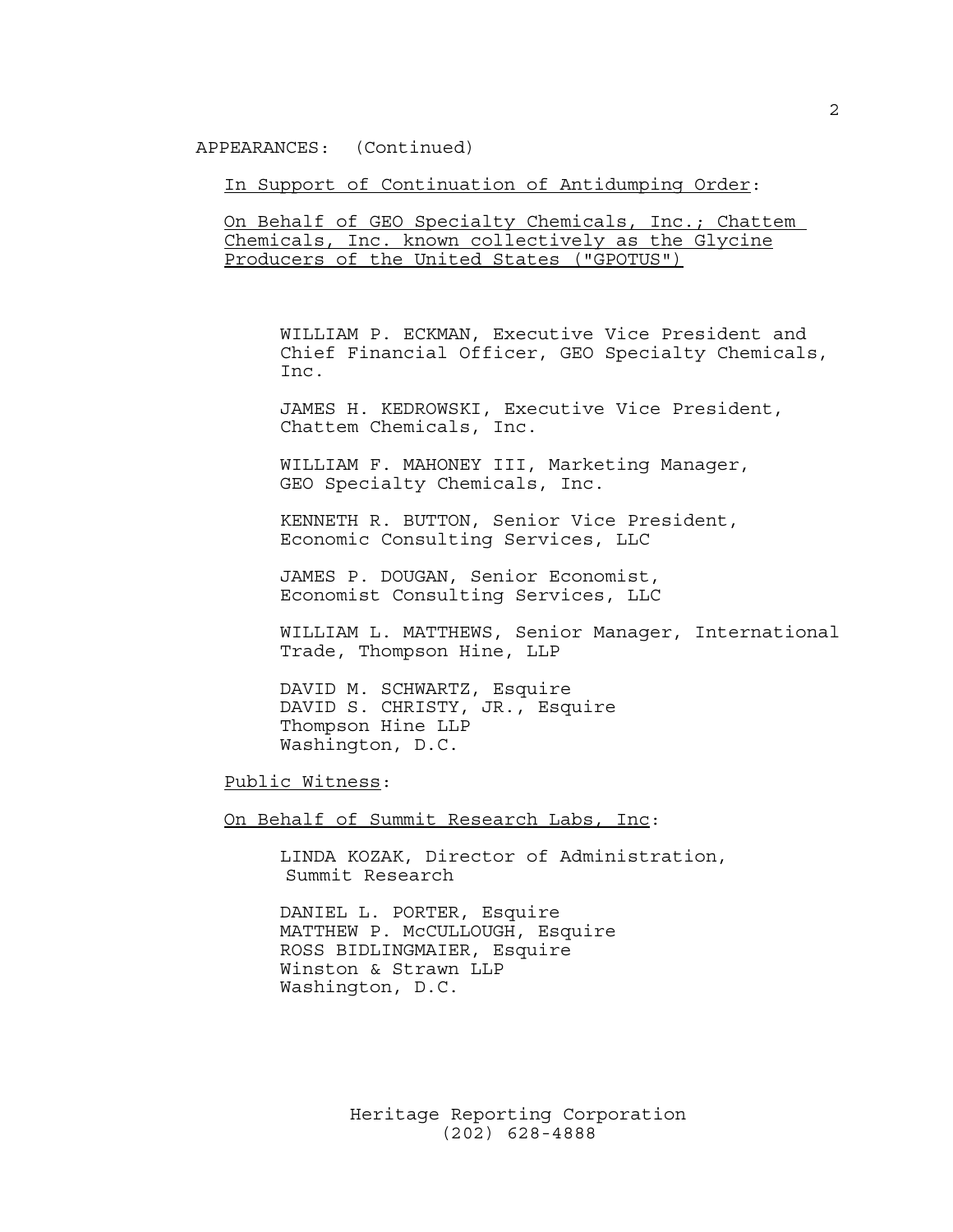APPEARANCES: (Continued)

In Support of Continuation of Antidumping Order:

On Behalf of GEO Specialty Chemicals, Inc.; Chattem Chemicals, Inc. known collectively as the Glycine Producers of the United States ("GPOTUS")

WILLIAM P. ECKMAN, Executive Vice President and Chief Financial Officer, GEO Specialty Chemicals, Inc.

JAMES H. KEDROWSKI, Executive Vice President, Chattem Chemicals, Inc.

WILLIAM F. MAHONEY III, Marketing Manager, GEO Specialty Chemicals, Inc.

KENNETH R. BUTTON, Senior Vice President, Economic Consulting Services, LLC

JAMES P. DOUGAN, Senior Economist, Economist Consulting Services, LLC

WILLIAM L. MATTHEWS, Senior Manager, International Trade, Thompson Hine, LLP

DAVID M. SCHWARTZ, Esquire
DAVID S. CHRISTY, JR., Esquire
Thompson Hine LLP
Washington, D.C.

Public Witness:

On Behalf of Summit Research Labs, Inc:

LINDA KOZAK, Director of Administration, Summit Research

DANIEL L. PORTER, Esquire
MATTHEW P. McCULLOUGH, Esquire
ROSS BIDLINGMAIER, Esquire
Winston & Strawn LLP
Washington, D.C.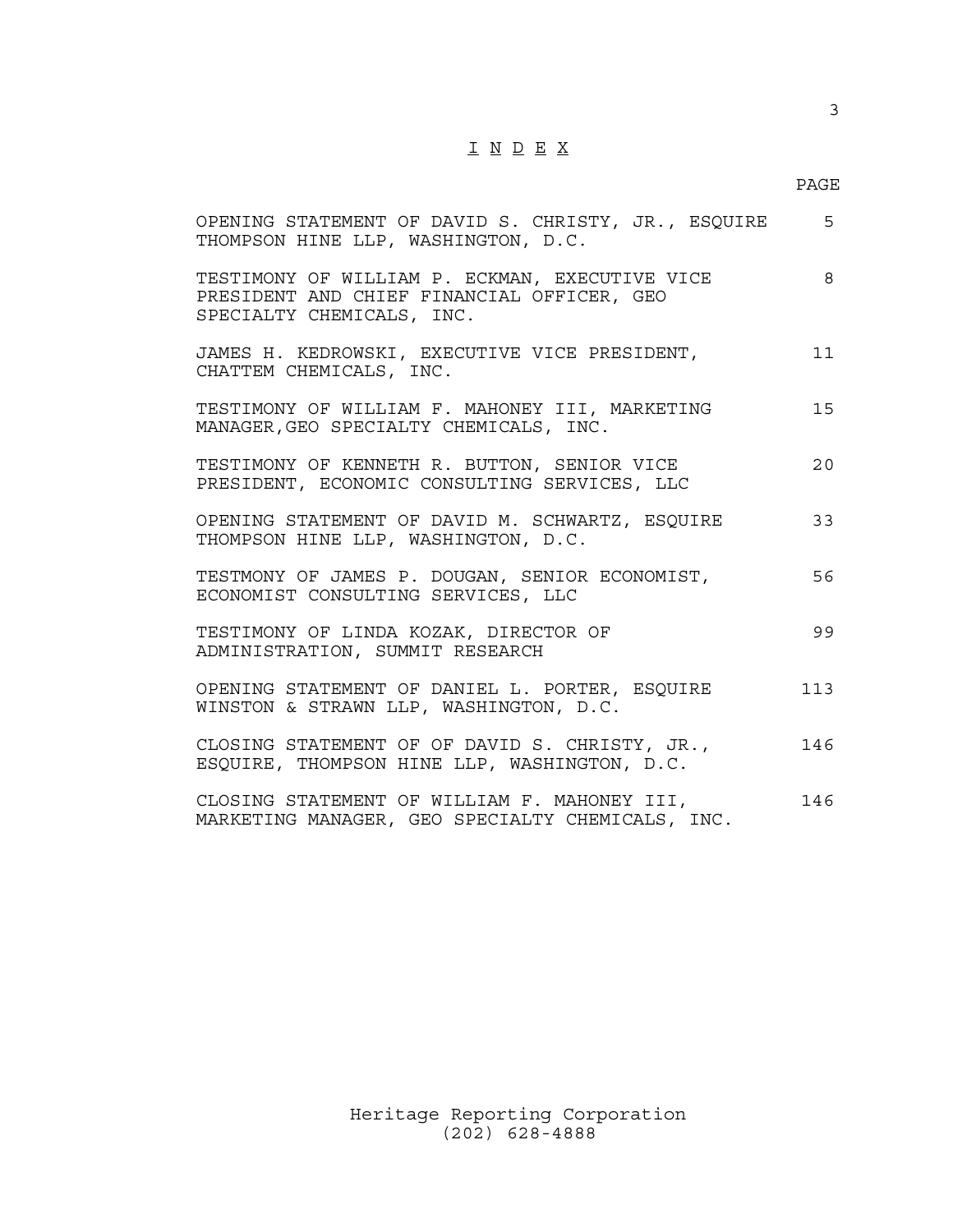# I N D E X

| | PAGE |
|---|---|
| OPENING STATEMENT OF DAVID S. CHRISTY, JR., ESQUIRE THOMPSON HINE LLP, WASHINGTON, D.C. | 5 |
| TESTIMONY OF WILLIAM P. ECKMAN, EXECUTIVE VICE PRESIDENT AND CHIEF FINANCIAL OFFICER, GEO SPECIALTY CHEMICALS, INC. | 8 |
| JAMES H. KEDROWSKI, EXECUTIVE VICE PRESIDENT, CHATTEM CHEMICALS, INC. | 11 |
| TESTIMONY OF WILLIAM F. MAHONEY III, MARKETING MANAGER,GEO SPECIALTY CHEMICALS, INC. | 15 |
| TESTIMONY OF KENNETH R. BUTTON, SENIOR VICE PRESIDENT, ECONOMIC CONSULTING SERVICES, LLC | 20 |
| OPENING STATEMENT OF DAVID M. SCHWARTZ, ESQUIRE THOMPSON HINE LLP, WASHINGTON, D.C. | 33 |
| TESTMONY OF JAMES P. DOUGAN, SENIOR ECONOMIST, ECONOMIST CONSULTING SERVICES, LLC | 56 |
| TESTIMONY OF LINDA KOZAK, DIRECTOR OF ADMINISTRATION, SUMMIT RESEARCH | 99 |
| OPENING STATEMENT OF DANIEL L. PORTER, ESQUIRE WINSTON & STRAWN LLP, WASHINGTON, D.C. | 113 |
| CLOSING STATEMENT OF OF DAVID S. CHRISTY, JR., ESQUIRE, THOMPSON HINE LLP, WASHINGTON, D.C. | 146 |
| CLOSING STATEMENT OF WILLIAM F. MAHONEY III, MARKETING MANAGER, GEO SPECIALTY CHEMICALS, INC. | 146 |

Heritage Reporting Corporation
(202) 628-4888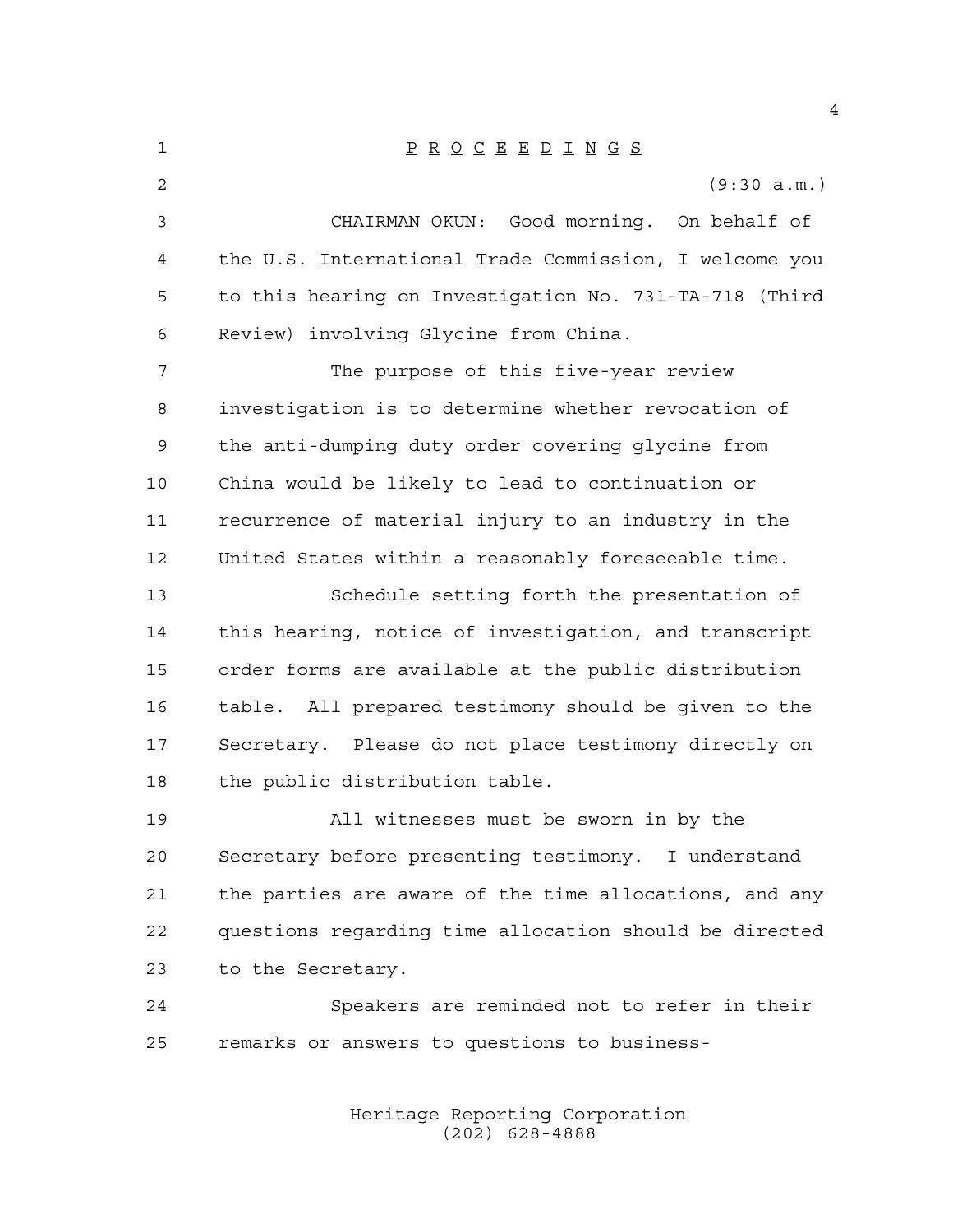P R O C E E D I N G S

(9:30 a.m.)

CHAIRMAN OKUN: Good morning. On behalf of the U.S. International Trade Commission, I welcome you to this hearing on Investigation No. 731-TA-718 (Third Review) involving Glycine from China.

The purpose of this five-year review investigation is to determine whether revocation of the anti-dumping duty order covering glycine from China would be likely to lead to continuation or recurrence of material injury to an industry in the United States within a reasonably foreseeable time.

Schedule setting forth the presentation of this hearing, notice of investigation, and transcript order forms are available at the public distribution table. All prepared testimony should be given to the Secretary. Please do not place testimony directly on the public distribution table.

All witnesses must be sworn in by the Secretary before presenting testimony. I understand the parties are aware of the time allocations, and any questions regarding time allocation should be directed to the Secretary.

Speakers are reminded not to refer in their remarks or answers to questions to business-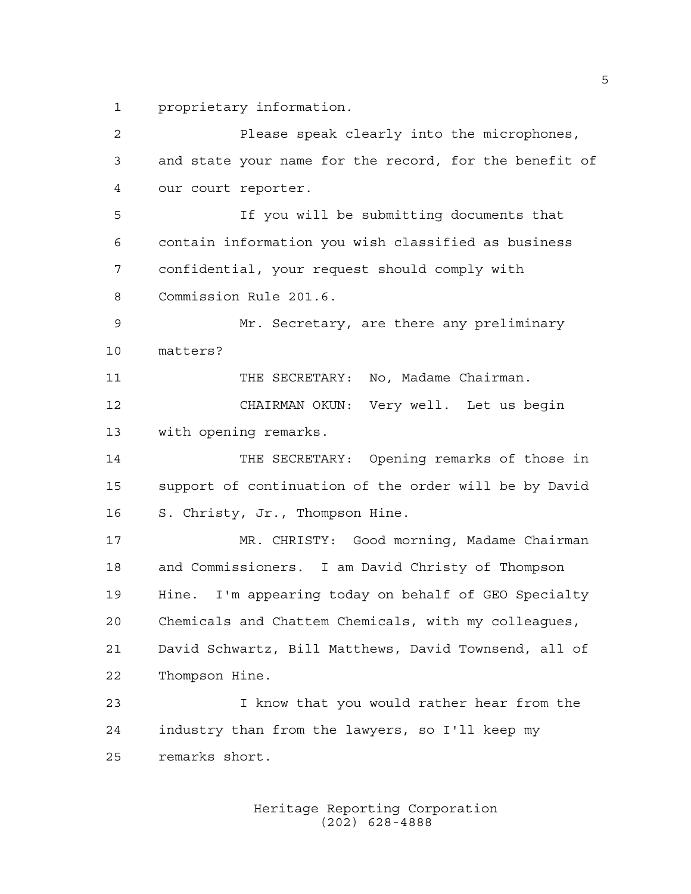proprietary information.

Please speak clearly into the microphones, and state your name for the record, for the benefit of our court reporter.

If you will be submitting documents that contain information you wish classified as business confidential, your request should comply with Commission Rule 201.6.

Mr. Secretary, are there any preliminary matters?

THE SECRETARY: No, Madame Chairman.

CHAIRMAN OKUN: Very well. Let us begin with opening remarks.

THE SECRETARY: Opening remarks of those in support of continuation of the order will be by David S. Christy, Jr., Thompson Hine.

MR. CHRISTY: Good morning, Madame Chairman and Commissioners. I am David Christy of Thompson Hine. I'm appearing today on behalf of GEO Specialty Chemicals and Chattem Chemicals, with my colleagues, David Schwartz, Bill Matthews, David Townsend, all of Thompson Hine.

I know that you would rather hear from the industry than from the lawyers, so I'll keep my remarks short.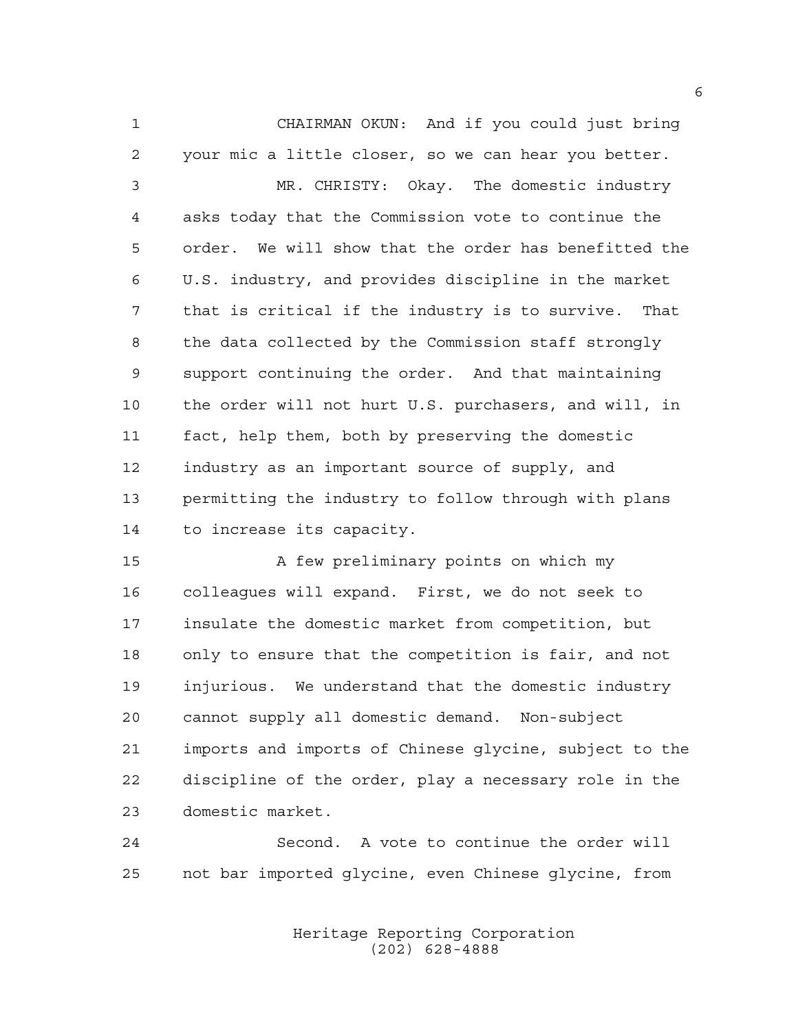CHAIRMAN OKUN: And if you could just bring your mic a little closer, so we can hear you better.

MR. CHRISTY: Okay. The domestic industry asks today that the Commission vote to continue the order. We will show that the order has benefitted the U.S. industry, and provides discipline in the market that is critical if the industry is to survive. That the data collected by the Commission staff strongly support continuing the order. And that maintaining the order will not hurt U.S. purchasers, and will, in fact, help them, both by preserving the domestic industry as an important source of supply, and permitting the industry to follow through with plans to increase its capacity.

A few preliminary points on which my colleagues will expand. First, we do not seek to insulate the domestic market from competition, but only to ensure that the competition is fair, and not injurious. We understand that the domestic industry cannot supply all domestic demand. Non-subject imports and imports of Chinese glycine, subject to the discipline of the order, play a necessary role in the domestic market.

Second. A vote to continue the order will not bar imported glycine, even Chinese glycine, from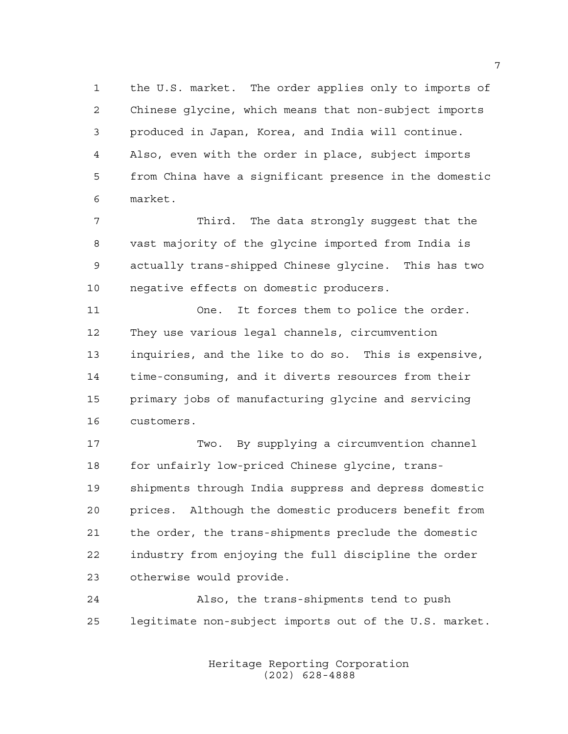the U.S. market. The order applies only to imports of Chinese glycine, which means that non-subject imports produced in Japan, Korea, and India will continue. Also, even with the order in place, subject imports from China have a significant presence in the domestic market.

Third. The data strongly suggest that the vast majority of the glycine imported from India is actually trans-shipped Chinese glycine. This has two negative effects on domestic producers.

One. It forces them to police the order. They use various legal channels, circumvention inquiries, and the like to do so. This is expensive, time-consuming, and it diverts resources from their primary jobs of manufacturing glycine and servicing customers.

Two. By supplying a circumvention channel for unfairly low-priced Chinese glycine, trans-shipments through India suppress and depress domestic prices. Although the domestic producers benefit from the order, the trans-shipments preclude the domestic industry from enjoying the full discipline the order otherwise would provide.

Also, the trans-shipments tend to push legitimate non-subject imports out of the U.S. market.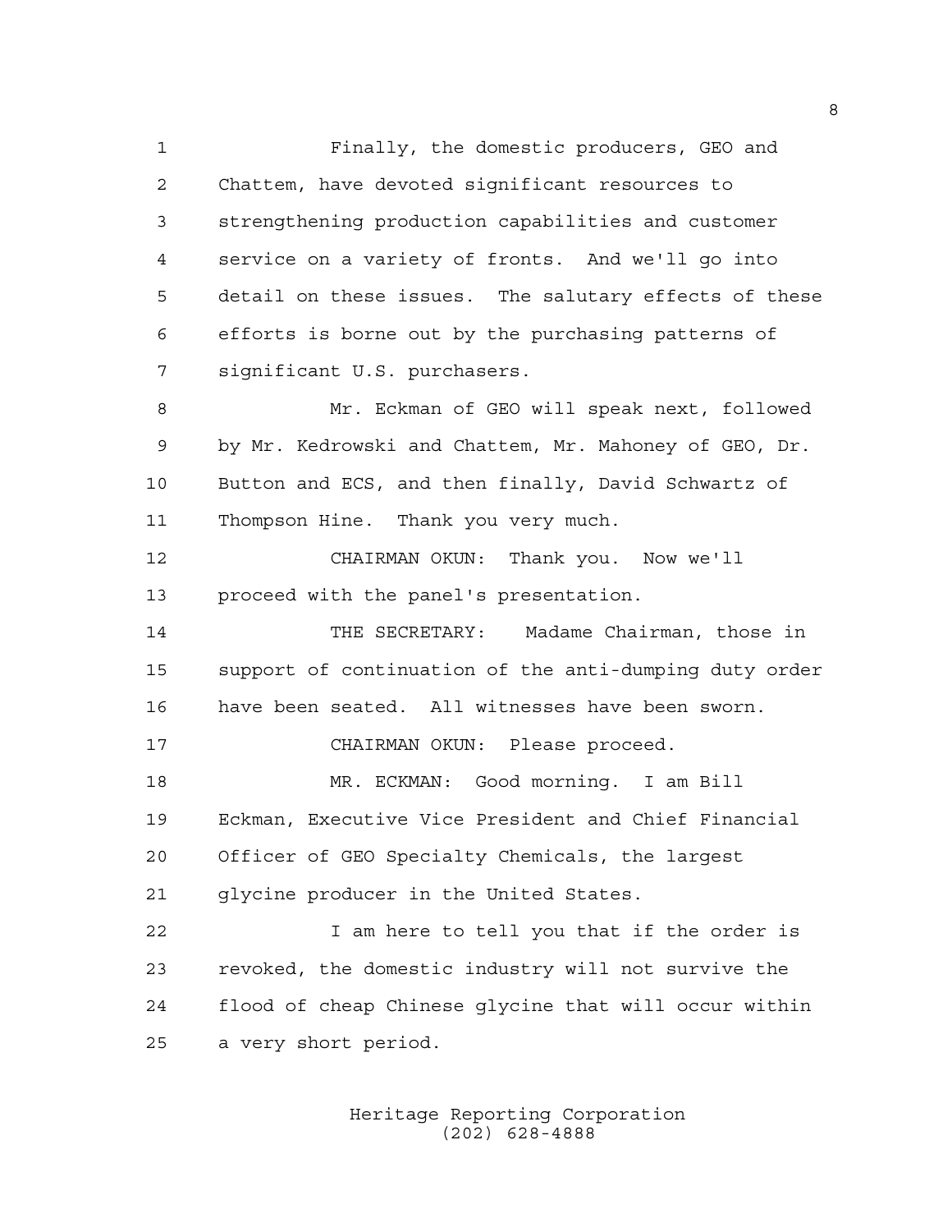Finally, the domestic producers, GEO and Chattem, have devoted significant resources to strengthening production capabilities and customer service on a variety of fronts. And we'll go into detail on these issues. The salutary effects of these efforts is borne out by the purchasing patterns of significant U.S. purchasers.

Mr. Eckman of GEO will speak next, followed by Mr. Kedrowski and Chattem, Mr. Mahoney of GEO, Dr. Button and ECS, and then finally, David Schwartz of Thompson Hine. Thank you very much.

CHAIRMAN OKUN: Thank you. Now we'll proceed with the panel's presentation.

THE SECRETARY: Madame Chairman, those in support of continuation of the anti-dumping duty order have been seated. All witnesses have been sworn.

CHAIRMAN OKUN: Please proceed.

MR. ECKMAN: Good morning. I am Bill Eckman, Executive Vice President and Chief Financial Officer of GEO Specialty Chemicals, the largest glycine producer in the United States.

I am here to tell you that if the order is revoked, the domestic industry will not survive the flood of cheap Chinese glycine that will occur within a very short period.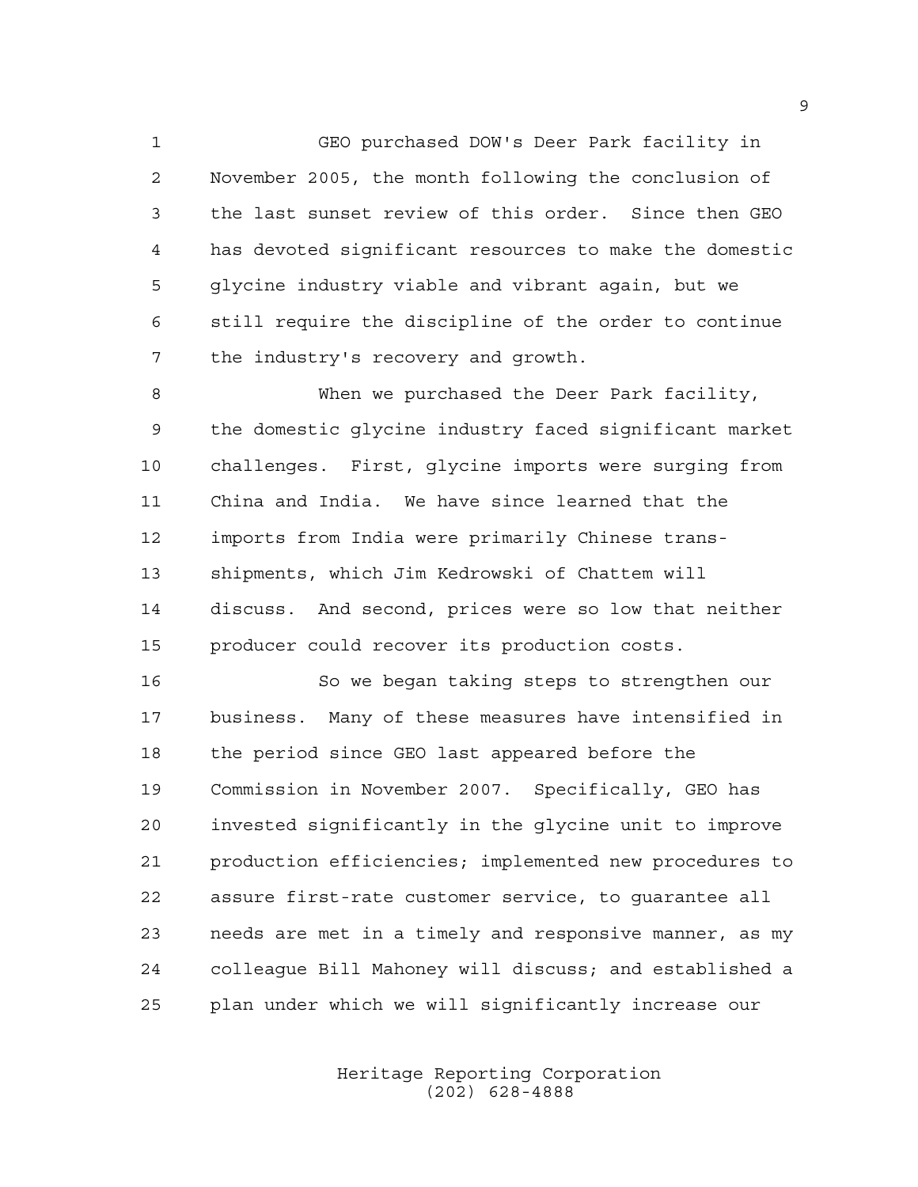GEO purchased DOW's Deer Park facility in November 2005, the month following the conclusion of the last sunset review of this order. Since then GEO has devoted significant resources to make the domestic glycine industry viable and vibrant again, but we still require the discipline of the order to continue the industry's recovery and growth.

When we purchased the Deer Park facility, the domestic glycine industry faced significant market challenges. First, glycine imports were surging from China and India. We have since learned that the imports from India were primarily Chinese trans-shipments, which Jim Kedrowski of Chattem will discuss. And second, prices were so low that neither producer could recover its production costs.

So we began taking steps to strengthen our business. Many of these measures have intensified in the period since GEO last appeared before the Commission in November 2007. Specifically, GEO has invested significantly in the glycine unit to improve production efficiencies; implemented new procedures to assure first-rate customer service, to guarantee all needs are met in a timely and responsive manner, as my colleague Bill Mahoney will discuss; and established a plan under which we will significantly increase our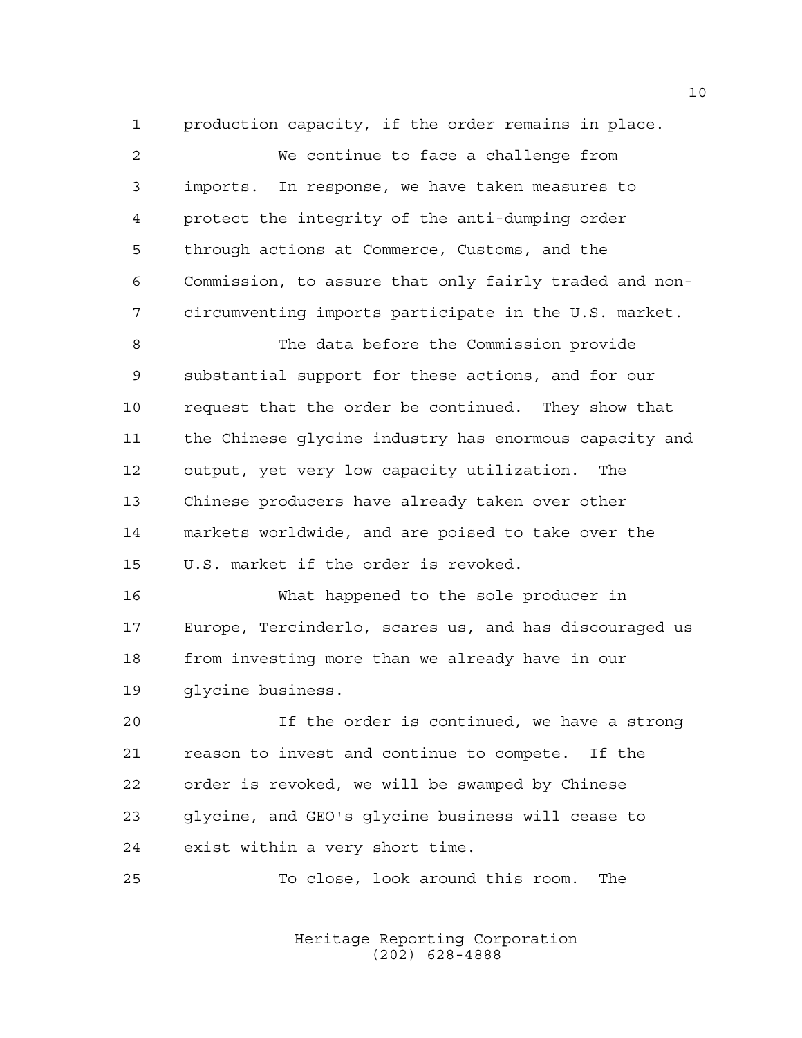production capacity, if the order remains in place.

We continue to face a challenge from imports. In response, we have taken measures to protect the integrity of the anti-dumping order through actions at Commerce, Customs, and the Commission, to assure that only fairly traded and non-circumventing imports participate in the U.S. market.

The data before the Commission provide substantial support for these actions, and for our request that the order be continued. They show that the Chinese glycine industry has enormous capacity and output, yet very low capacity utilization. The Chinese producers have already taken over other markets worldwide, and are poised to take over the U.S. market if the order is revoked.

What happened to the sole producer in Europe, Tercinderlo, scares us, and has discouraged us from investing more than we already have in our glycine business.

If the order is continued, we have a strong reason to invest and continue to compete. If the order is revoked, we will be swamped by Chinese glycine, and GEO's glycine business will cease to exist within a very short time.

To close, look around this room. The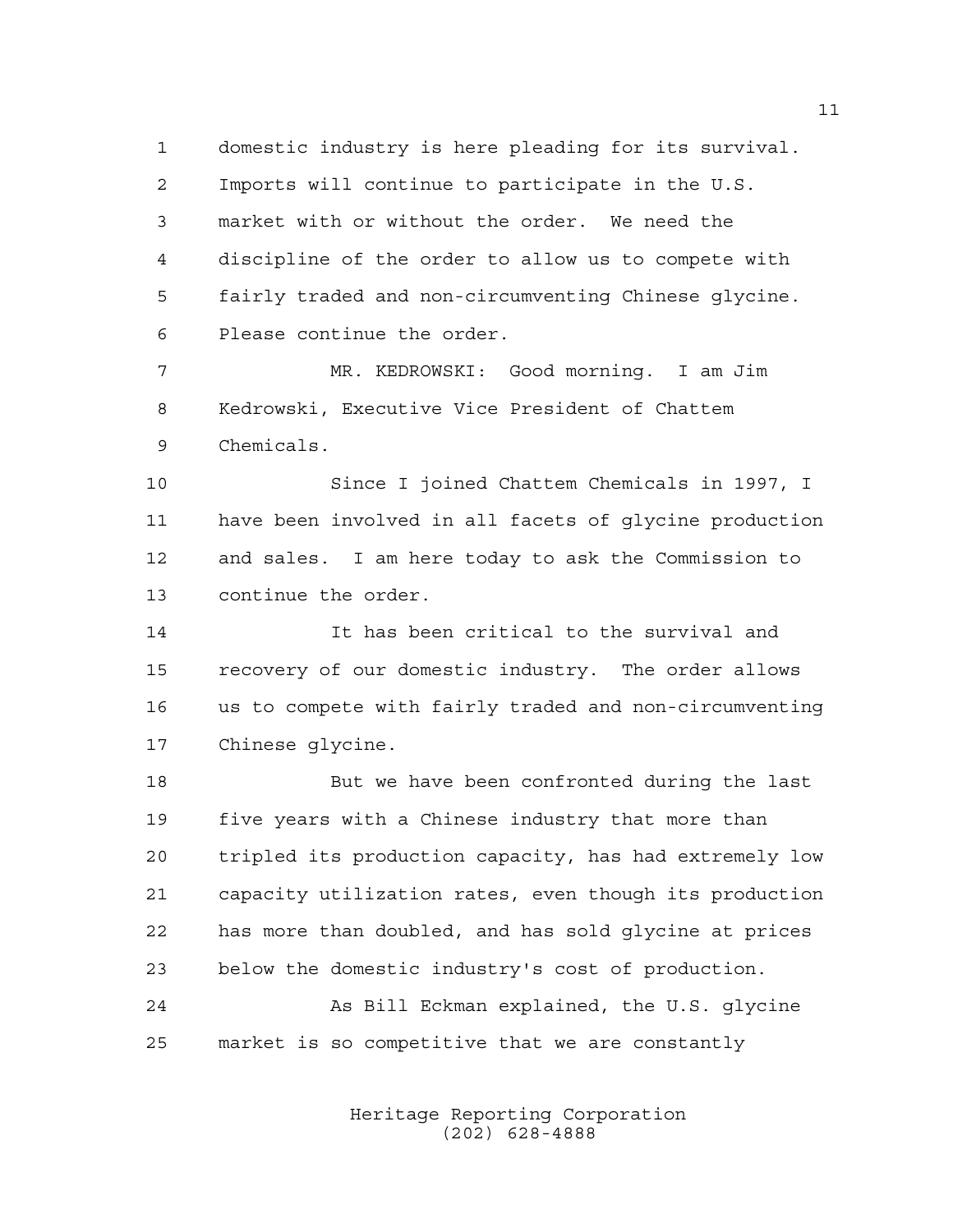domestic industry is here pleading for its survival. Imports will continue to participate in the U.S. market with or without the order. We need the discipline of the order to allow us to compete with fairly traded and non-circumventing Chinese glycine. Please continue the order.

MR. KEDROWSKI: Good morning. I am Jim Kedrowski, Executive Vice President of Chattem Chemicals.

Since I joined Chattem Chemicals in 1997, I have been involved in all facets of glycine production and sales. I am here today to ask the Commission to continue the order.

It has been critical to the survival and recovery of our domestic industry. The order allows us to compete with fairly traded and non-circumventing Chinese glycine.

But we have been confronted during the last five years with a Chinese industry that more than tripled its production capacity, has had extremely low capacity utilization rates, even though its production has more than doubled, and has sold glycine at prices below the domestic industry's cost of production.

As Bill Eckman explained, the U.S. glycine market is so competitive that we are constantly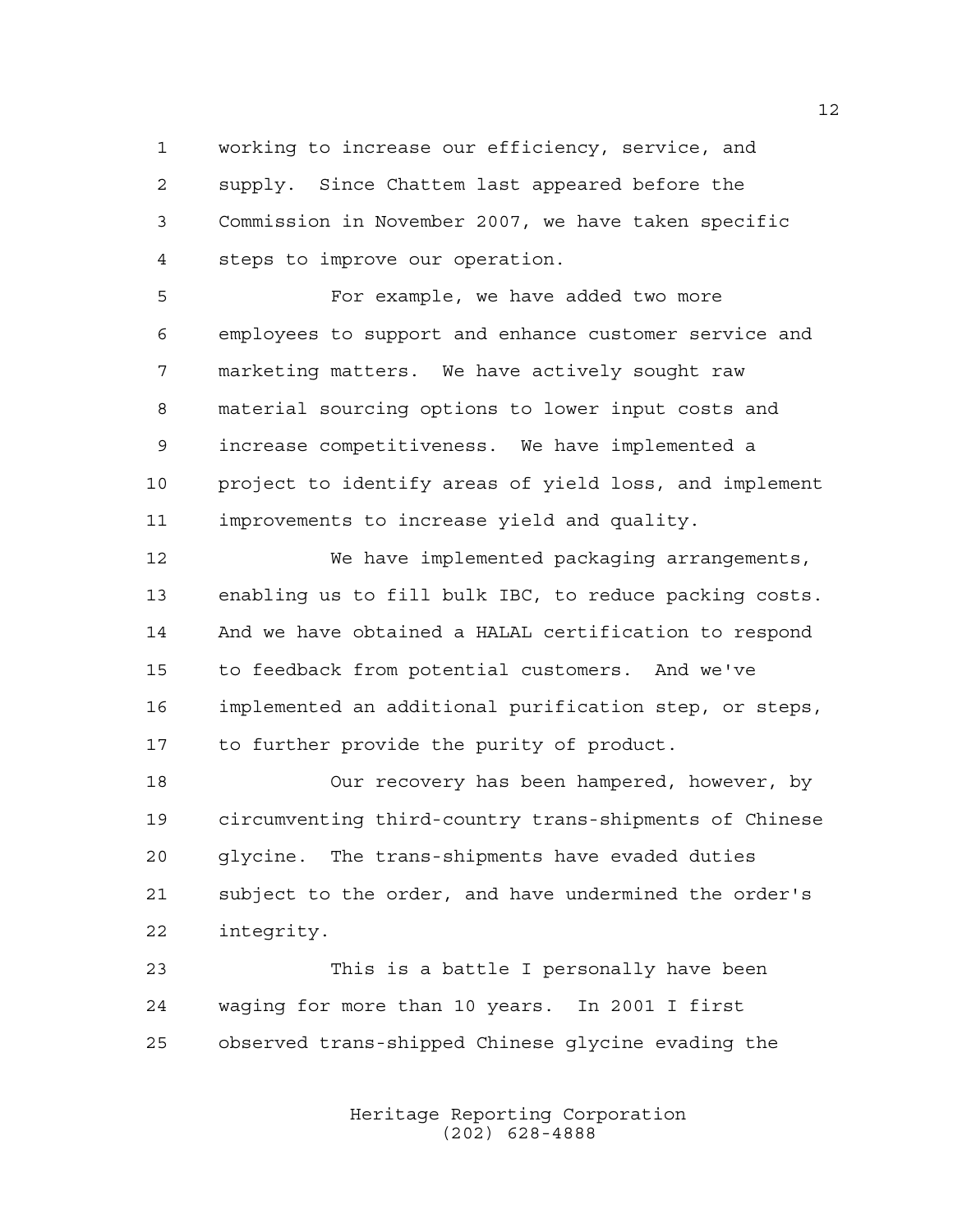working to increase our efficiency, service, and supply. Since Chattem last appeared before the Commission in November 2007, we have taken specific steps to improve our operation.

For example, we have added two more employees to support and enhance customer service and marketing matters. We have actively sought raw material sourcing options to lower input costs and increase competitiveness. We have implemented a project to identify areas of yield loss, and implement improvements to increase yield and quality.

We have implemented packaging arrangements, enabling us to fill bulk IBC, to reduce packing costs. And we have obtained a HALAL certification to respond to feedback from potential customers. And we've implemented an additional purification step, or steps, to further provide the purity of product.

Our recovery has been hampered, however, by circumventing third-country trans-shipments of Chinese glycine. The trans-shipments have evaded duties subject to the order, and have undermined the order's integrity.

This is a battle I personally have been waging for more than 10 years. In 2001 I first observed trans-shipped Chinese glycine evading the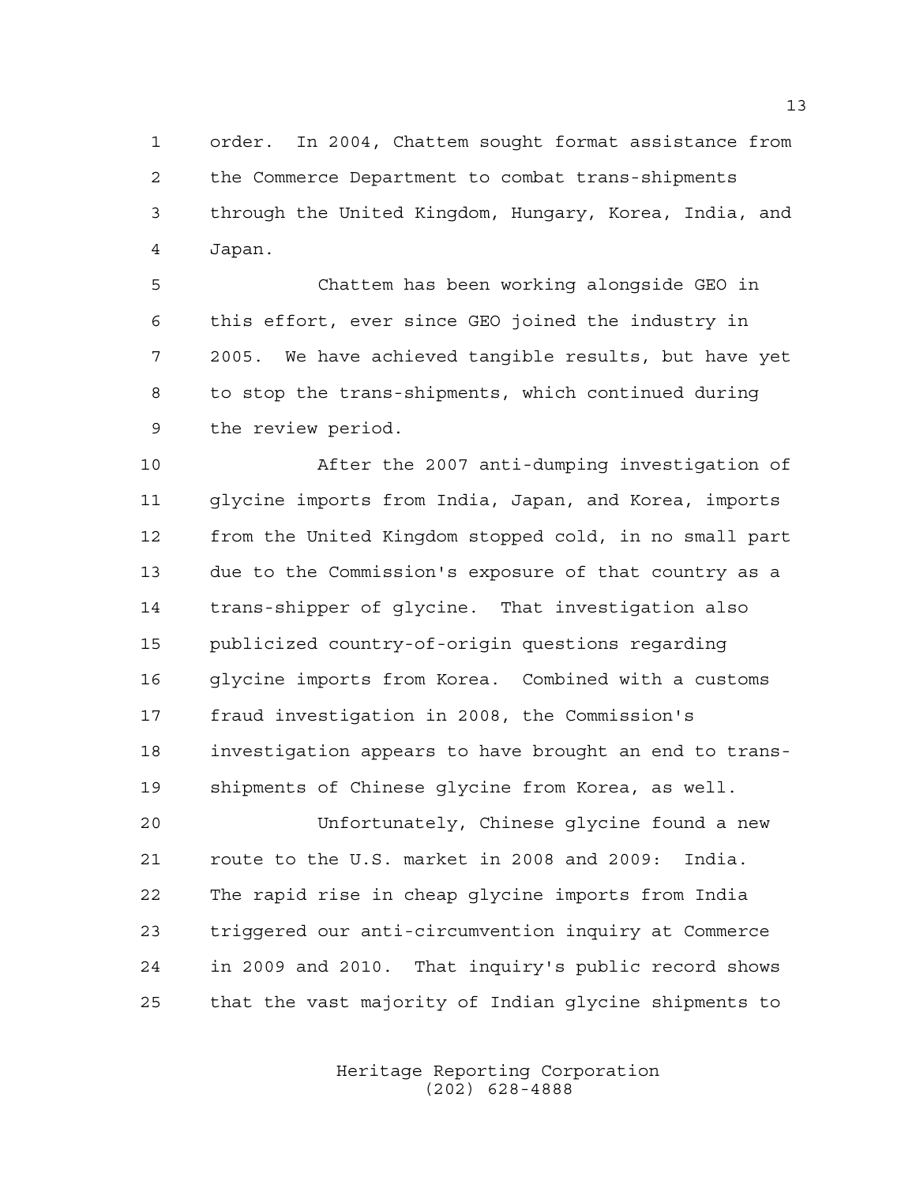order. In 2004, Chattem sought format assistance from the Commerce Department to combat trans-shipments through the United Kingdom, Hungary, Korea, India, and Japan.

Chattem has been working alongside GEO in this effort, ever since GEO joined the industry in 2005. We have achieved tangible results, but have yet to stop the trans-shipments, which continued during the review period.

After the 2007 anti-dumping investigation of glycine imports from India, Japan, and Korea, imports from the United Kingdom stopped cold, in no small part due to the Commission's exposure of that country as a trans-shipper of glycine. That investigation also publicized country-of-origin questions regarding glycine imports from Korea. Combined with a customs fraud investigation in 2008, the Commission's investigation appears to have brought an end to trans-shipments of Chinese glycine from Korea, as well.

Unfortunately, Chinese glycine found a new route to the U.S. market in 2008 and 2009: India. The rapid rise in cheap glycine imports from India triggered our anti-circumvention inquiry at Commerce in 2009 and 2010. That inquiry's public record shows that the vast majority of Indian glycine shipments to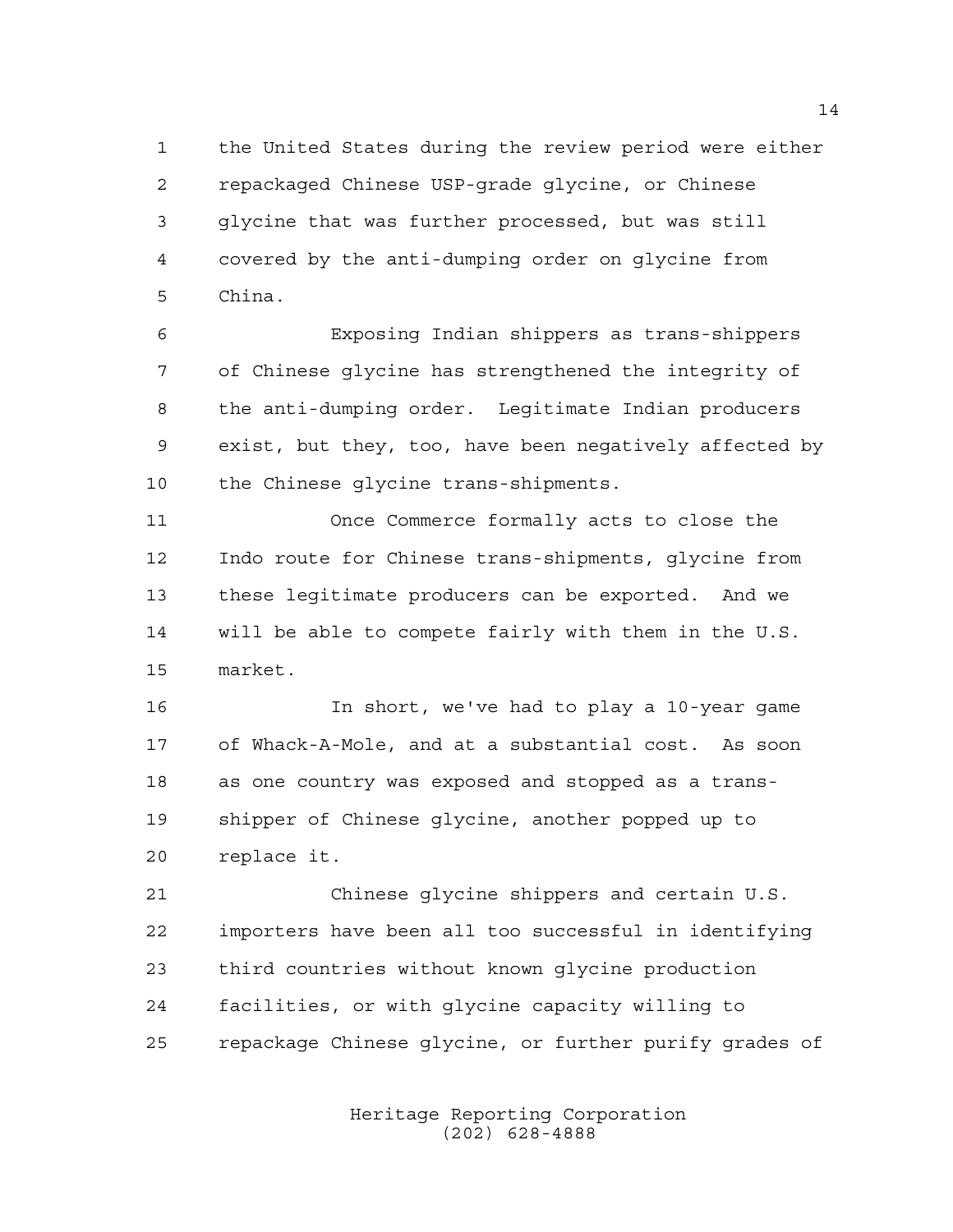the United States during the review period were either repackaged Chinese USP-grade glycine, or Chinese glycine that was further processed, but was still covered by the anti-dumping order on glycine from China.

Exposing Indian shippers as trans-shippers of Chinese glycine has strengthened the integrity of the anti-dumping order. Legitimate Indian producers exist, but they, too, have been negatively affected by the Chinese glycine trans-shipments.

Once Commerce formally acts to close the Indo route for Chinese trans-shipments, glycine from these legitimate producers can be exported. And we will be able to compete fairly with them in the U.S. market.

In short, we've had to play a 10-year game of Whack-A-Mole, and at a substantial cost. As soon as one country was exposed and stopped as a trans-shipper of Chinese glycine, another popped up to replace it.

Chinese glycine shippers and certain U.S. importers have been all too successful in identifying third countries without known glycine production facilities, or with glycine capacity willing to repackage Chinese glycine, or further purify grades of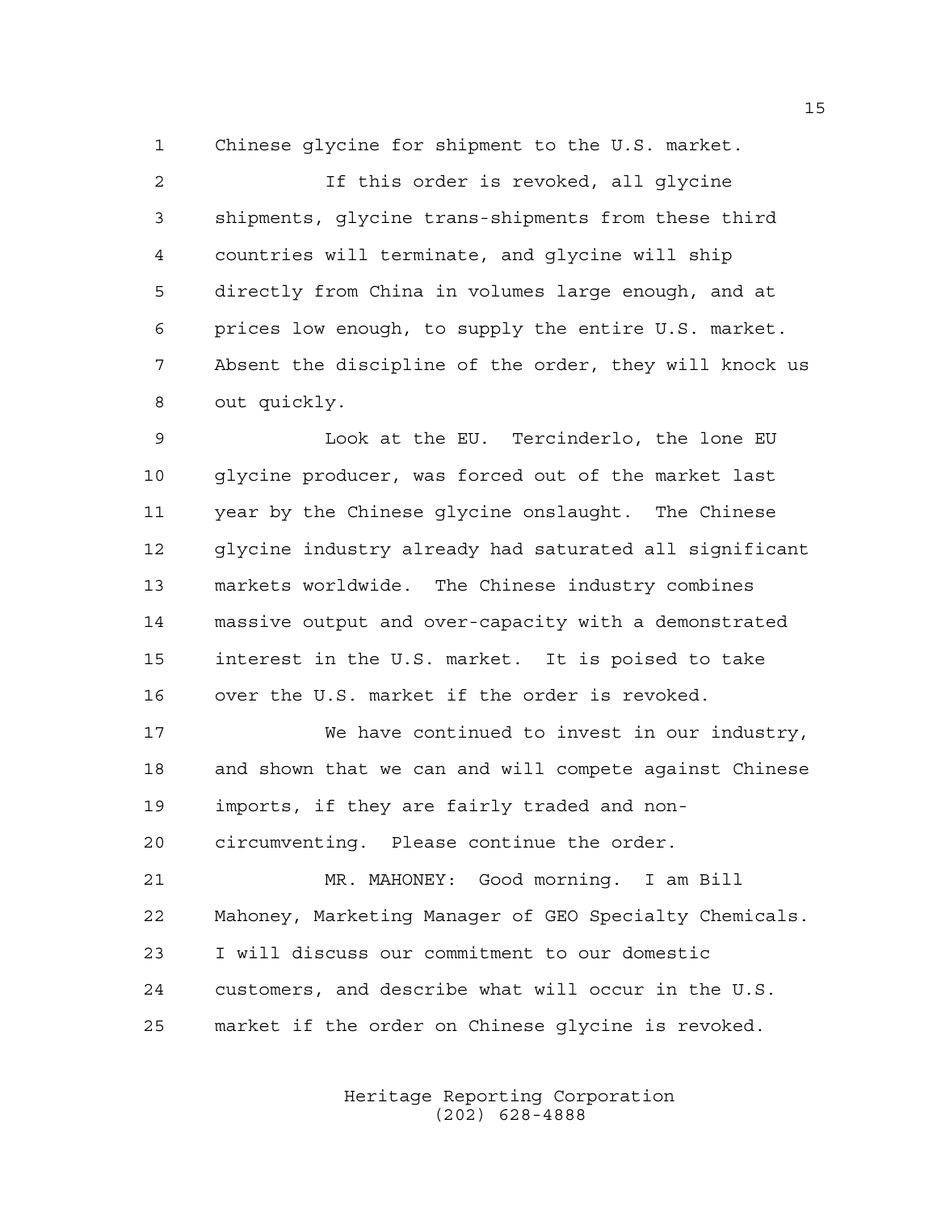Chinese glycine for shipment to the U.S. market.

If this order is revoked, all glycine shipments, glycine trans-shipments from these third countries will terminate, and glycine will ship directly from China in volumes large enough, and at prices low enough, to supply the entire U.S. market. Absent the discipline of the order, they will knock us out quickly.

Look at the EU. Tercinderlo, the lone EU glycine producer, was forced out of the market last year by the Chinese glycine onslaught. The Chinese glycine industry already had saturated all significant markets worldwide. The Chinese industry combines massive output and over-capacity with a demonstrated interest in the U.S. market. It is poised to take over the U.S. market if the order is revoked.

We have continued to invest in our industry, and shown that we can and will compete against Chinese imports, if they are fairly traded and non-circumventing. Please continue the order.

MR. MAHONEY: Good morning. I am Bill Mahoney, Marketing Manager of GEO Specialty Chemicals. I will discuss our commitment to our domestic customers, and describe what will occur in the U.S. market if the order on Chinese glycine is revoked.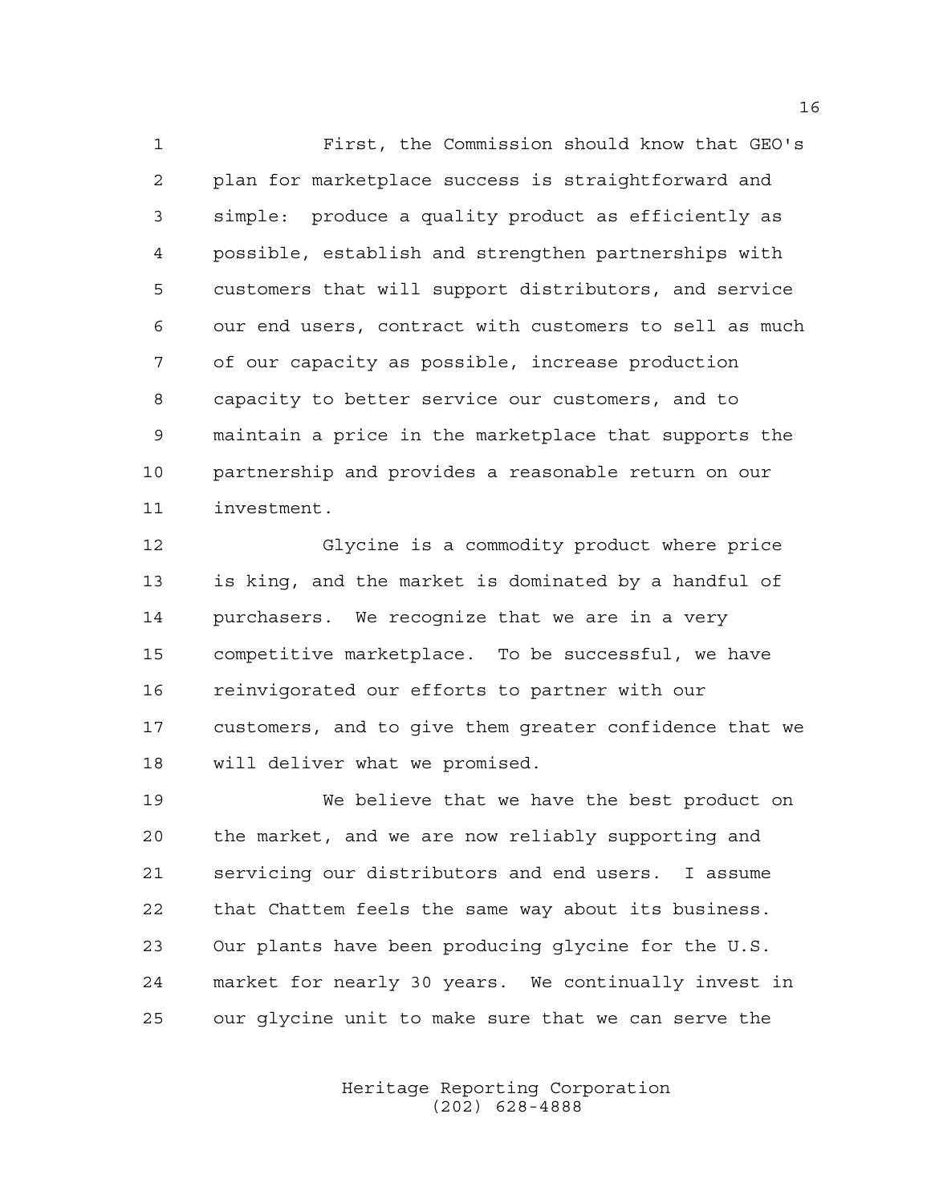First, the Commission should know that GEO's plan for marketplace success is straightforward and simple: produce a quality product as efficiently as possible, establish and strengthen partnerships with customers that will support distributors, and service our end users, contract with customers to sell as much of our capacity as possible, increase production capacity to better service our customers, and to maintain a price in the marketplace that supports the partnership and provides a reasonable return on our investment.

Glycine is a commodity product where price is king, and the market is dominated by a handful of purchasers. We recognize that we are in a very competitive marketplace. To be successful, we have reinvigorated our efforts to partner with our customers, and to give them greater confidence that we will deliver what we promised.

We believe that we have the best product on the market, and we are now reliably supporting and servicing our distributors and end users. I assume that Chattem feels the same way about its business. Our plants have been producing glycine for the U.S. market for nearly 30 years. We continually invest in our glycine unit to make sure that we can serve the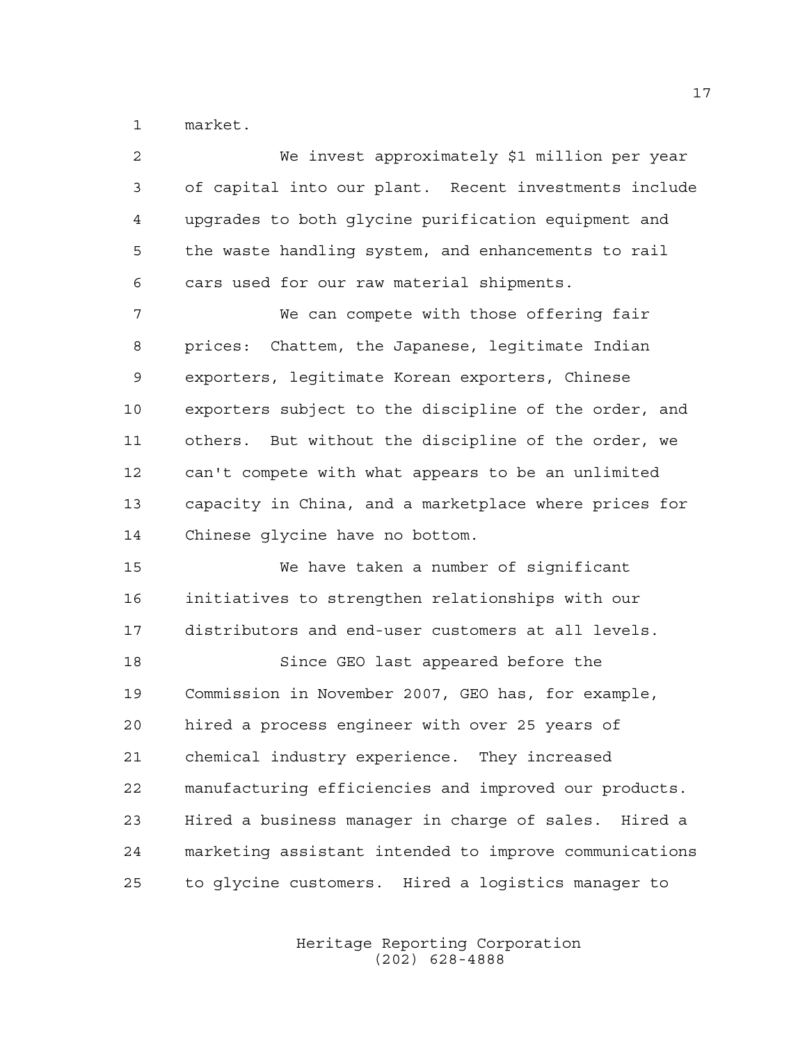market.

We invest approximately $1 million per year of capital into our plant. Recent investments include upgrades to both glycine purification equipment and the waste handling system, and enhancements to rail cars used for our raw material shipments.

We can compete with those offering fair prices: Chattem, the Japanese, legitimate Indian exporters, legitimate Korean exporters, Chinese exporters subject to the discipline of the order, and others. But without the discipline of the order, we can't compete with what appears to be an unlimited capacity in China, and a marketplace where prices for Chinese glycine have no bottom.

We have taken a number of significant initiatives to strengthen relationships with our distributors and end-user customers at all levels.

Since GEO last appeared before the Commission in November 2007, GEO has, for example, hired a process engineer with over 25 years of chemical industry experience. They increased manufacturing efficiencies and improved our products. Hired a business manager in charge of sales. Hired a marketing assistant intended to improve communications to glycine customers. Hired a logistics manager to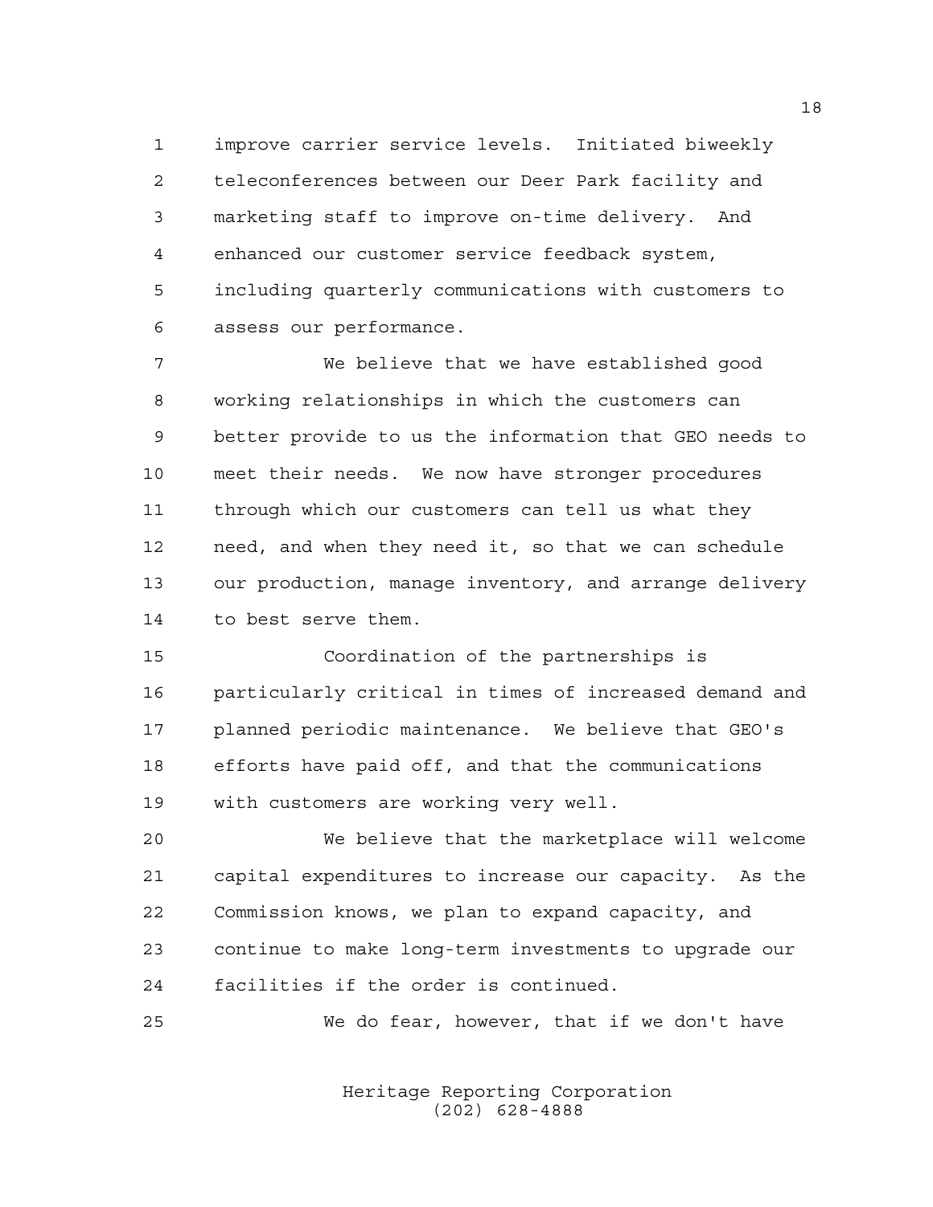improve carrier service levels. Initiated biweekly teleconferences between our Deer Park facility and marketing staff to improve on-time delivery. And enhanced our customer service feedback system, including quarterly communications with customers to assess our performance.

We believe that we have established good working relationships in which the customers can better provide to us the information that GEO needs to meet their needs. We now have stronger procedures through which our customers can tell us what they need, and when they need it, so that we can schedule our production, manage inventory, and arrange delivery to best serve them.

Coordination of the partnerships is particularly critical in times of increased demand and planned periodic maintenance. We believe that GEO's efforts have paid off, and that the communications with customers are working very well.

We believe that the marketplace will welcome capital expenditures to increase our capacity. As the Commission knows, we plan to expand capacity, and continue to make long-term investments to upgrade our facilities if the order is continued.

We do fear, however, that if we don't have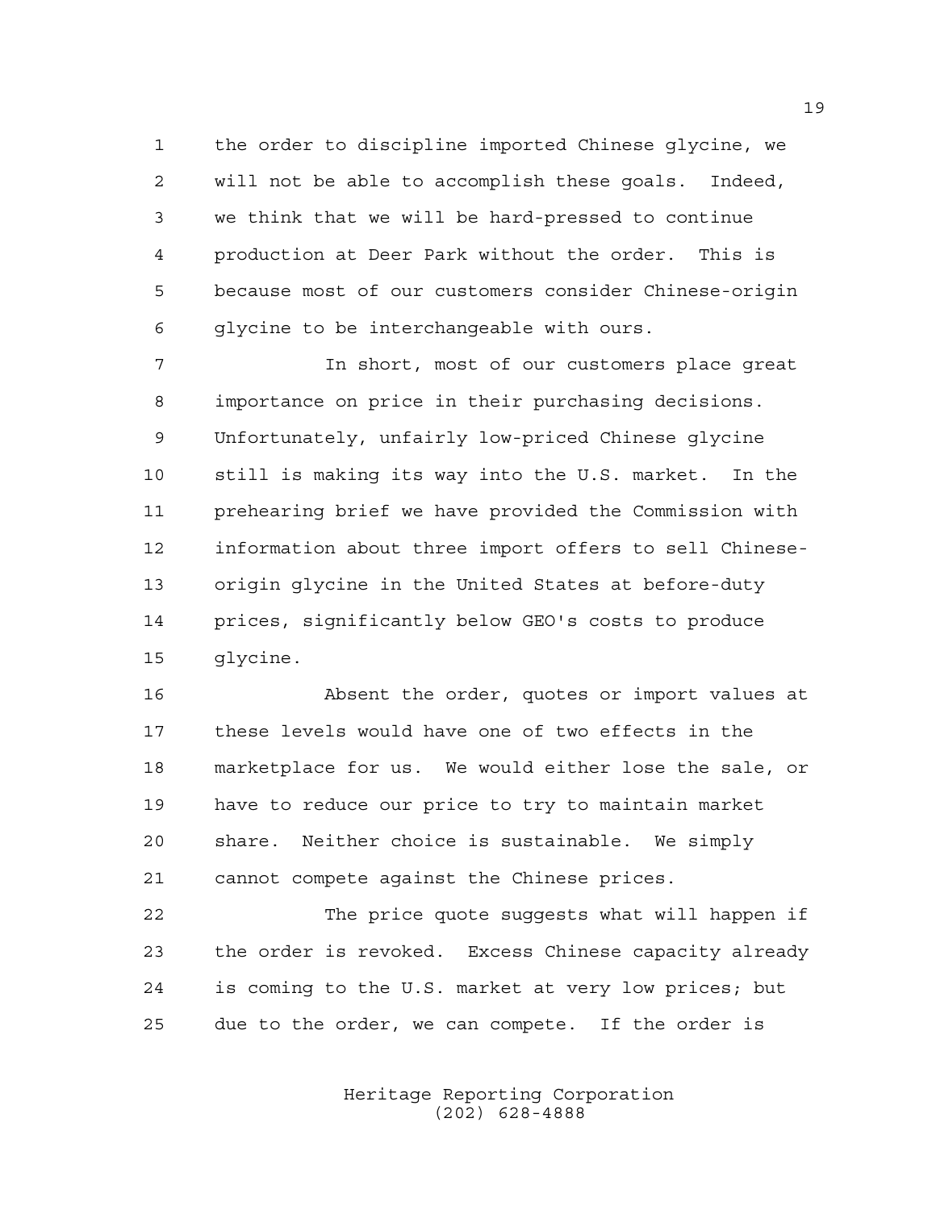the order to discipline imported Chinese glycine, we will not be able to accomplish these goals. Indeed, we think that we will be hard-pressed to continue production at Deer Park without the order. This is because most of our customers consider Chinese-origin glycine to be interchangeable with ours.

In short, most of our customers place great importance on price in their purchasing decisions. Unfortunately, unfairly low-priced Chinese glycine still is making its way into the U.S. market. In the prehearing brief we have provided the Commission with information about three import offers to sell Chinese-origin glycine in the United States at before-duty prices, significantly below GEO's costs to produce glycine.

Absent the order, quotes or import values at these levels would have one of two effects in the marketplace for us. We would either lose the sale, or have to reduce our price to try to maintain market share. Neither choice is sustainable. We simply cannot compete against the Chinese prices.

The price quote suggests what will happen if the order is revoked. Excess Chinese capacity already is coming to the U.S. market at very low prices; but due to the order, we can compete. If the order is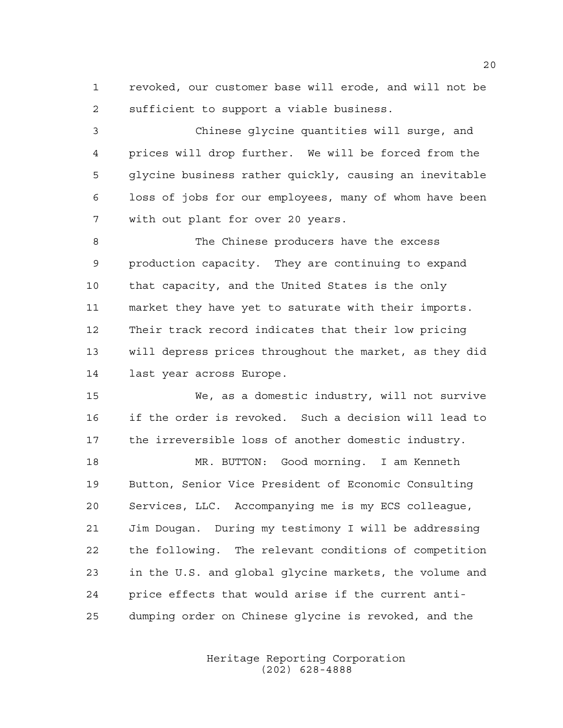revoked, our customer base will erode, and will not be sufficient to support a viable business.

Chinese glycine quantities will surge, and prices will drop further. We will be forced from the glycine business rather quickly, causing an inevitable loss of jobs for our employees, many of whom have been with out plant for over 20 years.

The Chinese producers have the excess production capacity. They are continuing to expand that capacity, and the United States is the only market they have yet to saturate with their imports. Their track record indicates that their low pricing will depress prices throughout the market, as they did last year across Europe.

We, as a domestic industry, will not survive if the order is revoked. Such a decision will lead to the irreversible loss of another domestic industry.

MR. BUTTON: Good morning. I am Kenneth Button, Senior Vice President of Economic Consulting Services, LLC. Accompanying me is my ECS colleague, Jim Dougan. During my testimony I will be addressing the following. The relevant conditions of competition in the U.S. and global glycine markets, the volume and price effects that would arise if the current anti-dumping order on Chinese glycine is revoked, and the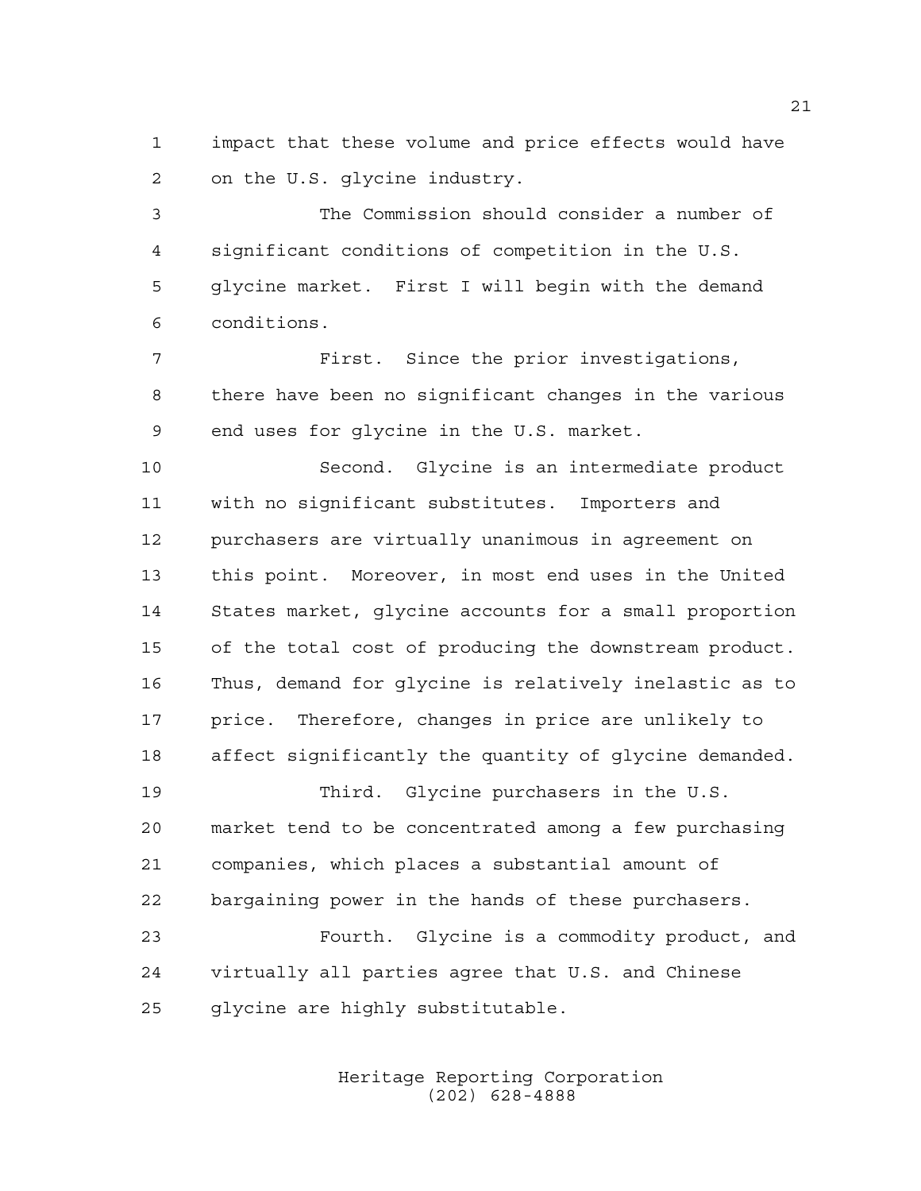impact that these volume and price effects would have on the U.S. glycine industry.

The Commission should consider a number of significant conditions of competition in the U.S. glycine market. First I will begin with the demand conditions.

First. Since the prior investigations, there have been no significant changes in the various end uses for glycine in the U.S. market.

Second. Glycine is an intermediate product with no significant substitutes. Importers and purchasers are virtually unanimous in agreement on this point. Moreover, in most end uses in the United States market, glycine accounts for a small proportion of the total cost of producing the downstream product. Thus, demand for glycine is relatively inelastic as to price. Therefore, changes in price are unlikely to affect significantly the quantity of glycine demanded.

Third. Glycine purchasers in the U.S. market tend to be concentrated among a few purchasing companies, which places a substantial amount of bargaining power in the hands of these purchasers.

Fourth. Glycine is a commodity product, and virtually all parties agree that U.S. and Chinese glycine are highly substitutable.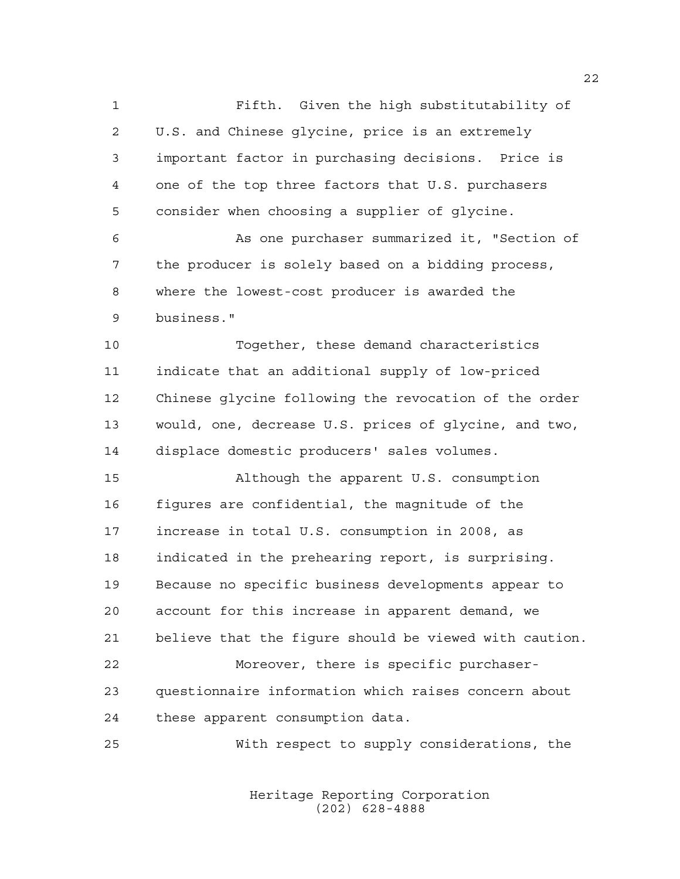Fifth. Given the high substitutability of U.S. and Chinese glycine, price is an extremely important factor in purchasing decisions. Price is one of the top three factors that U.S. purchasers consider when choosing a supplier of glycine.

As one purchaser summarized it, "Section of the producer is solely based on a bidding process, where the lowest-cost producer is awarded the business."

Together, these demand characteristics indicate that an additional supply of low-priced Chinese glycine following the revocation of the order would, one, decrease U.S. prices of glycine, and two, displace domestic producers' sales volumes.

Although the apparent U.S. consumption figures are confidential, the magnitude of the increase in total U.S. consumption in 2008, as indicated in the prehearing report, is surprising. Because no specific business developments appear to account for this increase in apparent demand, we believe that the figure should be viewed with caution.

Moreover, there is specific purchaser-questionnaire information which raises concern about these apparent consumption data.

With respect to supply considerations, the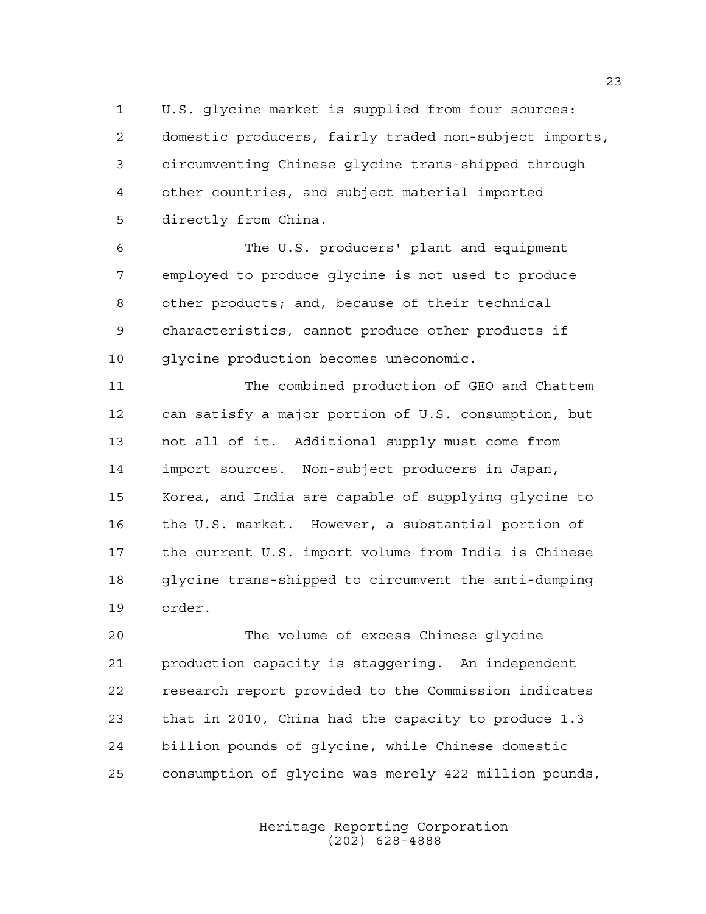U.S. glycine market is supplied from four sources: domestic producers, fairly traded non-subject imports, circumventing Chinese glycine trans-shipped through other countries, and subject material imported directly from China.

The U.S. producers' plant and equipment employed to produce glycine is not used to produce other products; and, because of their technical characteristics, cannot produce other products if glycine production becomes uneconomic.

The combined production of GEO and Chattem can satisfy a major portion of U.S. consumption, but not all of it. Additional supply must come from import sources. Non-subject producers in Japan, Korea, and India are capable of supplying glycine to the U.S. market. However, a substantial portion of the current U.S. import volume from India is Chinese glycine trans-shipped to circumvent the anti-dumping order.

The volume of excess Chinese glycine production capacity is staggering. An independent research report provided to the Commission indicates that in 2010, China had the capacity to produce 1.3 billion pounds of glycine, while Chinese domestic consumption of glycine was merely 422 million pounds,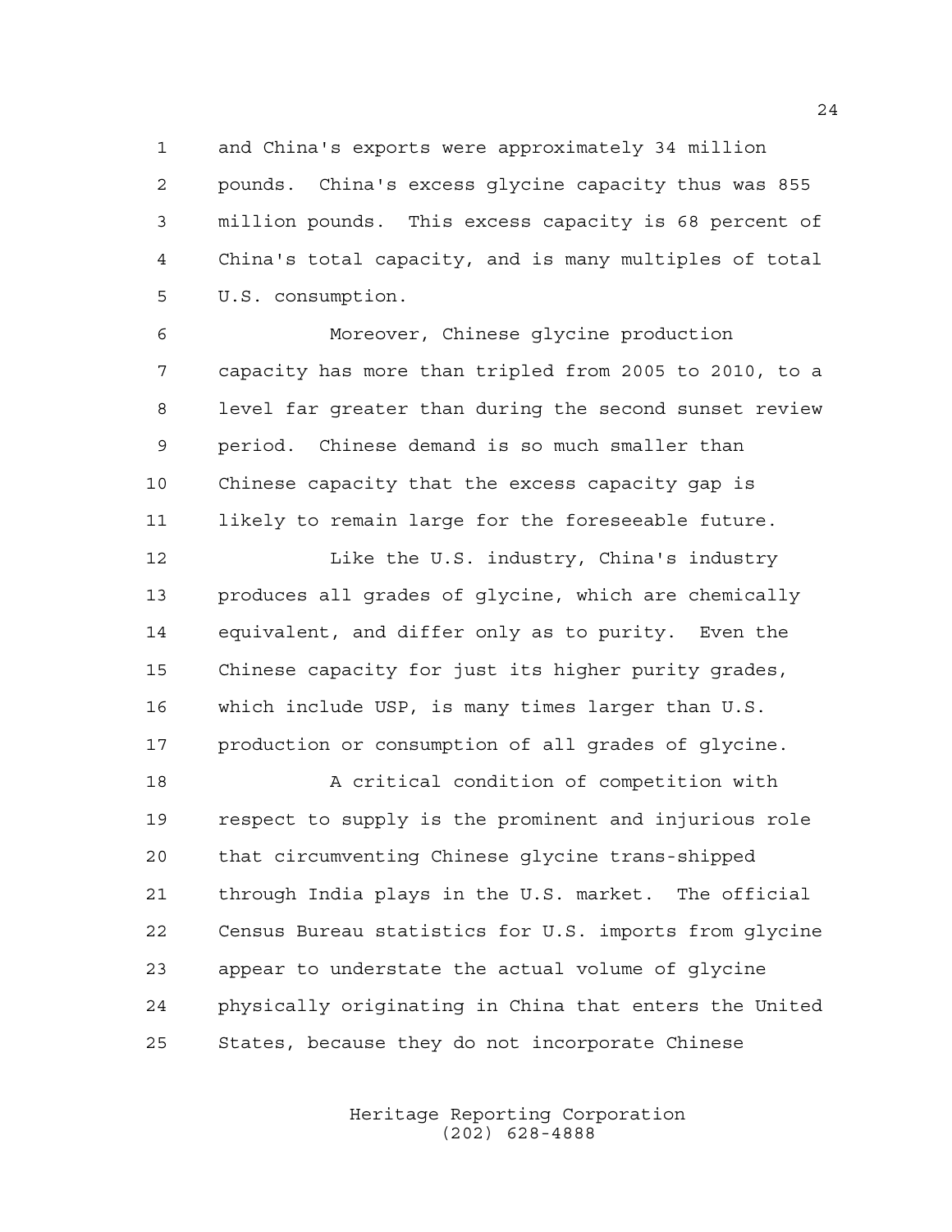and China's exports were approximately 34 million pounds. China's excess glycine capacity thus was 855 million pounds. This excess capacity is 68 percent of China's total capacity, and is many multiples of total U.S. consumption.

Moreover, Chinese glycine production capacity has more than tripled from 2005 to 2010, to a level far greater than during the second sunset review period. Chinese demand is so much smaller than Chinese capacity that the excess capacity gap is likely to remain large for the foreseeable future.

Like the U.S. industry, China's industry produces all grades of glycine, which are chemically equivalent, and differ only as to purity. Even the Chinese capacity for just its higher purity grades, which include USP, is many times larger than U.S. production or consumption of all grades of glycine.

A critical condition of competition with respect to supply is the prominent and injurious role that circumventing Chinese glycine trans-shipped through India plays in the U.S. market. The official Census Bureau statistics for U.S. imports from glycine appear to understate the actual volume of glycine physically originating in China that enters the United States, because they do not incorporate Chinese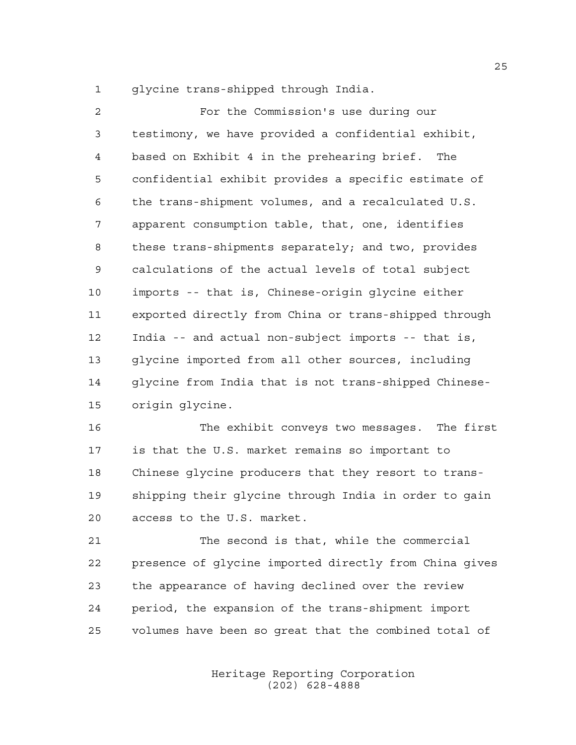glycine trans-shipped through India.

For the Commission's use during our testimony, we have provided a confidential exhibit, based on Exhibit 4 in the prehearing brief. The confidential exhibit provides a specific estimate of the trans-shipment volumes, and a recalculated U.S. apparent consumption table, that, one, identifies these trans-shipments separately; and two, provides calculations of the actual levels of total subject imports -- that is, Chinese-origin glycine either exported directly from China or trans-shipped through India -- and actual non-subject imports -- that is, glycine imported from all other sources, including glycine from India that is not trans-shipped Chinese-origin glycine.

The exhibit conveys two messages. The first is that the U.S. market remains so important to Chinese glycine producers that they resort to trans-shipping their glycine through India in order to gain access to the U.S. market.

The second is that, while the commercial presence of glycine imported directly from China gives the appearance of having declined over the review period, the expansion of the trans-shipment import volumes have been so great that the combined total of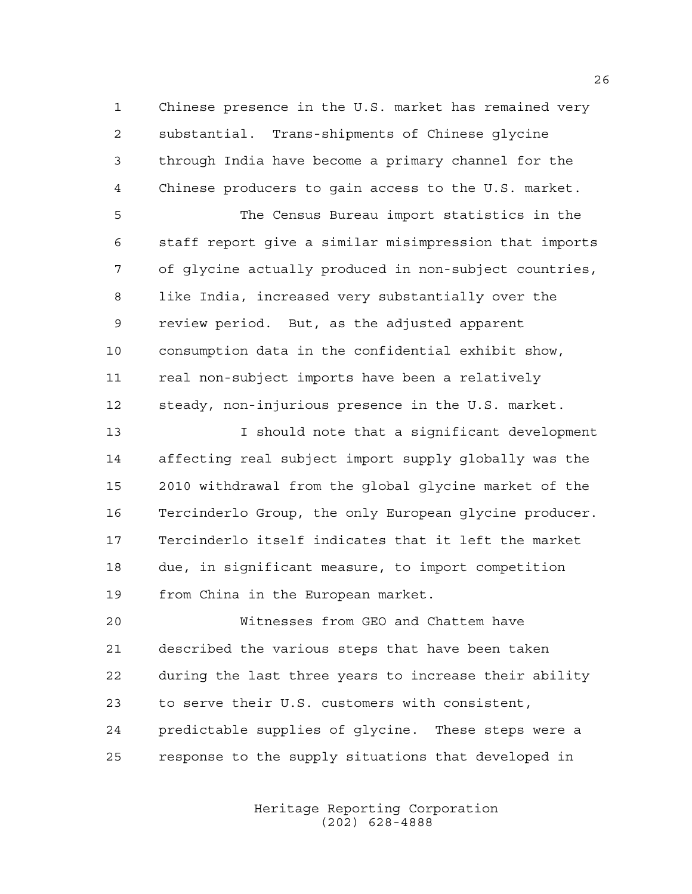Chinese presence in the U.S. market has remained very substantial. Trans-shipments of Chinese glycine through India have become a primary channel for the Chinese producers to gain access to the U.S. market.

The Census Bureau import statistics in the staff report give a similar misimpression that imports of glycine actually produced in non-subject countries, like India, increased very substantially over the review period. But, as the adjusted apparent consumption data in the confidential exhibit show, real non-subject imports have been a relatively steady, non-injurious presence in the U.S. market.

I should note that a significant development affecting real subject import supply globally was the 2010 withdrawal from the global glycine market of the Tercinderlo Group, the only European glycine producer. Tercinderlo itself indicates that it left the market due, in significant measure, to import competition from China in the European market.

Witnesses from GEO and Chattem have described the various steps that have been taken during the last three years to increase their ability to serve their U.S. customers with consistent, predictable supplies of glycine. These steps were a response to the supply situations that developed in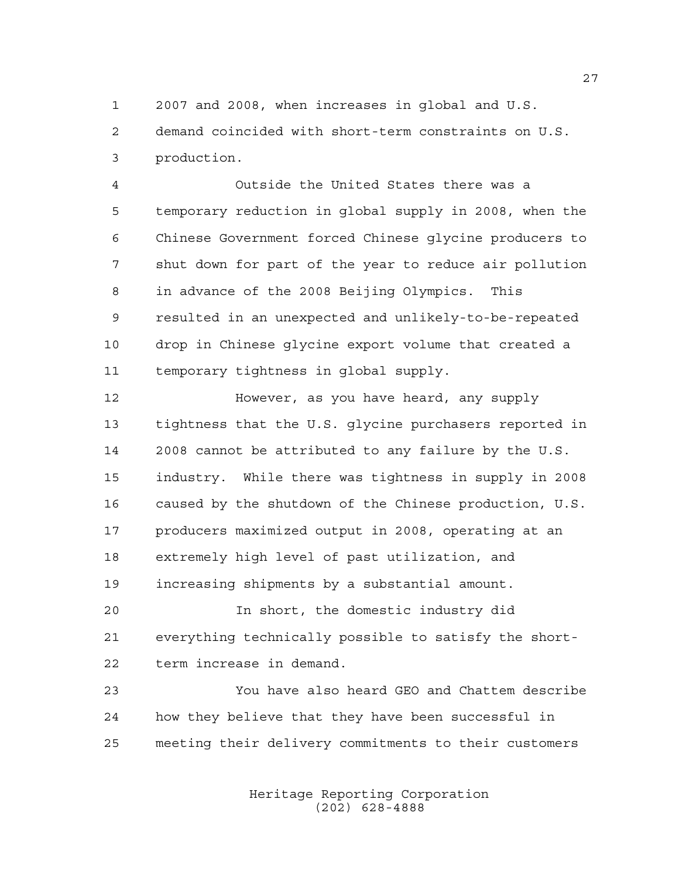2007 and 2008, when increases in global and U.S. demand coincided with short-term constraints on U.S. production.

Outside the United States there was a temporary reduction in global supply in 2008, when the Chinese Government forced Chinese glycine producers to shut down for part of the year to reduce air pollution in advance of the 2008 Beijing Olympics. This resulted in an unexpected and unlikely-to-be-repeated drop in Chinese glycine export volume that created a temporary tightness in global supply.

However, as you have heard, any supply tightness that the U.S. glycine purchasers reported in 2008 cannot be attributed to any failure by the U.S. industry. While there was tightness in supply in 2008 caused by the shutdown of the Chinese production, U.S. producers maximized output in 2008, operating at an extremely high level of past utilization, and increasing shipments by a substantial amount.

In short, the domestic industry did everything technically possible to satisfy the short-term increase in demand.

You have also heard GEO and Chattem describe how they believe that they have been successful in meeting their delivery commitments to their customers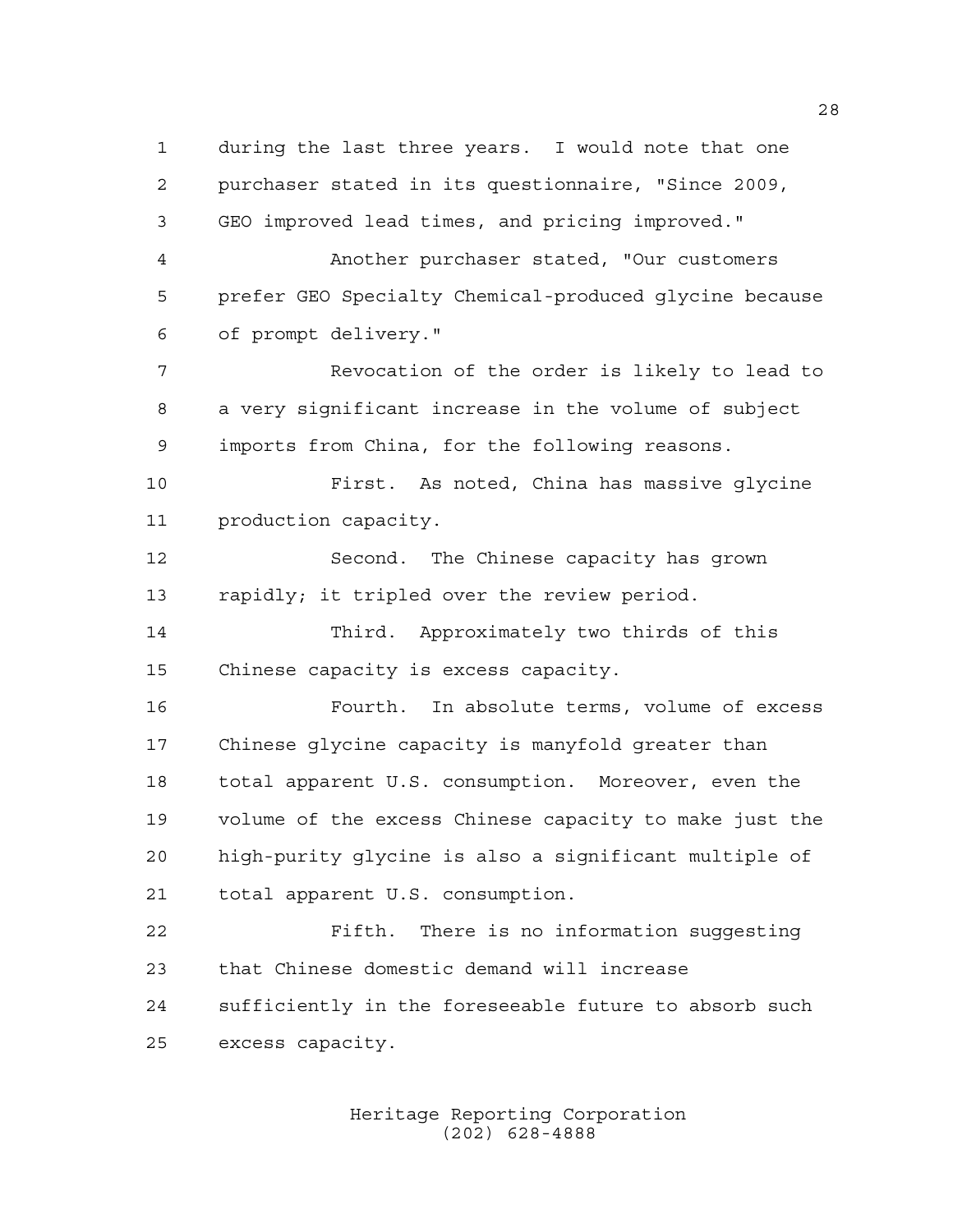during the last three years. I would note that one purchaser stated in its questionnaire, "Since 2009, GEO improved lead times, and pricing improved."

Another purchaser stated, "Our customers prefer GEO Specialty Chemical-produced glycine because of prompt delivery."

Revocation of the order is likely to lead to a very significant increase in the volume of subject imports from China, for the following reasons.

First. As noted, China has massive glycine production capacity.

Second. The Chinese capacity has grown rapidly; it tripled over the review period.

Third. Approximately two thirds of this Chinese capacity is excess capacity.

Fourth. In absolute terms, volume of excess Chinese glycine capacity is manyfold greater than total apparent U.S. consumption. Moreover, even the volume of the excess Chinese capacity to make just the high-purity glycine is also a significant multiple of total apparent U.S. consumption.

Fifth. There is no information suggesting that Chinese domestic demand will increase sufficiently in the foreseeable future to absorb such excess capacity.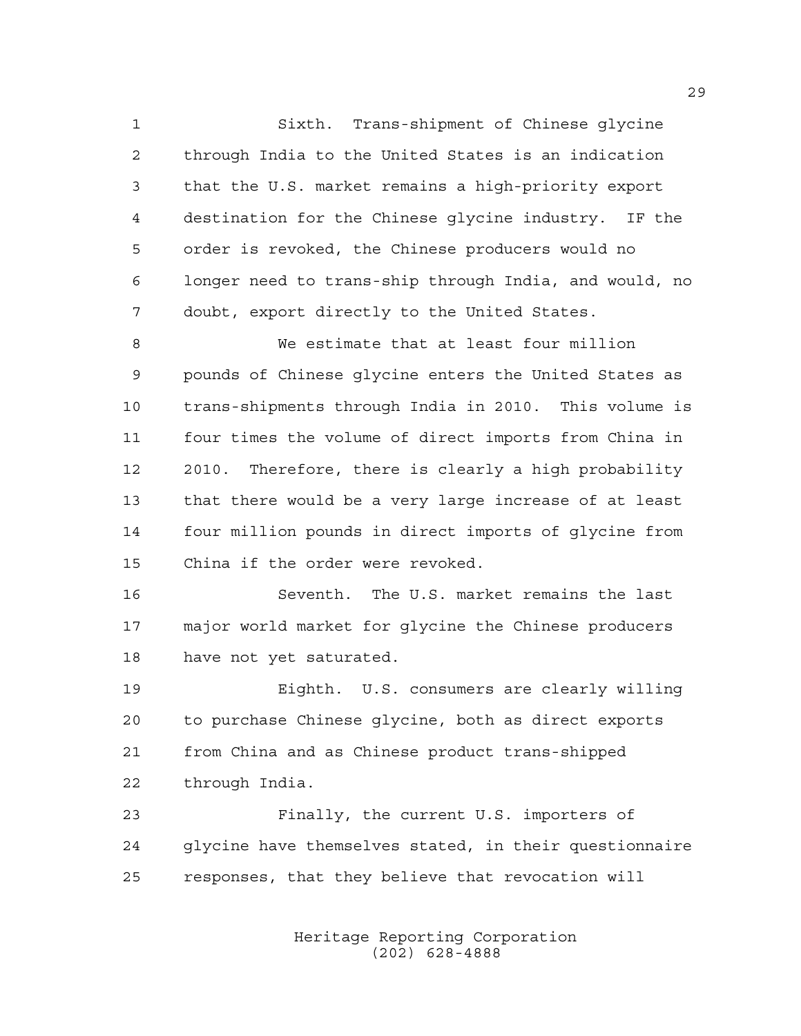Sixth. Trans-shipment of Chinese glycine through India to the United States is an indication that the U.S. market remains a high-priority export destination for the Chinese glycine industry. IF the order is revoked, the Chinese producers would no longer need to trans-ship through India, and would, no doubt, export directly to the United States.

We estimate that at least four million pounds of Chinese glycine enters the United States as trans-shipments through India in 2010. This volume is four times the volume of direct imports from China in 2010. Therefore, there is clearly a high probability that there would be a very large increase of at least four million pounds in direct imports of glycine from China if the order were revoked.

Seventh. The U.S. market remains the last major world market for glycine the Chinese producers have not yet saturated.

Eighth. U.S. consumers are clearly willing to purchase Chinese glycine, both as direct exports from China and as Chinese product trans-shipped through India.

Finally, the current U.S. importers of glycine have themselves stated, in their questionnaire responses, that they believe that revocation will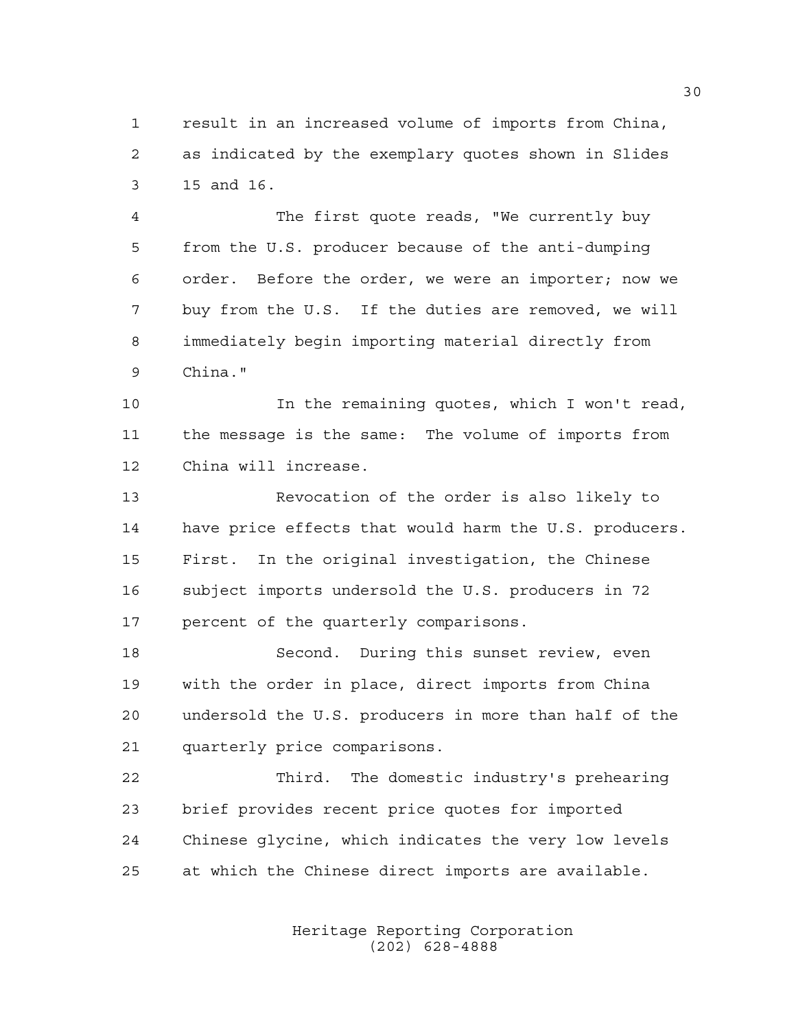result in an increased volume of imports from China, as indicated by the exemplary quotes shown in Slides 15 and 16.

The first quote reads, "We currently buy from the U.S. producer because of the anti-dumping order. Before the order, we were an importer; now we buy from the U.S. If the duties are removed, we will immediately begin importing material directly from China."

In the remaining quotes, which I won't read, the message is the same: The volume of imports from China will increase.

Revocation of the order is also likely to have price effects that would harm the U.S. producers. First. In the original investigation, the Chinese subject imports undersold the U.S. producers in 72 percent of the quarterly comparisons.

Second. During this sunset review, even with the order in place, direct imports from China undersold the U.S. producers in more than half of the quarterly price comparisons.

Third. The domestic industry's prehearing brief provides recent price quotes for imported Chinese glycine, which indicates the very low levels at which the Chinese direct imports are available.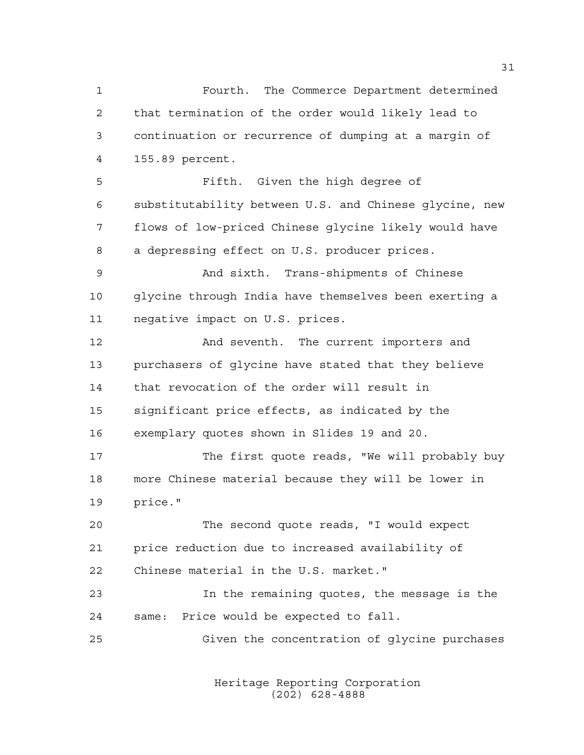Fourth. The Commerce Department determined that termination of the order would likely lead to continuation or recurrence of dumping at a margin of 155.89 percent.

Fifth. Given the high degree of substitutability between U.S. and Chinese glycine, new flows of low-priced Chinese glycine likely would have a depressing effect on U.S. producer prices.

And sixth. Trans-shipments of Chinese glycine through India have themselves been exerting a negative impact on U.S. prices.

And seventh. The current importers and purchasers of glycine have stated that they believe that revocation of the order will result in significant price effects, as indicated by the exemplary quotes shown in Slides 19 and 20.

The first quote reads, "We will probably buy more Chinese material because they will be lower in price."

The second quote reads, "I would expect price reduction due to increased availability of Chinese material in the U.S. market."

In the remaining quotes, the message is the same: Price would be expected to fall.

Given the concentration of glycine purchases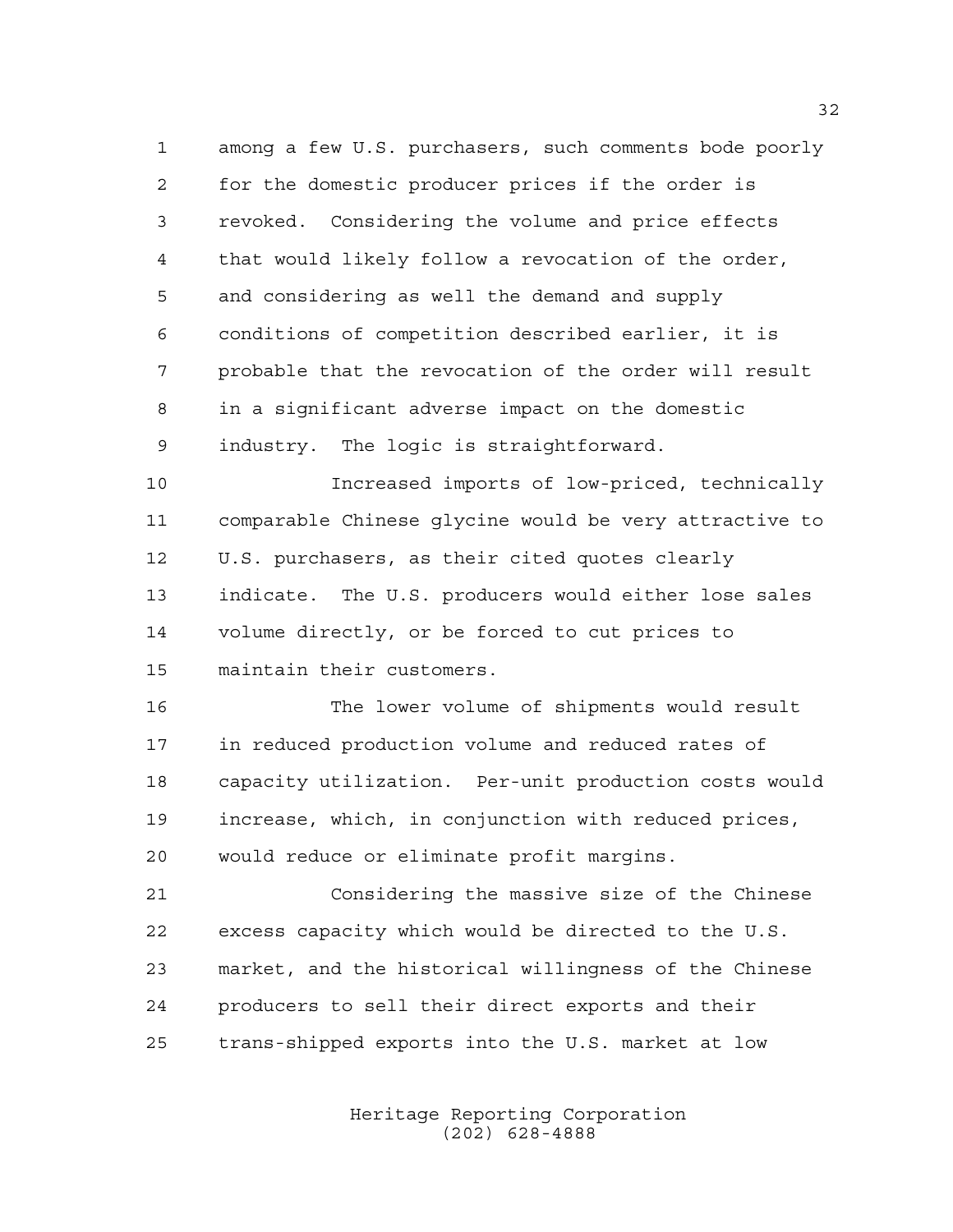among a few U.S. purchasers, such comments bode poorly for the domestic producer prices if the order is revoked. Considering the volume and price effects that would likely follow a revocation of the order, and considering as well the demand and supply conditions of competition described earlier, it is probable that the revocation of the order will result in a significant adverse impact on the domestic industry. The logic is straightforward.

Increased imports of low-priced, technically comparable Chinese glycine would be very attractive to U.S. purchasers, as their cited quotes clearly indicate. The U.S. producers would either lose sales volume directly, or be forced to cut prices to maintain their customers.

The lower volume of shipments would result in reduced production volume and reduced rates of capacity utilization. Per-unit production costs would increase, which, in conjunction with reduced prices, would reduce or eliminate profit margins.

Considering the massive size of the Chinese excess capacity which would be directed to the U.S. market, and the historical willingness of the Chinese producers to sell their direct exports and their trans-shipped exports into the U.S. market at low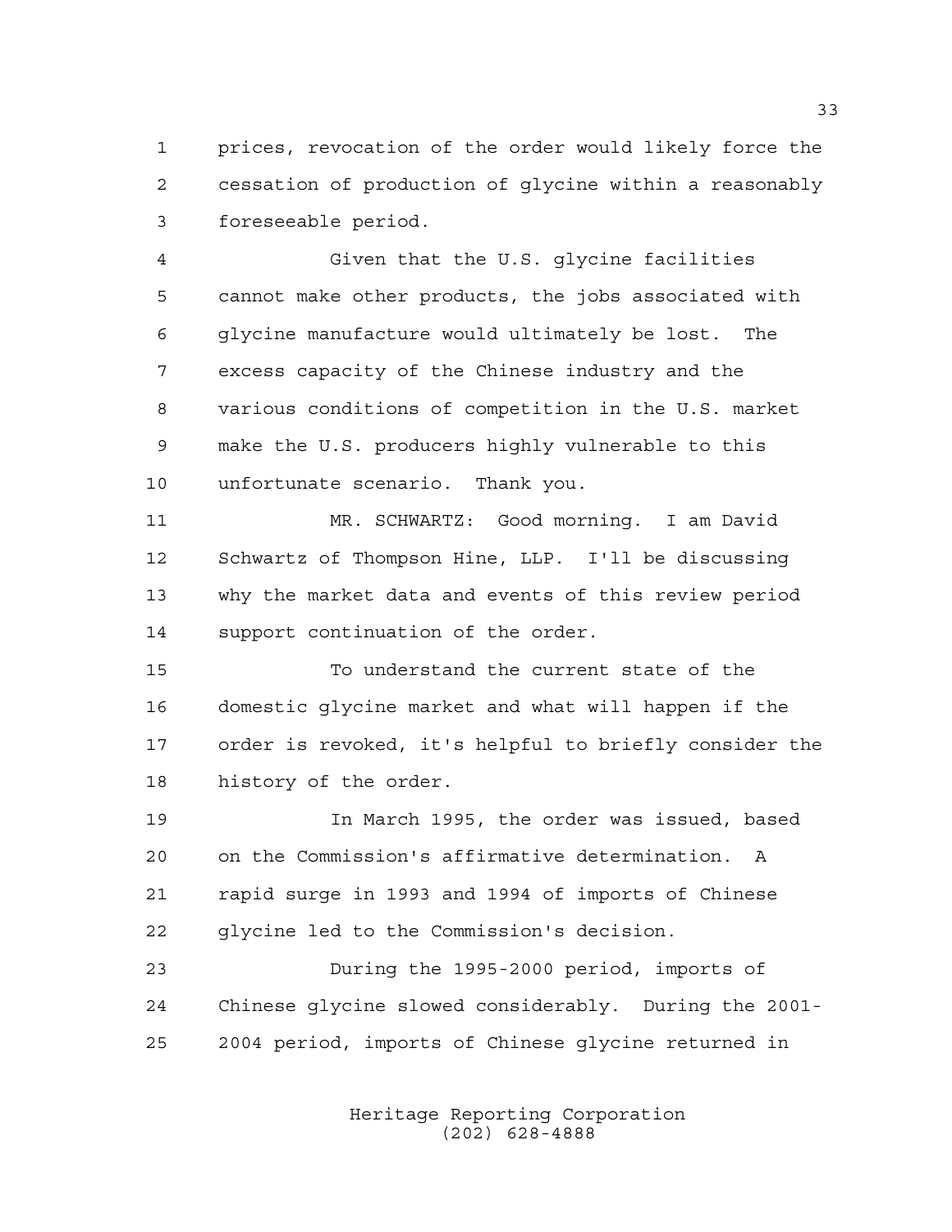prices, revocation of the order would likely force the cessation of production of glycine within a reasonably foreseeable period.

Given that the U.S. glycine facilities cannot make other products, the jobs associated with glycine manufacture would ultimately be lost. The excess capacity of the Chinese industry and the various conditions of competition in the U.S. market make the U.S. producers highly vulnerable to this unfortunate scenario. Thank you.

MR. SCHWARTZ: Good morning. I am David Schwartz of Thompson Hine, LLP. I'll be discussing why the market data and events of this review period support continuation of the order.

To understand the current state of the domestic glycine market and what will happen if the order is revoked, it's helpful to briefly consider the history of the order.

In March 1995, the order was issued, based on the Commission's affirmative determination. A rapid surge in 1993 and 1994 of imports of Chinese glycine led to the Commission's decision.

During the 1995-2000 period, imports of Chinese glycine slowed considerably. During the 2001-2004 period, imports of Chinese glycine returned in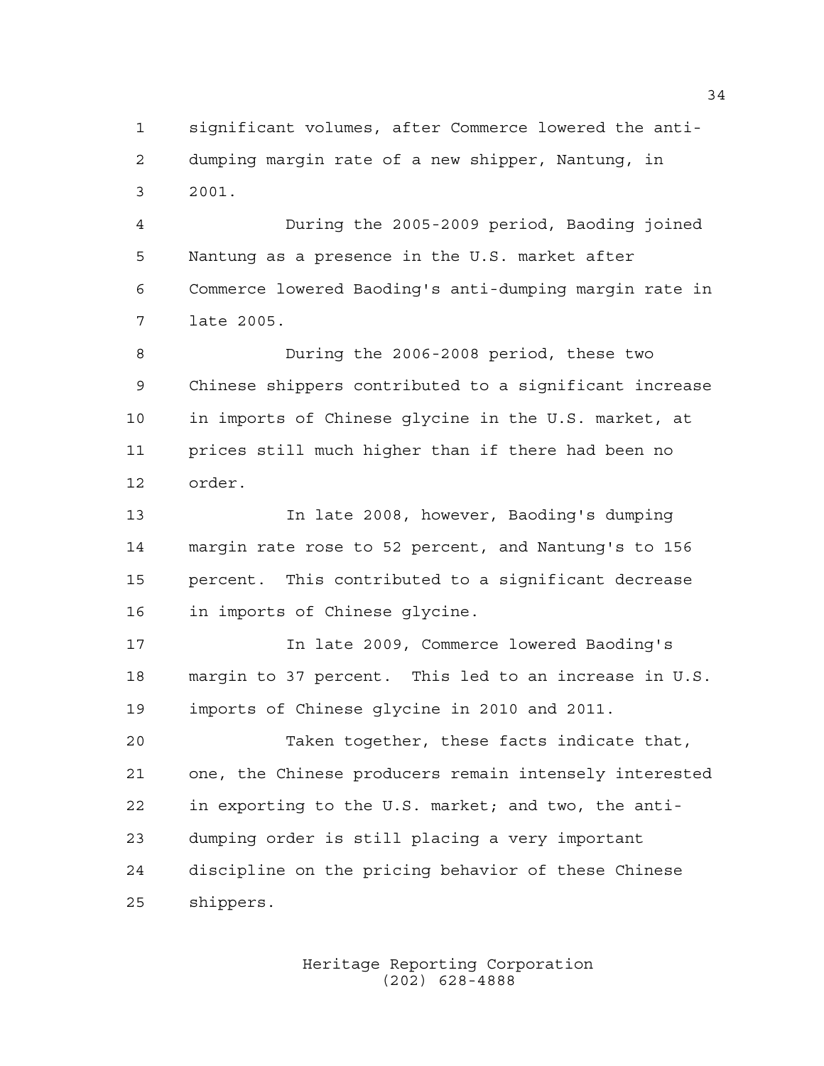significant volumes, after Commerce lowered the anti-dumping margin rate of a new shipper, Nantung, in 2001.

During the 2005-2009 period, Baoding joined Nantung as a presence in the U.S. market after Commerce lowered Baoding's anti-dumping margin rate in late 2005.

During the 2006-2008 period, these two Chinese shippers contributed to a significant increase in imports of Chinese glycine in the U.S. market, at prices still much higher than if there had been no order.

In late 2008, however, Baoding's dumping margin rate rose to 52 percent, and Nantung's to 156 percent. This contributed to a significant decrease in imports of Chinese glycine.

In late 2009, Commerce lowered Baoding's margin to 37 percent. This led to an increase in U.S. imports of Chinese glycine in 2010 and 2011.

Taken together, these facts indicate that, one, the Chinese producers remain intensely interested in exporting to the U.S. market; and two, the anti-dumping order is still placing a very important discipline on the pricing behavior of these Chinese shippers.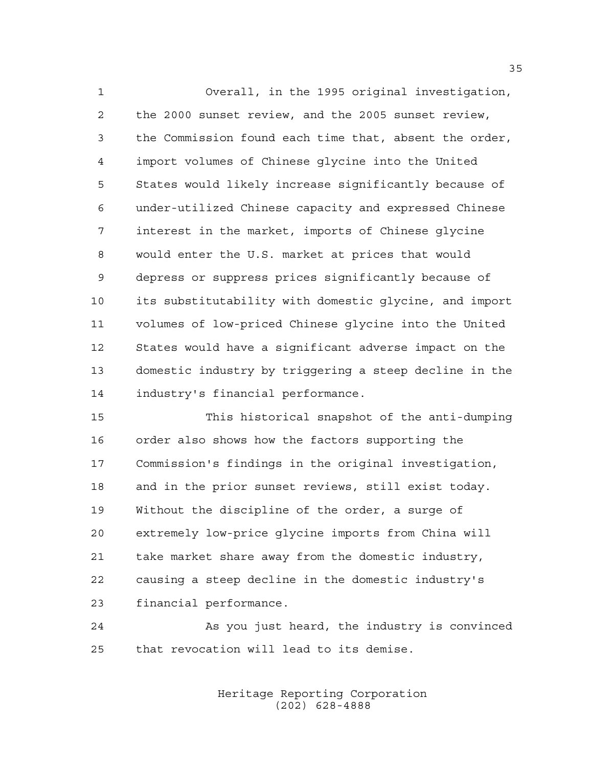Overall, in the 1995 original investigation, the 2000 sunset review, and the 2005 sunset review, the Commission found each time that, absent the order, import volumes of Chinese glycine into the United States would likely increase significantly because of under-utilized Chinese capacity and expressed Chinese interest in the market, imports of Chinese glycine would enter the U.S. market at prices that would depress or suppress prices significantly because of its substitutability with domestic glycine, and import volumes of low-priced Chinese glycine into the United States would have a significant adverse impact on the domestic industry by triggering a steep decline in the industry's financial performance.

This historical snapshot of the anti-dumping order also shows how the factors supporting the Commission's findings in the original investigation, and in the prior sunset reviews, still exist today. Without the discipline of the order, a surge of extremely low-price glycine imports from China will take market share away from the domestic industry, causing a steep decline in the domestic industry's financial performance.

As you just heard, the industry is convinced that revocation will lead to its demise.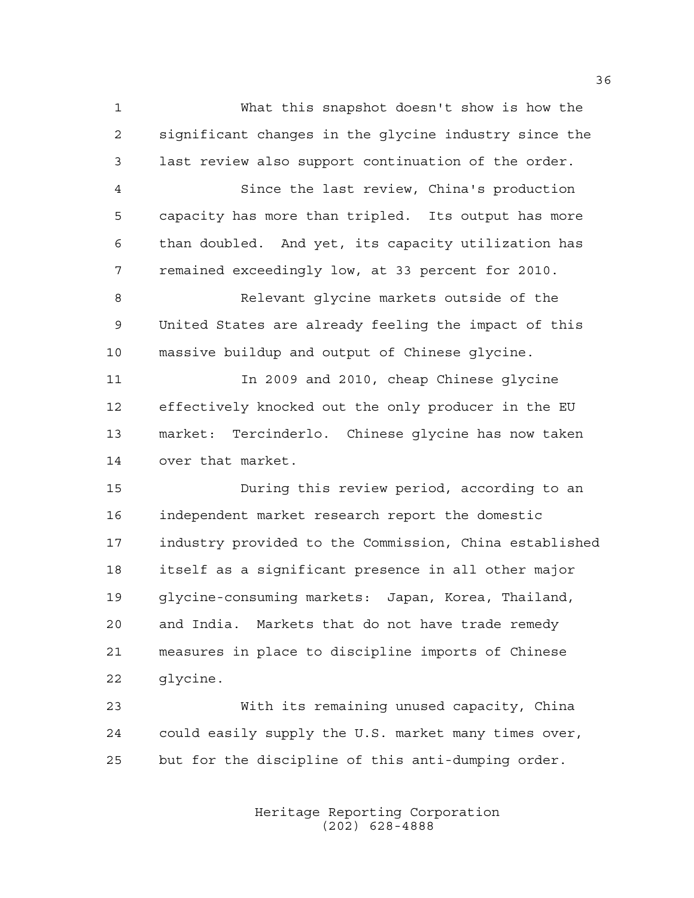What this snapshot doesn't show is how the significant changes in the glycine industry since the last review also support continuation of the order.

Since the last review, China's production capacity has more than tripled. Its output has more than doubled. And yet, its capacity utilization has remained exceedingly low, at 33 percent for 2010.

Relevant glycine markets outside of the United States are already feeling the impact of this massive buildup and output of Chinese glycine.

In 2009 and 2010, cheap Chinese glycine effectively knocked out the only producer in the EU market: Tercinderlo. Chinese glycine has now taken over that market.

During this review period, according to an independent market research report the domestic industry provided to the Commission, China established itself as a significant presence in all other major glycine-consuming markets: Japan, Korea, Thailand, and India. Markets that do not have trade remedy measures in place to discipline imports of Chinese glycine.

With its remaining unused capacity, China could easily supply the U.S. market many times over, but for the discipline of this anti-dumping order.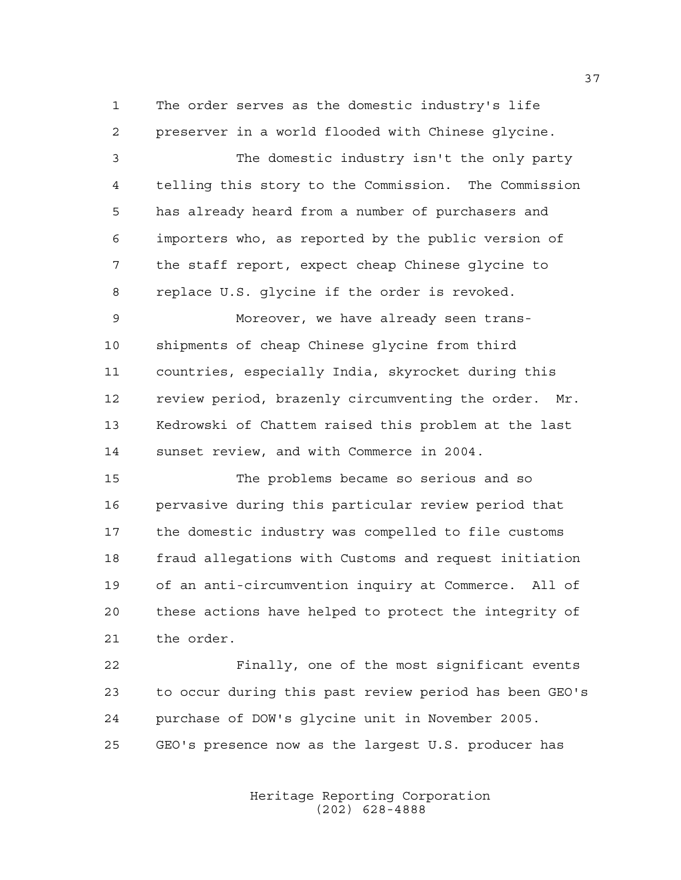The order serves as the domestic industry's life preserver in a world flooded with Chinese glycine.

The domestic industry isn't the only party telling this story to the Commission. The Commission has already heard from a number of purchasers and importers who, as reported by the public version of the staff report, expect cheap Chinese glycine to replace U.S. glycine if the order is revoked.

Moreover, we have already seen trans-shipments of cheap Chinese glycine from third countries, especially India, skyrocket during this review period, brazenly circumventing the order. Mr. Kedrowski of Chattem raised this problem at the last sunset review, and with Commerce in 2004.

The problems became so serious and so pervasive during this particular review period that the domestic industry was compelled to file customs fraud allegations with Customs and request initiation of an anti-circumvention inquiry at Commerce. All of these actions have helped to protect the integrity of the order.

Finally, one of the most significant events to occur during this past review period has been GEO's purchase of DOW's glycine unit in November 2005. GEO's presence now as the largest U.S. producer has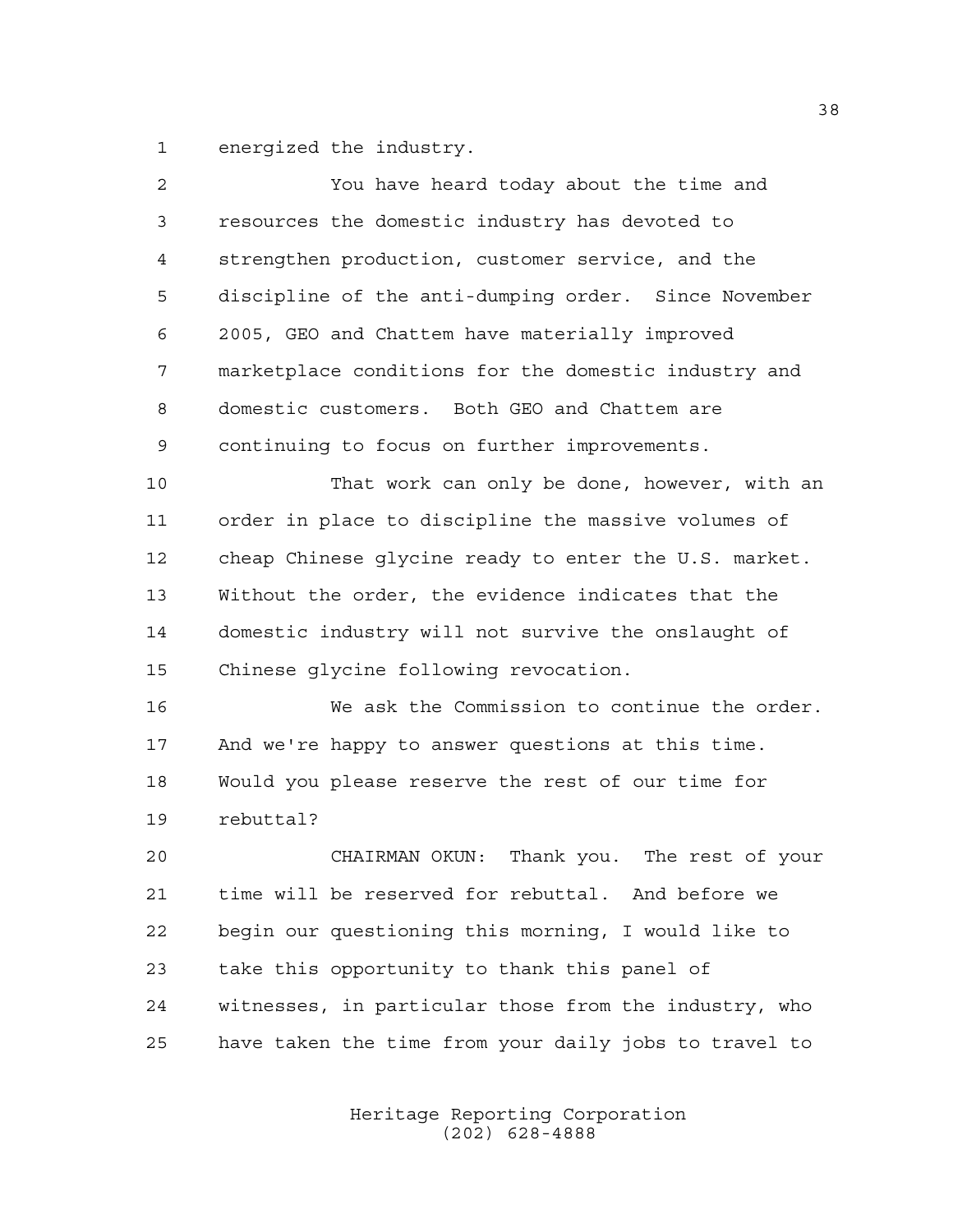energized the industry.

You have heard today about the time and resources the domestic industry has devoted to strengthen production, customer service, and the discipline of the anti-dumping order. Since November 2005, GEO and Chattem have materially improved marketplace conditions for the domestic industry and domestic customers. Both GEO and Chattem are continuing to focus on further improvements.

That work can only be done, however, with an order in place to discipline the massive volumes of cheap Chinese glycine ready to enter the U.S. market. Without the order, the evidence indicates that the domestic industry will not survive the onslaught of Chinese glycine following revocation.

We ask the Commission to continue the order. And we're happy to answer questions at this time. Would you please reserve the rest of our time for rebuttal?

CHAIRMAN OKUN: Thank you. The rest of your time will be reserved for rebuttal. And before we begin our questioning this morning, I would like to take this opportunity to thank this panel of witnesses, in particular those from the industry, who have taken the time from your daily jobs to travel to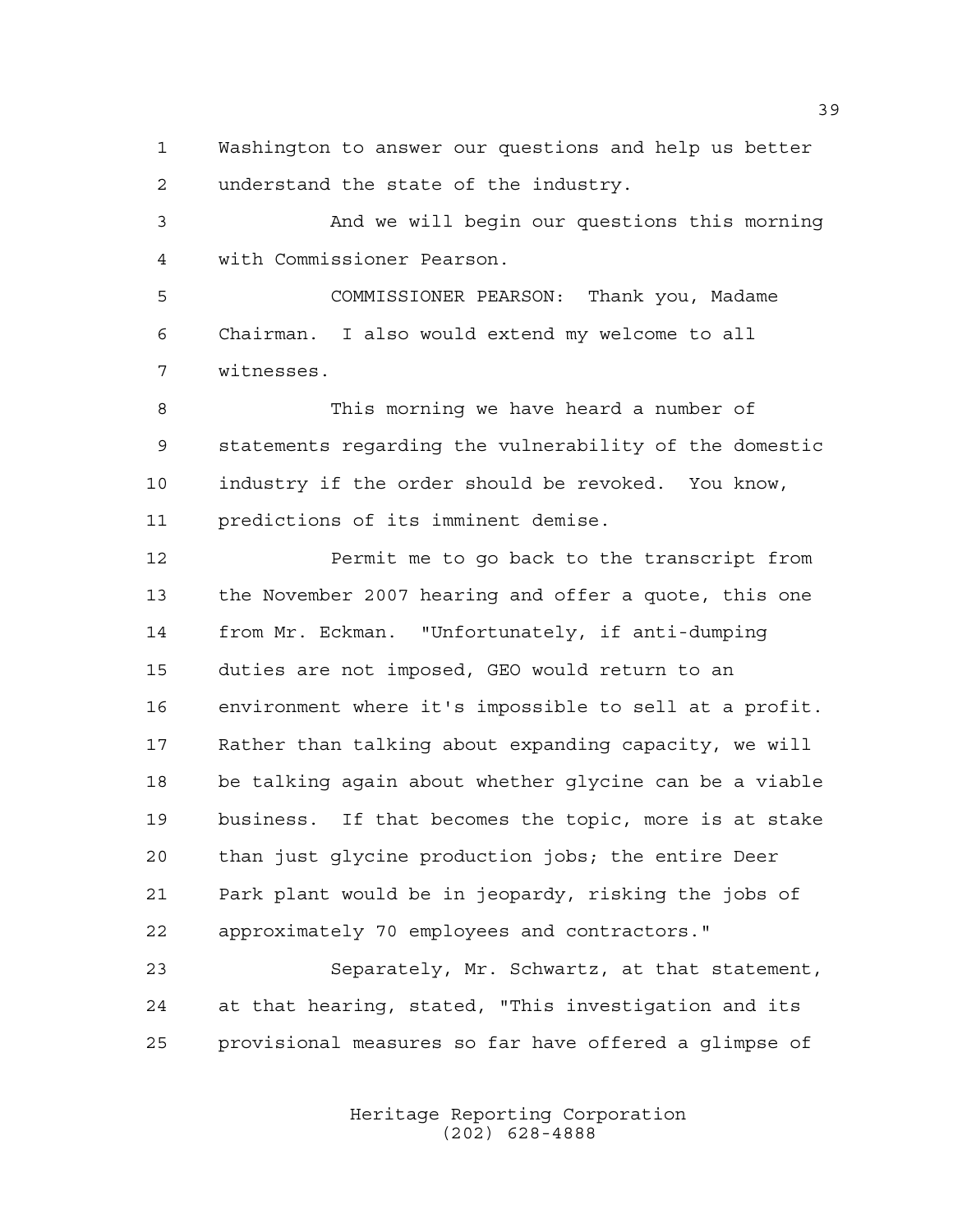Washington to answer our questions and help us better understand the state of the industry.

And we will begin our questions this morning with Commissioner Pearson.

COMMISSIONER PEARSON: Thank you, Madame Chairman. I also would extend my welcome to all witnesses.

This morning we have heard a number of statements regarding the vulnerability of the domestic industry if the order should be revoked. You know, predictions of its imminent demise.

Permit me to go back to the transcript from the November 2007 hearing and offer a quote, this one from Mr. Eckman. "Unfortunately, if anti-dumping duties are not imposed, GEO would return to an environment where it's impossible to sell at a profit. Rather than talking about expanding capacity, we will be talking again about whether glycine can be a viable business. If that becomes the topic, more is at stake than just glycine production jobs; the entire Deer Park plant would be in jeopardy, risking the jobs of approximately 70 employees and contractors."

Separately, Mr. Schwartz, at that statement, at that hearing, stated, "This investigation and its provisional measures so far have offered a glimpse of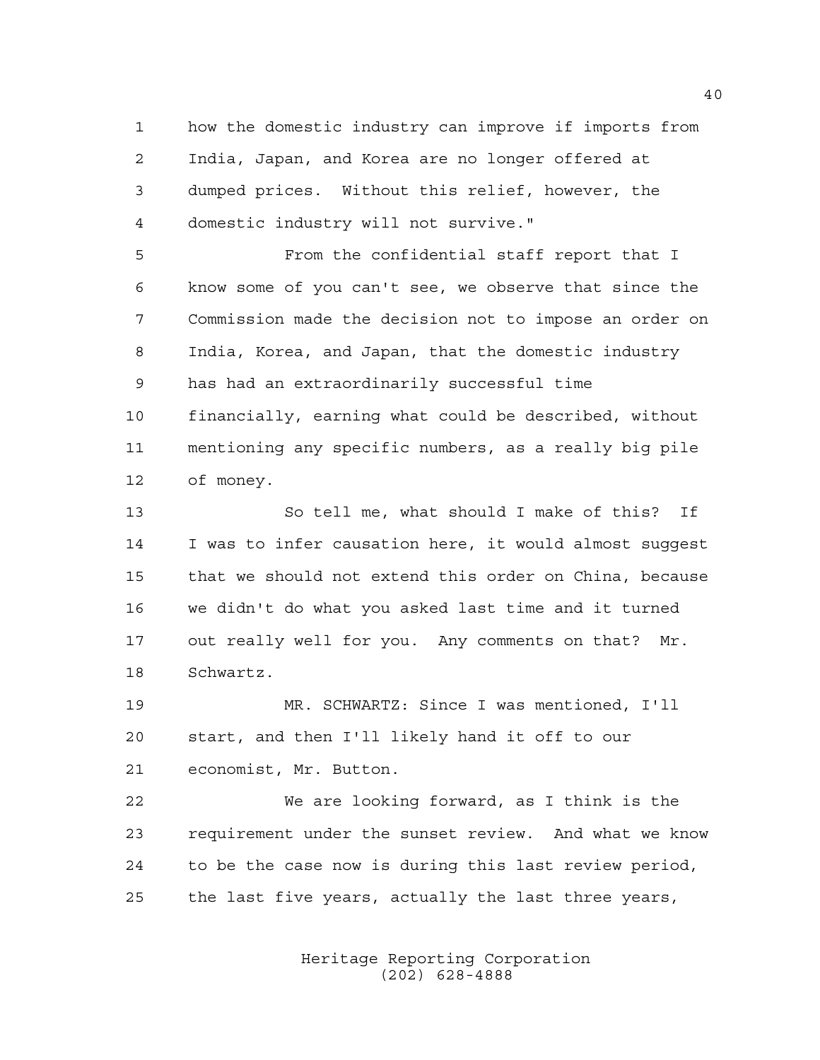how the domestic industry can improve if imports from India, Japan, and Korea are no longer offered at dumped prices. Without this relief, however, the domestic industry will not survive."

From the confidential staff report that I know some of you can't see, we observe that since the Commission made the decision not to impose an order on India, Korea, and Japan, that the domestic industry has had an extraordinarily successful time financially, earning what could be described, without mentioning any specific numbers, as a really big pile of money.

So tell me, what should I make of this? If I was to infer causation here, it would almost suggest that we should not extend this order on China, because we didn't do what you asked last time and it turned out really well for you. Any comments on that? Mr. Schwartz.

MR. SCHWARTZ: Since I was mentioned, I'll start, and then I'll likely hand it off to our economist, Mr. Button.

We are looking forward, as I think is the requirement under the sunset review. And what we know to be the case now is during this last review period, the last five years, actually the last three years,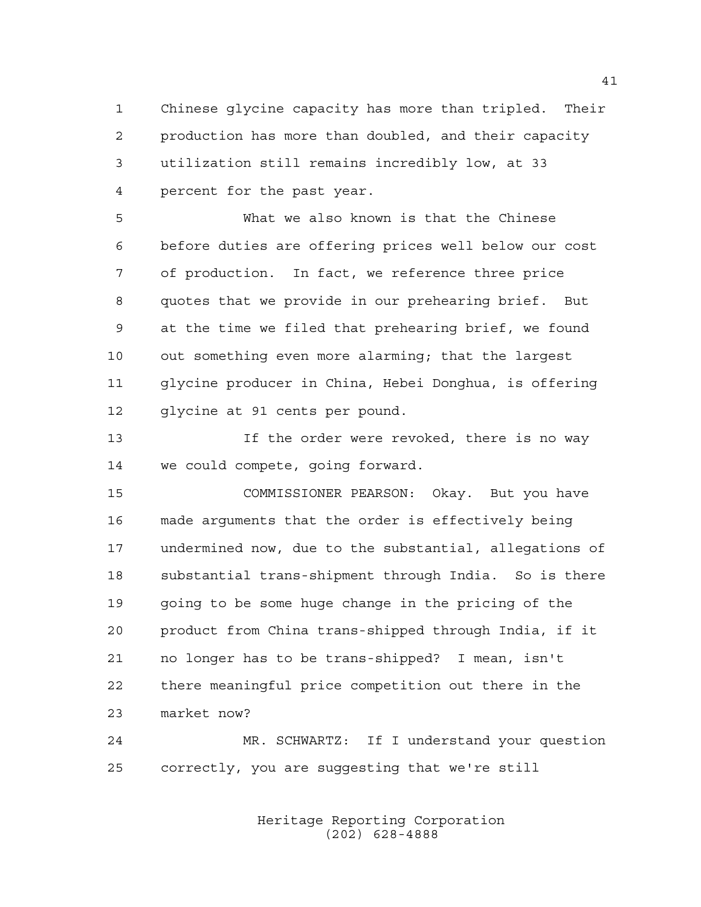Chinese glycine capacity has more than tripled. Their production has more than doubled, and their capacity utilization still remains incredibly low, at 33 percent for the past year.

What we also known is that the Chinese before duties are offering prices well below our cost of production. In fact, we reference three price quotes that we provide in our prehearing brief. But at the time we filed that prehearing brief, we found out something even more alarming; that the largest glycine producer in China, Hebei Donghua, is offering glycine at 91 cents per pound.

If the order were revoked, there is no way we could compete, going forward.

COMMISSIONER PEARSON: Okay. But you have made arguments that the order is effectively being undermined now, due to the substantial, allegations of substantial trans-shipment through India. So is there going to be some huge change in the pricing of the product from China trans-shipped through India, if it no longer has to be trans-shipped? I mean, isn't there meaningful price competition out there in the market now?

MR. SCHWARTZ: If I understand your question correctly, you are suggesting that we're still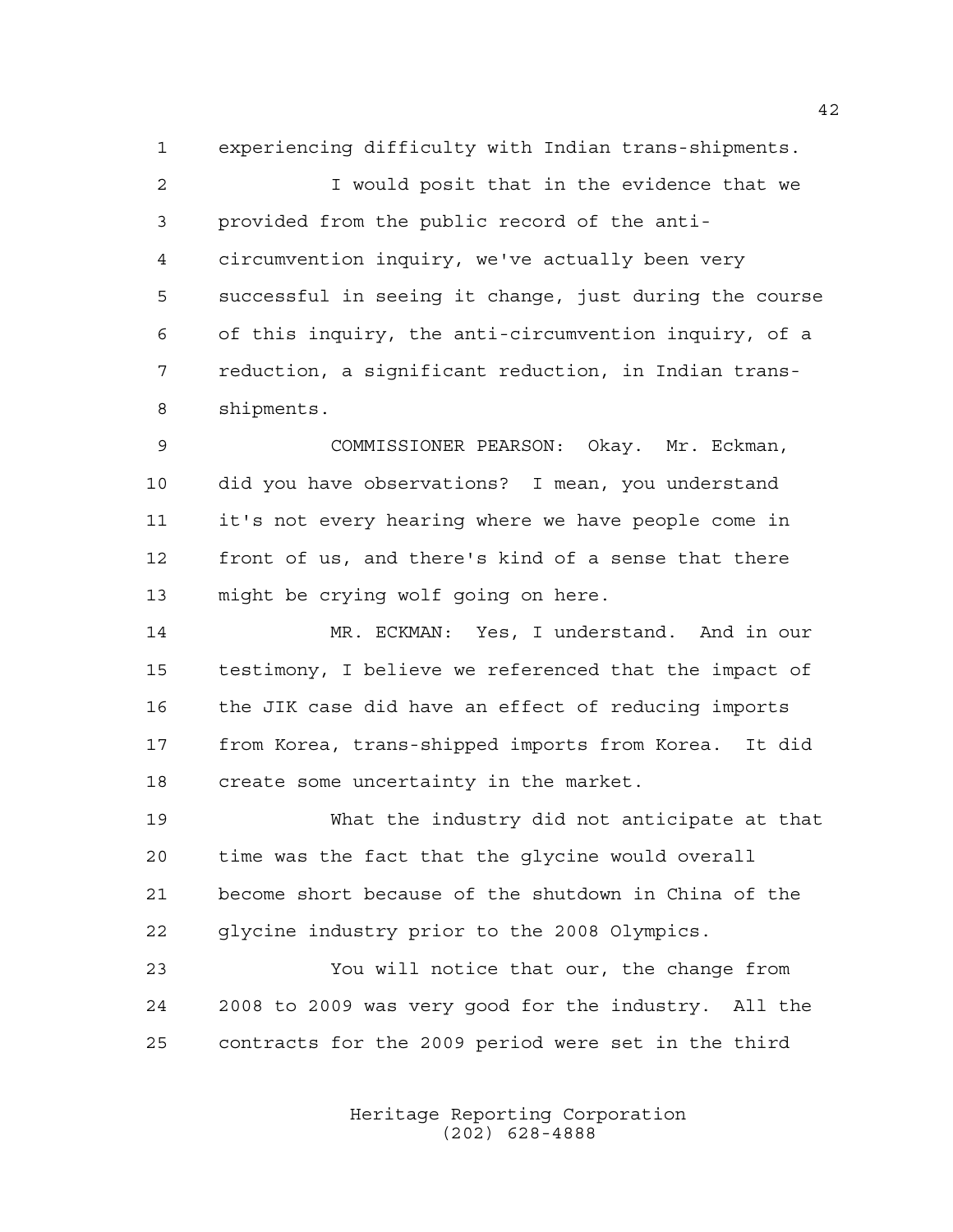experiencing difficulty with Indian trans-shipments.

I would posit that in the evidence that we provided from the public record of the anti-circumvention inquiry, we've actually been very successful in seeing it change, just during the course of this inquiry, the anti-circumvention inquiry, of a reduction, a significant reduction, in Indian trans-shipments.

COMMISSIONER PEARSON: Okay. Mr. Eckman, did you have observations? I mean, you understand it's not every hearing where we have people come in front of us, and there's kind of a sense that there might be crying wolf going on here.

MR. ECKMAN: Yes, I understand. And in our testimony, I believe we referenced that the impact of the JIK case did have an effect of reducing imports from Korea, trans-shipped imports from Korea. It did create some uncertainty in the market.

What the industry did not anticipate at that time was the fact that the glycine would overall become short because of the shutdown in China of the glycine industry prior to the 2008 Olympics.

You will notice that our, the change from 2008 to 2009 was very good for the industry. All the contracts for the 2009 period were set in the third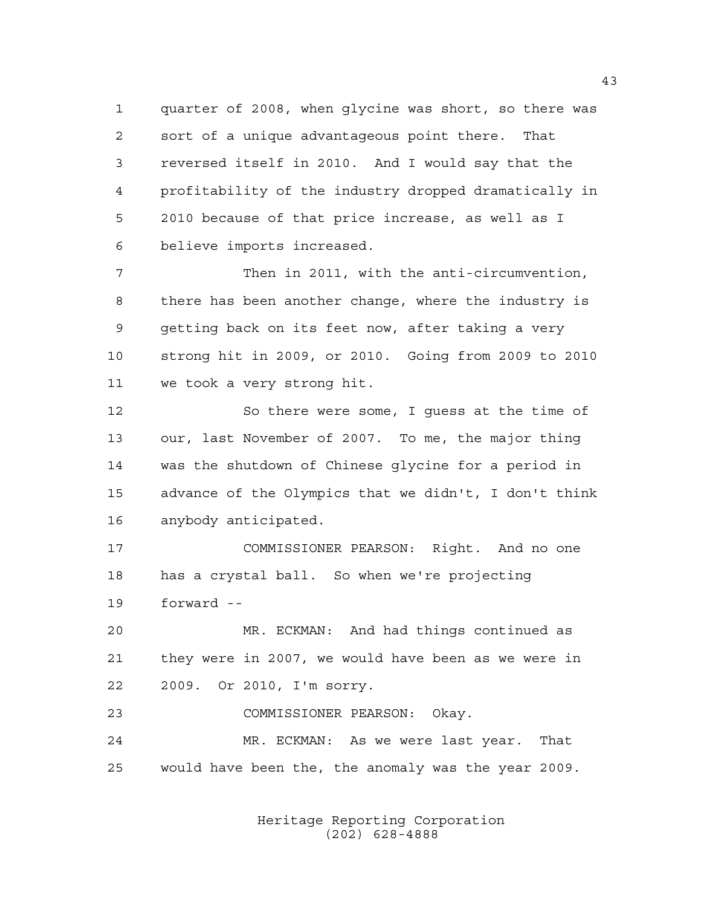quarter of 2008, when glycine was short, so there was sort of a unique advantageous point there. That reversed itself in 2010. And I would say that the profitability of the industry dropped dramatically in 2010 because of that price increase, as well as I believe imports increased.

Then in 2011, with the anti-circumvention, there has been another change, where the industry is getting back on its feet now, after taking a very strong hit in 2009, or 2010. Going from 2009 to 2010 we took a very strong hit.

So there were some, I guess at the time of our, last November of 2007. To me, the major thing was the shutdown of Chinese glycine for a period in advance of the Olympics that we didn't, I don't think anybody anticipated.

COMMISSIONER PEARSON: Right. And no one has a crystal ball. So when we're projecting forward --

MR. ECKMAN: And had things continued as they were in 2007, we would have been as we were in 2009. Or 2010, I'm sorry.

COMMISSIONER PEARSON: Okay.

MR. ECKMAN: As we were last year. That would have been the, the anomaly was the year 2009.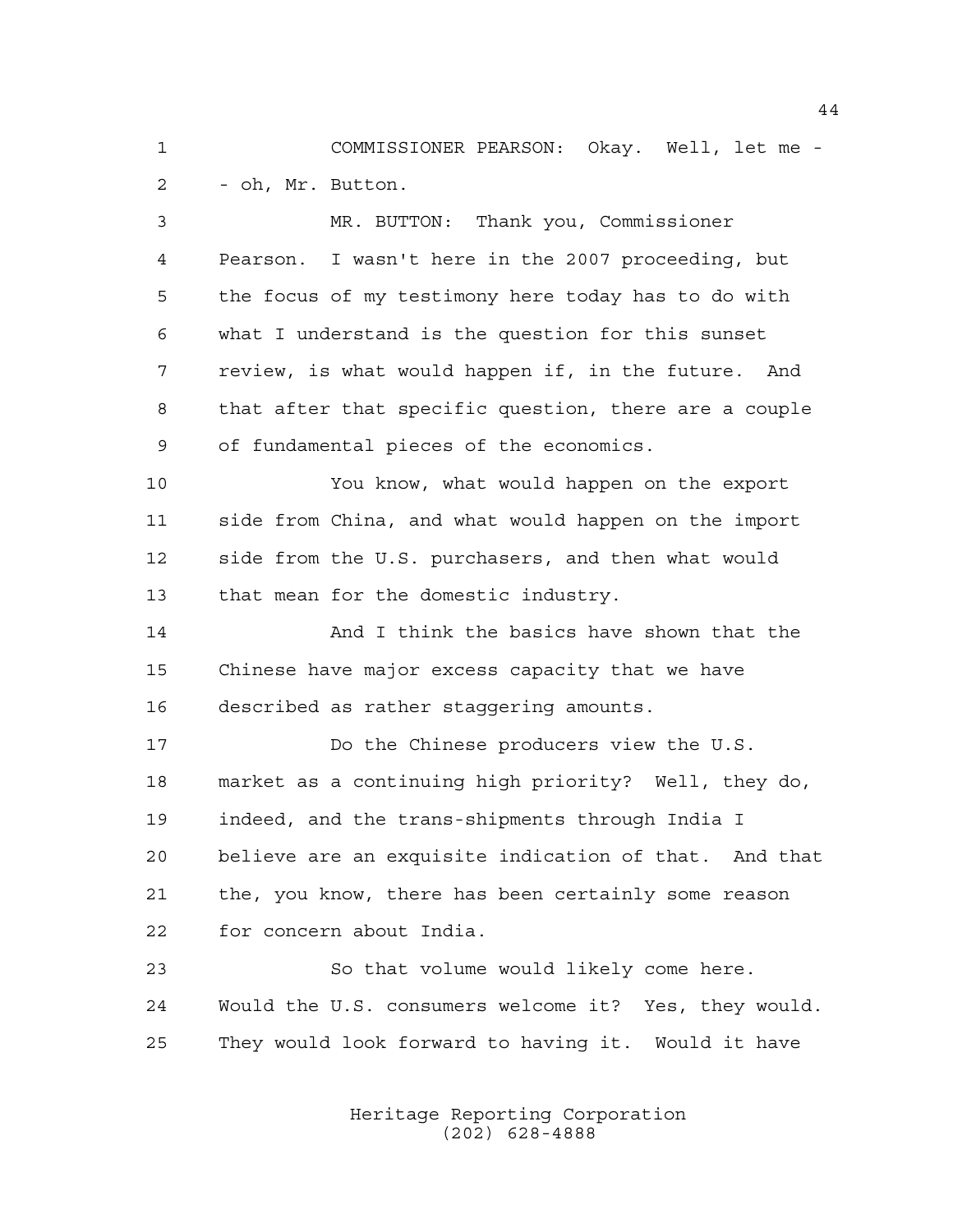COMMISSIONER PEARSON: Okay. Well, let me -- oh, Mr. Button.

MR. BUTTON: Thank you, Commissioner Pearson. I wasn't here in the 2007 proceeding, but the focus of my testimony here today has to do with what I understand is the question for this sunset review, is what would happen if, in the future. And that after that specific question, there are a couple of fundamental pieces of the economics.

You know, what would happen on the export side from China, and what would happen on the import side from the U.S. purchasers, and then what would that mean for the domestic industry.

And I think the basics have shown that the Chinese have major excess capacity that we have described as rather staggering amounts.

Do the Chinese producers view the U.S. market as a continuing high priority? Well, they do, indeed, and the trans-shipments through India I believe are an exquisite indication of that. And that the, you know, there has been certainly some reason for concern about India.

So that volume would likely come here. Would the U.S. consumers welcome it? Yes, they would. They would look forward to having it. Would it have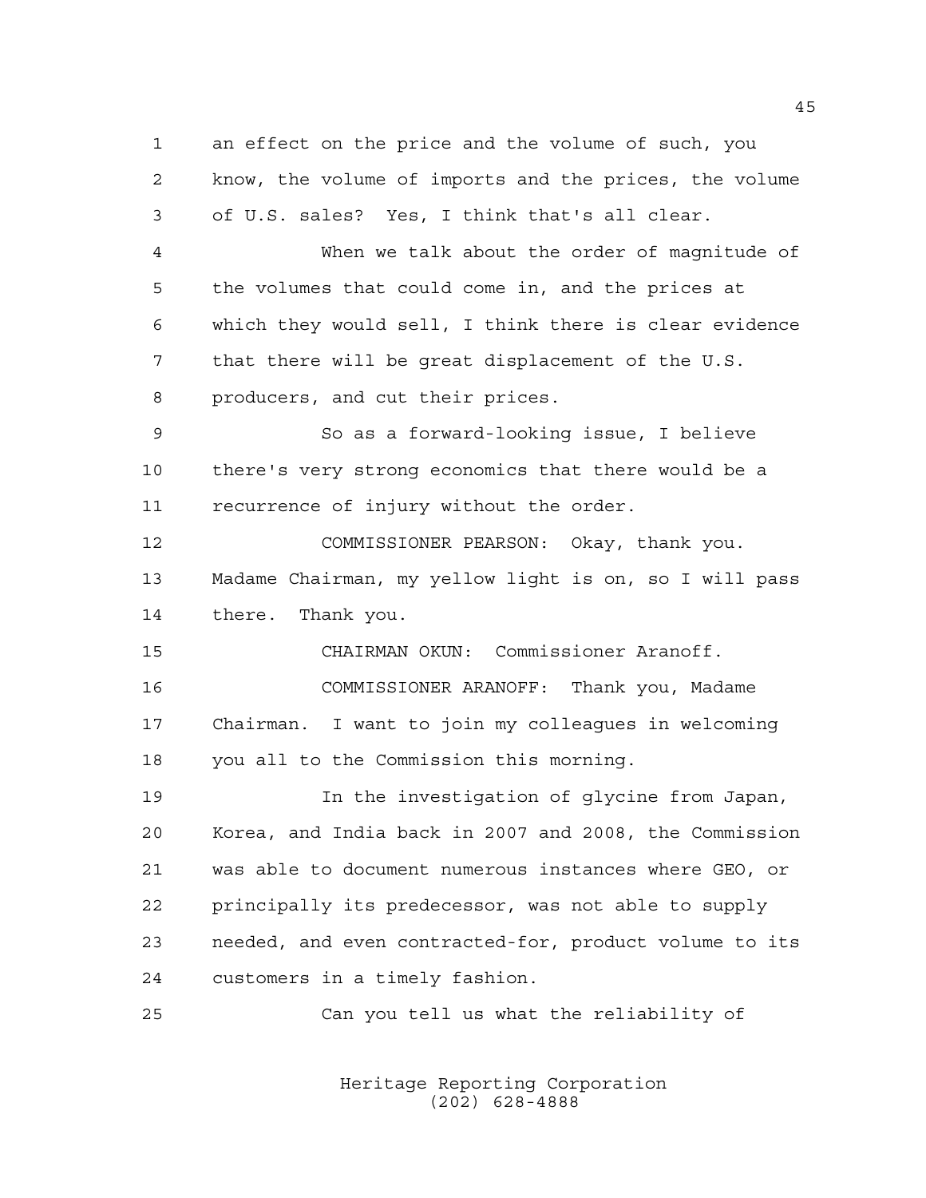an effect on the price and the volume of such, you know, the volume of imports and the prices, the volume of U.S. sales? Yes, I think that's all clear.

When we talk about the order of magnitude of the volumes that could come in, and the prices at which they would sell, I think there is clear evidence that there will be great displacement of the U.S. producers, and cut their prices.

So as a forward-looking issue, I believe there's very strong economics that there would be a recurrence of injury without the order.

COMMISSIONER PEARSON: Okay, thank you. Madame Chairman, my yellow light is on, so I will pass there. Thank you.

CHAIRMAN OKUN: Commissioner Aranoff.

COMMISSIONER ARANOFF: Thank you, Madame Chairman. I want to join my colleagues in welcoming you all to the Commission this morning.

In the investigation of glycine from Japan, Korea, and India back in 2007 and 2008, the Commission was able to document numerous instances where GEO, or principally its predecessor, was not able to supply needed, and even contracted-for, product volume to its customers in a timely fashion.

Can you tell us what the reliability of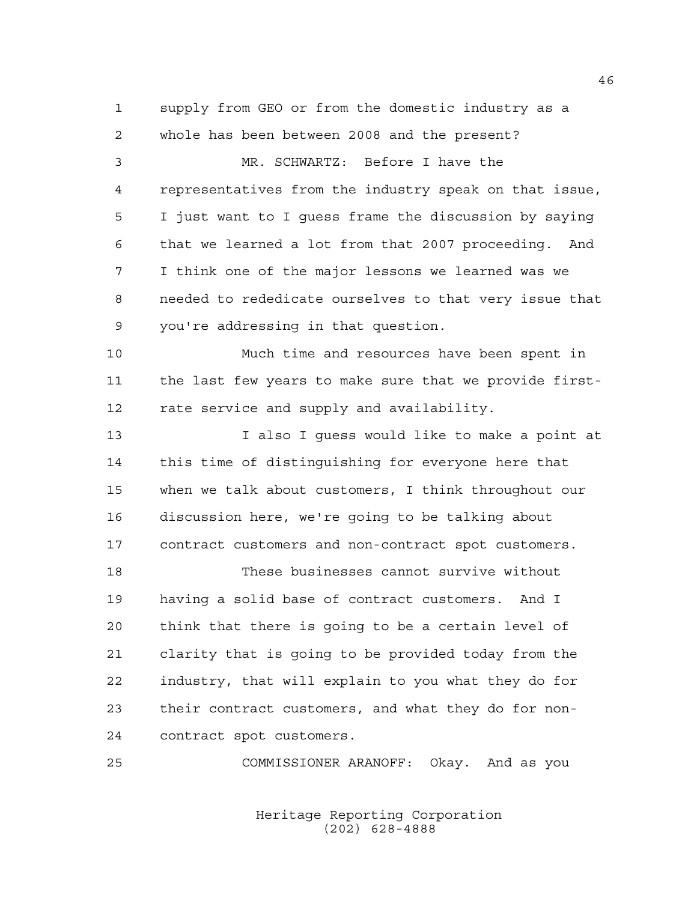supply from GEO or from the domestic industry as a whole has been between 2008 and the present?

MR. SCHWARTZ: Before I have the representatives from the industry speak on that issue, I just want to I guess frame the discussion by saying that we learned a lot from that 2007 proceeding. And I think one of the major lessons we learned was we needed to rededicate ourselves to that very issue that you're addressing in that question.

Much time and resources have been spent in the last few years to make sure that we provide first-rate service and supply and availability.

I also I guess would like to make a point at this time of distinguishing for everyone here that when we talk about customers, I think throughout our discussion here, we're going to be talking about contract customers and non-contract spot customers.

These businesses cannot survive without having a solid base of contract customers. And I think that there is going to be a certain level of clarity that is going to be provided today from the industry, that will explain to you what they do for their contract customers, and what they do for non-contract spot customers.

COMMISSIONER ARANOFF: Okay. And as you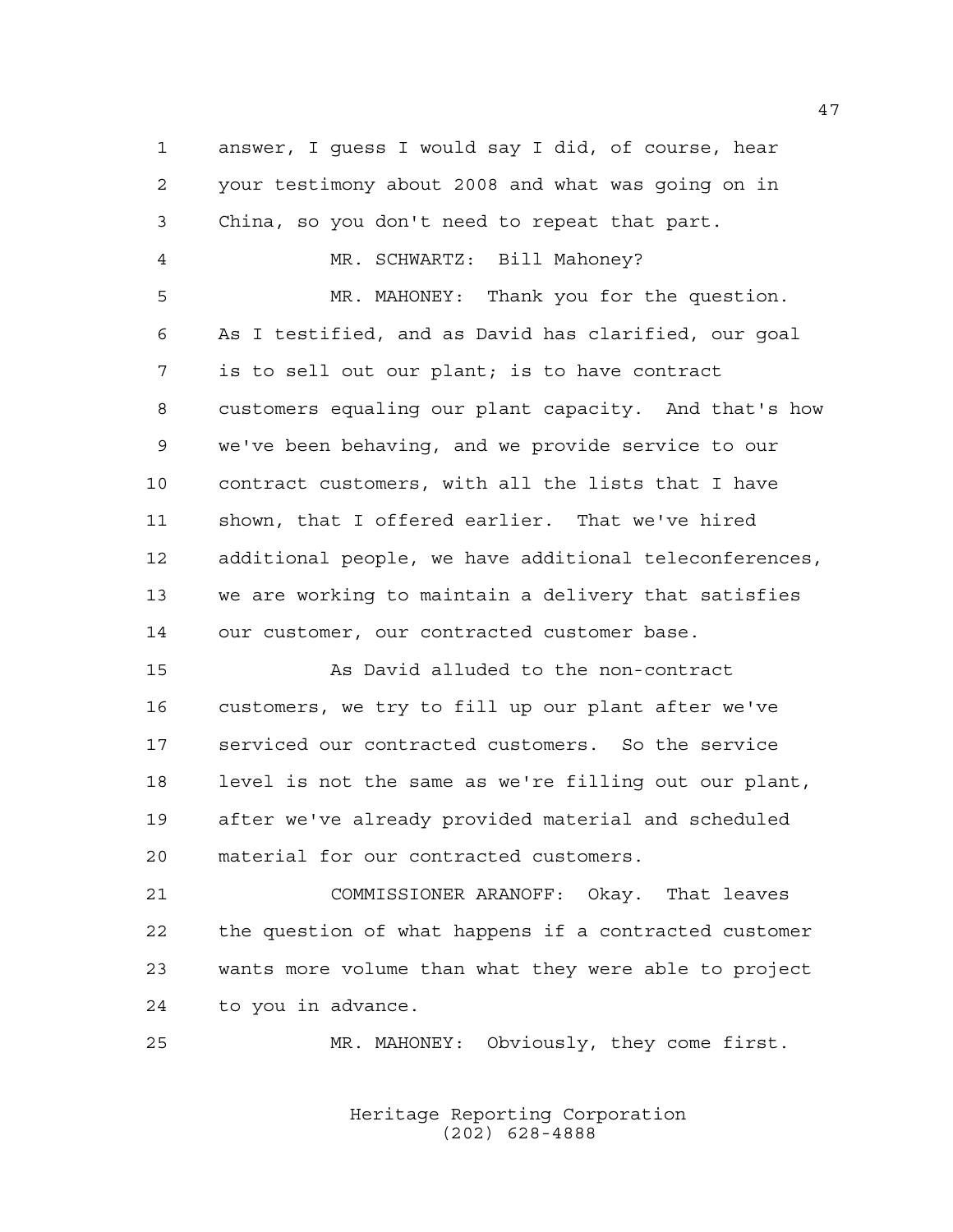answer, I guess I would say I did, of course, hear your testimony about 2008 and what was going on in China, so you don't need to repeat that part.

MR. SCHWARTZ: Bill Mahoney?

MR. MAHONEY: Thank you for the question. As I testified, and as David has clarified, our goal is to sell out our plant; is to have contract customers equaling our plant capacity. And that's how we've been behaving, and we provide service to our contract customers, with all the lists that I have shown, that I offered earlier. That we've hired additional people, we have additional teleconferences, we are working to maintain a delivery that satisfies our customer, our contracted customer base.

As David alluded to the non-contract customers, we try to fill up our plant after we've serviced our contracted customers. So the service level is not the same as we're filling out our plant, after we've already provided material and scheduled material for our contracted customers.

COMMISSIONER ARANOFF: Okay. That leaves the question of what happens if a contracted customer wants more volume than what they were able to project to you in advance.

MR. MAHONEY: Obviously, they come first.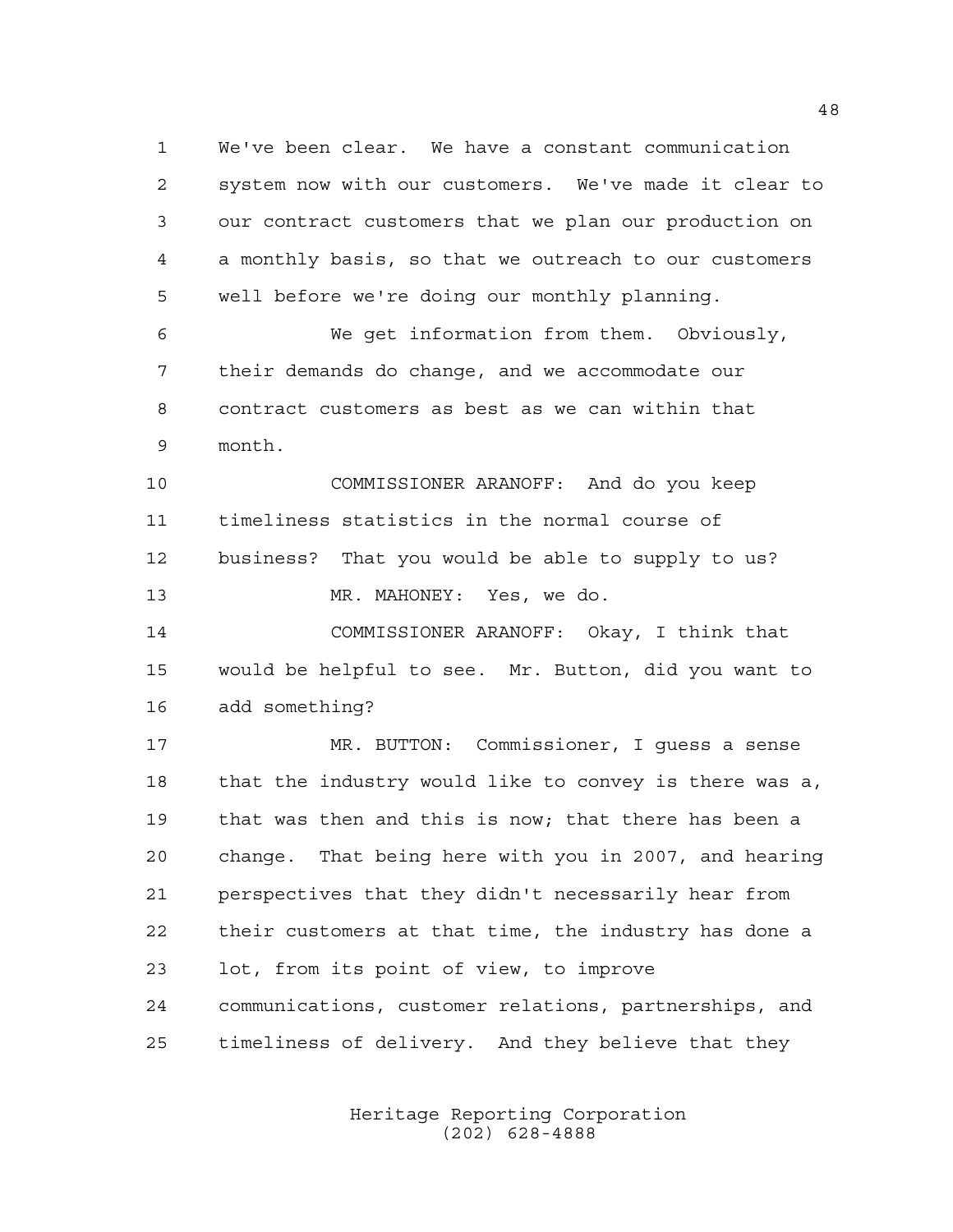We've been clear. We have a constant communication system now with our customers. We've made it clear to our contract customers that we plan our production on a monthly basis, so that we outreach to our customers well before we're doing our monthly planning.

We get information from them. Obviously, their demands do change, and we accommodate our contract customers as best as we can within that month.

COMMISSIONER ARANOFF: And do you keep timeliness statistics in the normal course of business? That you would be able to supply to us?

MR. MAHONEY: Yes, we do.

COMMISSIONER ARANOFF: Okay, I think that would be helpful to see. Mr. Button, did you want to add something?

MR. BUTTON: Commissioner, I guess a sense that the industry would like to convey is there was a, that was then and this is now; that there has been a change. That being here with you in 2007, and hearing perspectives that they didn't necessarily hear from their customers at that time, the industry has done a lot, from its point of view, to improve communications, customer relations, partnerships, and timeliness of delivery. And they believe that they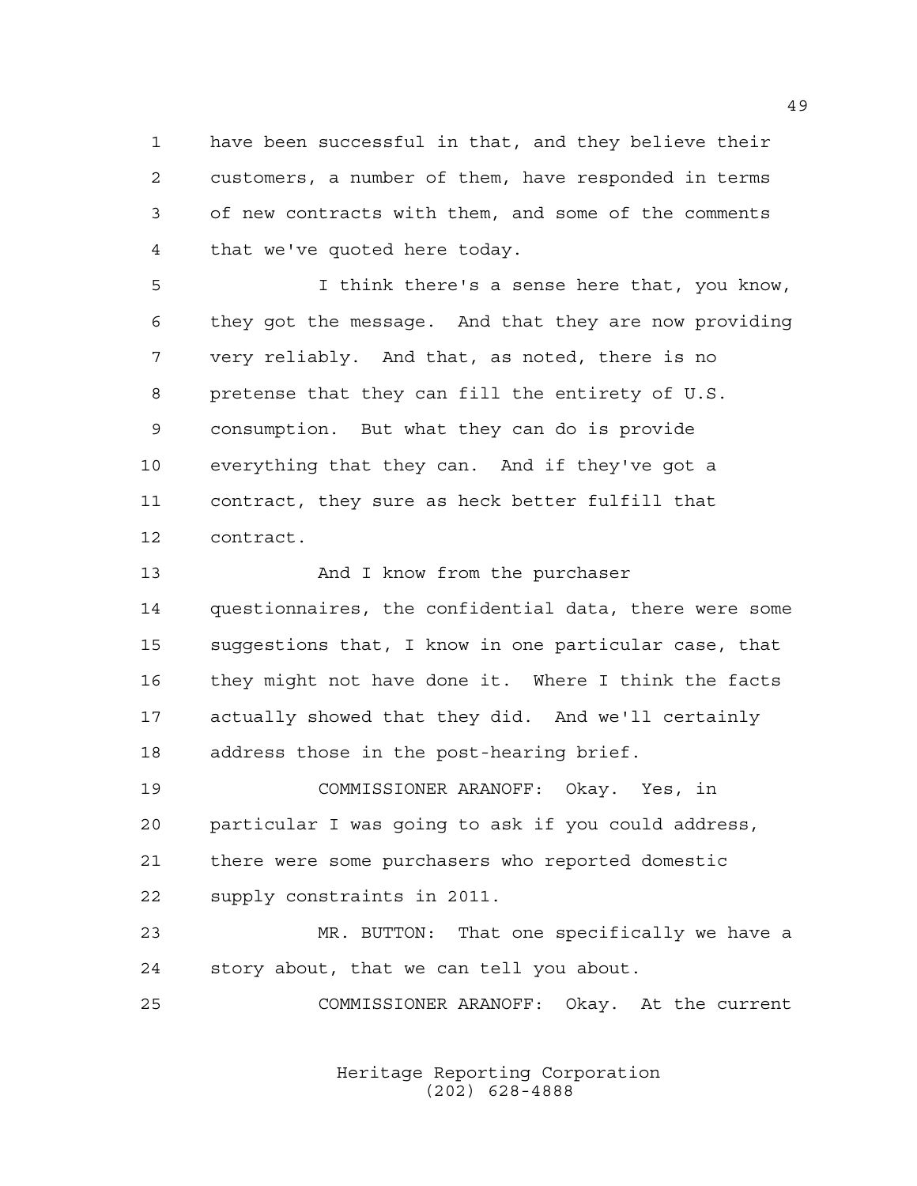have been successful in that, and they believe their customers, a number of them, have responded in terms of new contracts with them, and some of the comments that we've quoted here today.

I think there's a sense here that, you know, they got the message. And that they are now providing very reliably. And that, as noted, there is no pretense that they can fill the entirety of U.S. consumption. But what they can do is provide everything that they can. And if they've got a contract, they sure as heck better fulfill that contract.

And I know from the purchaser questionnaires, the confidential data, there were some suggestions that, I know in one particular case, that they might not have done it. Where I think the facts actually showed that they did. And we'll certainly address those in the post-hearing brief.

COMMISSIONER ARANOFF: Okay. Yes, in particular I was going to ask if you could address, there were some purchasers who reported domestic supply constraints in 2011.

MR. BUTTON: That one specifically we have a story about, that we can tell you about.

COMMISSIONER ARANOFF: Okay. At the current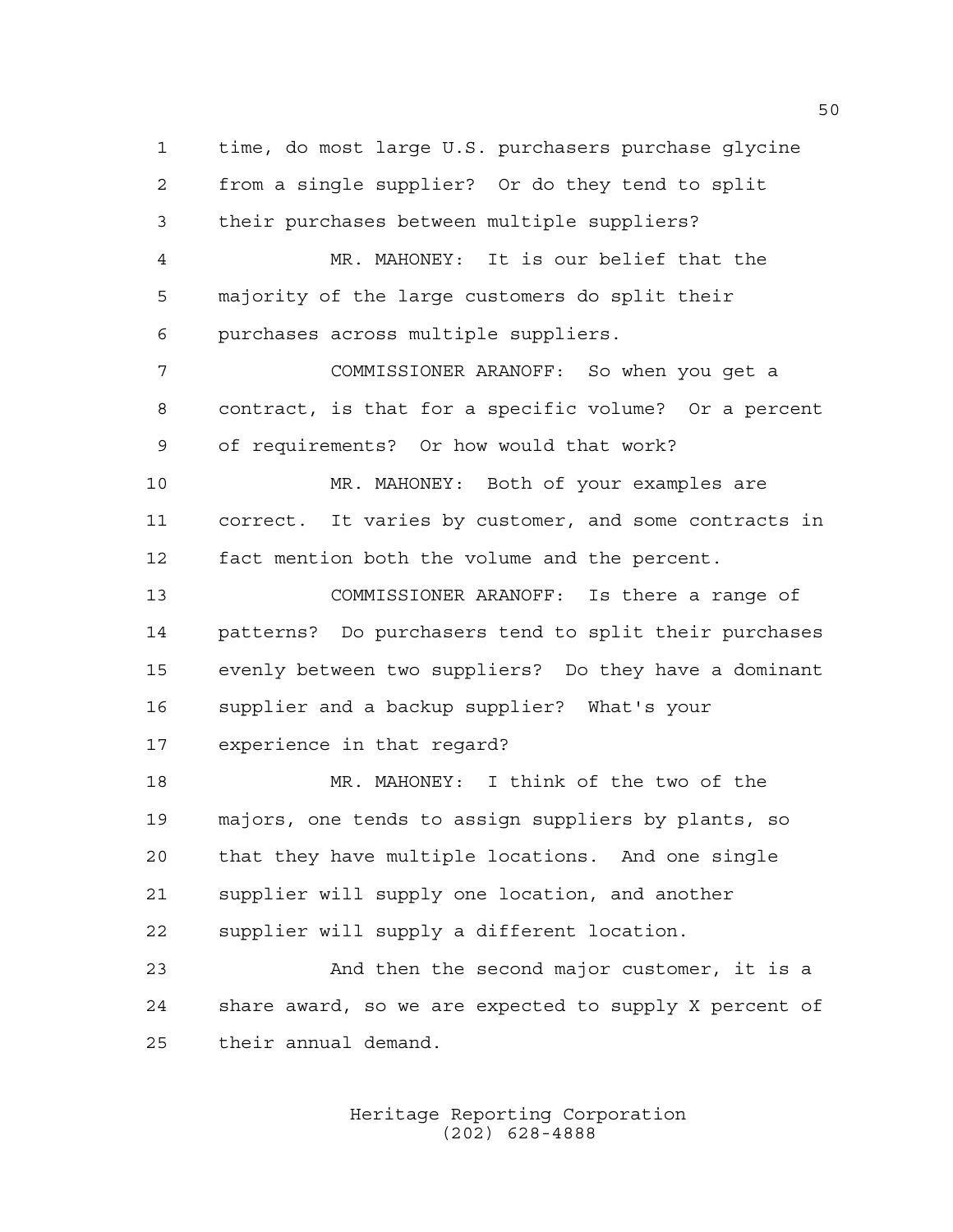time, do most large U.S. purchasers purchase glycine from a single supplier? Or do they tend to split their purchases between multiple suppliers?

MR. MAHONEY: It is our belief that the majority of the large customers do split their purchases across multiple suppliers.

COMMISSIONER ARANOFF: So when you get a contract, is that for a specific volume? Or a percent of requirements? Or how would that work?

MR. MAHONEY: Both of your examples are correct. It varies by customer, and some contracts in fact mention both the volume and the percent.

COMMISSIONER ARANOFF: Is there a range of patterns? Do purchasers tend to split their purchases evenly between two suppliers? Do they have a dominant supplier and a backup supplier? What's your experience in that regard?

MR. MAHONEY: I think of the two of the majors, one tends to assign suppliers by plants, so that they have multiple locations. And one single supplier will supply one location, and another supplier will supply a different location.

And then the second major customer, it is a share award, so we are expected to supply X percent of their annual demand.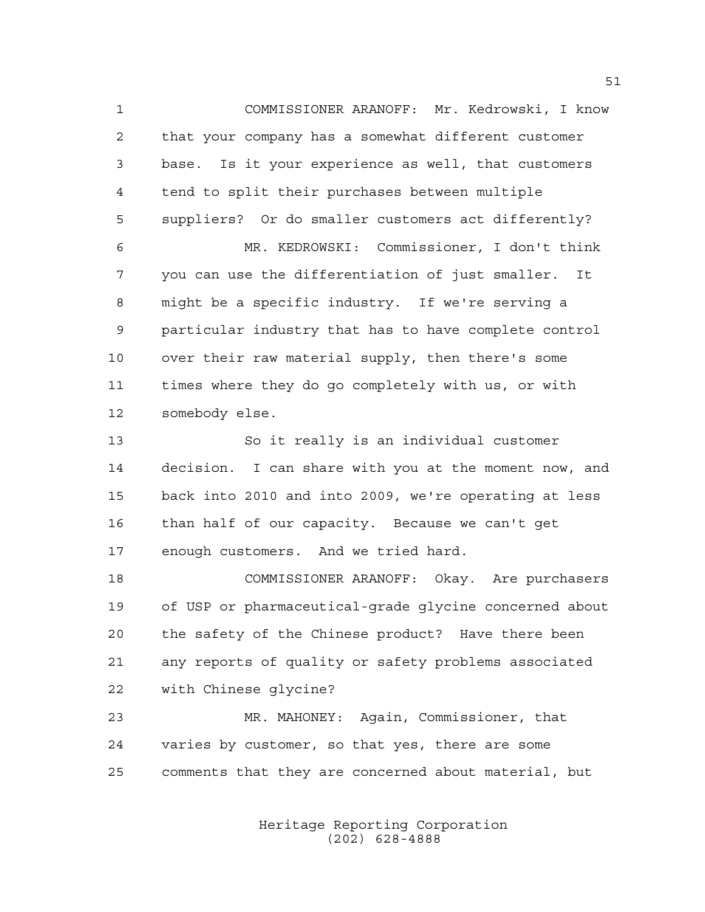COMMISSIONER ARANOFF: Mr. Kedrowski, I know that your company has a somewhat different customer base. Is it your experience as well, that customers tend to split their purchases between multiple suppliers? Or do smaller customers act differently?

MR. KEDROWSKI: Commissioner, I don't think you can use the differentiation of just smaller. It might be a specific industry. If we're serving a particular industry that has to have complete control over their raw material supply, then there's some times where they do go completely with us, or with somebody else.

So it really is an individual customer decision. I can share with you at the moment now, and back into 2010 and into 2009, we're operating at less than half of our capacity. Because we can't get enough customers. And we tried hard.

COMMISSIONER ARANOFF: Okay. Are purchasers of USP or pharmaceutical-grade glycine concerned about the safety of the Chinese product? Have there been any reports of quality or safety problems associated with Chinese glycine?

MR. MAHONEY: Again, Commissioner, that varies by customer, so that yes, there are some comments that they are concerned about material, but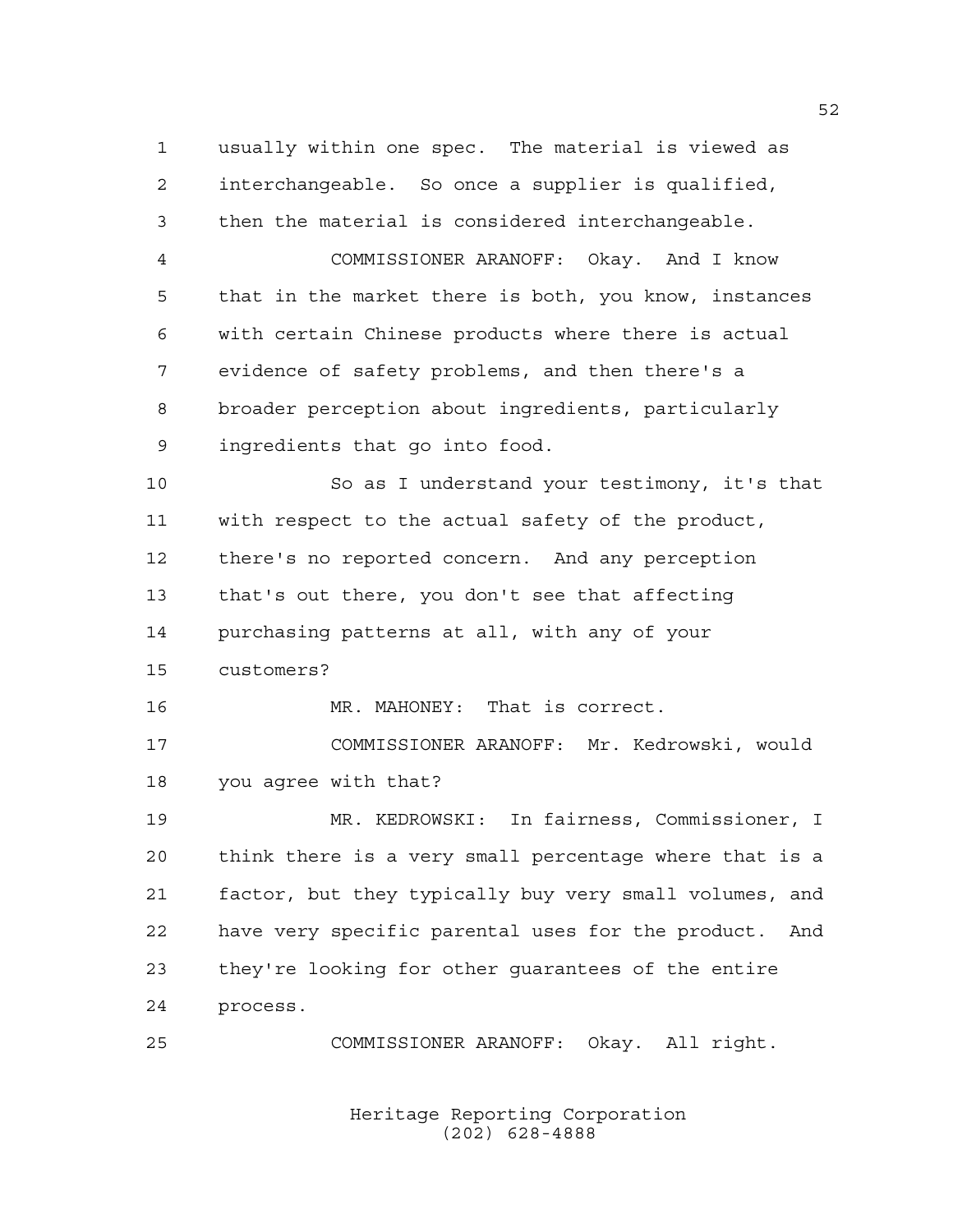usually within one spec. The material is viewed as interchangeable. So once a supplier is qualified, then the material is considered interchangeable.

COMMISSIONER ARANOFF: Okay. And I know that in the market there is both, you know, instances with certain Chinese products where there is actual evidence of safety problems, and then there's a broader perception about ingredients, particularly ingredients that go into food.

So as I understand your testimony, it's that with respect to the actual safety of the product, there's no reported concern. And any perception that's out there, you don't see that affecting purchasing patterns at all, with any of your customers?

MR. MAHONEY: That is correct.

COMMISSIONER ARANOFF: Mr. Kedrowski, would you agree with that?

MR. KEDROWSKI: In fairness, Commissioner, I think there is a very small percentage where that is a factor, but they typically buy very small volumes, and have very specific parental uses for the product. And they're looking for other guarantees of the entire process.

COMMISSIONER ARANOFF: Okay. All right.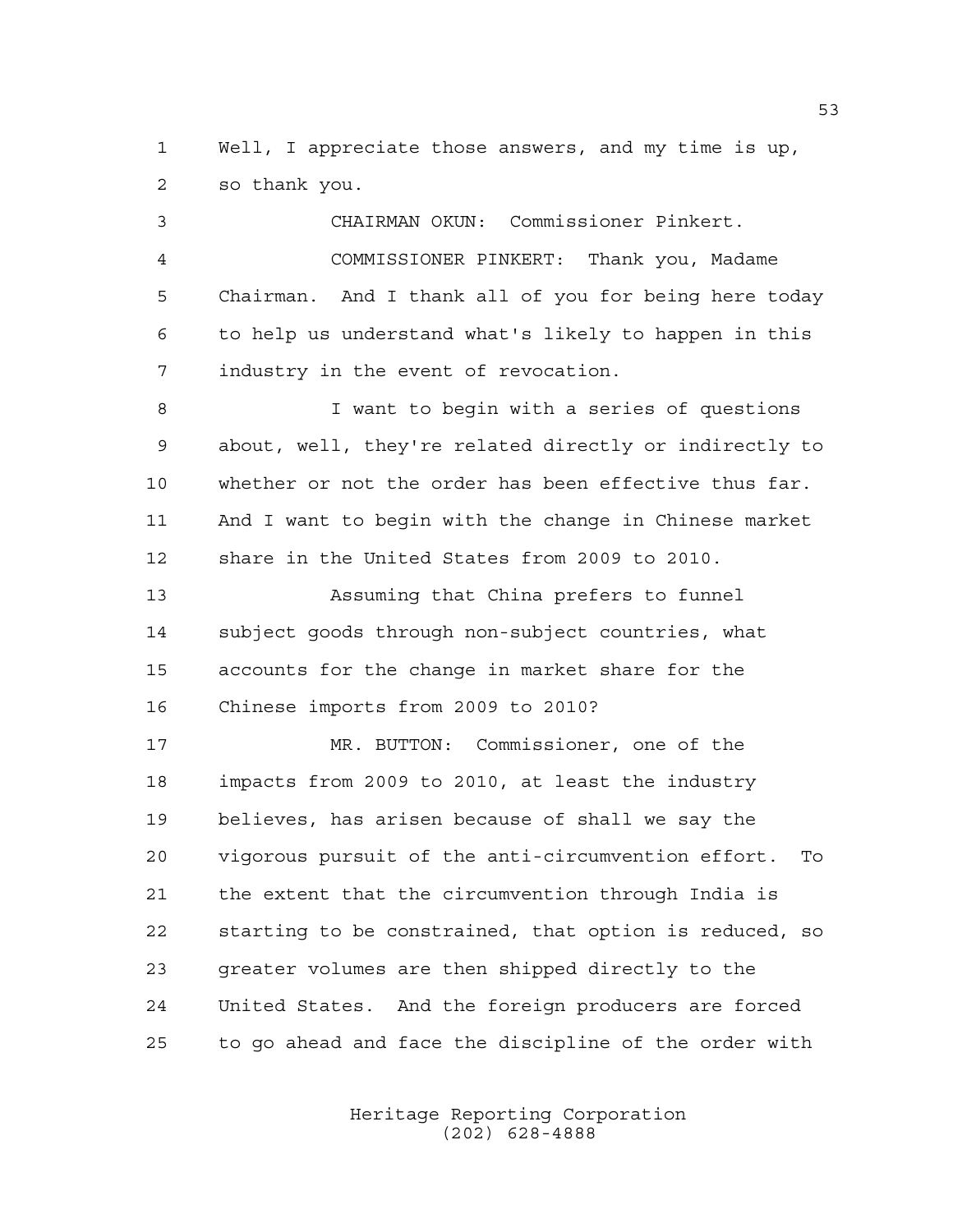Well, I appreciate those answers, and my time is up, so thank you.

CHAIRMAN OKUN: Commissioner Pinkert.

COMMISSIONER PINKERT: Thank you, Madame Chairman. And I thank all of you for being here today to help us understand what's likely to happen in this industry in the event of revocation.

I want to begin with a series of questions about, well, they're related directly or indirectly to whether or not the order has been effective thus far. And I want to begin with the change in Chinese market share in the United States from 2009 to 2010.

Assuming that China prefers to funnel subject goods through non-subject countries, what accounts for the change in market share for the Chinese imports from 2009 to 2010?

MR. BUTTON: Commissioner, one of the impacts from 2009 to 2010, at least the industry believes, has arisen because of shall we say the vigorous pursuit of the anti-circumvention effort. To the extent that the circumvention through India is starting to be constrained, that option is reduced, so greater volumes are then shipped directly to the United States. And the foreign producers are forced to go ahead and face the discipline of the order with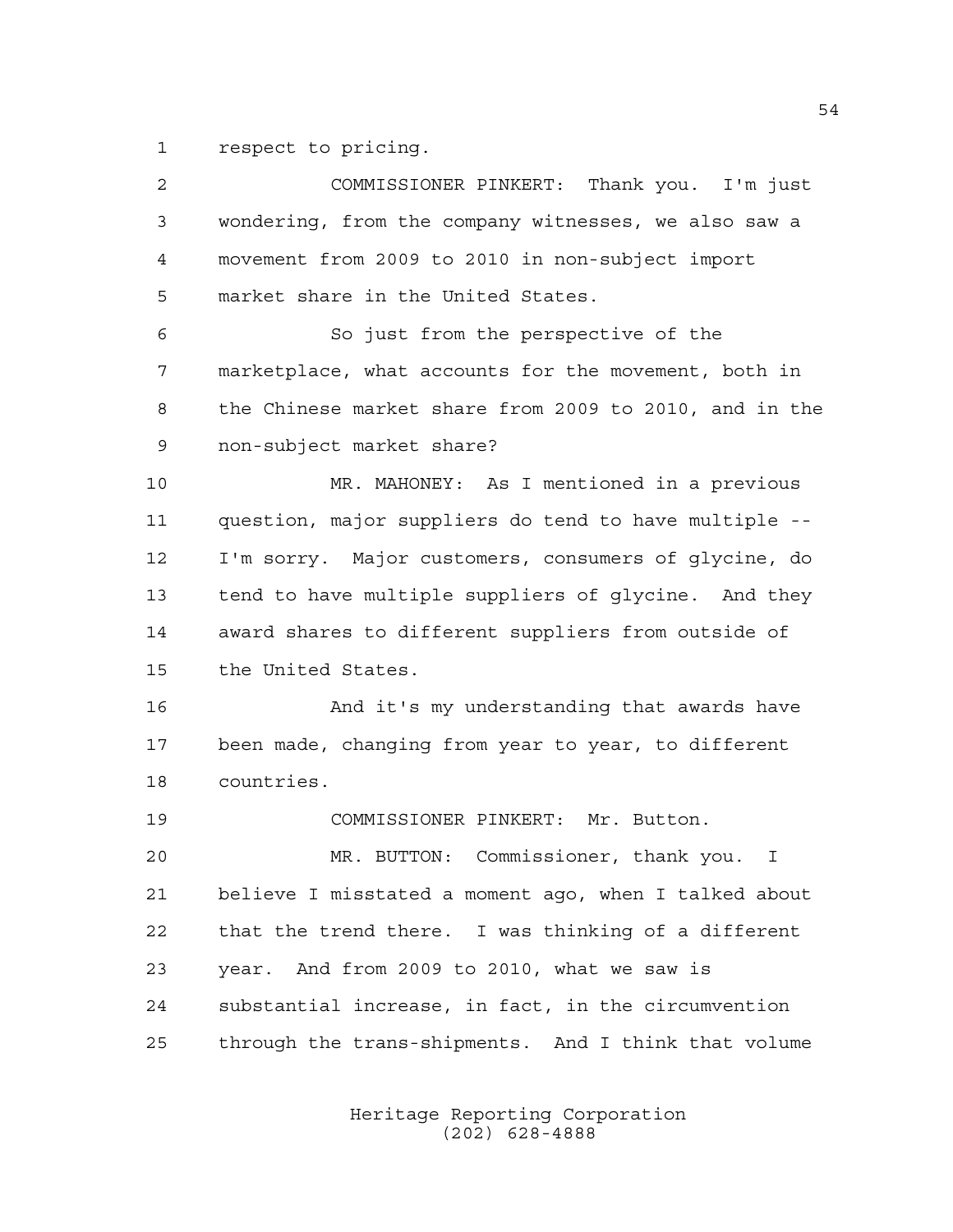respect to pricing.

COMMISSIONER PINKERT: Thank you. I'm just wondering, from the company witnesses, we also saw a movement from 2009 to 2010 in non-subject import market share in the United States.

So just from the perspective of the marketplace, what accounts for the movement, both in the Chinese market share from 2009 to 2010, and in the non-subject market share?

MR. MAHONEY: As I mentioned in a previous question, major suppliers do tend to have multiple -- I'm sorry. Major customers, consumers of glycine, do tend to have multiple suppliers of glycine. And they award shares to different suppliers from outside of the United States.

And it's my understanding that awards have been made, changing from year to year, to different countries.

COMMISSIONER PINKERT: Mr. Button.

MR. BUTTON: Commissioner, thank you. I believe I misstated a moment ago, when I talked about that the trend there. I was thinking of a different year. And from 2009 to 2010, what we saw is substantial increase, in fact, in the circumvention through the trans-shipments. And I think that volume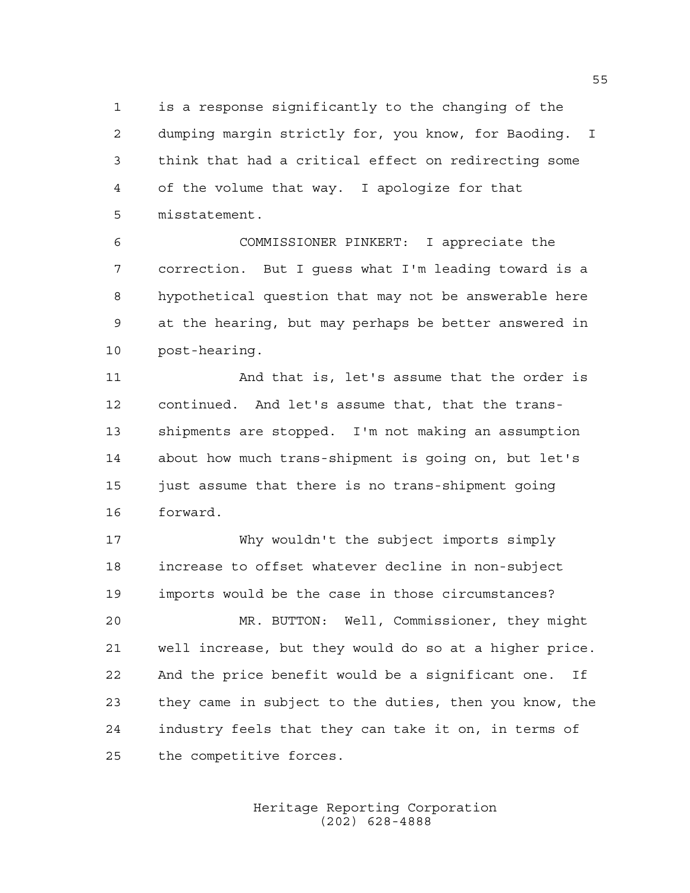is a response significantly to the changing of the dumping margin strictly for, you know, for Baoding. I think that had a critical effect on redirecting some of the volume that way. I apologize for that misstatement.

COMMISSIONER PINKERT: I appreciate the correction. But I guess what I'm leading toward is a hypothetical question that may not be answerable here at the hearing, but may perhaps be better answered in post-hearing.

And that is, let's assume that the order is continued. And let's assume that, that the trans-shipments are stopped. I'm not making an assumption about how much trans-shipment is going on, but let's just assume that there is no trans-shipment going forward.

Why wouldn't the subject imports simply increase to offset whatever decline in non-subject imports would be the case in those circumstances?

MR. BUTTON: Well, Commissioner, they might well increase, but they would do so at a higher price. And the price benefit would be a significant one. If they came in subject to the duties, then you know, the industry feels that they can take it on, in terms of the competitive forces.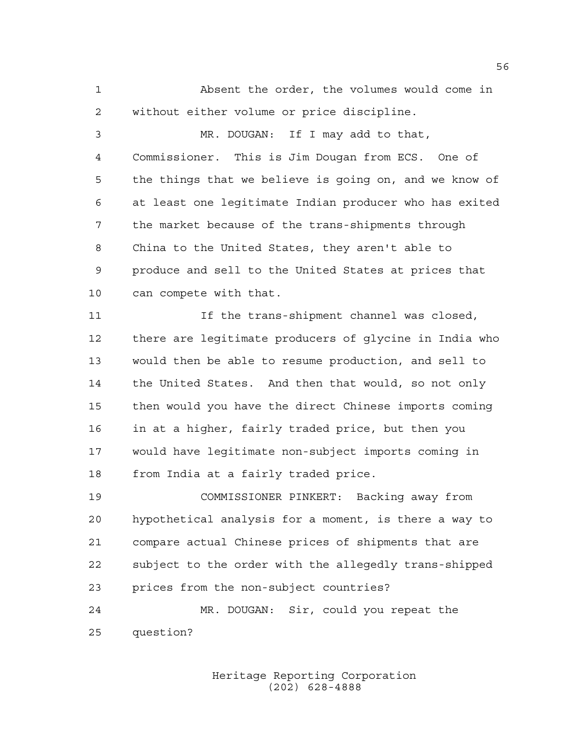Absent the order, the volumes would come in without either volume or price discipline.

MR. DOUGAN: If I may add to that, Commissioner. This is Jim Dougan from ECS. One of the things that we believe is going on, and we know of at least one legitimate Indian producer who has exited the market because of the trans-shipments through China to the United States, they aren't able to produce and sell to the United States at prices that can compete with that.

If the trans-shipment channel was closed, there are legitimate producers of glycine in India who would then be able to resume production, and sell to the United States. And then that would, so not only then would you have the direct Chinese imports coming in at a higher, fairly traded price, but then you would have legitimate non-subject imports coming in from India at a fairly traded price.

COMMISSIONER PINKERT: Backing away from hypothetical analysis for a moment, is there a way to compare actual Chinese prices of shipments that are subject to the order with the allegedly trans-shipped prices from the non-subject countries?

MR. DOUGAN: Sir, could you repeat the question?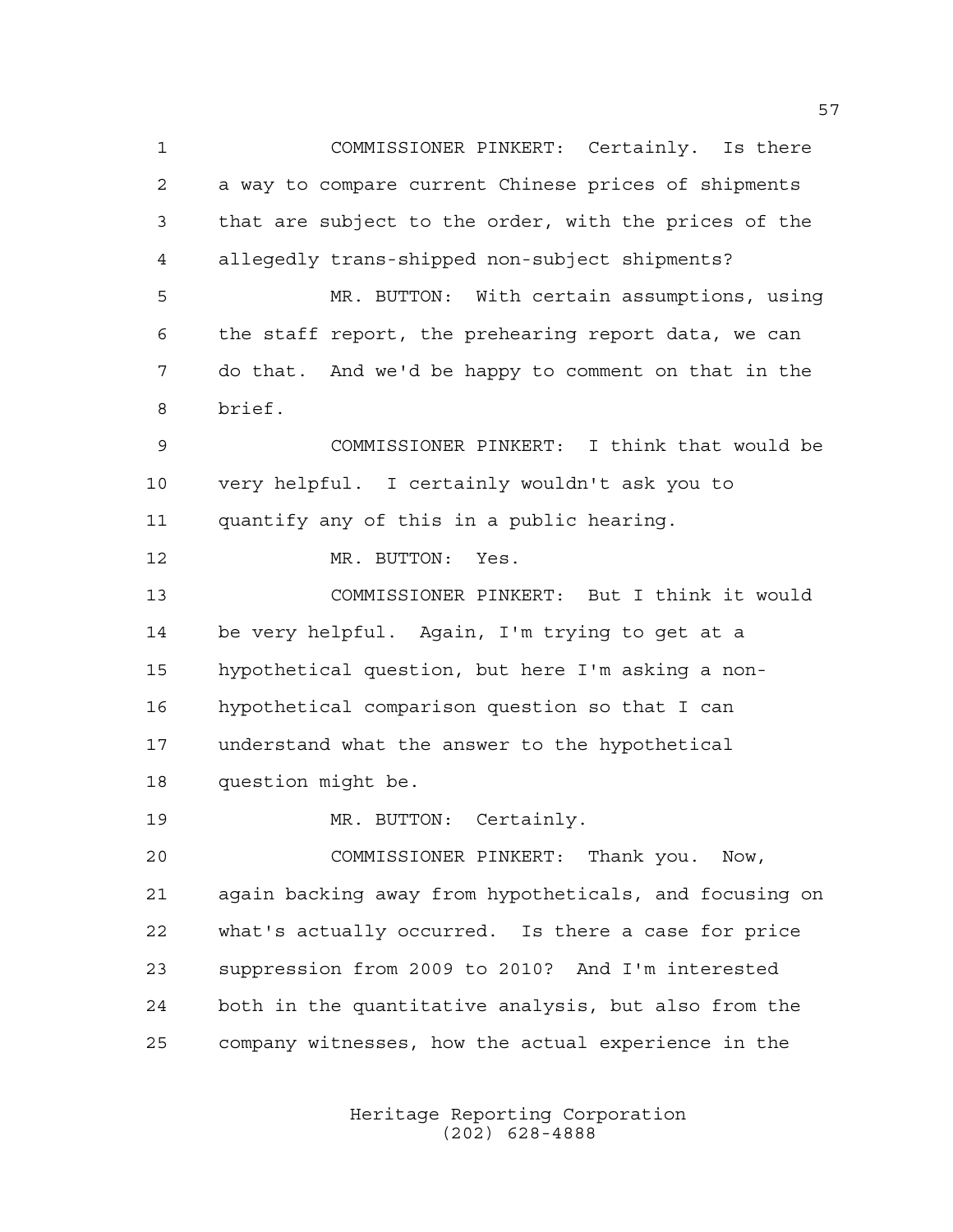COMMISSIONER PINKERT: Certainly. Is there a way to compare current Chinese prices of shipments that are subject to the order, with the prices of the allegedly trans-shipped non-subject shipments?

MR. BUTTON: With certain assumptions, using the staff report, the prehearing report data, we can do that. And we'd be happy to comment on that in the brief.

COMMISSIONER PINKERT: I think that would be very helpful. I certainly wouldn't ask you to quantify any of this in a public hearing.

MR. BUTTON: Yes.

COMMISSIONER PINKERT: But I think it would be very helpful. Again, I'm trying to get at a hypothetical question, but here I'm asking a non-hypothetical comparison question so that I can understand what the answer to the hypothetical question might be.

MR. BUTTON: Certainly.

COMMISSIONER PINKERT: Thank you. Now, again backing away from hypotheticals, and focusing on what's actually occurred. Is there a case for price suppression from 2009 to 2010? And I'm interested both in the quantitative analysis, but also from the company witnesses, how the actual experience in the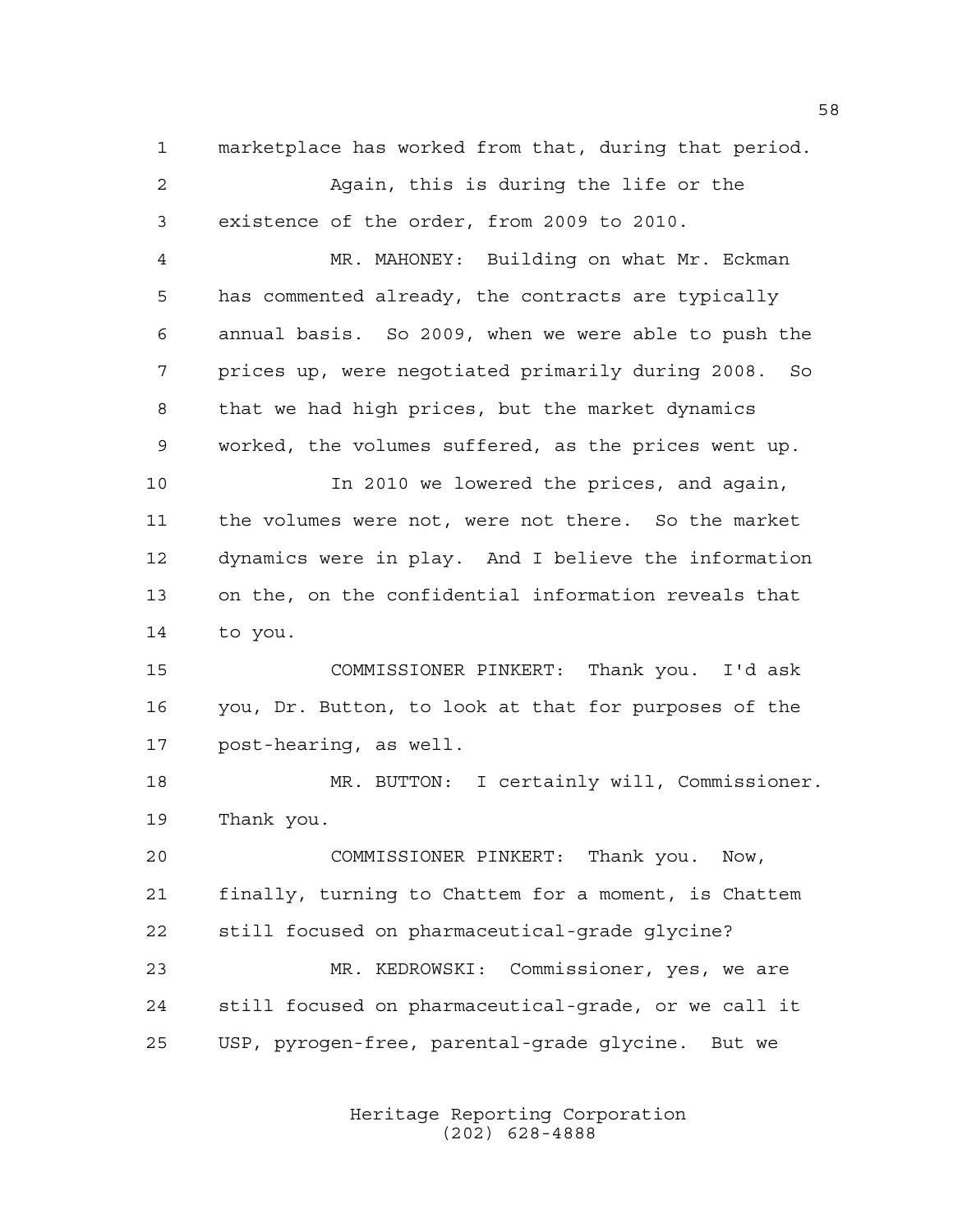marketplace has worked from that, during that period.

Again, this is during the life or the existence of the order, from 2009 to 2010.

MR. MAHONEY: Building on what Mr. Eckman has commented already, the contracts are typically annual basis. So 2009, when we were able to push the prices up, were negotiated primarily during 2008. So that we had high prices, but the market dynamics worked, the volumes suffered, as the prices went up.

In 2010 we lowered the prices, and again, the volumes were not, were not there. So the market dynamics were in play. And I believe the information on the, on the confidential information reveals that to you.

COMMISSIONER PINKERT: Thank you. I'd ask you, Dr. Button, to look at that for purposes of the post-hearing, as well.

MR. BUTTON: I certainly will, Commissioner. Thank you.

COMMISSIONER PINKERT: Thank you. Now, finally, turning to Chattem for a moment, is Chattem still focused on pharmaceutical-grade glycine?

MR. KEDROWSKI: Commissioner, yes, we are still focused on pharmaceutical-grade, or we call it USP, pyrogen-free, parental-grade glycine. But we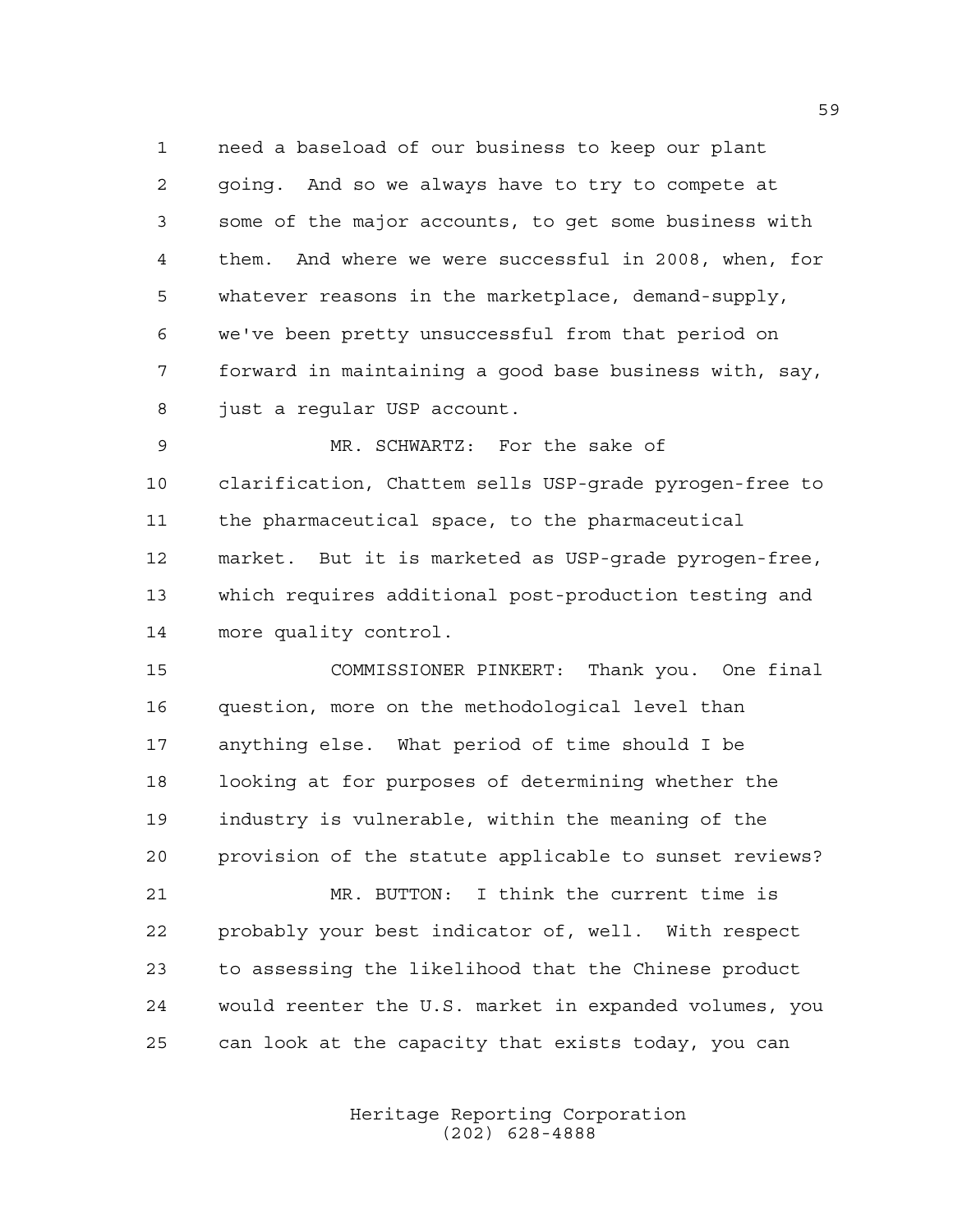need a baseload of our business to keep our plant going. And so we always have to try to compete at some of the major accounts, to get some business with them. And where we were successful in 2008, when, for whatever reasons in the marketplace, demand-supply, we've been pretty unsuccessful from that period on forward in maintaining a good base business with, say, just a regular USP account.

MR. SCHWARTZ: For the sake of clarification, Chattem sells USP-grade pyrogen-free to the pharmaceutical space, to the pharmaceutical market. But it is marketed as USP-grade pyrogen-free, which requires additional post-production testing and more quality control.

COMMISSIONER PINKERT: Thank you. One final question, more on the methodological level than anything else. What period of time should I be looking at for purposes of determining whether the industry is vulnerable, within the meaning of the provision of the statute applicable to sunset reviews?

MR. BUTTON: I think the current time is probably your best indicator of, well. With respect to assessing the likelihood that the Chinese product would reenter the U.S. market in expanded volumes, you can look at the capacity that exists today, you can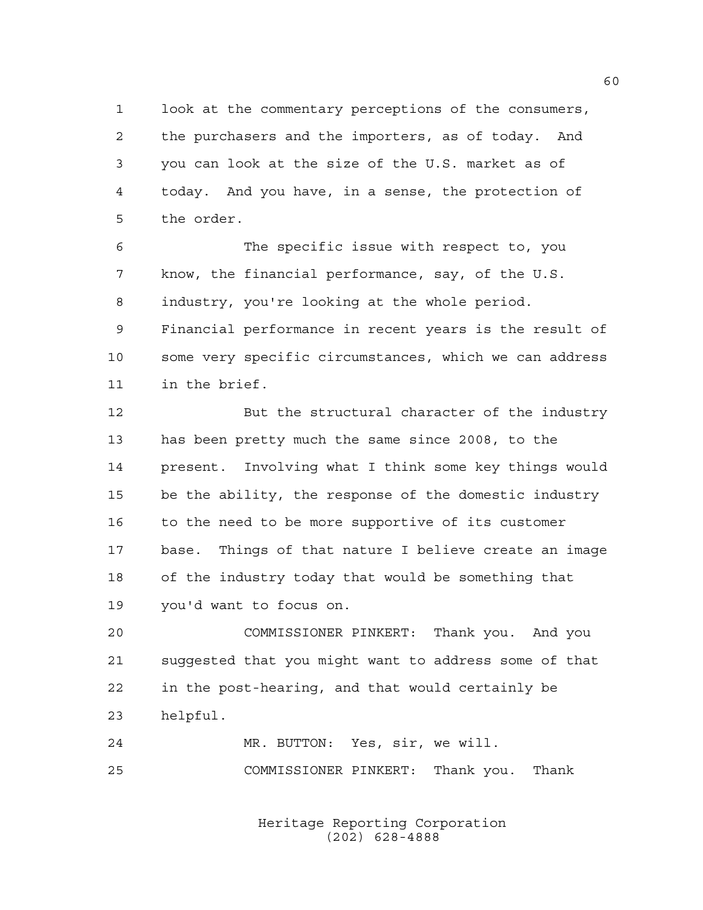look at the commentary perceptions of the consumers, the purchasers and the importers, as of today. And you can look at the size of the U.S. market as of today. And you have, in a sense, the protection of the order.

The specific issue with respect to, you know, the financial performance, say, of the U.S. industry, you're looking at the whole period. Financial performance in recent years is the result of some very specific circumstances, which we can address in the brief.

But the structural character of the industry has been pretty much the same since 2008, to the present. Involving what I think some key things would be the ability, the response of the domestic industry to the need to be more supportive of its customer base. Things of that nature I believe create an image of the industry today that would be something that you'd want to focus on.

COMMISSIONER PINKERT: Thank you. And you suggested that you might want to address some of that in the post-hearing, and that would certainly be helpful.

MR. BUTTON: Yes, sir, we will.

COMMISSIONER PINKERT: Thank you. Thank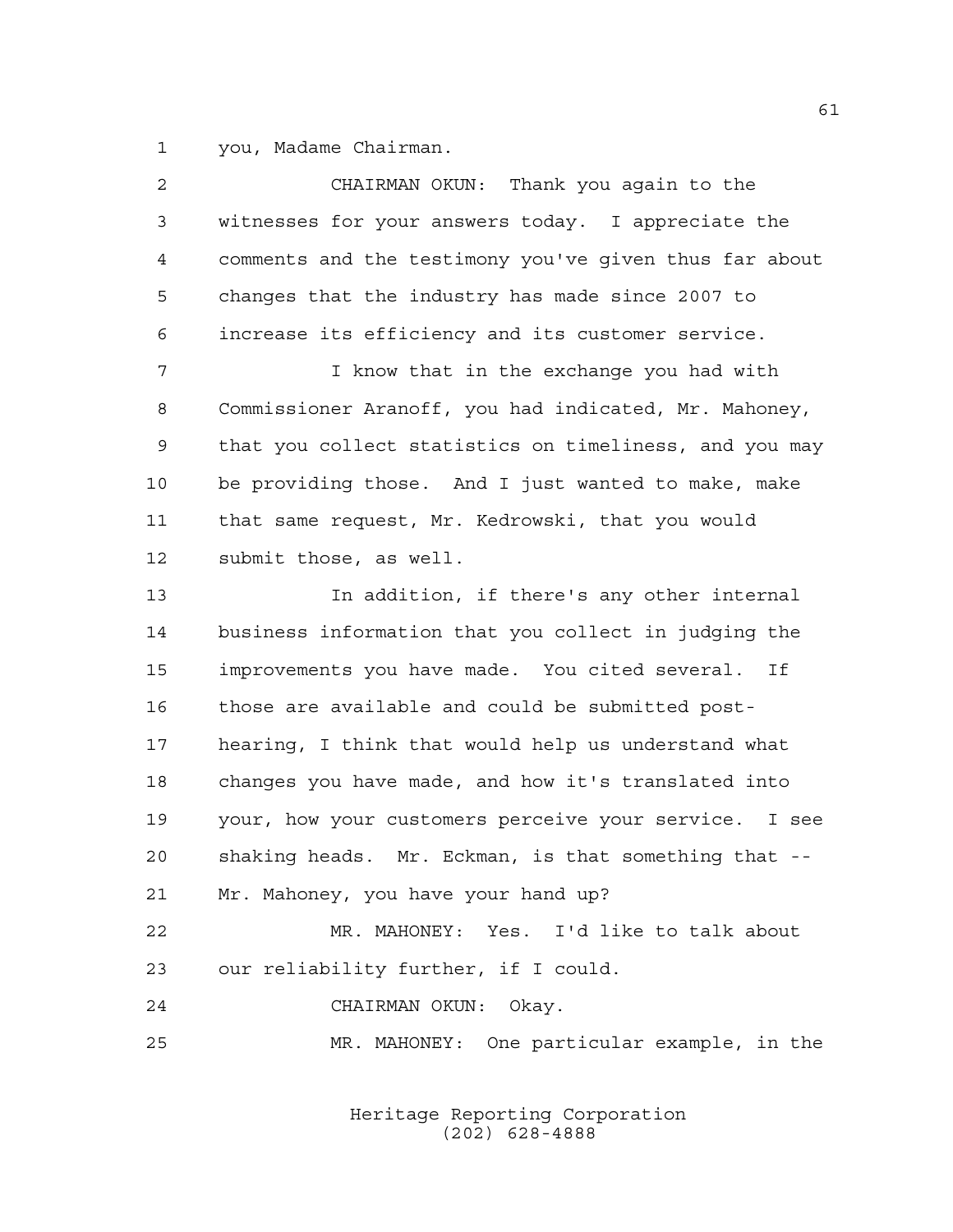you, Madame Chairman.

CHAIRMAN OKUN: Thank you again to the witnesses for your answers today. I appreciate the comments and the testimony you've given thus far about changes that the industry has made since 2007 to increase its efficiency and its customer service.

I know that in the exchange you had with Commissioner Aranoff, you had indicated, Mr. Mahoney, that you collect statistics on timeliness, and you may be providing those. And I just wanted to make, make that same request, Mr. Kedrowski, that you would submit those, as well.

In addition, if there's any other internal business information that you collect in judging the improvements you have made. You cited several. If those are available and could be submitted post-hearing, I think that would help us understand what changes you have made, and how it's translated into your, how your customers perceive your service. I see shaking heads. Mr. Eckman, is that something that -- Mr. Mahoney, you have your hand up?

MR. MAHONEY: Yes. I'd like to talk about our reliability further, if I could.

CHAIRMAN OKUN: Okay.

MR. MAHONEY: One particular example, in the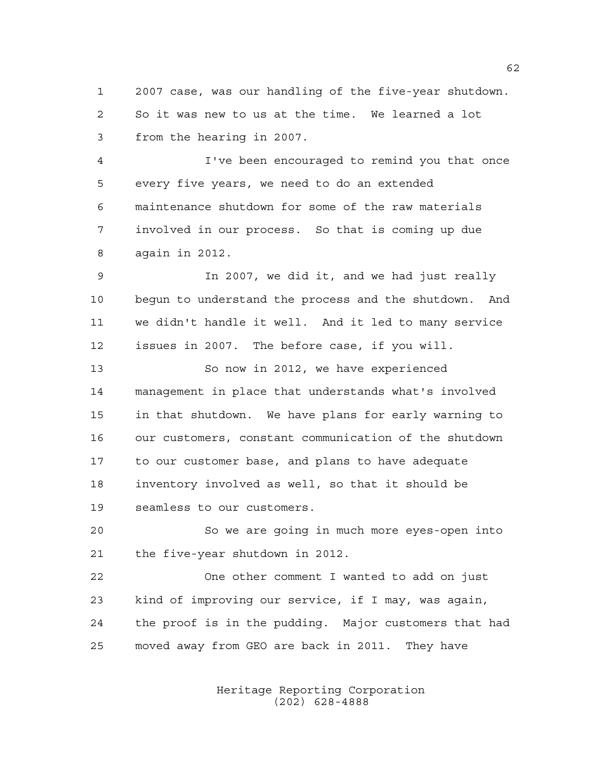2007 case, was our handling of the five-year shutdown. So it was new to us at the time. We learned a lot from the hearing in 2007.

I've been encouraged to remind you that once every five years, we need to do an extended maintenance shutdown for some of the raw materials involved in our process. So that is coming up due again in 2012.

In 2007, we did it, and we had just really begun to understand the process and the shutdown. And we didn't handle it well. And it led to many service issues in 2007. The before case, if you will.

So now in 2012, we have experienced management in place that understands what's involved in that shutdown. We have plans for early warning to our customers, constant communication of the shutdown to our customer base, and plans to have adequate inventory involved as well, so that it should be seamless to our customers.

So we are going in much more eyes-open into the five-year shutdown in 2012.

One other comment I wanted to add on just kind of improving our service, if I may, was again, the proof is in the pudding. Major customers that had moved away from GEO are back in 2011. They have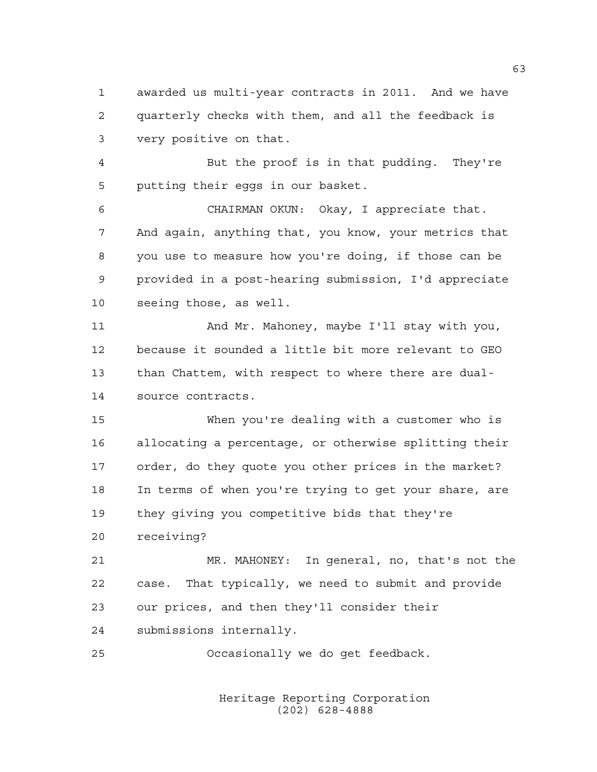awarded us multi-year contracts in 2011. And we have quarterly checks with them, and all the feedback is very positive on that.

But the proof is in that pudding. They're putting their eggs in our basket.

CHAIRMAN OKUN: Okay, I appreciate that. And again, anything that, you know, your metrics that you use to measure how you're doing, if those can be provided in a post-hearing submission, I'd appreciate seeing those, as well.

And Mr. Mahoney, maybe I'll stay with you, because it sounded a little bit more relevant to GEO than Chattem, with respect to where there are dual-source contracts.

When you're dealing with a customer who is allocating a percentage, or otherwise splitting their order, do they quote you other prices in the market? In terms of when you're trying to get your share, are they giving you competitive bids that they're receiving?

MR. MAHONEY: In general, no, that's not the case. That typically, we need to submit and provide our prices, and then they'll consider their submissions internally.

Occasionally we do get feedback.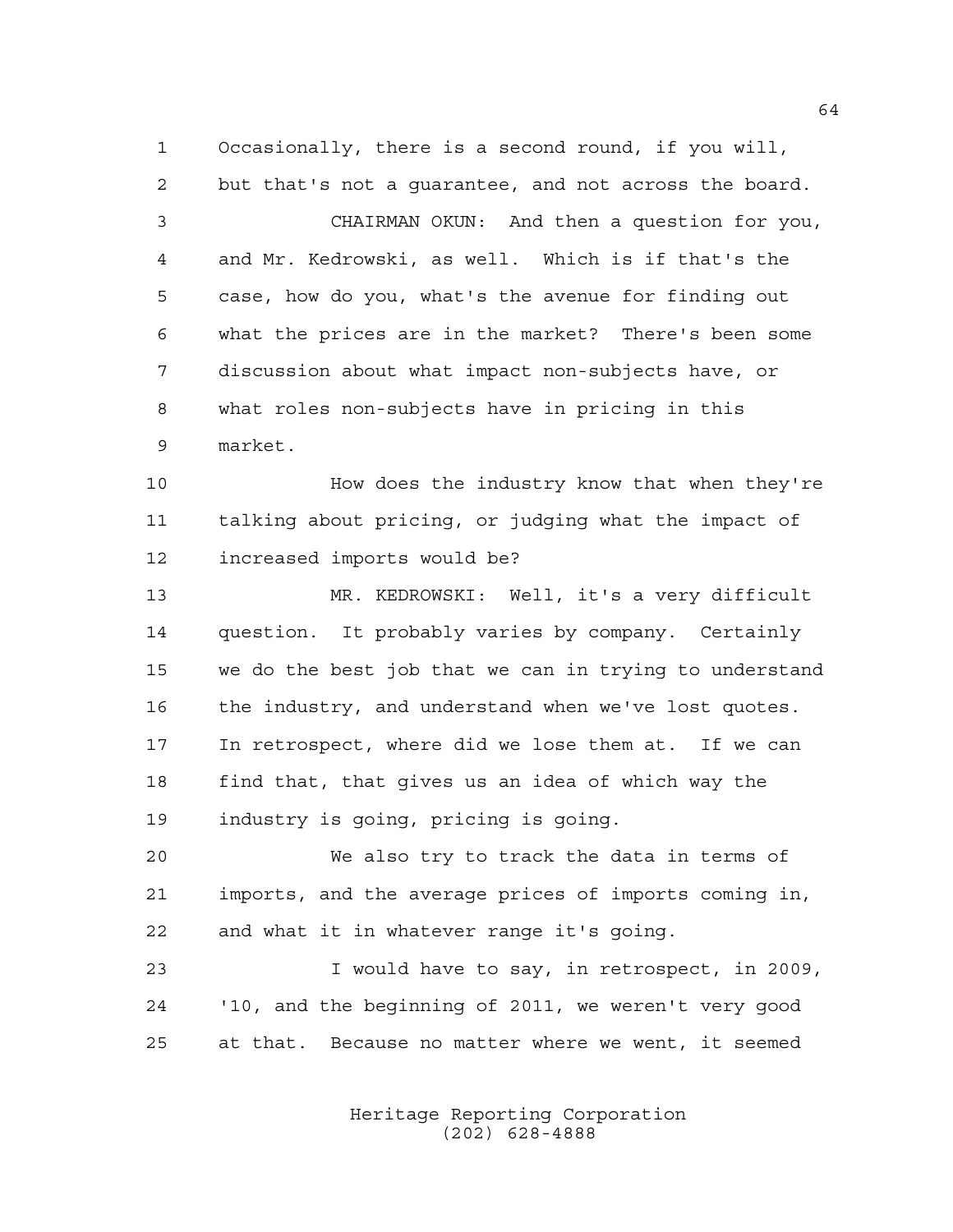Occasionally, there is a second round, if you will, but that's not a guarantee, and not across the board.

CHAIRMAN OKUN: And then a question for you, and Mr. Kedrowski, as well. Which is if that's the case, how do you, what's the avenue for finding out what the prices are in the market? There's been some discussion about what impact non-subjects have, or what roles non-subjects have in pricing in this market.

How does the industry know that when they're talking about pricing, or judging what the impact of increased imports would be?

MR. KEDROWSKI: Well, it's a very difficult question. It probably varies by company. Certainly we do the best job that we can in trying to understand the industry, and understand when we've lost quotes. In retrospect, where did we lose them at. If we can find that, that gives us an idea of which way the industry is going, pricing is going.

We also try to track the data in terms of imports, and the average prices of imports coming in, and what it in whatever range it's going.

I would have to say, in retrospect, in 2009, '10, and the beginning of 2011, we weren't very good at that. Because no matter where we went, it seemed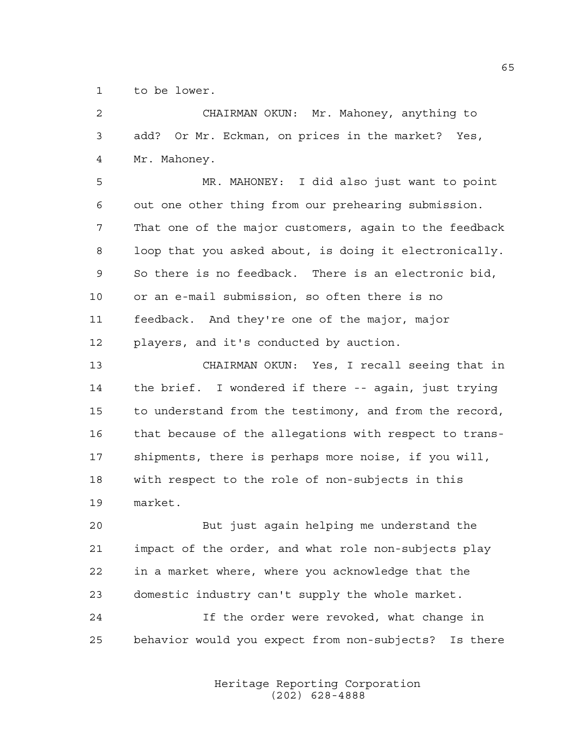to be lower.

CHAIRMAN OKUN: Mr. Mahoney, anything to add? Or Mr. Eckman, on prices in the market? Yes, Mr. Mahoney.

MR. MAHONEY: I did also just want to point out one other thing from our prehearing submission. That one of the major customers, again to the feedback loop that you asked about, is doing it electronically. So there is no feedback. There is an electronic bid, or an e-mail submission, so often there is no feedback. And they're one of the major, major players, and it's conducted by auction.

CHAIRMAN OKUN: Yes, I recall seeing that in the brief. I wondered if there -- again, just trying to understand from the testimony, and from the record, that because of the allegations with respect to trans-shipments, there is perhaps more noise, if you will, with respect to the role of non-subjects in this market.

But just again helping me understand the impact of the order, and what role non-subjects play in a market where, where you acknowledge that the domestic industry can't supply the whole market.

If the order were revoked, what change in behavior would you expect from non-subjects? Is there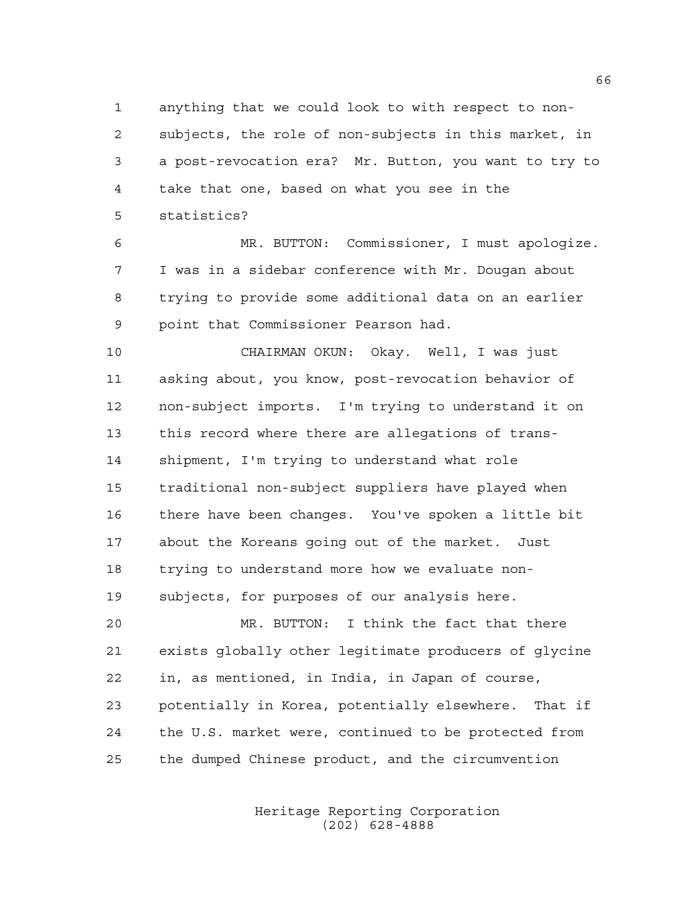anything that we could look to with respect to non-subjects, the role of non-subjects in this market, in a post-revocation era? Mr. Button, you want to try to take that one, based on what you see in the statistics?

MR. BUTTON: Commissioner, I must apologize. I was in a sidebar conference with Mr. Dougan about trying to provide some additional data on an earlier point that Commissioner Pearson had.

CHAIRMAN OKUN: Okay. Well, I was just asking about, you know, post-revocation behavior of non-subject imports. I'm trying to understand it on this record where there are allegations of trans-shipment, I'm trying to understand what role traditional non-subject suppliers have played when there have been changes. You've spoken a little bit about the Koreans going out of the market. Just trying to understand more how we evaluate non-subjects, for purposes of our analysis here.

MR. BUTTON: I think the fact that there exists globally other legitimate producers of glycine in, as mentioned, in India, in Japan of course, potentially in Korea, potentially elsewhere. That if the U.S. market were, continued to be protected from the dumped Chinese product, and the circumvention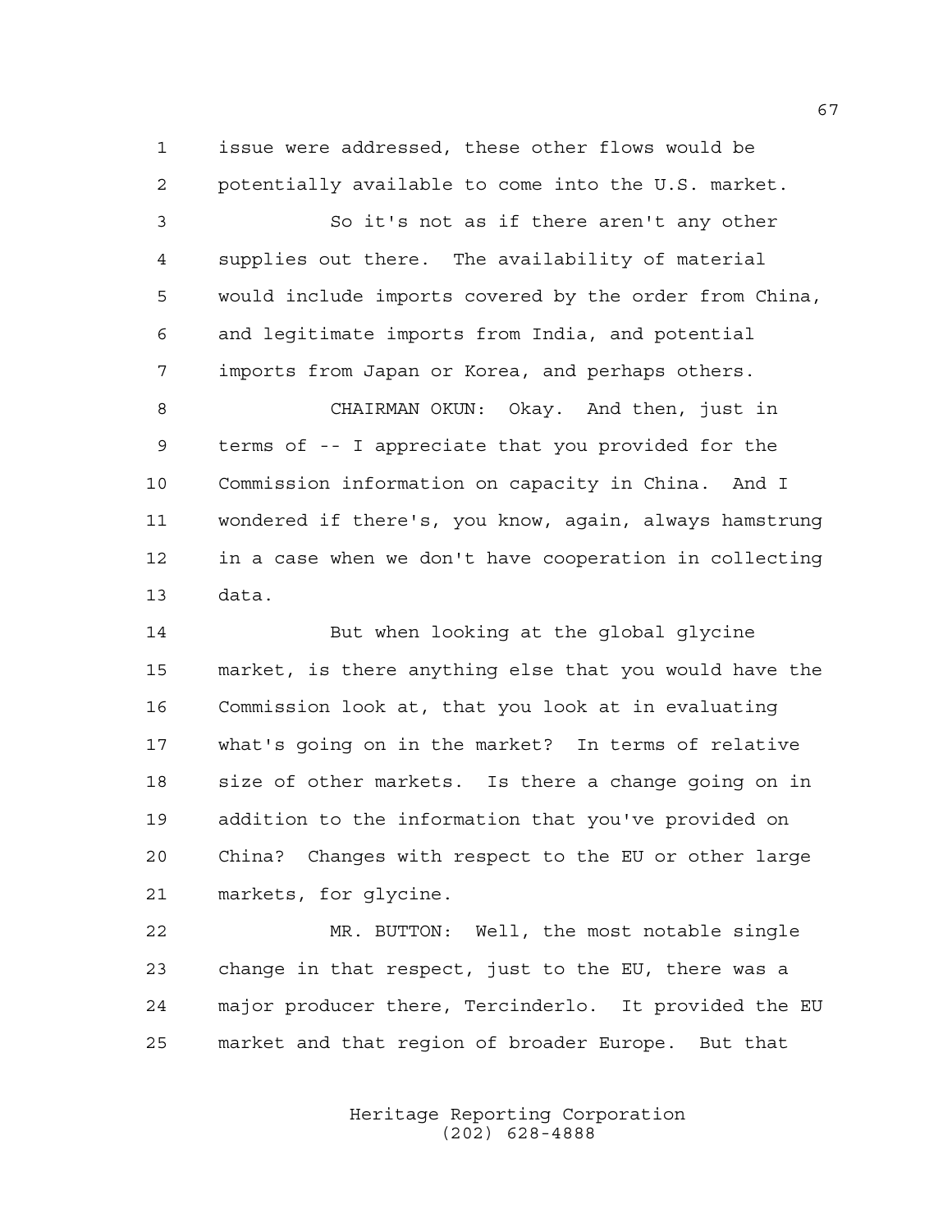issue were addressed, these other flows would be potentially available to come into the U.S. market.

So it's not as if there aren't any other supplies out there. The availability of material would include imports covered by the order from China, and legitimate imports from India, and potential imports from Japan or Korea, and perhaps others.

CHAIRMAN OKUN: Okay. And then, just in terms of -- I appreciate that you provided for the Commission information on capacity in China. And I wondered if there's, you know, again, always hamstrung in a case when we don't have cooperation in collecting data.

But when looking at the global glycine market, is there anything else that you would have the Commission look at, that you look at in evaluating what's going on in the market? In terms of relative size of other markets. Is there a change going on in addition to the information that you've provided on China? Changes with respect to the EU or other large markets, for glycine.

MR. BUTTON: Well, the most notable single change in that respect, just to the EU, there was a major producer there, Tercinderlo. It provided the EU market and that region of broader Europe. But that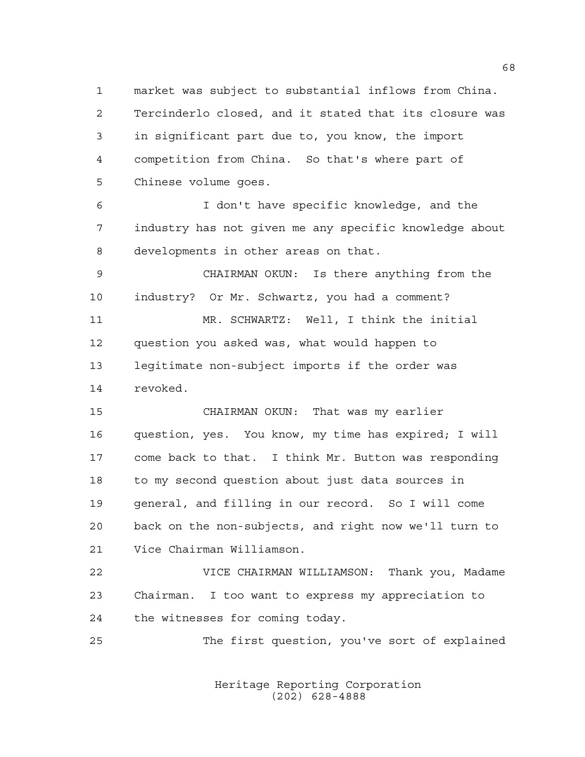market was subject to substantial inflows from China. Tercinderlo closed, and it stated that its closure was in significant part due to, you know, the import competition from China. So that's where part of Chinese volume goes.

I don't have specific knowledge, and the industry has not given me any specific knowledge about developments in other areas on that.

CHAIRMAN OKUN: Is there anything from the industry? Or Mr. Schwartz, you had a comment?

MR. SCHWARTZ: Well, I think the initial question you asked was, what would happen to legitimate non-subject imports if the order was revoked.

CHAIRMAN OKUN: That was my earlier question, yes. You know, my time has expired; I will come back to that. I think Mr. Button was responding to my second question about just data sources in general, and filling in our record. So I will come back on the non-subjects, and right now we'll turn to Vice Chairman Williamson.

VICE CHAIRMAN WILLIAMSON: Thank you, Madame Chairman. I too want to express my appreciation to the witnesses for coming today.

The first question, you've sort of explained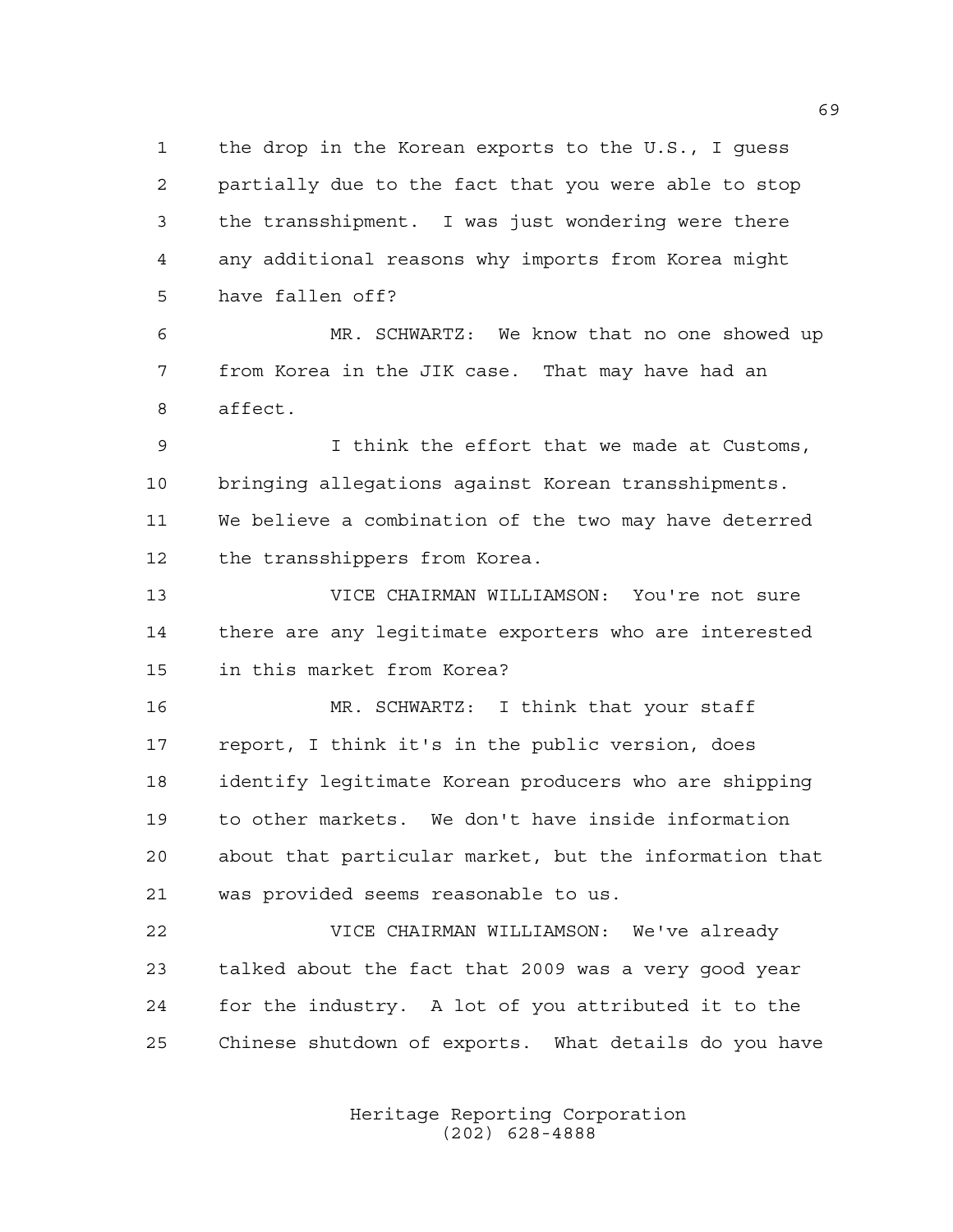the drop in the Korean exports to the U.S., I guess partially due to the fact that you were able to stop the transshipment. I was just wondering were there any additional reasons why imports from Korea might have fallen off?

MR. SCHWARTZ: We know that no one showed up from Korea in the JIK case. That may have had an affect.

I think the effort that we made at Customs, bringing allegations against Korean transshipments. We believe a combination of the two may have deterred the transshippers from Korea.

VICE CHAIRMAN WILLIAMSON: You're not sure there are any legitimate exporters who are interested in this market from Korea?

MR. SCHWARTZ: I think that your staff report, I think it's in the public version, does identify legitimate Korean producers who are shipping to other markets. We don't have inside information about that particular market, but the information that was provided seems reasonable to us.

VICE CHAIRMAN WILLIAMSON: We've already talked about the fact that 2009 was a very good year for the industry. A lot of you attributed it to the Chinese shutdown of exports. What details do you have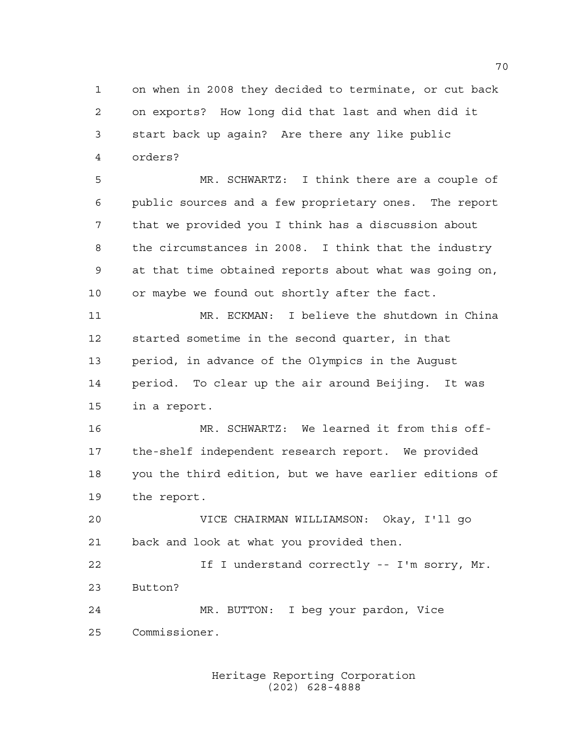on when in 2008 they decided to terminate, or cut back on exports? How long did that last and when did it start back up again? Are there any like public orders?

MR. SCHWARTZ: I think there are a couple of public sources and a few proprietary ones. The report that we provided you I think has a discussion about the circumstances in 2008. I think that the industry at that time obtained reports about what was going on, or maybe we found out shortly after the fact.

MR. ECKMAN: I believe the shutdown in China started sometime in the second quarter, in that period, in advance of the Olympics in the August period. To clear up the air around Beijing. It was in a report.

MR. SCHWARTZ: We learned it from this off-the-shelf independent research report. We provided you the third edition, but we have earlier editions of the report.

VICE CHAIRMAN WILLIAMSON: Okay, I'll go back and look at what you provided then.

If I understand correctly -- I'm sorry, Mr. Button?

MR. BUTTON: I beg your pardon, Vice Commissioner.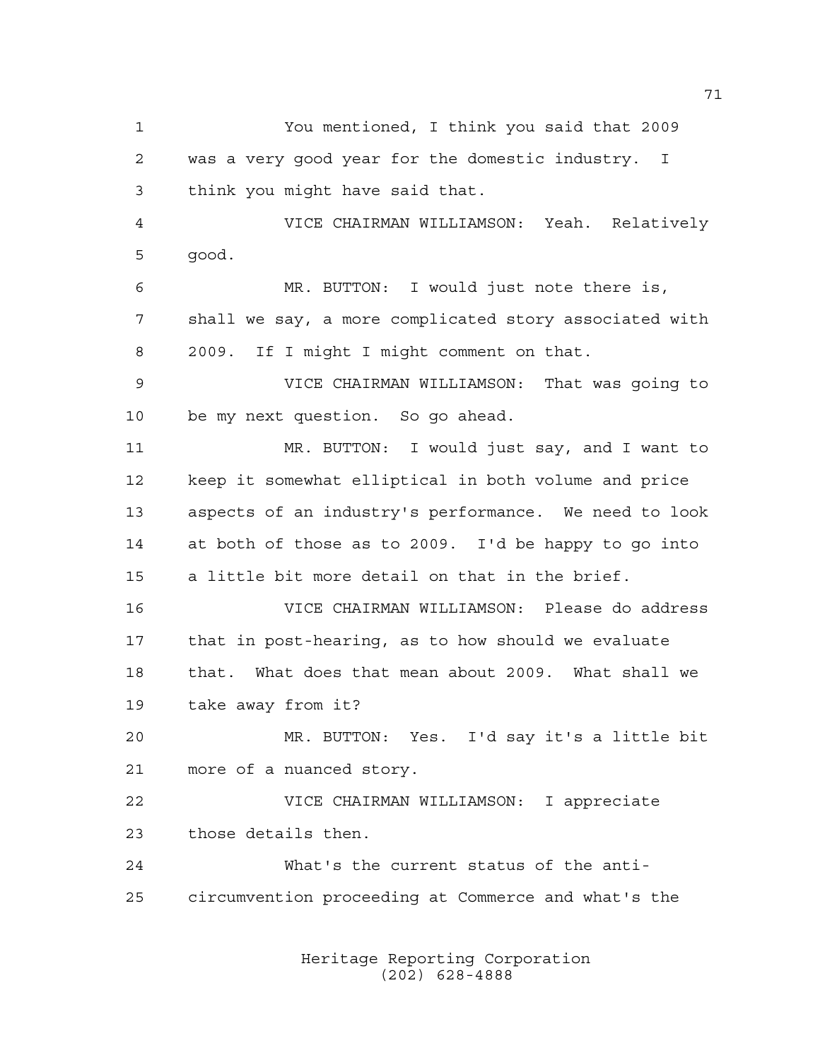You mentioned, I think you said that 2009 was a very good year for the domestic industry. I think you might have said that.

VICE CHAIRMAN WILLIAMSON: Yeah. Relatively good.

MR. BUTTON: I would just note there is, shall we say, a more complicated story associated with 2009. If I might I might comment on that.

VICE CHAIRMAN WILLIAMSON: That was going to be my next question. So go ahead.

MR. BUTTON: I would just say, and I want to keep it somewhat elliptical in both volume and price aspects of an industry's performance. We need to look at both of those as to 2009. I'd be happy to go into a little bit more detail on that in the brief.

VICE CHAIRMAN WILLIAMSON: Please do address that in post-hearing, as to how should we evaluate that. What does that mean about 2009. What shall we take away from it?

MR. BUTTON: Yes. I'd say it's a little bit more of a nuanced story.

VICE CHAIRMAN WILLIAMSON: I appreciate those details then.

What's the current status of the anti-circumvention proceeding at Commerce and what's the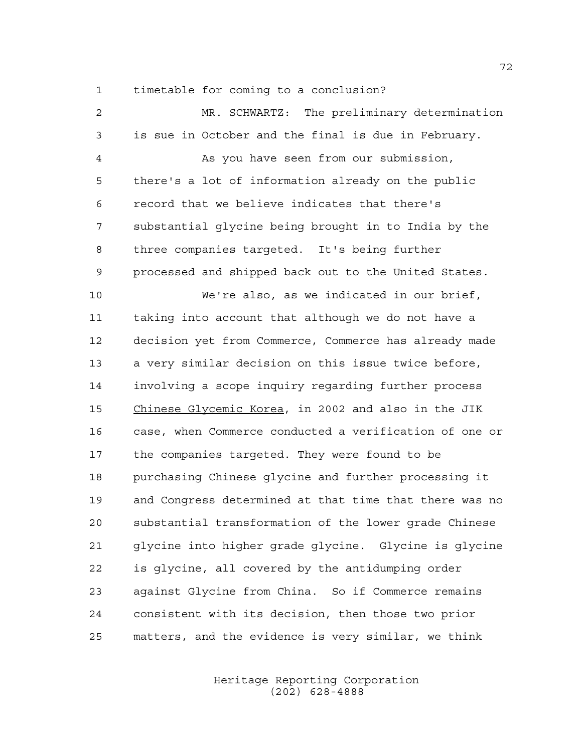timetable for coming to a conclusion?

MR. SCHWARTZ: The preliminary determination is sue in October and the final is due in February.

As you have seen from our submission, there's a lot of information already on the public record that we believe indicates that there's substantial glycine being brought in to India by the three companies targeted. It's being further processed and shipped back out to the United States.

We're also, as we indicated in our brief, taking into account that although we do not have a decision yet from Commerce, Commerce has already made a very similar decision on this issue twice before, involving a scope inquiry regarding further process Chinese Glycemic Korea, in 2002 and also in the JIK case, when Commerce conducted a verification of one or the companies targeted. They were found to be purchasing Chinese glycine and further processing it and Congress determined at that time that there was no substantial transformation of the lower grade Chinese glycine into higher grade glycine. Glycine is glycine is glycine, all covered by the antidumping order against Glycine from China. So if Commerce remains consistent with its decision, then those two prior matters, and the evidence is very similar, we think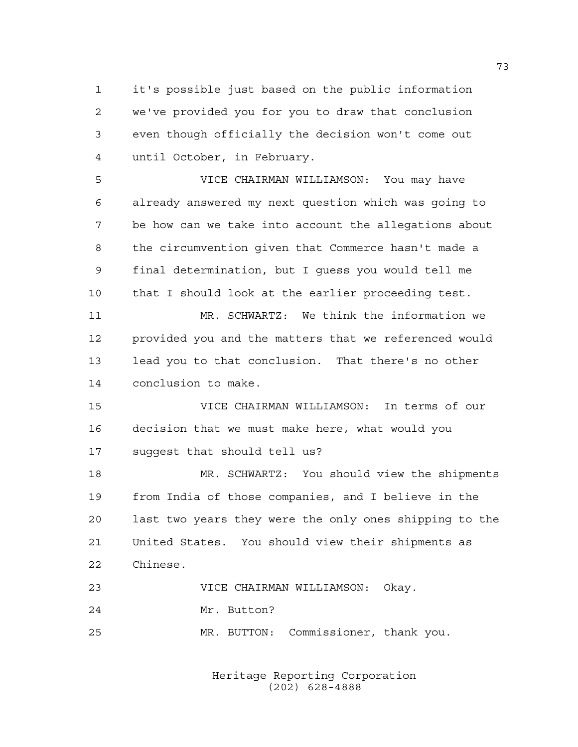it's possible just based on the public information we've provided you for you to draw that conclusion even though officially the decision won't come out until October, in February.

VICE CHAIRMAN WILLIAMSON: You may have already answered my next question which was going to be how can we take into account the allegations about the circumvention given that Commerce hasn't made a final determination, but I guess you would tell me that I should look at the earlier proceeding test.

MR. SCHWARTZ: We think the information we provided you and the matters that we referenced would lead you to that conclusion. That there's no other conclusion to make.

VICE CHAIRMAN WILLIAMSON: In terms of our decision that we must make here, what would you suggest that should tell us?

MR. SCHWARTZ: You should view the shipments from India of those companies, and I believe in the last two years they were the only ones shipping to the United States. You should view their shipments as Chinese.

VICE CHAIRMAN WILLIAMSON: Okay.

Mr. Button?

MR. BUTTON: Commissioner, thank you.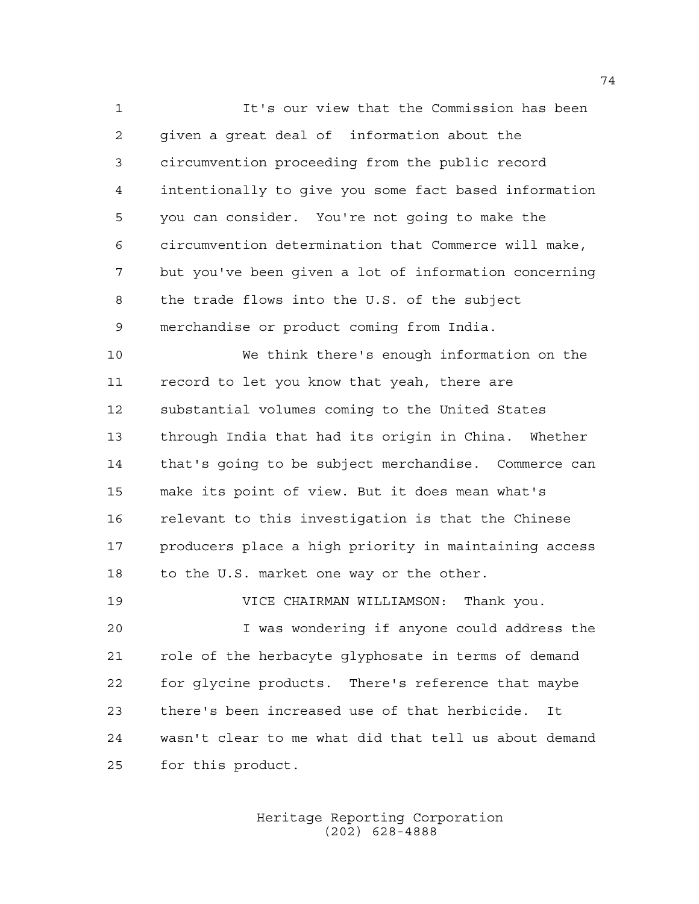It's our view that the Commission has been given a great deal of information about the circumvention proceeding from the public record intentionally to give you some fact based information you can consider. You're not going to make the circumvention determination that Commerce will make, but you've been given a lot of information concerning the trade flows into the U.S. of the subject merchandise or product coming from India.

We think there's enough information on the record to let you know that yeah, there are substantial volumes coming to the United States through India that had its origin in China. Whether that's going to be subject merchandise. Commerce can make its point of view. But it does mean what's relevant to this investigation is that the Chinese producers place a high priority in maintaining access to the U.S. market one way or the other.

VICE CHAIRMAN WILLIAMSON: Thank you.

I was wondering if anyone could address the role of the herbacyte glyphosate in terms of demand for glycine products. There's reference that maybe there's been increased use of that herbicide. It wasn't clear to me what did that tell us about demand for this product.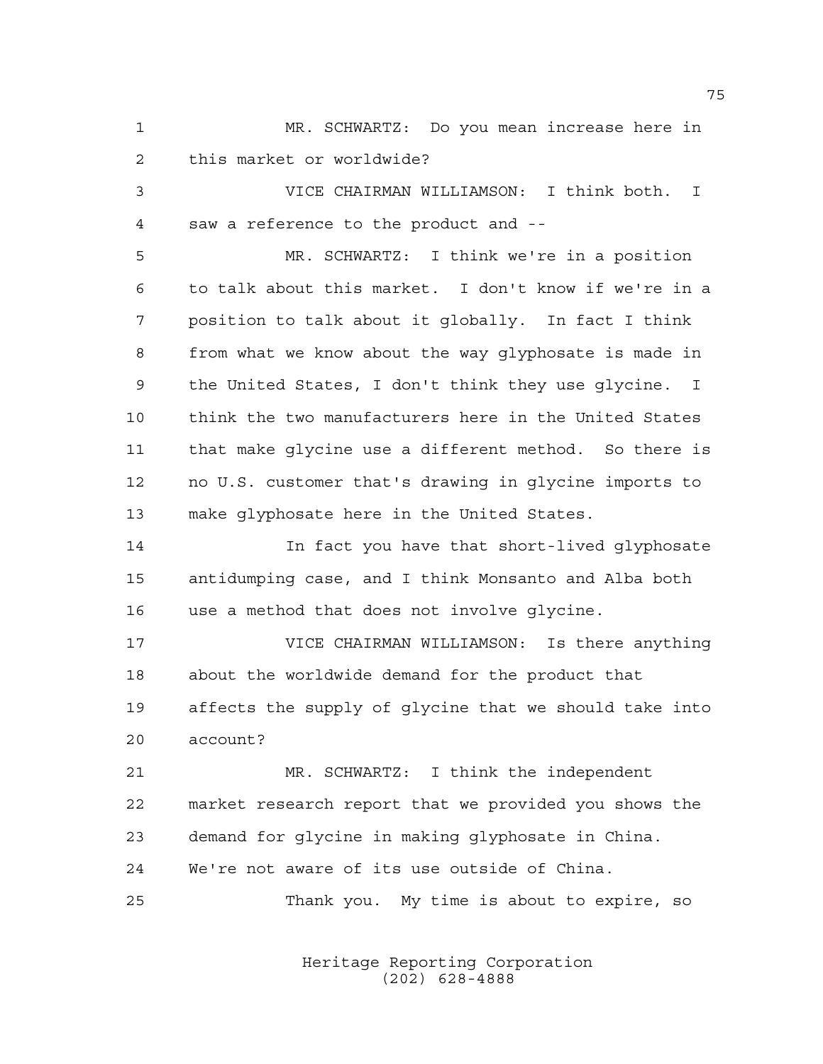MR. SCHWARTZ: Do you mean increase here in this market or worldwide?

VICE CHAIRMAN WILLIAMSON: I think both. I saw a reference to the product and --

MR. SCHWARTZ: I think we're in a position to talk about this market. I don't know if we're in a position to talk about it globally. In fact I think from what we know about the way glyphosate is made in the United States, I don't think they use glycine. I think the two manufacturers here in the United States that make glycine use a different method. So there is no U.S. customer that's drawing in glycine imports to make glyphosate here in the United States.

In fact you have that short-lived glyphosate antidumping case, and I think Monsanto and Alba both use a method that does not involve glycine.

VICE CHAIRMAN WILLIAMSON: Is there anything about the worldwide demand for the product that affects the supply of glycine that we should take into account?

MR. SCHWARTZ: I think the independent market research report that we provided you shows the demand for glycine in making glyphosate in China. We're not aware of its use outside of China.

Thank you. My time is about to expire, so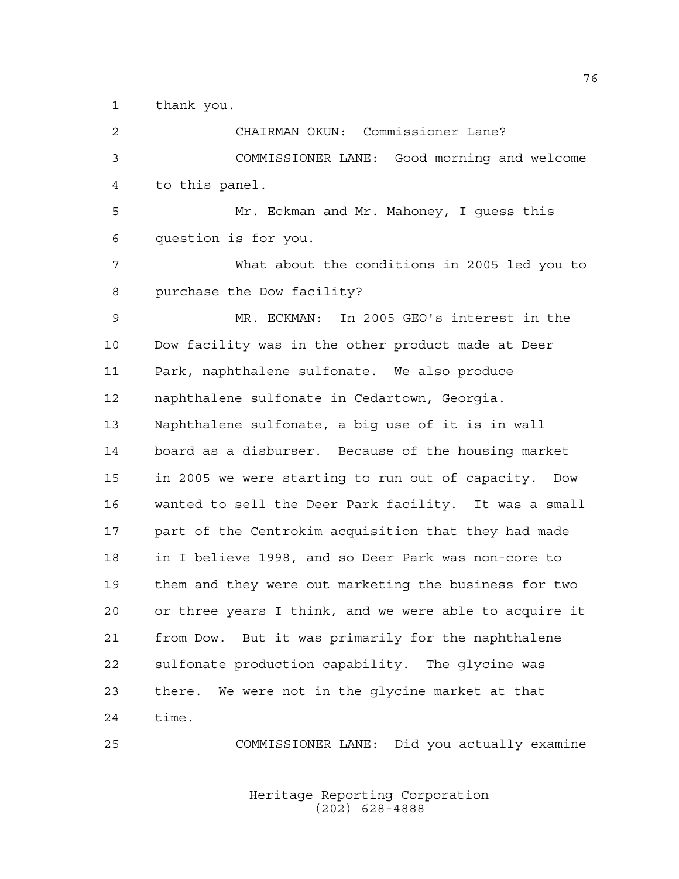thank you.

CHAIRMAN OKUN: Commissioner Lane?

COMMISSIONER LANE: Good morning and welcome to this panel.

Mr. Eckman and Mr. Mahoney, I guess this question is for you.

What about the conditions in 2005 led you to purchase the Dow facility?

MR. ECKMAN: In 2005 GEO's interest in the Dow facility was in the other product made at Deer Park, naphthalene sulfonate. We also produce naphthalene sulfonate in Cedartown, Georgia. Naphthalene sulfonate, a big use of it is in wall board as a disburser. Because of the housing market in 2005 we were starting to run out of capacity. Dow wanted to sell the Deer Park facility. It was a small part of the Centrokim acquisition that they had made in I believe 1998, and so Deer Park was non-core to them and they were out marketing the business for two or three years I think, and we were able to acquire it from Dow. But it was primarily for the naphthalene sulfonate production capability. The glycine was there. We were not in the glycine market at that time.

COMMISSIONER LANE: Did you actually examine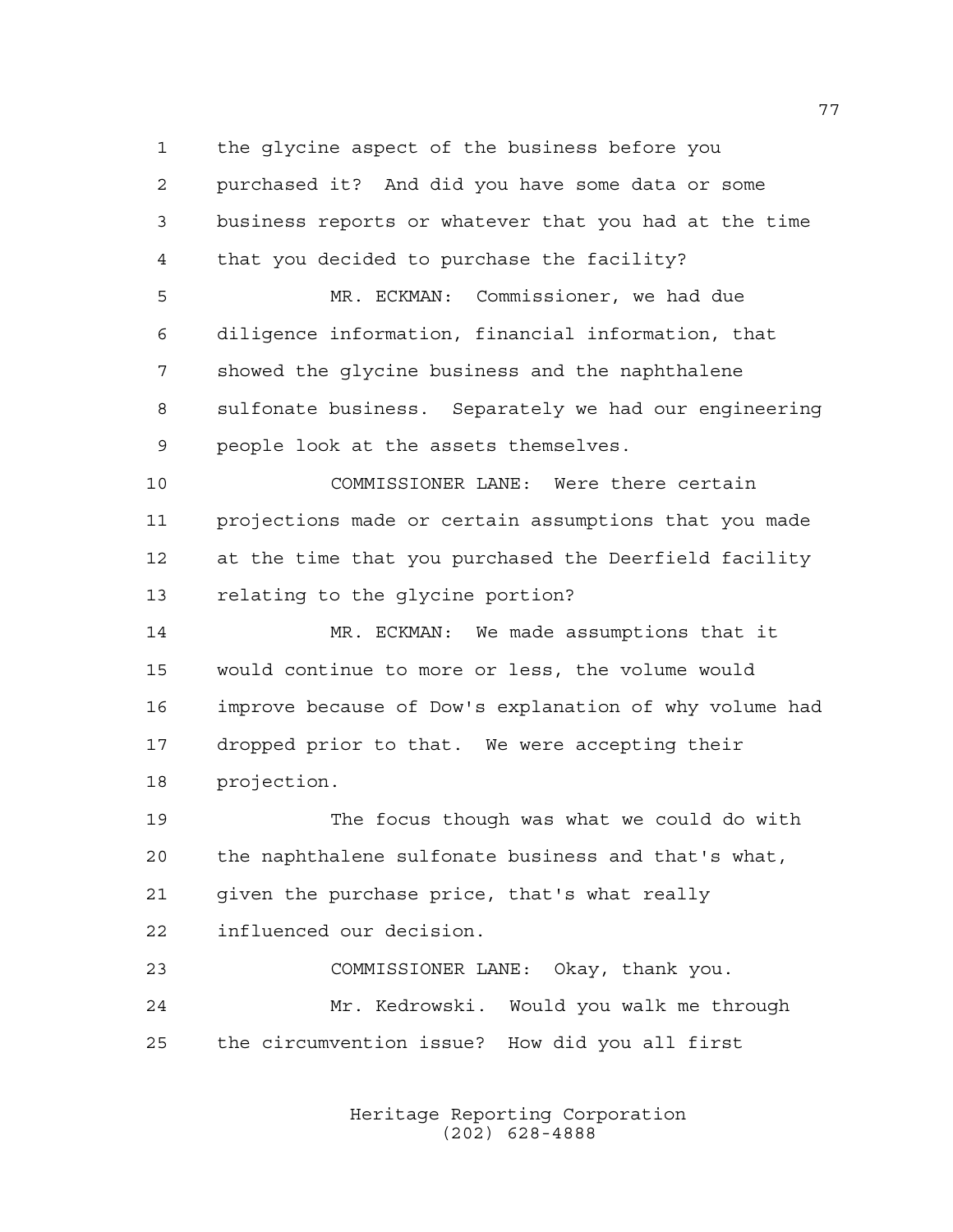the glycine aspect of the business before you purchased it? And did you have some data or some business reports or whatever that you had at the time that you decided to purchase the facility?

MR. ECKMAN: Commissioner, we had due diligence information, financial information, that showed the glycine business and the naphthalene sulfonate business. Separately we had our engineering people look at the assets themselves.

COMMISSIONER LANE: Were there certain projections made or certain assumptions that you made at the time that you purchased the Deerfield facility relating to the glycine portion?

MR. ECKMAN: We made assumptions that it would continue to more or less, the volume would improve because of Dow's explanation of why volume had dropped prior to that. We were accepting their projection.

The focus though was what we could do with the naphthalene sulfonate business and that's what, given the purchase price, that's what really influenced our decision.

COMMISSIONER LANE: Okay, thank you.

Mr. Kedrowski. Would you walk me through the circumvention issue? How did you all first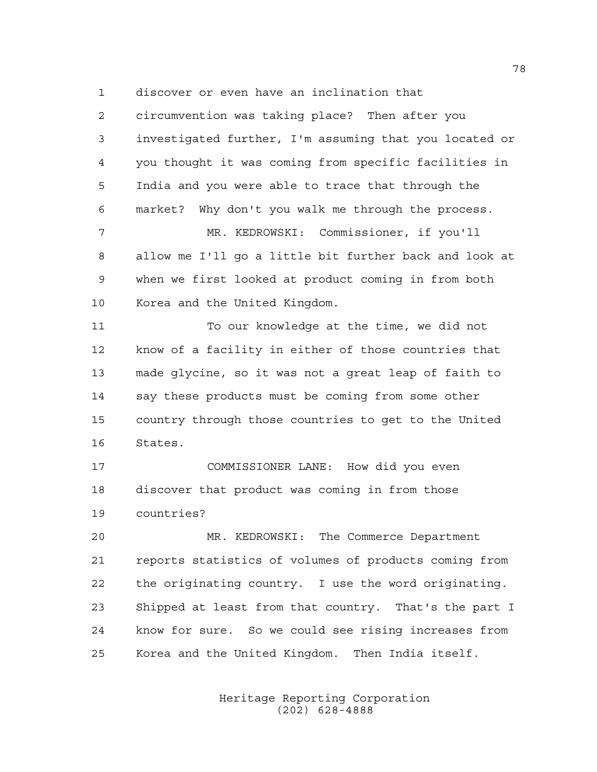discover or even have an inclination that circumvention was taking place? Then after you investigated further, I'm assuming that you located or you thought it was coming from specific facilities in India and you were able to trace that through the market? Why don't you walk me through the process.

MR. KEDROWSKI: Commissioner, if you'll allow me I'll go a little bit further back and look at when we first looked at product coming in from both Korea and the United Kingdom.

To our knowledge at the time, we did not know of a facility in either of those countries that made glycine, so it was not a great leap of faith to say these products must be coming from some other country through those countries to get to the United States.

COMMISSIONER LANE: How did you even discover that product was coming in from those countries?

MR. KEDROWSKI: The Commerce Department reports statistics of volumes of products coming from the originating country. I use the word originating. Shipped at least from that country. That's the part I know for sure. So we could see rising increases from Korea and the United Kingdom. Then India itself.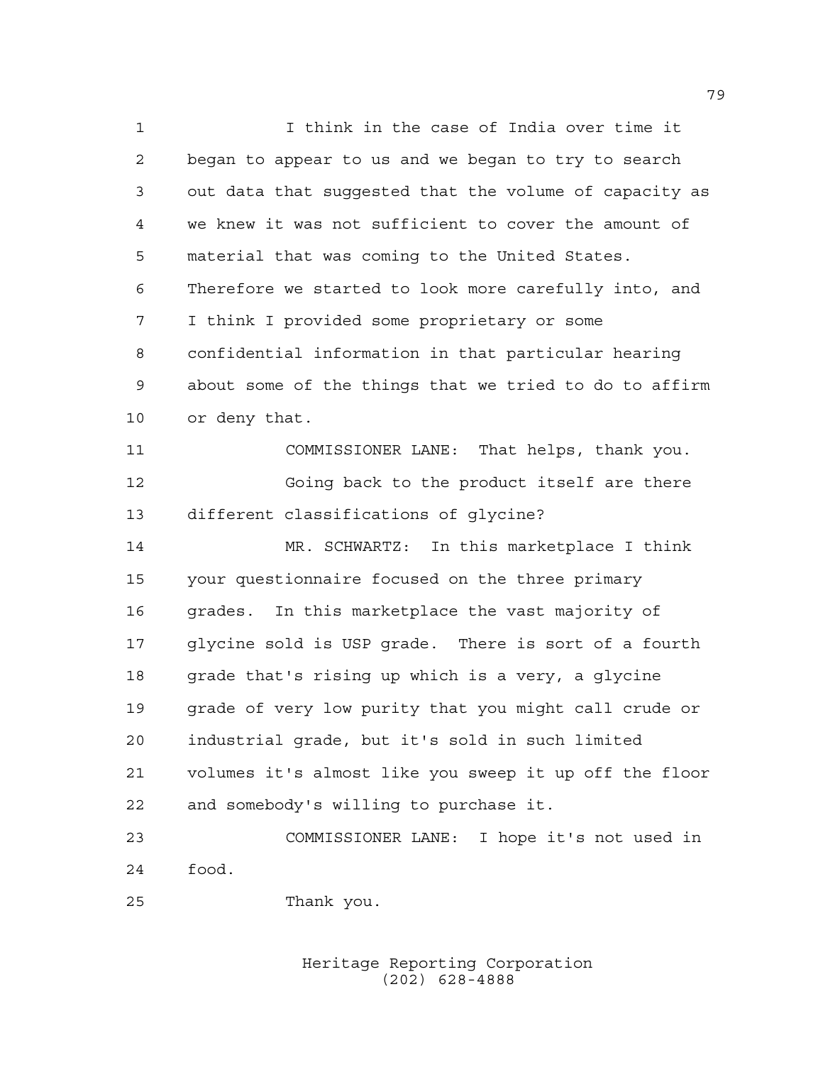I think in the case of India over time it began to appear to us and we began to try to search out data that suggested that the volume of capacity as we knew it was not sufficient to cover the amount of material that was coming to the United States. Therefore we started to look more carefully into, and I think I provided some proprietary or some confidential information in that particular hearing about some of the things that we tried to do to affirm or deny that.

COMMISSIONER LANE: That helps, thank you.

Going back to the product itself are there different classifications of glycine?

MR. SCHWARTZ: In this marketplace I think your questionnaire focused on the three primary grades. In this marketplace the vast majority of glycine sold is USP grade. There is sort of a fourth grade that's rising up which is a very, a glycine grade of very low purity that you might call crude or industrial grade, but it's sold in such limited volumes it's almost like you sweep it up off the floor and somebody's willing to purchase it.

COMMISSIONER LANE: I hope it's not used in food.

Thank you.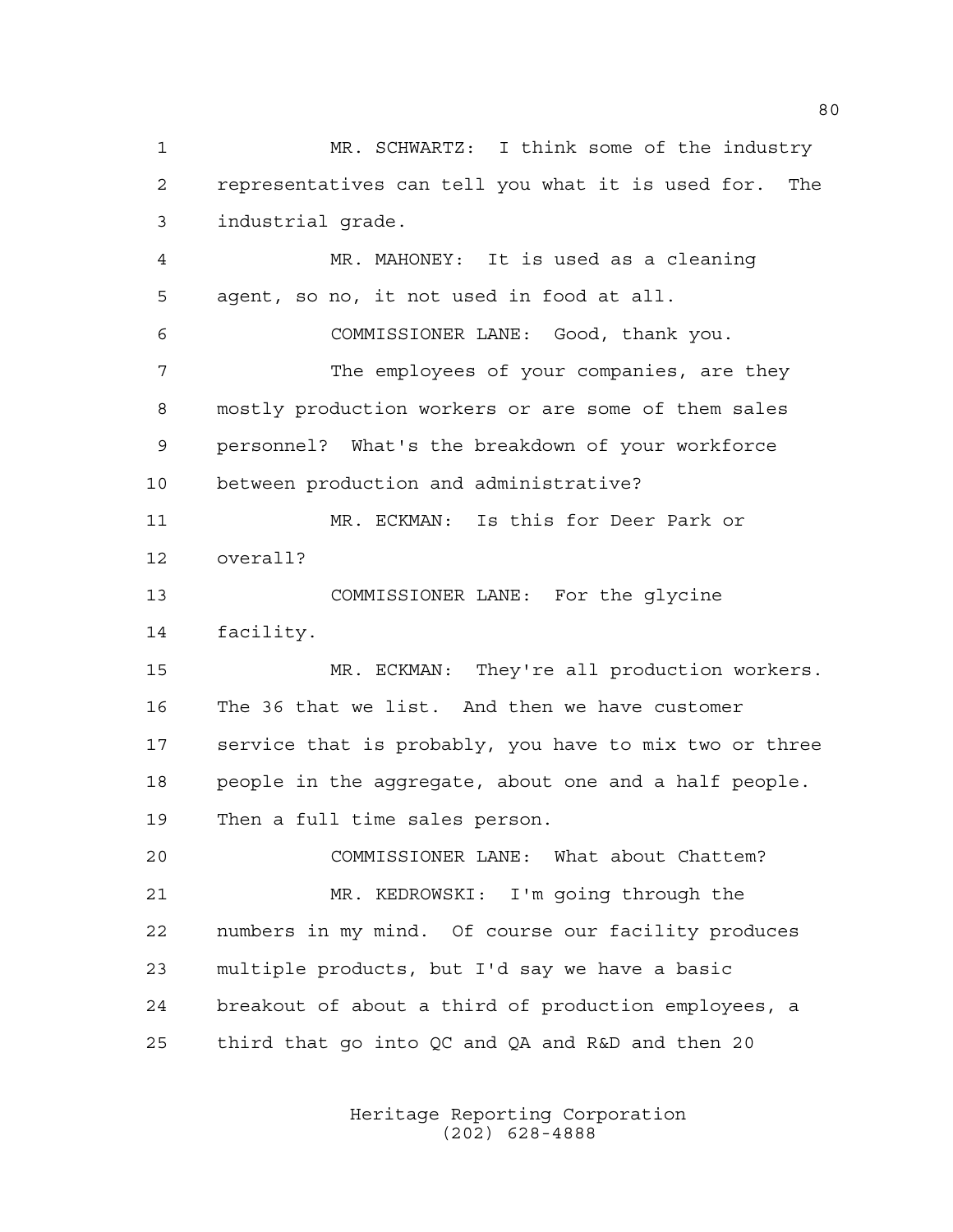MR. SCHWARTZ: I think some of the industry representatives can tell you what it is used for. The industrial grade.

MR. MAHONEY: It is used as a cleaning agent, so no, it not used in food at all.

COMMISSIONER LANE: Good, thank you.

The employees of your companies, are they mostly production workers or are some of them sales personnel? What's the breakdown of your workforce between production and administrative?

MR. ECKMAN: Is this for Deer Park or overall?

COMMISSIONER LANE: For the glycine facility.

MR. ECKMAN: They're all production workers. The 36 that we list. And then we have customer service that is probably, you have to mix two or three people in the aggregate, about one and a half people. Then a full time sales person.

COMMISSIONER LANE: What about Chattem?

MR. KEDROWSKI: I'm going through the numbers in my mind. Of course our facility produces multiple products, but I'd say we have a basic breakout of about a third of production employees, a third that go into QC and QA and R&D and then 20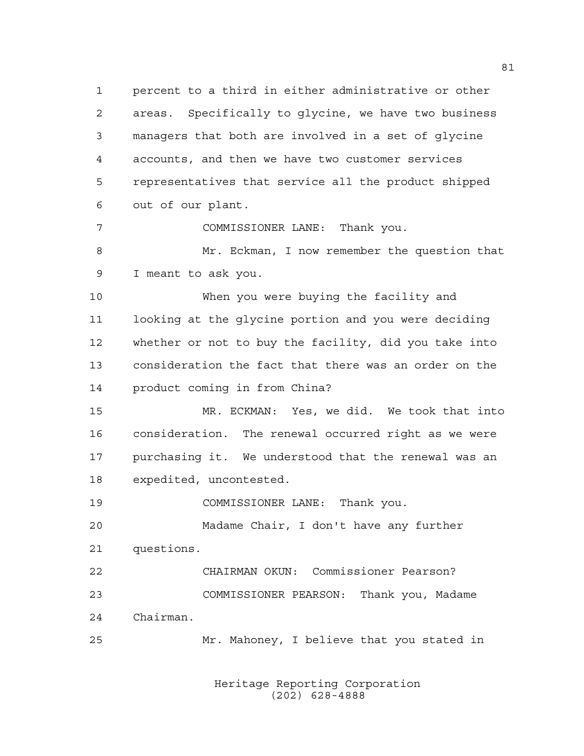percent to a third in either administrative or other areas. Specifically to glycine, we have two business managers that both are involved in a set of glycine accounts, and then we have two customer services representatives that service all the product shipped out of our plant.

COMMISSIONER LANE: Thank you.

Mr. Eckman, I now remember the question that I meant to ask you.

When you were buying the facility and looking at the glycine portion and you were deciding whether or not to buy the facility, did you take into consideration the fact that there was an order on the product coming in from China?

MR. ECKMAN: Yes, we did. We took that into consideration. The renewal occurred right as we were purchasing it. We understood that the renewal was an expedited, uncontested.

COMMISSIONER LANE: Thank you.

Madame Chair, I don't have any further questions.

CHAIRMAN OKUN: Commissioner Pearson?

COMMISSIONER PEARSON: Thank you, Madame Chairman.

Mr. Mahoney, I believe that you stated in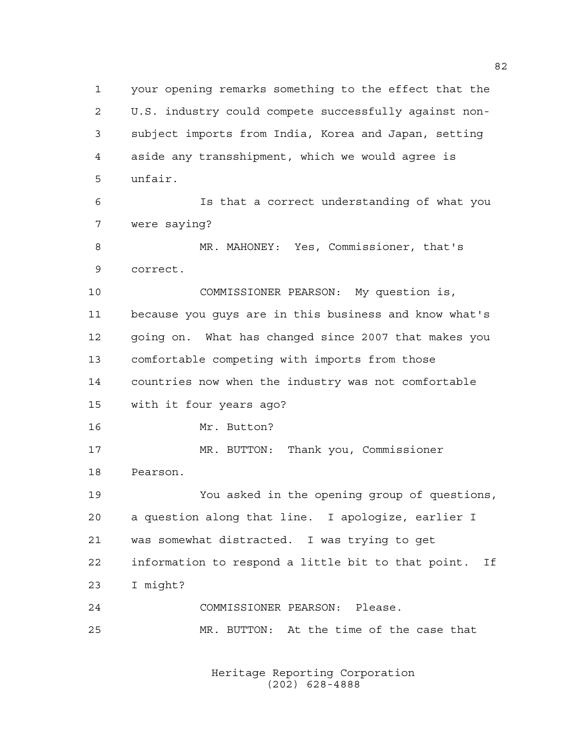your opening remarks something to the effect that the U.S. industry could compete successfully against non-subject imports from India, Korea and Japan, setting aside any transshipment, which we would agree is unfair.

Is that a correct understanding of what you were saying?

MR. MAHONEY: Yes, Commissioner, that's correct.

COMMISSIONER PEARSON: My question is, because you guys are in this business and know what's going on. What has changed since 2007 that makes you comfortable competing with imports from those countries now when the industry was not comfortable with it four years ago?

Mr. Button?

MR. BUTTON: Thank you, Commissioner Pearson.

You asked in the opening group of questions, a question along that line. I apologize, earlier I was somewhat distracted. I was trying to get information to respond a little bit to that point. If I might?

COMMISSIONER PEARSON: Please.

MR. BUTTON: At the time of the case that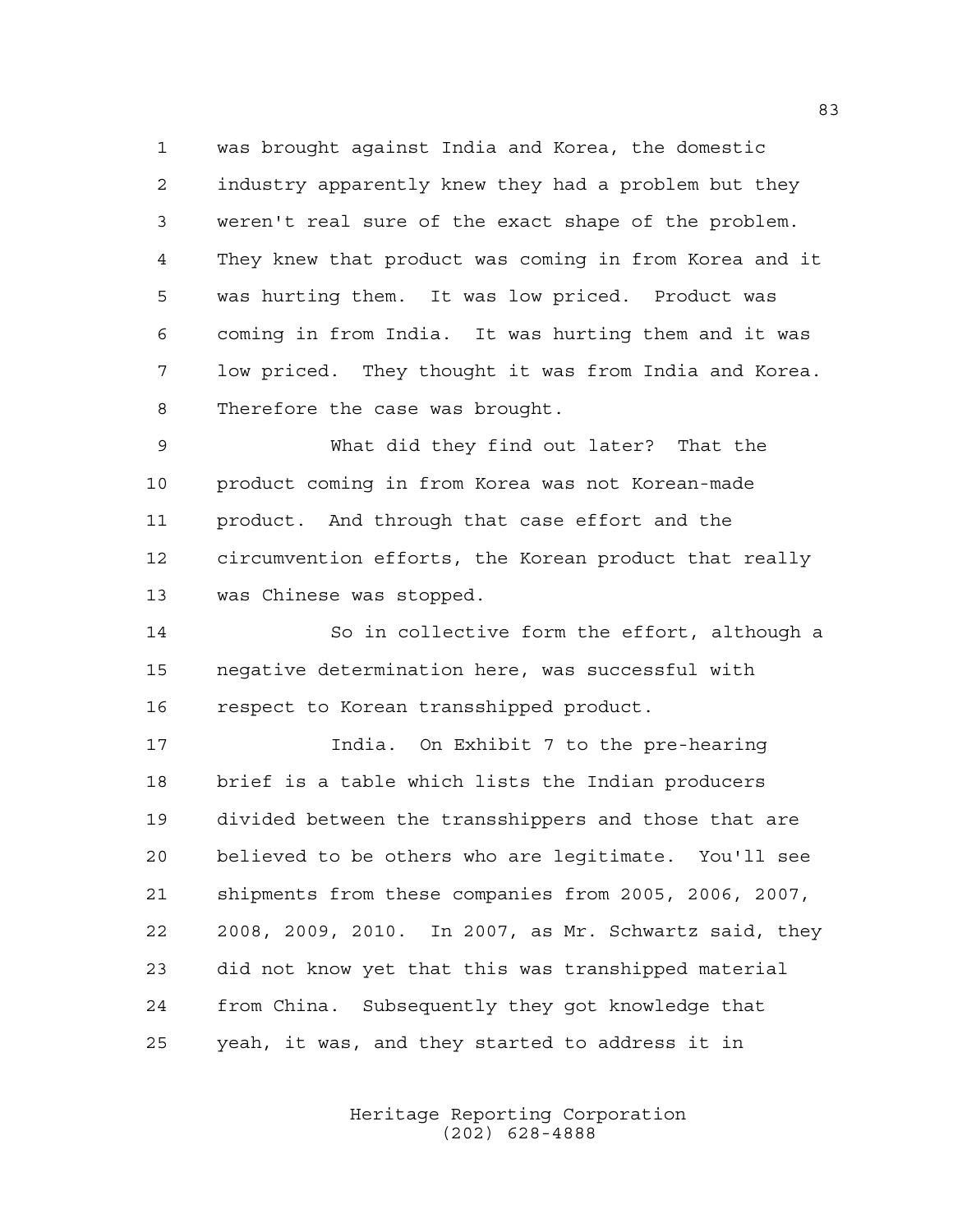was brought against India and Korea, the domestic industry apparently knew they had a problem but they weren't real sure of the exact shape of the problem. They knew that product was coming in from Korea and it was hurting them. It was low priced. Product was coming in from India. It was hurting them and it was low priced. They thought it was from India and Korea. Therefore the case was brought.

What did they find out later? That the product coming in from Korea was not Korean-made product. And through that case effort and the circumvention efforts, the Korean product that really was Chinese was stopped.

So in collective form the effort, although a negative determination here, was successful with respect to Korean transshipped product.

India. On Exhibit 7 to the pre-hearing brief is a table which lists the Indian producers divided between the transshippers and those that are believed to be others who are legitimate. You'll see shipments from these companies from 2005, 2006, 2007, 2008, 2009, 2010. In 2007, as Mr. Schwartz said, they did not know yet that this was transhipped material from China. Subsequently they got knowledge that yeah, it was, and they started to address it in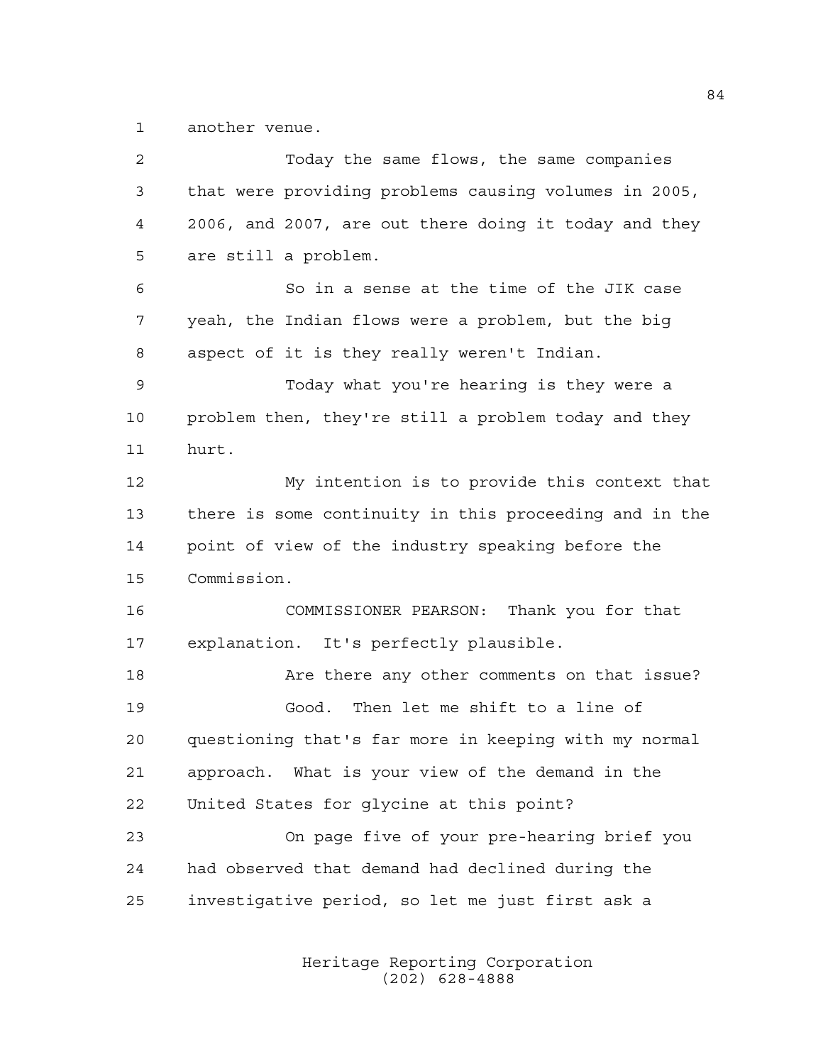another venue.

Today the same flows, the same companies that were providing problems causing volumes in 2005, 2006, and 2007, are out there doing it today and they are still a problem.

So in a sense at the time of the JIK case yeah, the Indian flows were a problem, but the big aspect of it is they really weren't Indian.

Today what you're hearing is they were a problem then, they're still a problem today and they hurt.

My intention is to provide this context that there is some continuity in this proceeding and in the point of view of the industry speaking before the Commission.

COMMISSIONER PEARSON: Thank you for that explanation. It's perfectly plausible.

Are there any other comments on that issue?

Good. Then let me shift to a line of questioning that's far more in keeping with my normal approach. What is your view of the demand in the United States for glycine at this point?

On page five of your pre-hearing brief you had observed that demand had declined during the investigative period, so let me just first ask a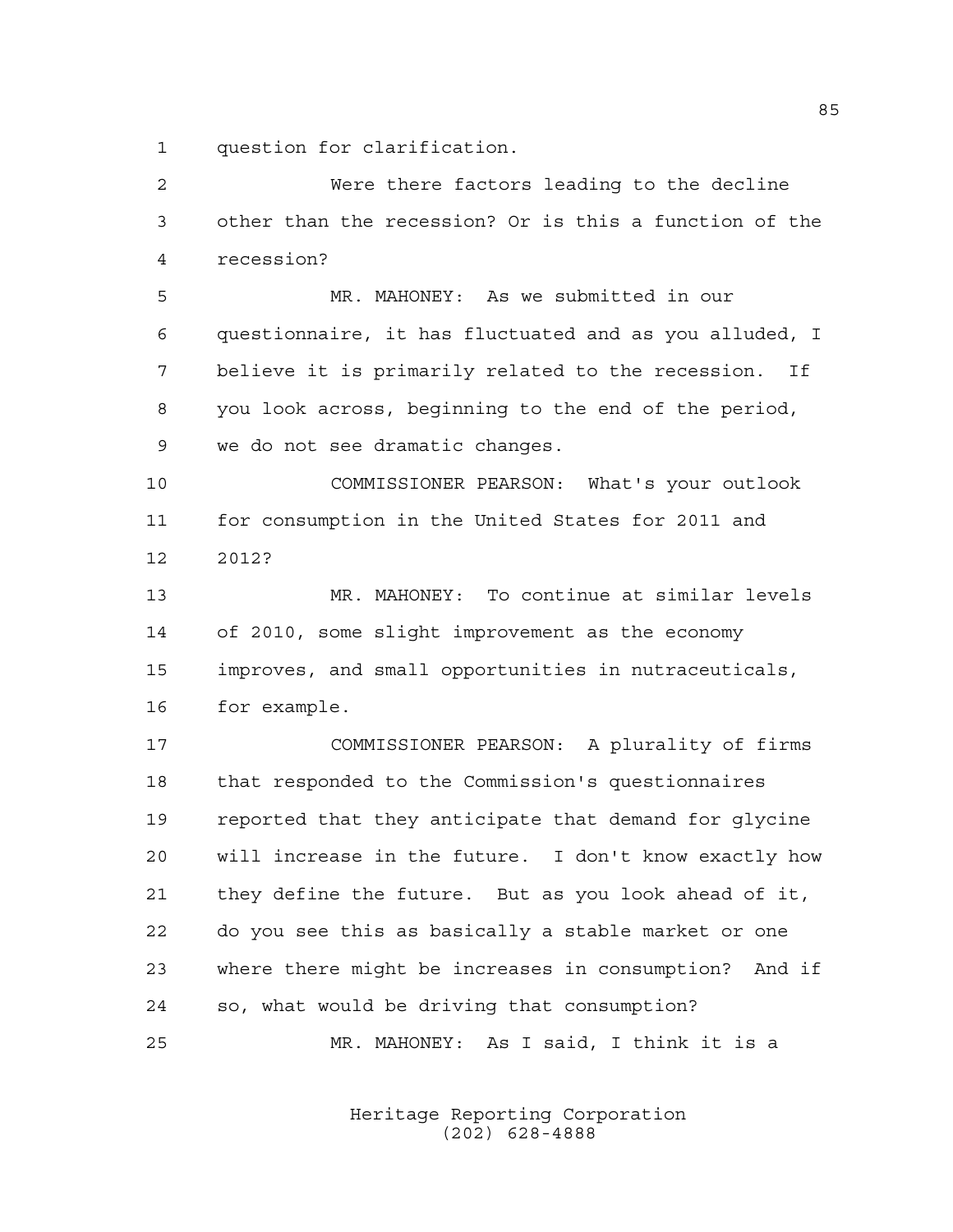question for clarification.

Were there factors leading to the decline other than the recession? Or is this a function of the recession?

MR. MAHONEY: As we submitted in our questionnaire, it has fluctuated and as you alluded, I believe it is primarily related to the recession. If you look across, beginning to the end of the period, we do not see dramatic changes.

COMMISSIONER PEARSON: What's your outlook for consumption in the United States for 2011 and 2012?

MR. MAHONEY: To continue at similar levels of 2010, some slight improvement as the economy improves, and small opportunities in nutraceuticals, for example.

COMMISSIONER PEARSON: A plurality of firms that responded to the Commission's questionnaires reported that they anticipate that demand for glycine will increase in the future. I don't know exactly how they define the future. But as you look ahead of it, do you see this as basically a stable market or one where there might be increases in consumption? And if so, what would be driving that consumption?

MR. MAHONEY: As I said, I think it is a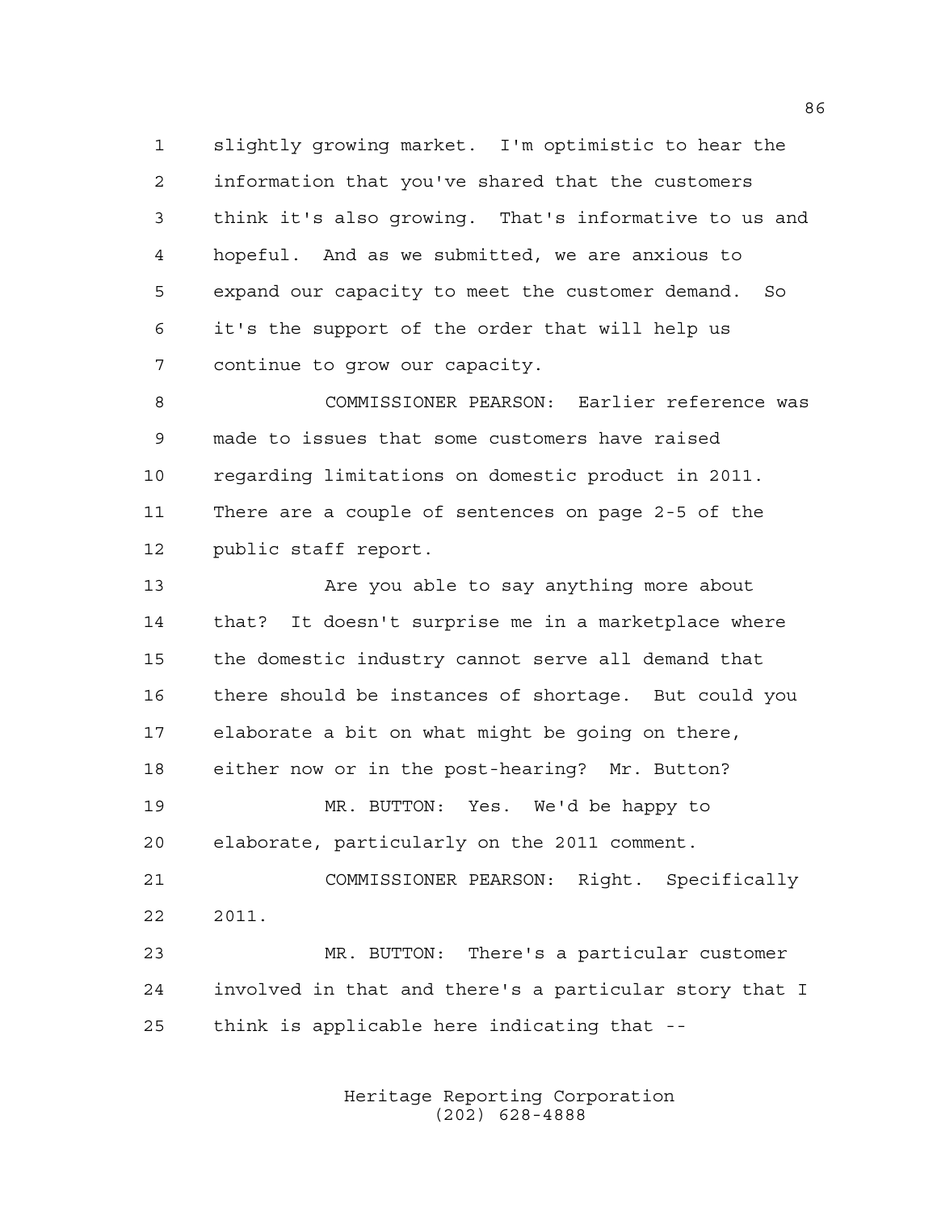slightly growing market. I'm optimistic to hear the information that you've shared that the customers think it's also growing. That's informative to us and hopeful. And as we submitted, we are anxious to expand our capacity to meet the customer demand. So it's the support of the order that will help us continue to grow our capacity.

COMMISSIONER PEARSON: Earlier reference was made to issues that some customers have raised regarding limitations on domestic product in 2011. There are a couple of sentences on page 2-5 of the public staff report.

Are you able to say anything more about that? It doesn't surprise me in a marketplace where the domestic industry cannot serve all demand that there should be instances of shortage. But could you elaborate a bit on what might be going on there, either now or in the post-hearing? Mr. Button?

MR. BUTTON: Yes. We'd be happy to elaborate, particularly on the 2011 comment.

COMMISSIONER PEARSON: Right. Specifically 2011.

MR. BUTTON: There's a particular customer involved in that and there's a particular story that I think is applicable here indicating that --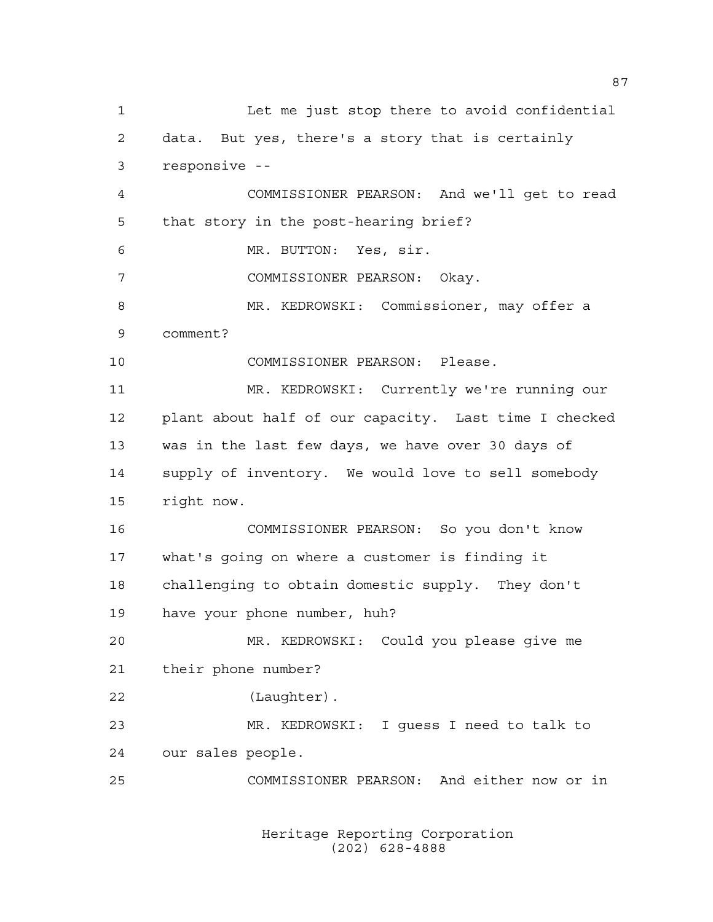Let me just stop there to avoid confidential data. But yes, there's a story that is certainly responsive --

COMMISSIONER PEARSON: And we'll get to read that story in the post-hearing brief?

MR. BUTTON: Yes, sir.

COMMISSIONER PEARSON: Okay.

MR. KEDROWSKI: Commissioner, may offer a comment?

COMMISSIONER PEARSON: Please.

MR. KEDROWSKI: Currently we're running our plant about half of our capacity. Last time I checked was in the last few days, we have over 30 days of supply of inventory. We would love to sell somebody right now.

COMMISSIONER PEARSON: So you don't know what's going on where a customer is finding it challenging to obtain domestic supply. They don't have your phone number, huh?

MR. KEDROWSKI: Could you please give me their phone number?

(Laughter).

MR. KEDROWSKI: I guess I need to talk to our sales people.

COMMISSIONER PEARSON: And either now or in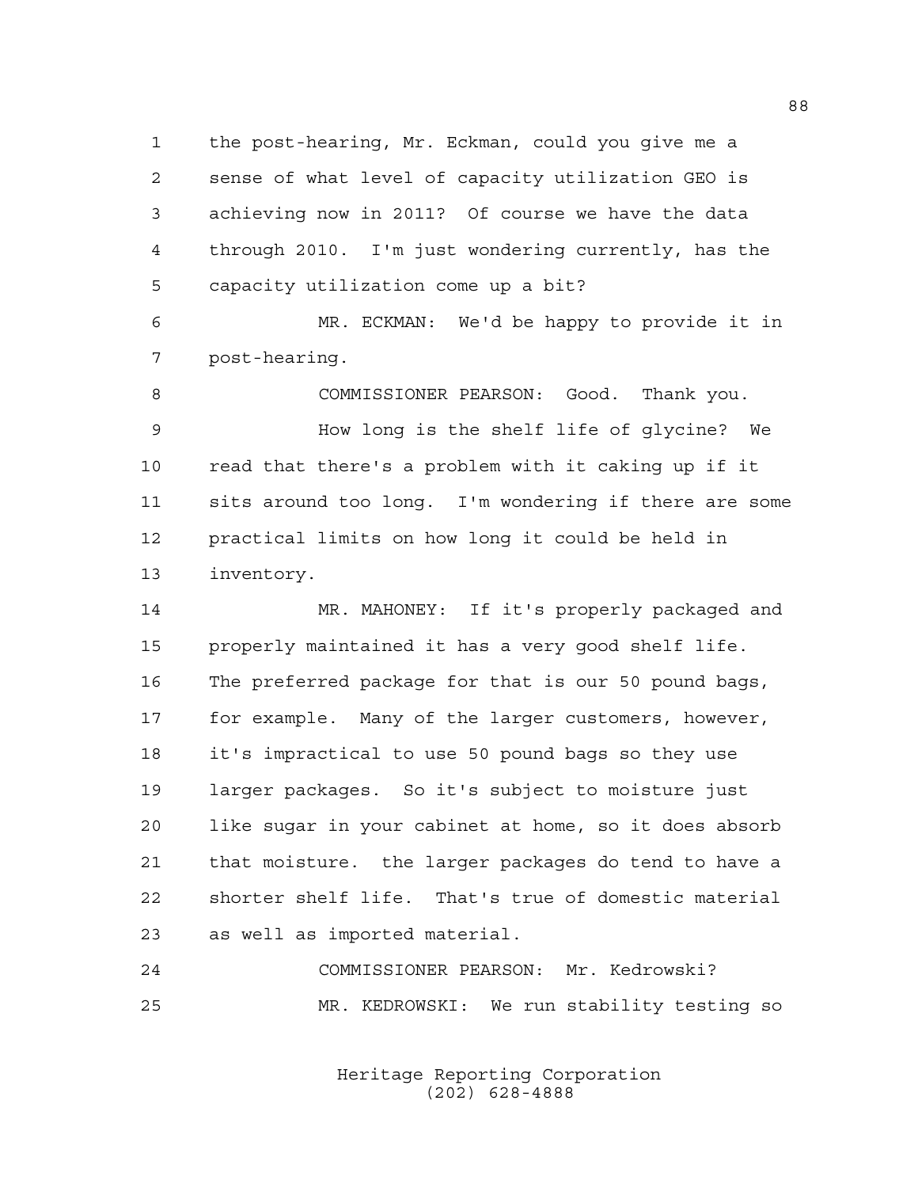the post-hearing, Mr. Eckman, could you give me a sense of what level of capacity utilization GEO is achieving now in 2011? Of course we have the data through 2010. I'm just wondering currently, has the capacity utilization come up a bit?

MR. ECKMAN: We'd be happy to provide it in post-hearing.

COMMISSIONER PEARSON: Good. Thank you.

How long is the shelf life of glycine? We read that there's a problem with it caking up if it sits around too long. I'm wondering if there are some practical limits on how long it could be held in inventory.

MR. MAHONEY: If it's properly packaged and properly maintained it has a very good shelf life. The preferred package for that is our 50 pound bags, for example. Many of the larger customers, however, it's impractical to use 50 pound bags so they use larger packages. So it's subject to moisture just like sugar in your cabinet at home, so it does absorb that moisture. the larger packages do tend to have a shorter shelf life. That's true of domestic material as well as imported material.

COMMISSIONER PEARSON: Mr. Kedrowski?

MR. KEDROWSKI: We run stability testing so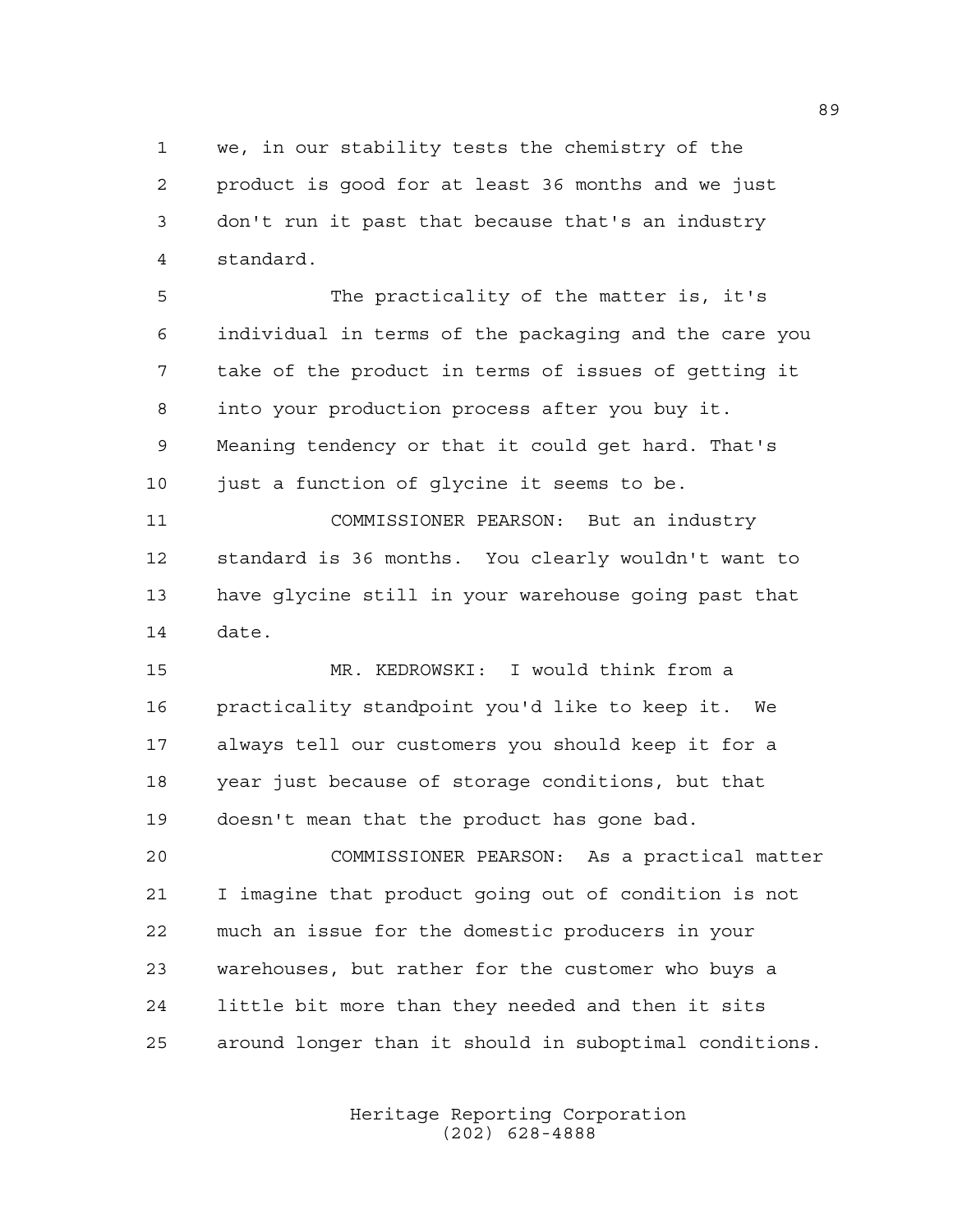we, in our stability tests the chemistry of the product is good for at least 36 months and we just don't run it past that because that's an industry standard.

The practicality of the matter is, it's individual in terms of the packaging and the care you take of the product in terms of issues of getting it into your production process after you buy it. Meaning tendency or that it could get hard. That's just a function of glycine it seems to be.

COMMISSIONER PEARSON: But an industry standard is 36 months. You clearly wouldn't want to have glycine still in your warehouse going past that date.

MR. KEDROWSKI: I would think from a practicality standpoint you'd like to keep it. We always tell our customers you should keep it for a year just because of storage conditions, but that doesn't mean that the product has gone bad.

COMMISSIONER PEARSON: As a practical matter I imagine that product going out of condition is not much an issue for the domestic producers in your warehouses, but rather for the customer who buys a little bit more than they needed and then it sits around longer than it should in suboptimal conditions.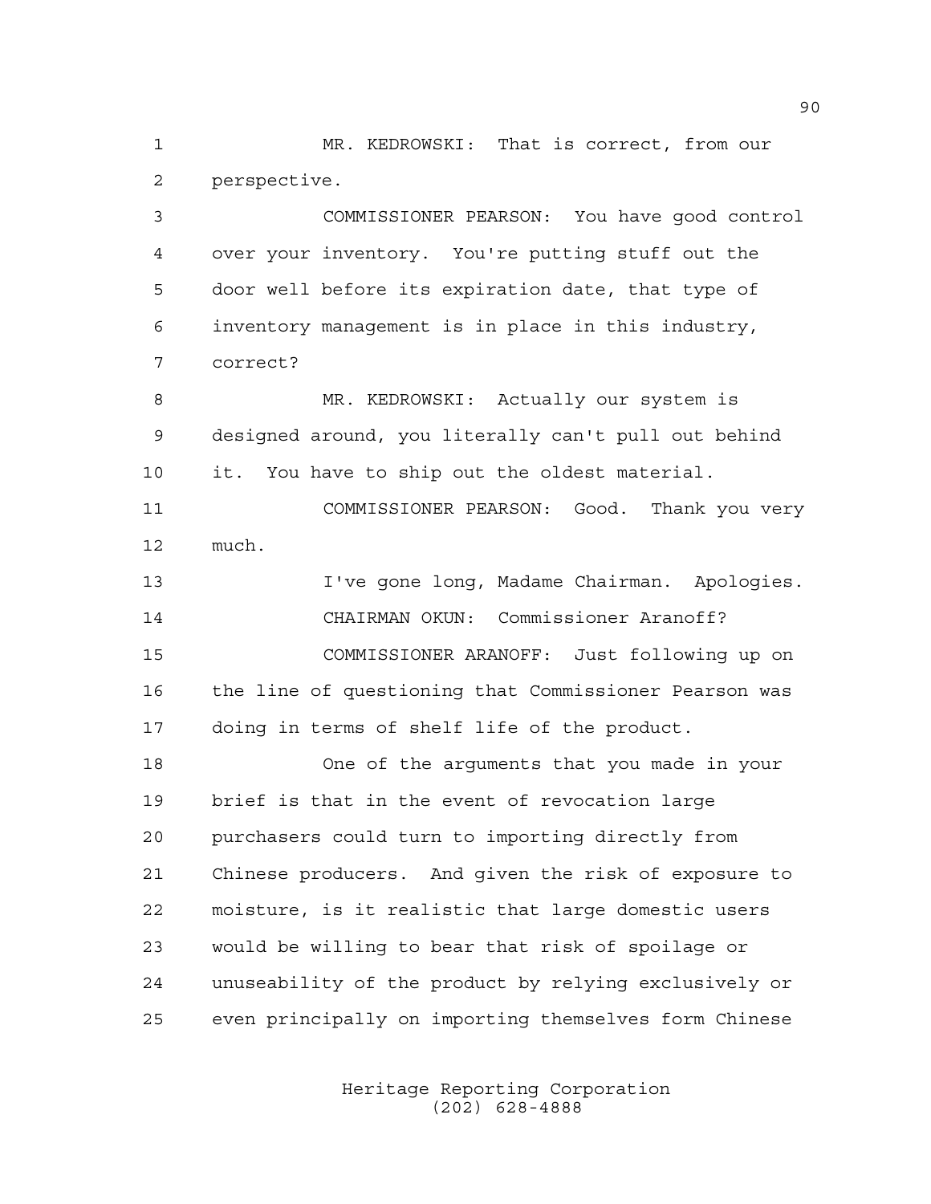MR. KEDROWSKI: That is correct, from our perspective.

COMMISSIONER PEARSON: You have good control over your inventory. You're putting stuff out the door well before its expiration date, that type of inventory management is in place in this industry, correct?

MR. KEDROWSKI: Actually our system is designed around, you literally can't pull out behind it. You have to ship out the oldest material.

COMMISSIONER PEARSON: Good. Thank you very much.

I've gone long, Madame Chairman. Apologies.

CHAIRMAN OKUN: Commissioner Aranoff?

COMMISSIONER ARANOFF: Just following up on the line of questioning that Commissioner Pearson was doing in terms of shelf life of the product.

One of the arguments that you made in your brief is that in the event of revocation large purchasers could turn to importing directly from Chinese producers. And given the risk of exposure to moisture, is it realistic that large domestic users would be willing to bear that risk of spoilage or unuseability of the product by relying exclusively or even principally on importing themselves form Chinese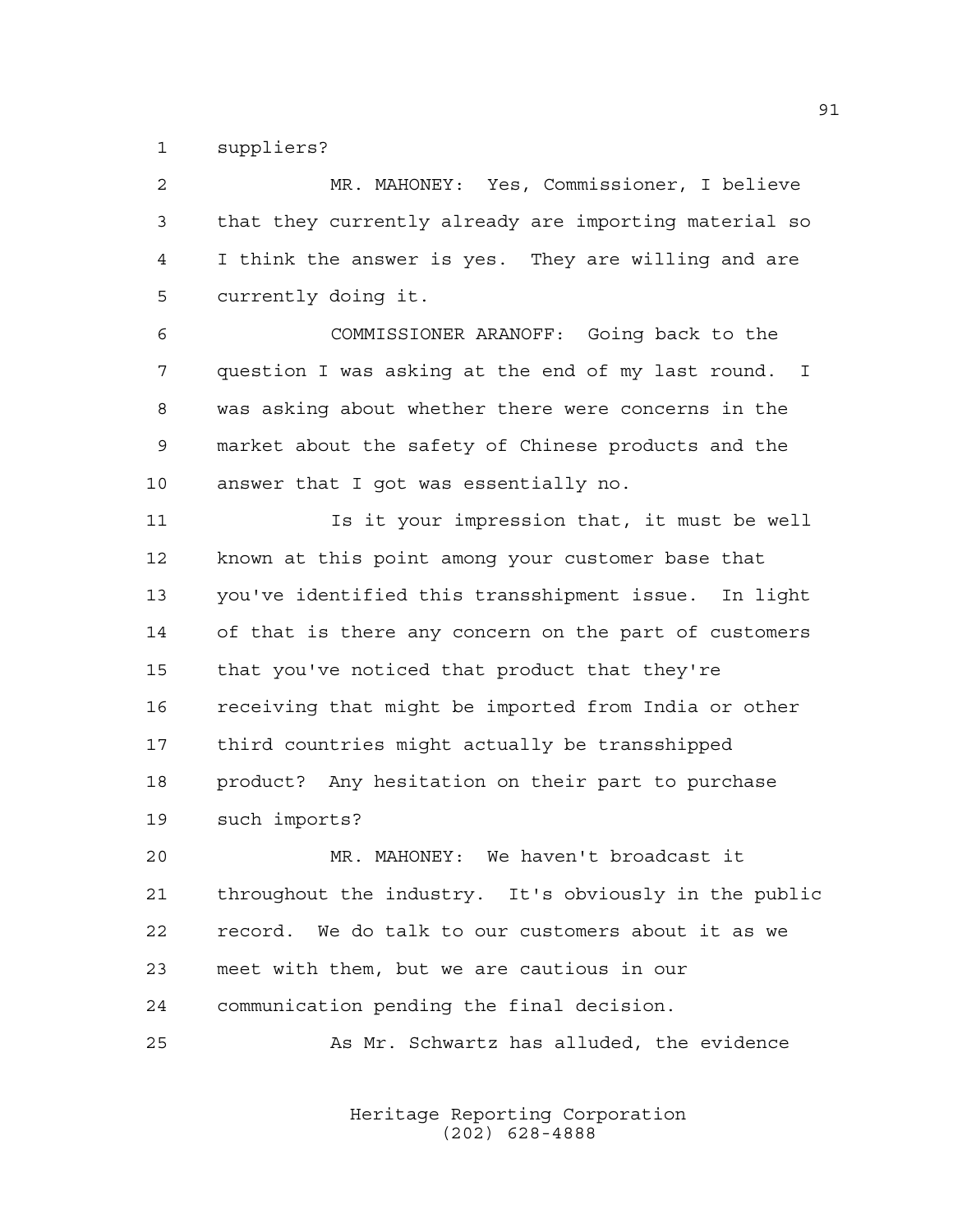suppliers?

MR. MAHONEY: Yes, Commissioner, I believe that they currently already are importing material so I think the answer is yes. They are willing and are currently doing it.

COMMISSIONER ARANOFF: Going back to the question I was asking at the end of my last round. I was asking about whether there were concerns in the market about the safety of Chinese products and the answer that I got was essentially no.

Is it your impression that, it must be well known at this point among your customer base that you've identified this transshipment issue. In light of that is there any concern on the part of customers that you've noticed that product that they're receiving that might be imported from India or other third countries might actually be transshipped product? Any hesitation on their part to purchase such imports?

MR. MAHONEY: We haven't broadcast it throughout the industry. It's obviously in the public record. We do talk to our customers about it as we meet with them, but we are cautious in our communication pending the final decision.

As Mr. Schwartz has alluded, the evidence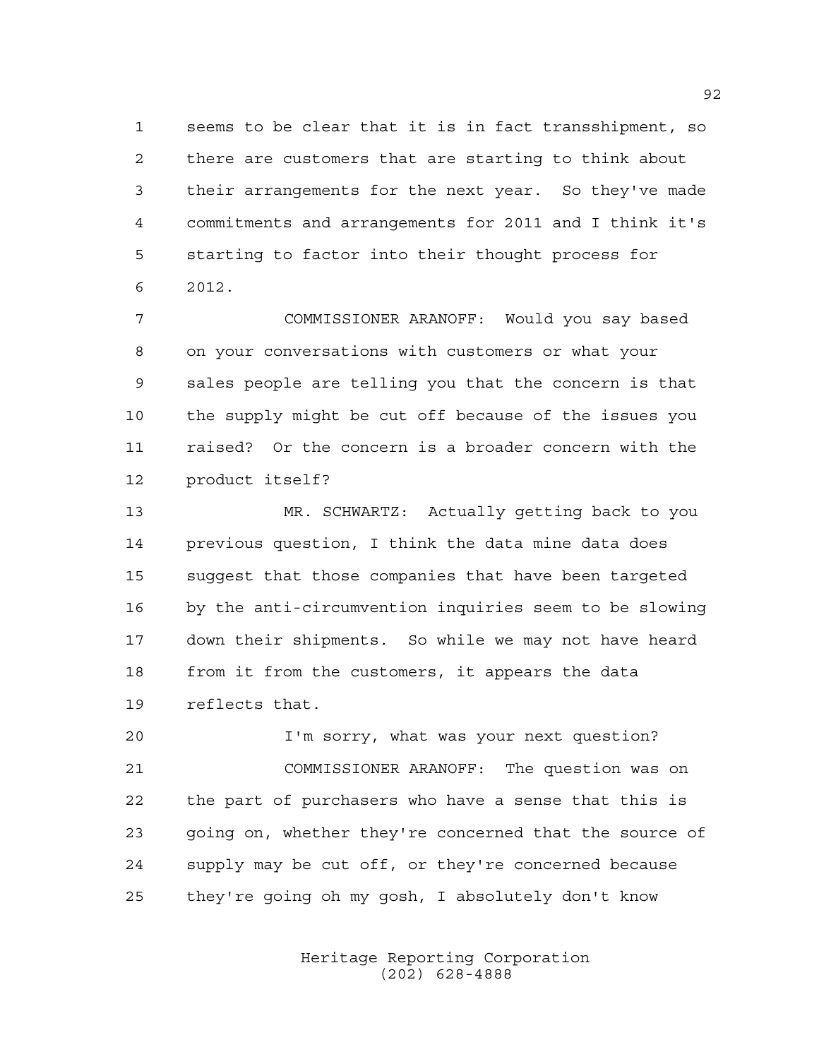seems to be clear that it is in fact transshipment, so there are customers that are starting to think about their arrangements for the next year. So they've made commitments and arrangements for 2011 and I think it's starting to factor into their thought process for 2012.

COMMISSIONER ARANOFF: Would you say based on your conversations with customers or what your sales people are telling you that the concern is that the supply might be cut off because of the issues you raised? Or the concern is a broader concern with the product itself?

MR. SCHWARTZ: Actually getting back to you previous question, I think the data mine data does suggest that those companies that have been targeted by the anti-circumvention inquiries seem to be slowing down their shipments. So while we may not have heard from it from the customers, it appears the data reflects that.

I'm sorry, what was your next question?

COMMISSIONER ARANOFF: The question was on the part of purchasers who have a sense that this is going on, whether they're concerned that the source of supply may be cut off, or they're concerned because they're going oh my gosh, I absolutely don't know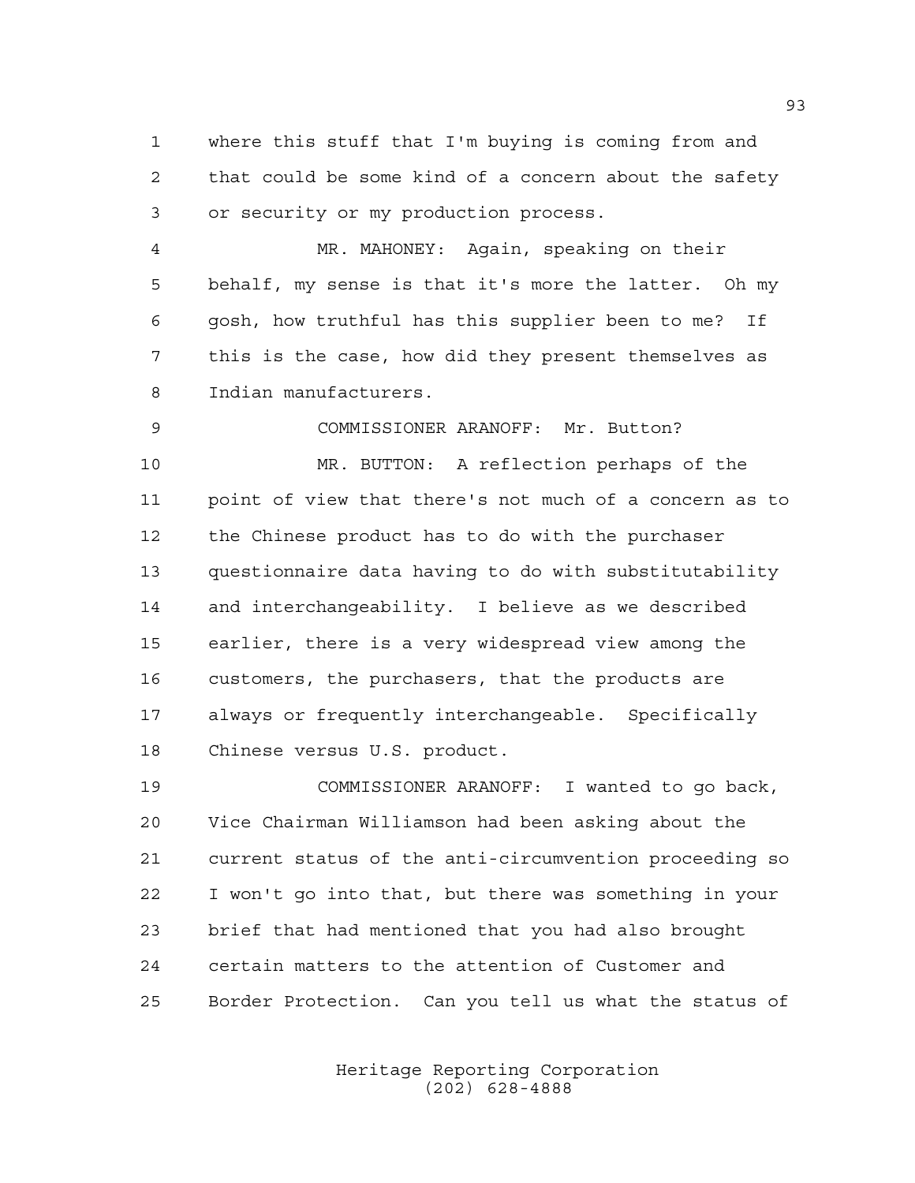where this stuff that I'm buying is coming from and that could be some kind of a concern about the safety or security or my production process.

MR. MAHONEY: Again, speaking on their behalf, my sense is that it's more the latter. Oh my gosh, how truthful has this supplier been to me? If this is the case, how did they present themselves as Indian manufacturers.

COMMISSIONER ARANOFF: Mr. Button?

MR. BUTTON: A reflection perhaps of the point of view that there's not much of a concern as to the Chinese product has to do with the purchaser questionnaire data having to do with substitutability and interchangeability. I believe as we described earlier, there is a very widespread view among the customers, the purchasers, that the products are always or frequently interchangeable. Specifically Chinese versus U.S. product.

COMMISSIONER ARANOFF: I wanted to go back, Vice Chairman Williamson had been asking about the current status of the anti-circumvention proceeding so I won't go into that, but there was something in your brief that had mentioned that you had also brought certain matters to the attention of Customer and Border Protection. Can you tell us what the status of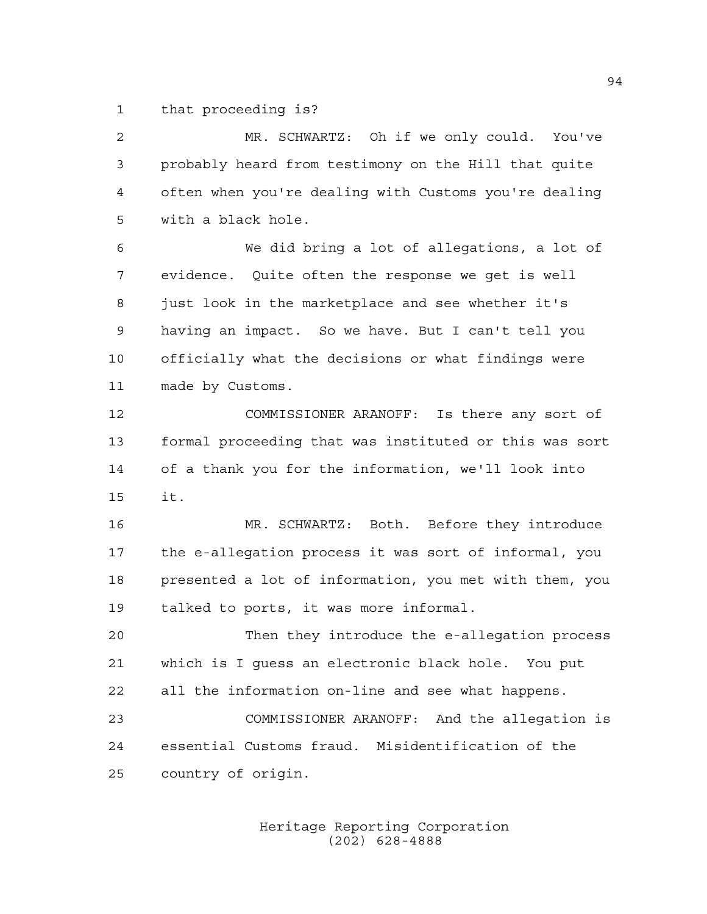that proceeding is?

MR. SCHWARTZ: Oh if we only could. You've probably heard from testimony on the Hill that quite often when you're dealing with Customs you're dealing with a black hole.

We did bring a lot of allegations, a lot of evidence. Quite often the response we get is well just look in the marketplace and see whether it's having an impact. So we have. But I can't tell you officially what the decisions or what findings were made by Customs.

COMMISSIONER ARANOFF: Is there any sort of formal proceeding that was instituted or this was sort of a thank you for the information, we'll look into it.

MR. SCHWARTZ: Both. Before they introduce the e-allegation process it was sort of informal, you presented a lot of information, you met with them, you talked to ports, it was more informal.

Then they introduce the e-allegation process which is I guess an electronic black hole. You put all the information on-line and see what happens.

COMMISSIONER ARANOFF: And the allegation is essential Customs fraud. Misidentification of the country of origin.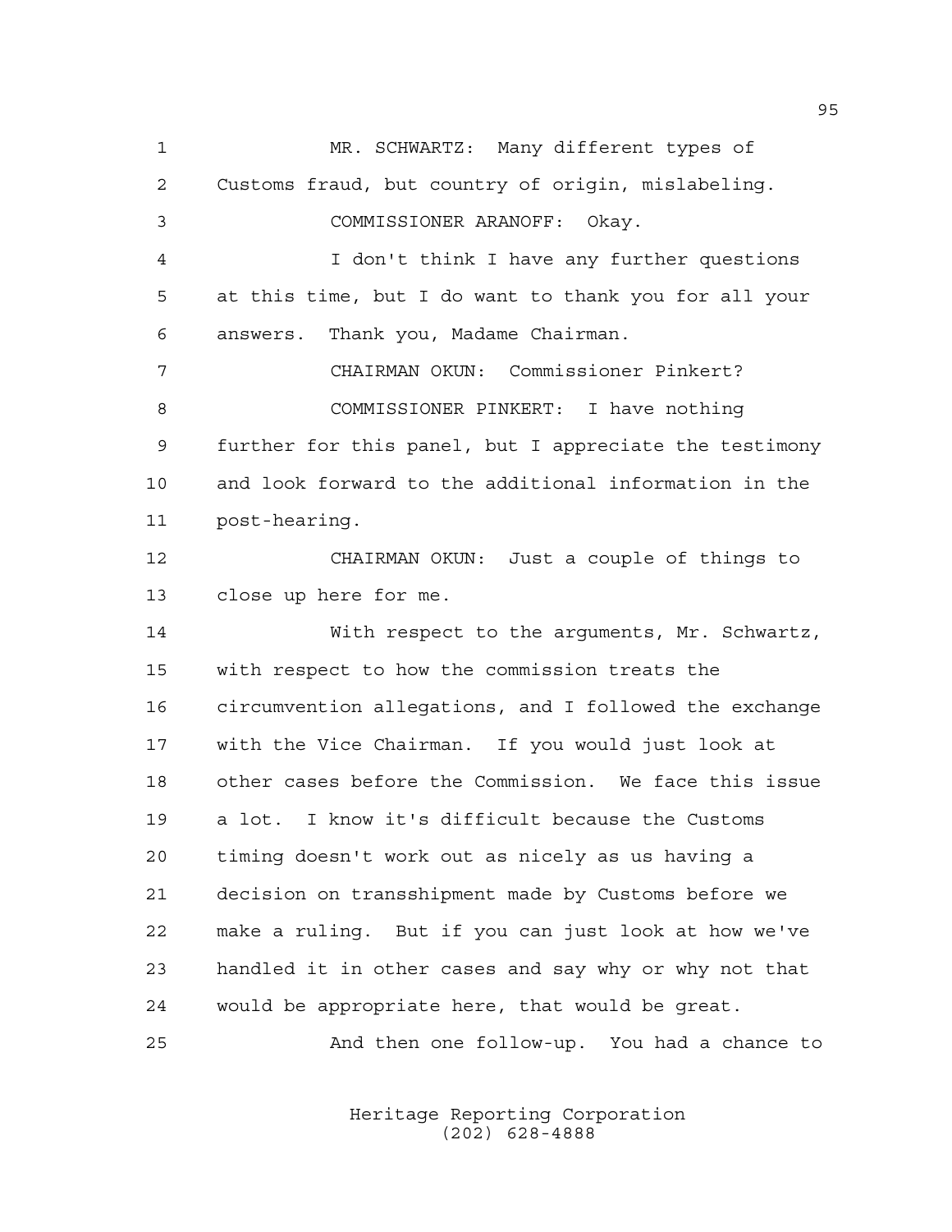MR. SCHWARTZ: Many different types of Customs fraud, but country of origin, mislabeling.

COMMISSIONER ARANOFF: Okay.

I don't think I have any further questions at this time, but I do want to thank you for all your answers. Thank you, Madame Chairman.

CHAIRMAN OKUN: Commissioner Pinkert?

COMMISSIONER PINKERT: I have nothing further for this panel, but I appreciate the testimony and look forward to the additional information in the post-hearing.

CHAIRMAN OKUN: Just a couple of things to close up here for me.

With respect to the arguments, Mr. Schwartz, with respect to how the commission treats the circumvention allegations, and I followed the exchange with the Vice Chairman. If you would just look at other cases before the Commission. We face this issue a lot. I know it's difficult because the Customs timing doesn't work out as nicely as us having a decision on transshipment made by Customs before we make a ruling. But if you can just look at how we've handled it in other cases and say why or why not that would be appropriate here, that would be great.

And then one follow-up. You had a chance to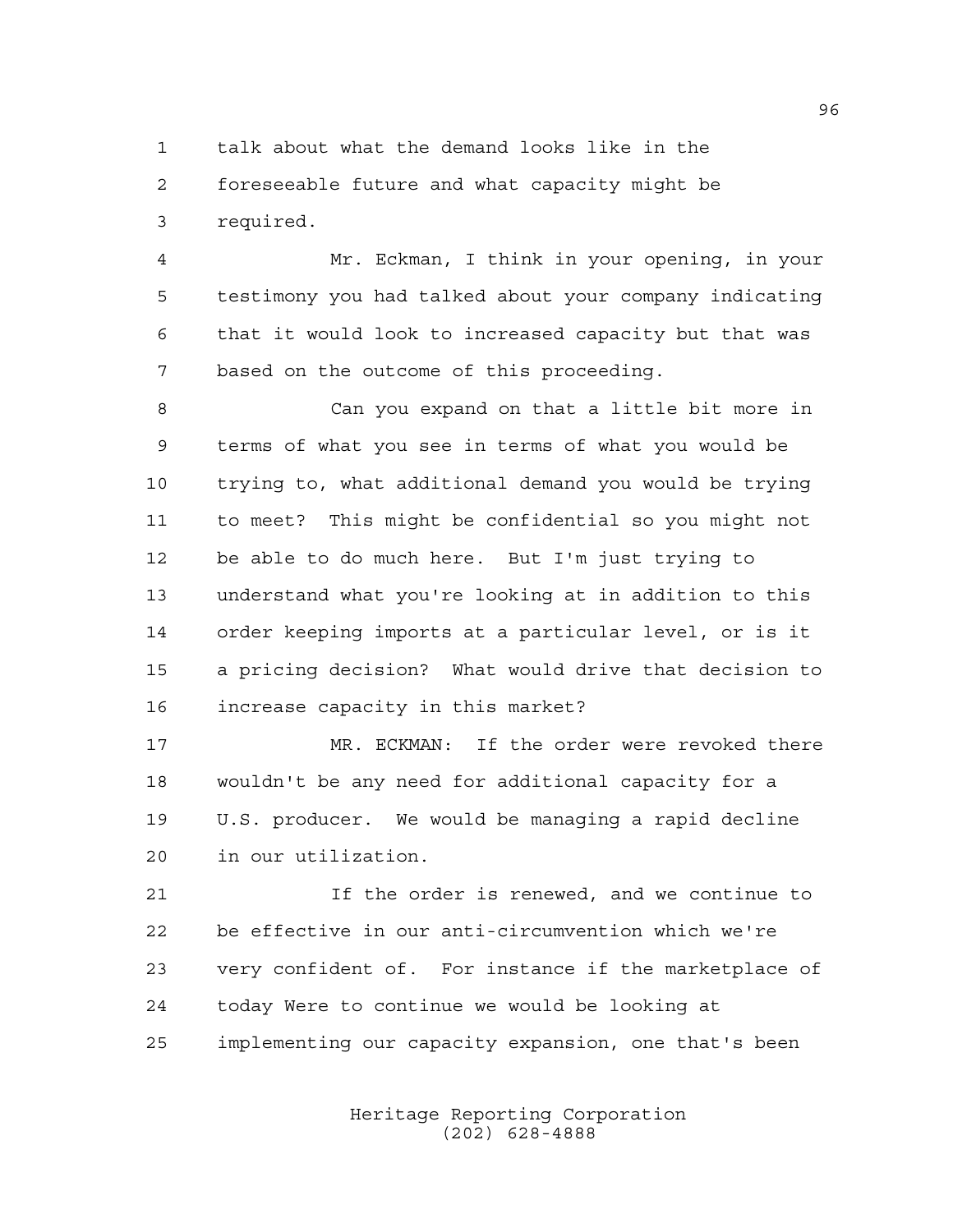talk about what the demand looks like in the foreseeable future and what capacity might be required.

Mr. Eckman, I think in your opening, in your testimony you had talked about your company indicating that it would look to increased capacity but that was based on the outcome of this proceeding.

Can you expand on that a little bit more in terms of what you see in terms of what you would be trying to, what additional demand you would be trying to meet? This might be confidential so you might not be able to do much here. But I'm just trying to understand what you're looking at in addition to this order keeping imports at a particular level, or is it a pricing decision? What would drive that decision to increase capacity in this market?

MR. ECKMAN: If the order were revoked there wouldn't be any need for additional capacity for a U.S. producer. We would be managing a rapid decline in our utilization.

If the order is renewed, and we continue to be effective in our anti-circumvention which we're very confident of. For instance if the marketplace of today Were to continue we would be looking at implementing our capacity expansion, one that's been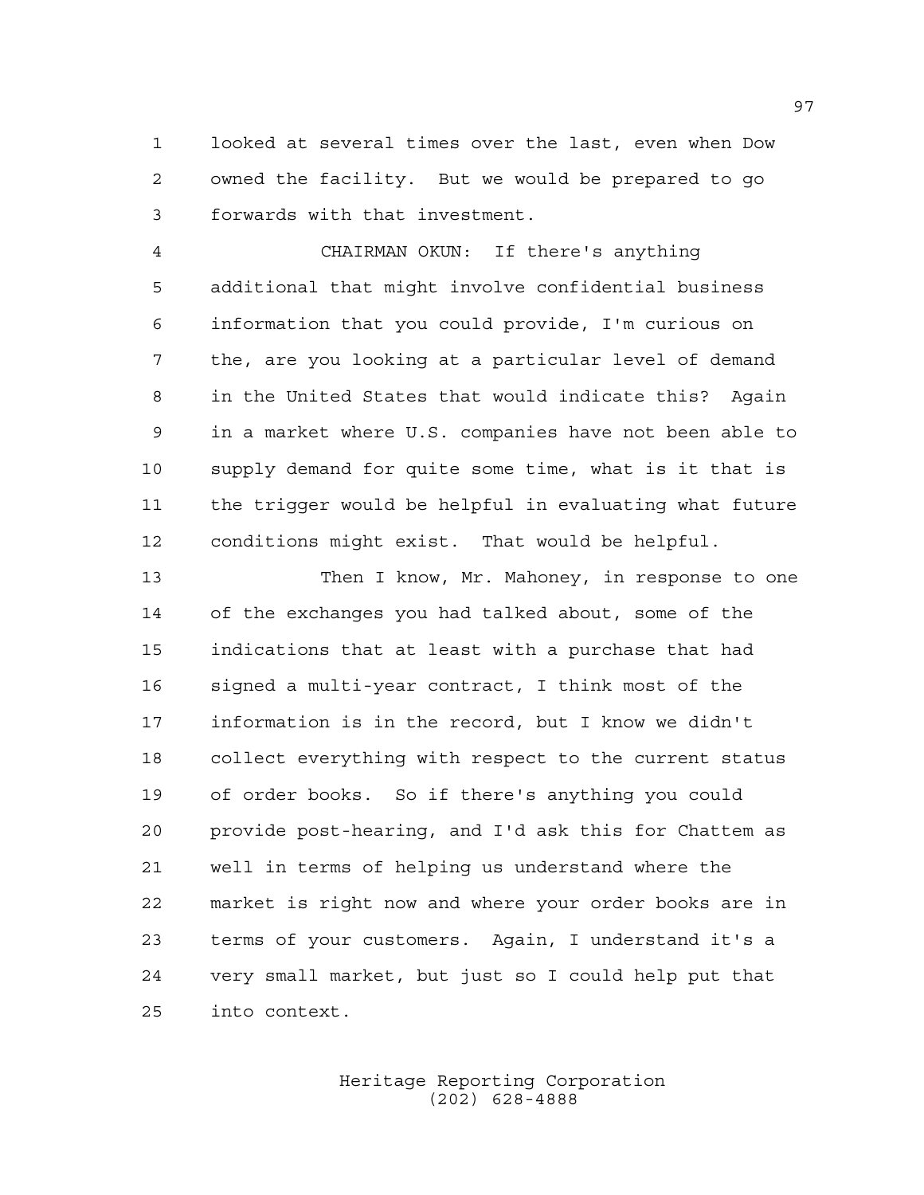looked at several times over the last, even when Dow owned the facility. But we would be prepared to go forwards with that investment.

CHAIRMAN OKUN: If there's anything additional that might involve confidential business information that you could provide, I'm curious on the, are you looking at a particular level of demand in the United States that would indicate this? Again in a market where U.S. companies have not been able to supply demand for quite some time, what is it that is the trigger would be helpful in evaluating what future conditions might exist. That would be helpful.

Then I know, Mr. Mahoney, in response to one of the exchanges you had talked about, some of the indications that at least with a purchase that had signed a multi-year contract, I think most of the information is in the record, but I know we didn't collect everything with respect to the current status of order books. So if there's anything you could provide post-hearing, and I'd ask this for Chattem as well in terms of helping us understand where the market is right now and where your order books are in terms of your customers. Again, I understand it's a very small market, but just so I could help put that into context.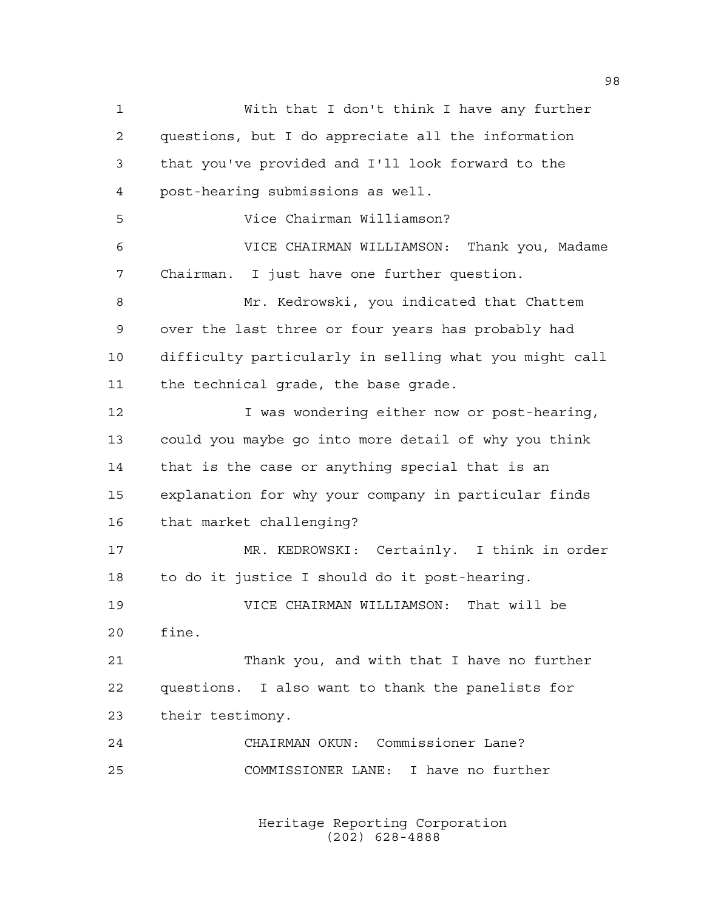With that I don't think I have any further questions, but I do appreciate all the information that you've provided and I'll look forward to the post-hearing submissions as well.

Vice Chairman Williamson?

VICE CHAIRMAN WILLIAMSON: Thank you, Madame Chairman. I just have one further question.

Mr. Kedrowski, you indicated that Chattem over the last three or four years has probably had difficulty particularly in selling what you might call the technical grade, the base grade.

I was wondering either now or post-hearing, could you maybe go into more detail of why you think that is the case or anything special that is an explanation for why your company in particular finds that market challenging?

MR. KEDROWSKI: Certainly. I think in order to do it justice I should do it post-hearing.

VICE CHAIRMAN WILLIAMSON: That will be fine.

Thank you, and with that I have no further questions. I also want to thank the panelists for their testimony.

CHAIRMAN OKUN: Commissioner Lane?

COMMISSIONER LANE: I have no further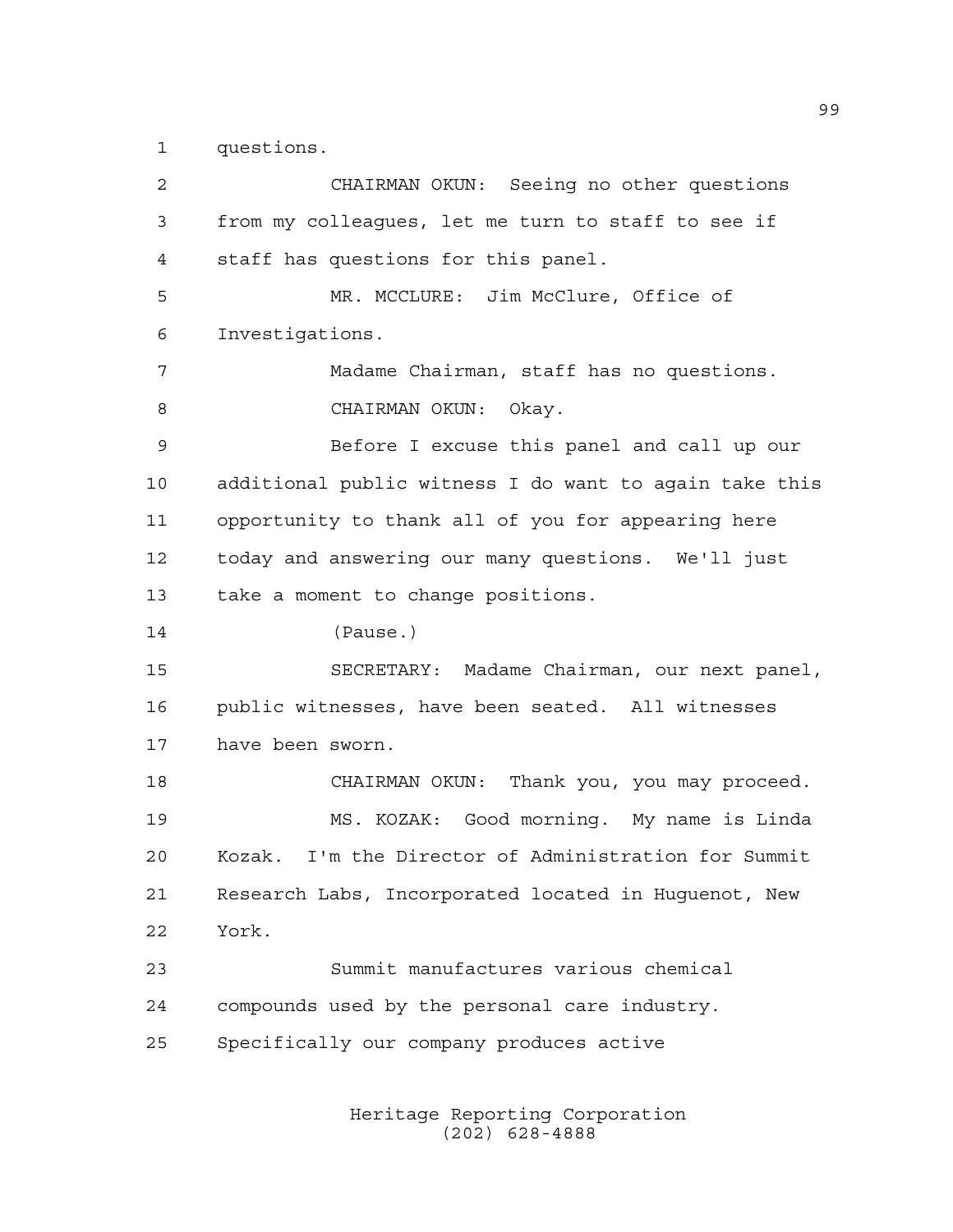questions.

CHAIRMAN OKUN: Seeing no other questions from my colleagues, let me turn to staff to see if staff has questions for this panel.

MR. MCCLURE: Jim McClure, Office of Investigations.

Madame Chairman, staff has no questions.

CHAIRMAN OKUN: Okay.

Before I excuse this panel and call up our additional public witness I do want to again take this opportunity to thank all of you for appearing here today and answering our many questions. We'll just take a moment to change positions.

(Pause.)

SECRETARY: Madame Chairman, our next panel, public witnesses, have been seated. All witnesses have been sworn.

CHAIRMAN OKUN: Thank you, you may proceed.

MS. KOZAK: Good morning. My name is Linda Kozak. I'm the Director of Administration for Summit Research Labs, Incorporated located in Huguenot, New York.

Summit manufactures various chemical compounds used by the personal care industry. Specifically our company produces active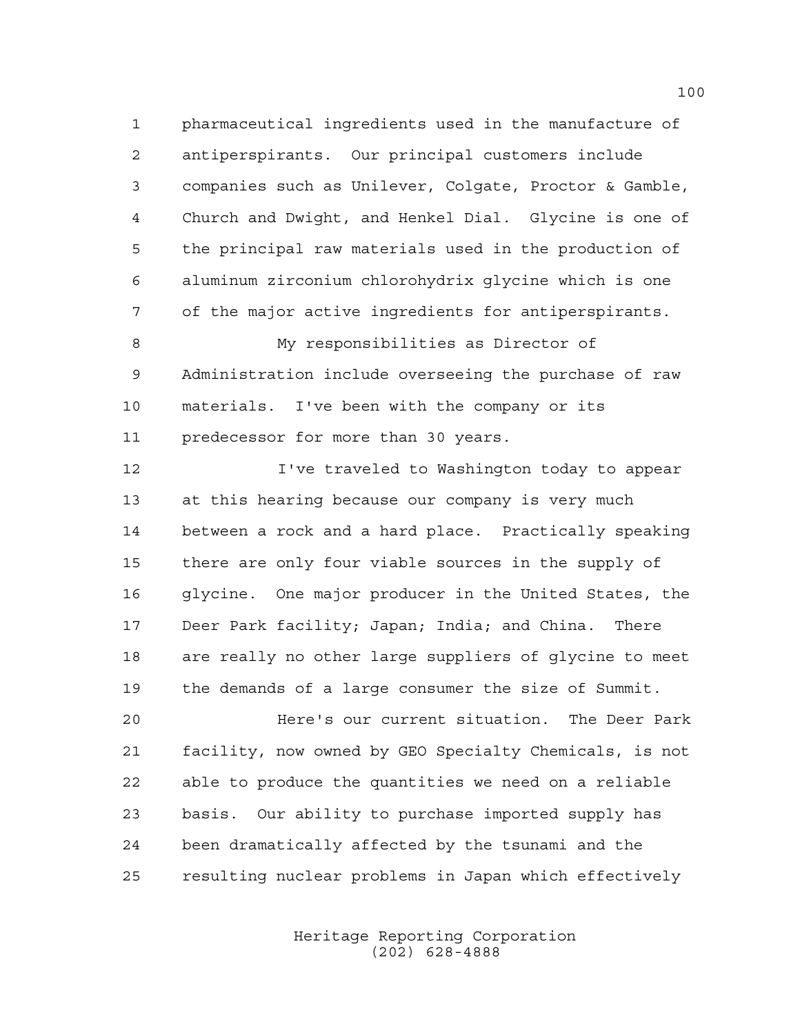pharmaceutical ingredients used in the manufacture of antiperspirants. Our principal customers include companies such as Unilever, Colgate, Proctor & Gamble, Church and Dwight, and Henkel Dial. Glycine is one of the principal raw materials used in the production of aluminum zirconium chlorohydrix glycine which is one of the major active ingredients for antiperspirants.

My responsibilities as Director of Administration include overseeing the purchase of raw materials. I've been with the company or its predecessor for more than 30 years.

I've traveled to Washington today to appear at this hearing because our company is very much between a rock and a hard place. Practically speaking there are only four viable sources in the supply of glycine. One major producer in the United States, the Deer Park facility; Japan; India; and China. There are really no other large suppliers of glycine to meet the demands of a large consumer the size of Summit.

Here's our current situation. The Deer Park facility, now owned by GEO Specialty Chemicals, is not able to produce the quantities we need on a reliable basis. Our ability to purchase imported supply has been dramatically affected by the tsunami and the resulting nuclear problems in Japan which effectively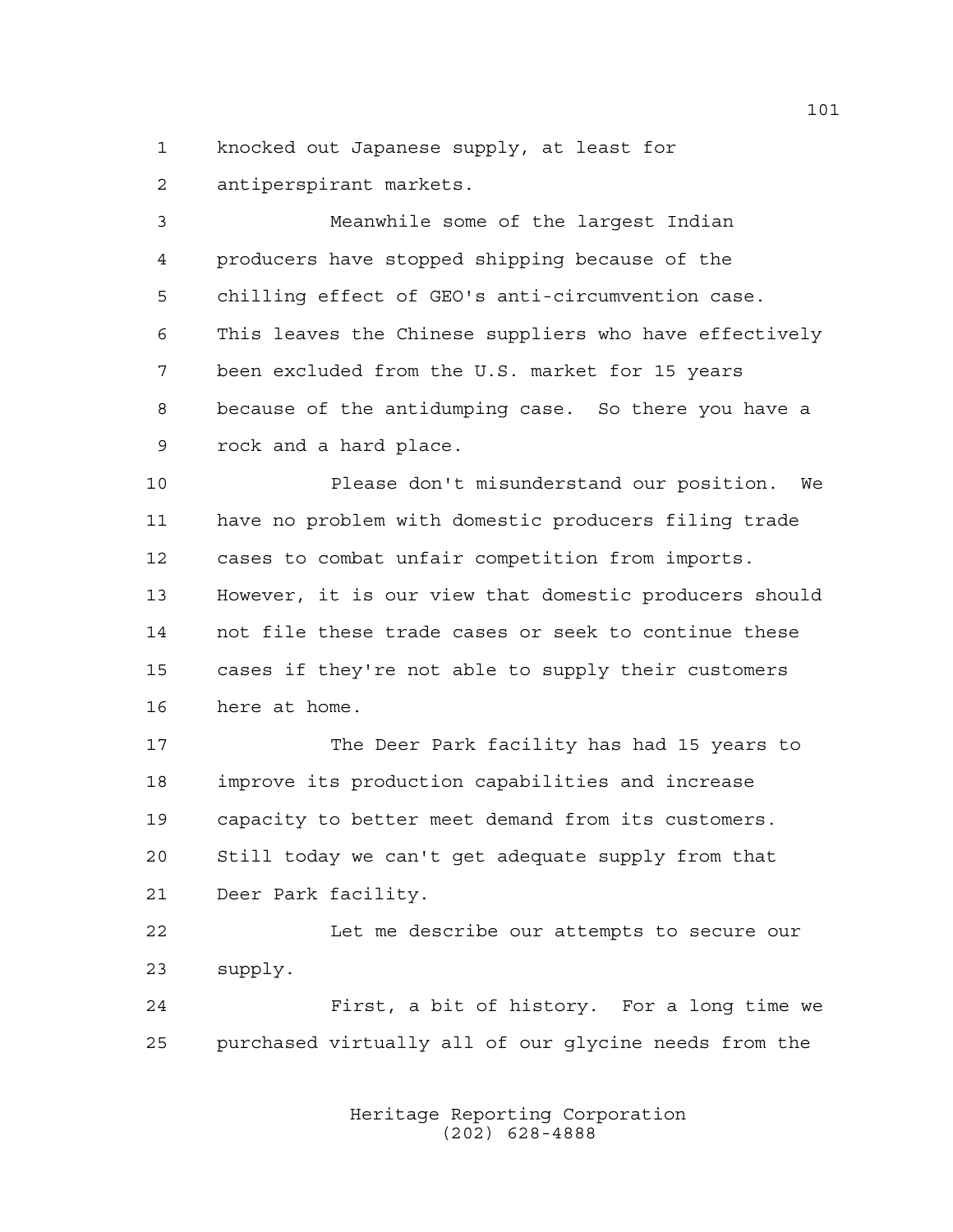knocked out Japanese supply, at least for antiperspirant markets.

Meanwhile some of the largest Indian producers have stopped shipping because of the chilling effect of GEO's anti-circumvention case. This leaves the Chinese suppliers who have effectively been excluded from the U.S. market for 15 years because of the antidumping case. So there you have a rock and a hard place.

Please don't misunderstand our position. We have no problem with domestic producers filing trade cases to combat unfair competition from imports. However, it is our view that domestic producers should not file these trade cases or seek to continue these cases if they're not able to supply their customers here at home.

The Deer Park facility has had 15 years to improve its production capabilities and increase capacity to better meet demand from its customers. Still today we can't get adequate supply from that Deer Park facility.

Let me describe our attempts to secure our supply.

First, a bit of history. For a long time we purchased virtually all of our glycine needs from the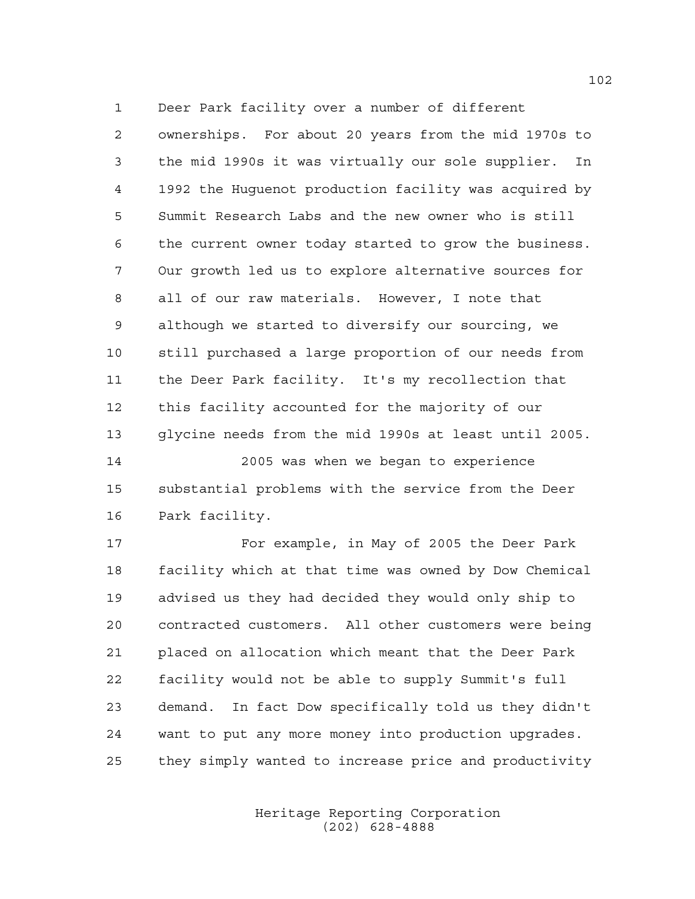Deer Park facility over a number of different ownerships. For about 20 years from the mid 1970s to the mid 1990s it was virtually our sole supplier. In 1992 the Huguenot production facility was acquired by Summit Research Labs and the new owner who is still the current owner today started to grow the business. Our growth led us to explore alternative sources for all of our raw materials. However, I note that although we started to diversify our sourcing, we still purchased a large proportion of our needs from the Deer Park facility. It's my recollection that this facility accounted for the majority of our glycine needs from the mid 1990s at least until 2005.

2005 was when we began to experience substantial problems with the service from the Deer Park facility.

For example, in May of 2005 the Deer Park facility which at that time was owned by Dow Chemical advised us they had decided they would only ship to contracted customers. All other customers were being placed on allocation which meant that the Deer Park facility would not be able to supply Summit's full demand. In fact Dow specifically told us they didn't want to put any more money into production upgrades. they simply wanted to increase price and productivity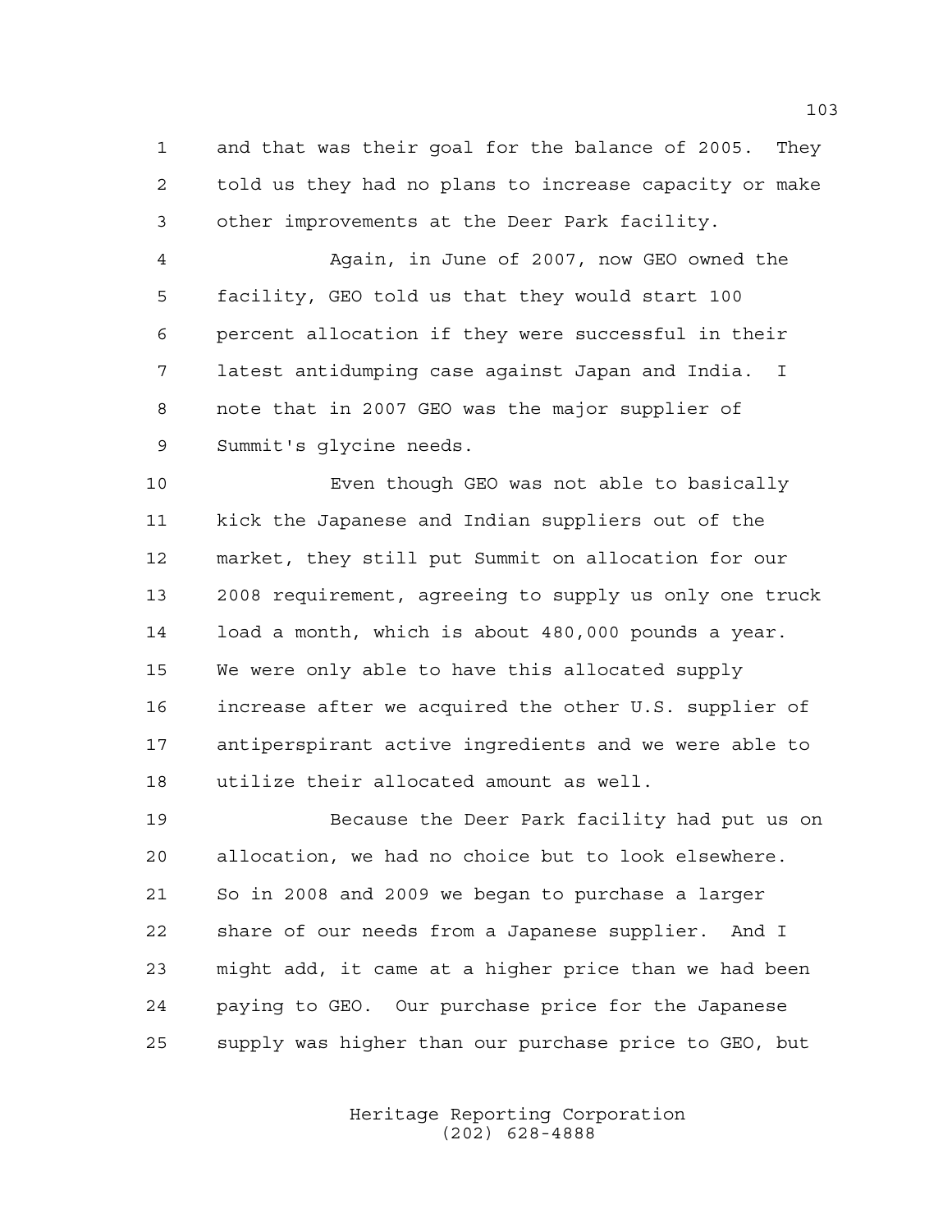and that was their goal for the balance of 2005. They told us they had no plans to increase capacity or make other improvements at the Deer Park facility.

Again, in June of 2007, now GEO owned the facility, GEO told us that they would start 100 percent allocation if they were successful in their latest antidumping case against Japan and India. I note that in 2007 GEO was the major supplier of Summit's glycine needs.

Even though GEO was not able to basically kick the Japanese and Indian suppliers out of the market, they still put Summit on allocation for our 2008 requirement, agreeing to supply us only one truck load a month, which is about 480,000 pounds a year. We were only able to have this allocated supply increase after we acquired the other U.S. supplier of antiperspirant active ingredients and we were able to utilize their allocated amount as well.

Because the Deer Park facility had put us on allocation, we had no choice but to look elsewhere. So in 2008 and 2009 we began to purchase a larger share of our needs from a Japanese supplier. And I might add, it came at a higher price than we had been paying to GEO. Our purchase price for the Japanese supply was higher than our purchase price to GEO, but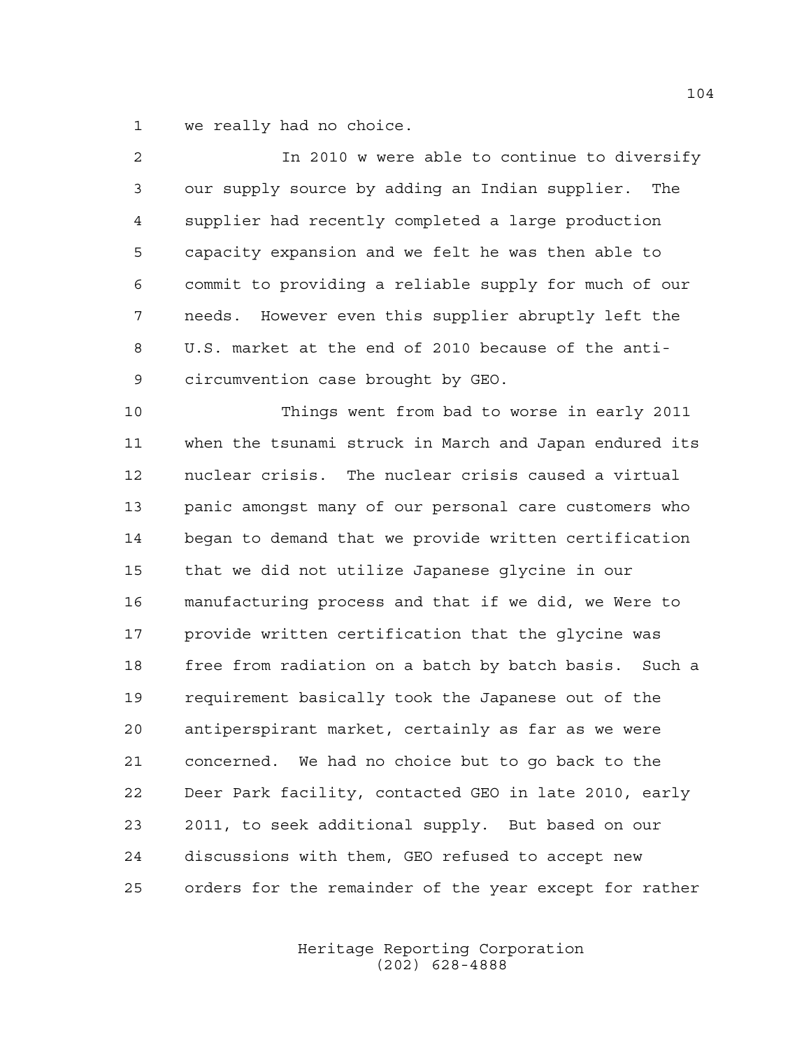we really had no choice.

In 2010 w were able to continue to diversify our supply source by adding an Indian supplier. The supplier had recently completed a large production capacity expansion and we felt he was then able to commit to providing a reliable supply for much of our needs. However even this supplier abruptly left the U.S. market at the end of 2010 because of the anti-circumvention case brought by GEO.

Things went from bad to worse in early 2011 when the tsunami struck in March and Japan endured its nuclear crisis. The nuclear crisis caused a virtual panic amongst many of our personal care customers who began to demand that we provide written certification that we did not utilize Japanese glycine in our manufacturing process and that if we did, we Were to provide written certification that the glycine was free from radiation on a batch by batch basis. Such a requirement basically took the Japanese out of the antiperspirant market, certainly as far as we were concerned. We had no choice but to go back to the Deer Park facility, contacted GEO in late 2010, early 2011, to seek additional supply. But based on our discussions with them, GEO refused to accept new orders for the remainder of the year except for rather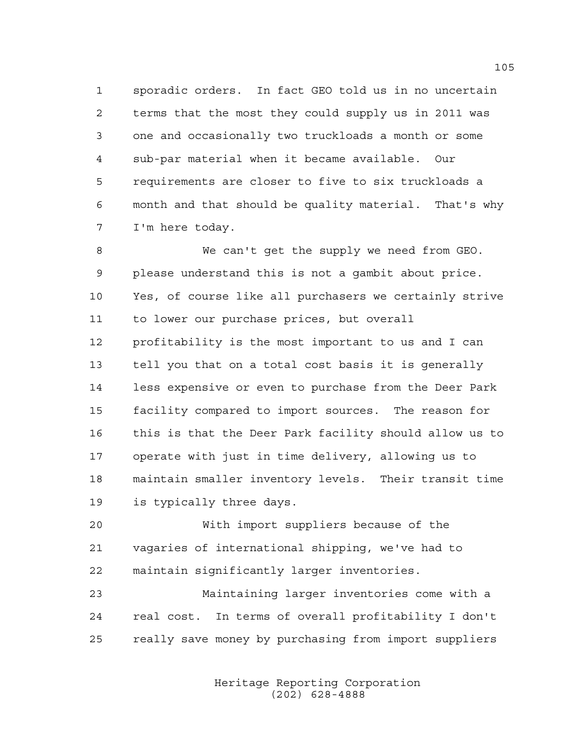sporadic orders. In fact GEO told us in no uncertain terms that the most they could supply us in 2011 was one and occasionally two truckloads a month or some sub-par material when it became available. Our requirements are closer to five to six truckloads a month and that should be quality material. That's why I'm here today.

We can't get the supply we need from GEO. please understand this is not a gambit about price. Yes, of course like all purchasers we certainly strive to lower our purchase prices, but overall profitability is the most important to us and I can tell you that on a total cost basis it is generally less expensive or even to purchase from the Deer Park facility compared to import sources. The reason for this is that the Deer Park facility should allow us to operate with just in time delivery, allowing us to maintain smaller inventory levels. Their transit time is typically three days.

With import suppliers because of the vagaries of international shipping, we've had to maintain significantly larger inventories.

Maintaining larger inventories come with a real cost. In terms of overall profitability I don't really save money by purchasing from import suppliers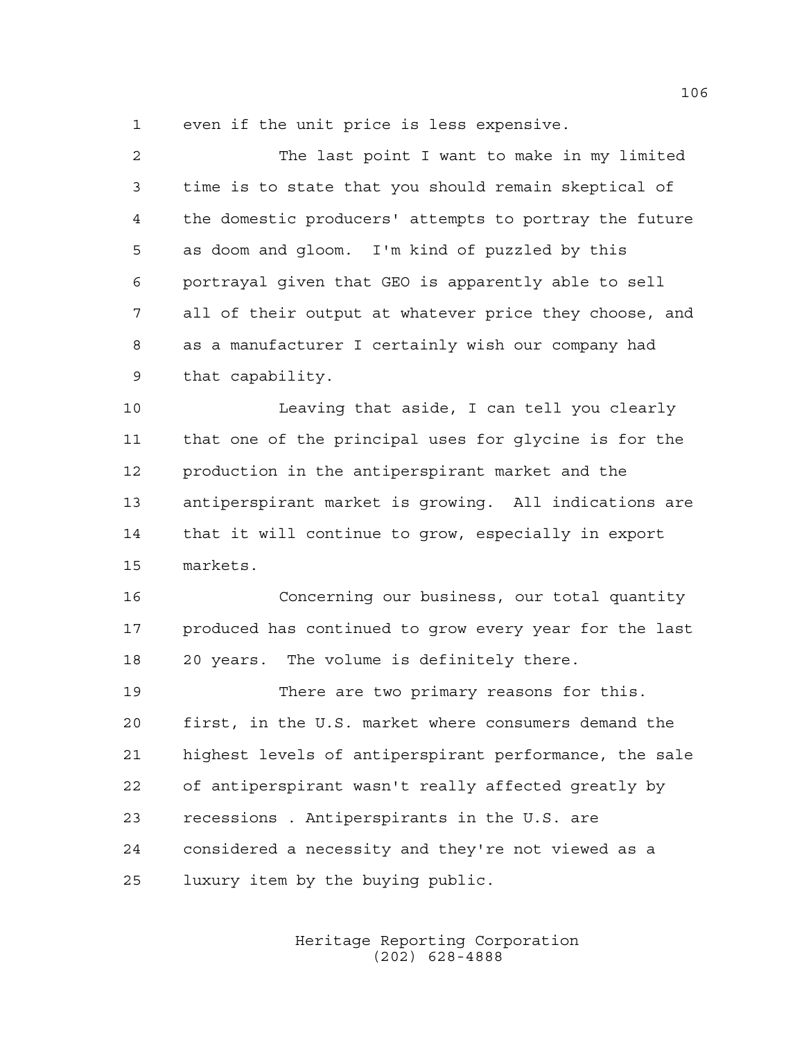even if the unit price is less expensive.

The last point I want to make in my limited time is to state that you should remain skeptical of the domestic producers' attempts to portray the future as doom and gloom. I'm kind of puzzled by this portrayal given that GEO is apparently able to sell all of their output at whatever price they choose, and as a manufacturer I certainly wish our company had that capability.

Leaving that aside, I can tell you clearly that one of the principal uses for glycine is for the production in the antiperspirant market and the antiperspirant market is growing. All indications are that it will continue to grow, especially in export markets.

Concerning our business, our total quantity produced has continued to grow every year for the last 20 years. The volume is definitely there.

There are two primary reasons for this. first, in the U.S. market where consumers demand the highest levels of antiperspirant performance, the sale of antiperspirant wasn't really affected greatly by recessions . Antiperspirants in the U.S. are considered a necessity and they're not viewed as a luxury item by the buying public.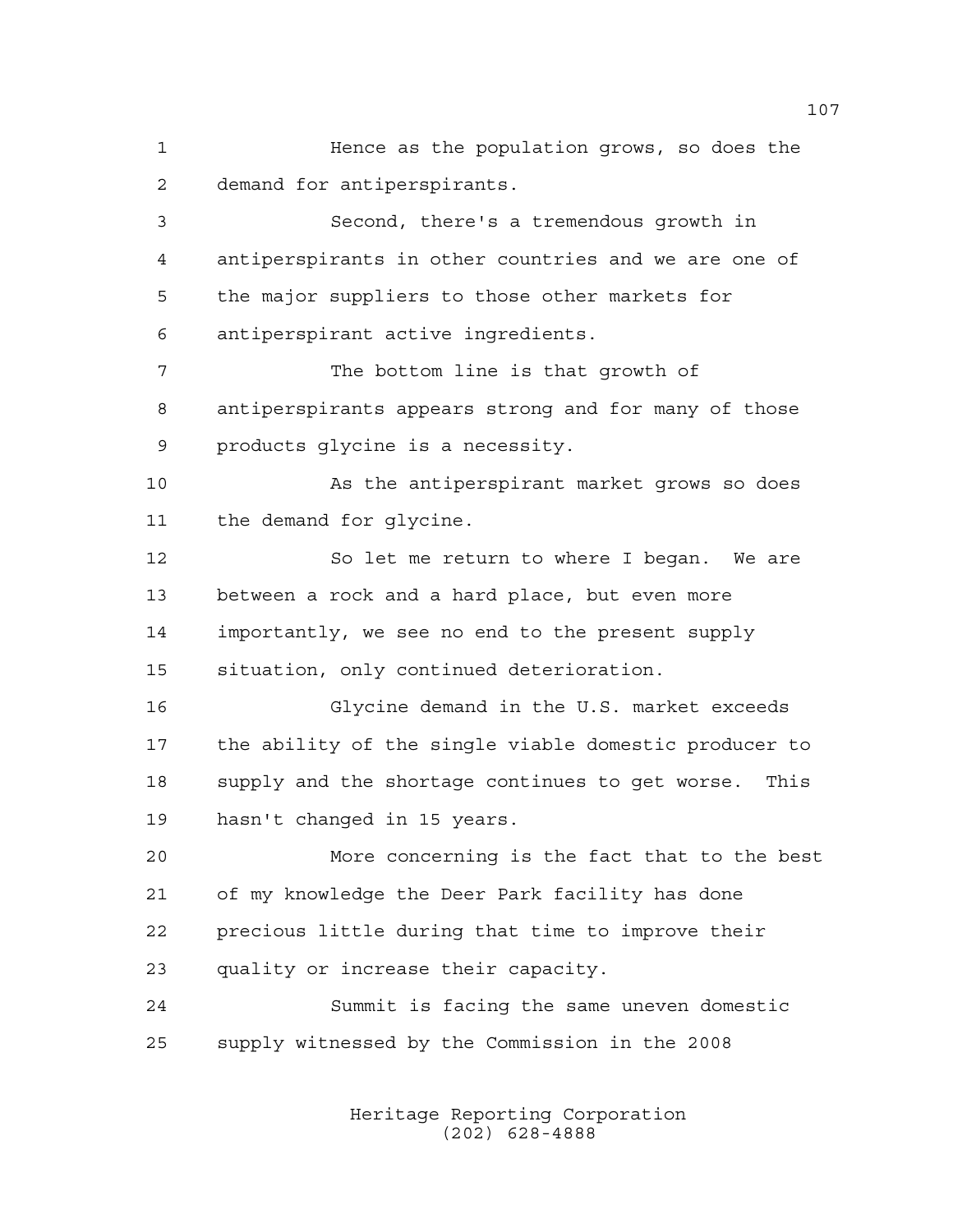Hence as the population grows, so does the demand for antiperspirants.

Second, there's a tremendous growth in antiperspirants in other countries and we are one of the major suppliers to those other markets for antiperspirant active ingredients.

The bottom line is that growth of antiperspirants appears strong and for many of those products glycine is a necessity.

As the antiperspirant market grows so does the demand for glycine.

So let me return to where I began. We are between a rock and a hard place, but even more importantly, we see no end to the present supply situation, only continued deterioration.

Glycine demand in the U.S. market exceeds the ability of the single viable domestic producer to supply and the shortage continues to get worse. This hasn't changed in 15 years.

More concerning is the fact that to the best of my knowledge the Deer Park facility has done precious little during that time to improve their quality or increase their capacity.

Summit is facing the same uneven domestic supply witnessed by the Commission in the 2008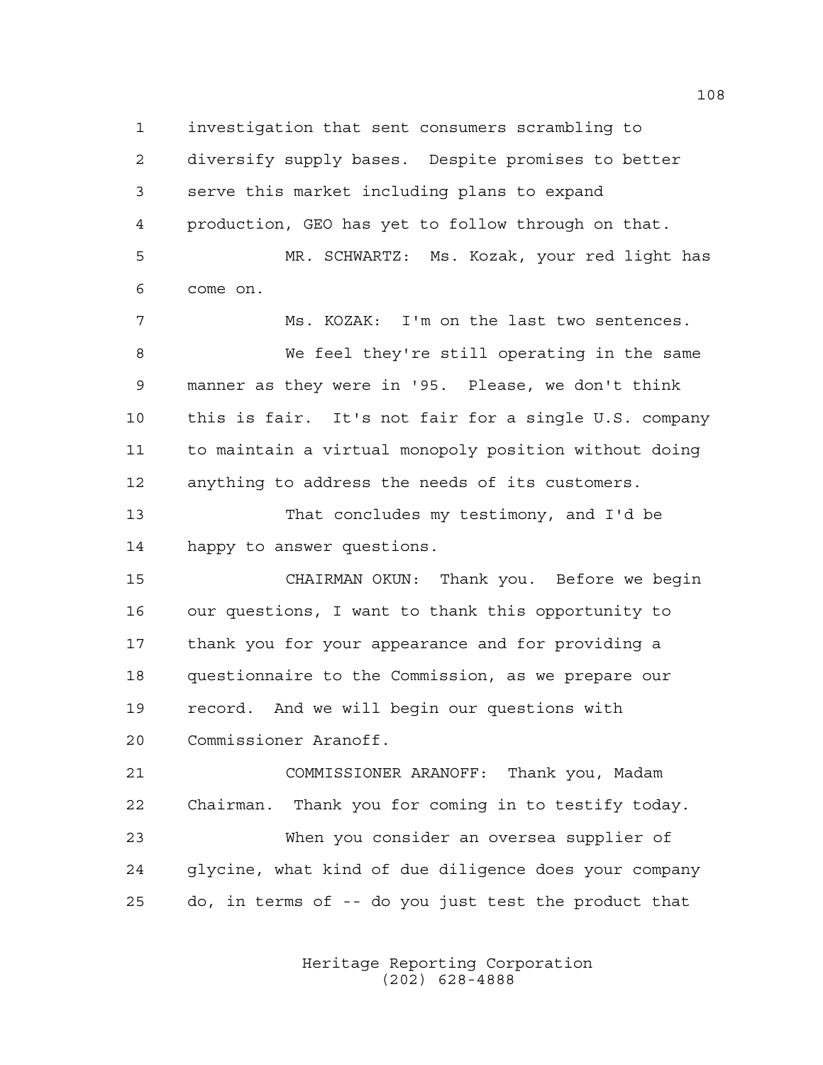investigation that sent consumers scrambling to diversify supply bases. Despite promises to better serve this market including plans to expand production, GEO has yet to follow through on that.

MR. SCHWARTZ: Ms. Kozak, your red light has come on.

Ms. KOZAK: I'm on the last two sentences.

We feel they're still operating in the same manner as they were in '95. Please, we don't think this is fair. It's not fair for a single U.S. company to maintain a virtual monopoly position without doing anything to address the needs of its customers.

That concludes my testimony, and I'd be happy to answer questions.

CHAIRMAN OKUN: Thank you. Before we begin our questions, I want to thank this opportunity to thank you for your appearance and for providing a questionnaire to the Commission, as we prepare our record. And we will begin our questions with Commissioner Aranoff.

COMMISSIONER ARANOFF: Thank you, Madam Chairman. Thank you for coming in to testify today.

When you consider an oversea supplier of glycine, what kind of due diligence does your company do, in terms of -- do you just test the product that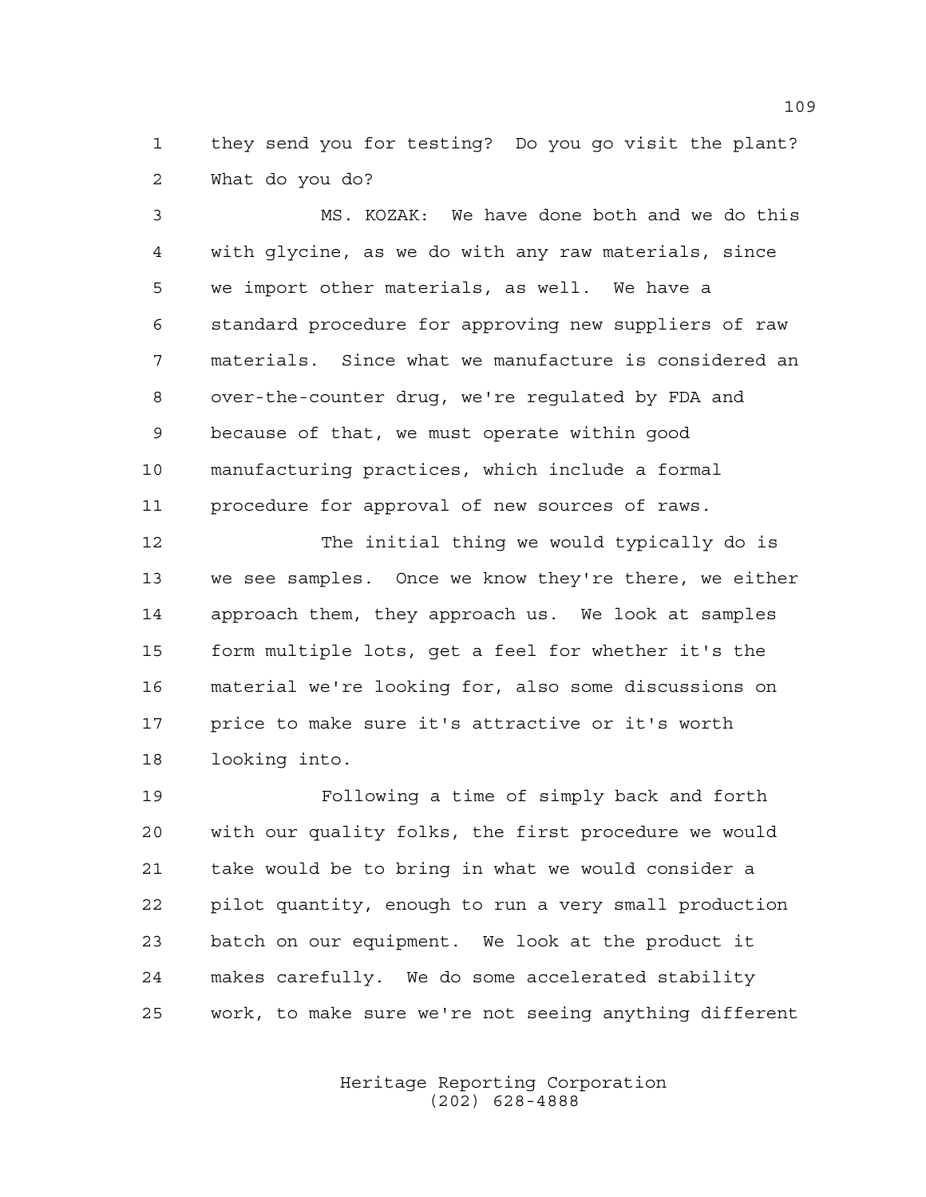they send you for testing? Do you go visit the plant? What do you do?

MS. KOZAK: We have done both and we do this with glycine, as we do with any raw materials, since we import other materials, as well. We have a standard procedure for approving new suppliers of raw materials. Since what we manufacture is considered an over-the-counter drug, we're regulated by FDA and because of that, we must operate within good manufacturing practices, which include a formal procedure for approval of new sources of raws.

The initial thing we would typically do is we see samples. Once we know they're there, we either approach them, they approach us. We look at samples form multiple lots, get a feel for whether it's the material we're looking for, also some discussions on price to make sure it's attractive or it's worth looking into.

Following a time of simply back and forth with our quality folks, the first procedure we would take would be to bring in what we would consider a pilot quantity, enough to run a very small production batch on our equipment. We look at the product it makes carefully. We do some accelerated stability work, to make sure we're not seeing anything different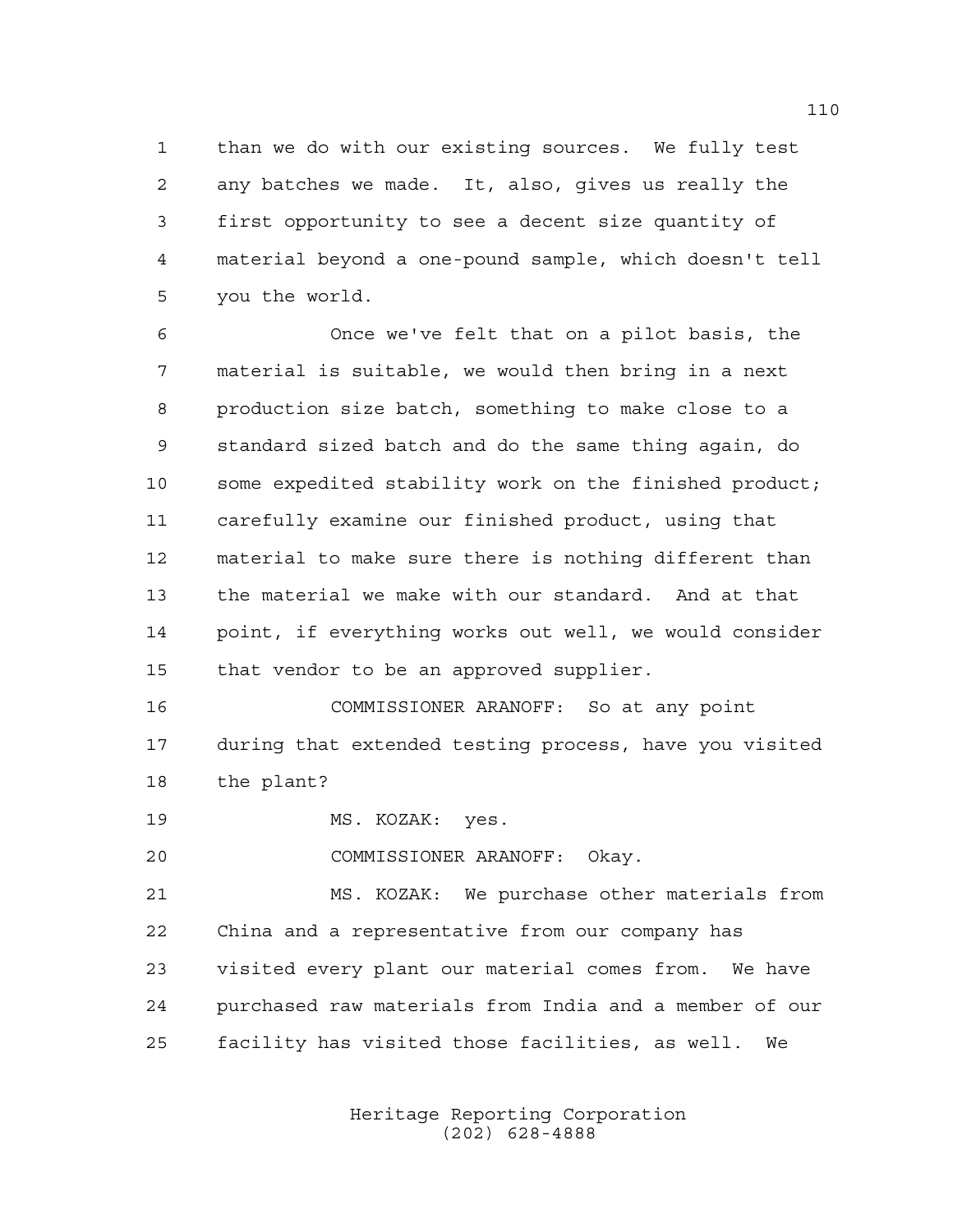than we do with our existing sources. We fully test any batches we made. It, also, gives us really the first opportunity to see a decent size quantity of material beyond a one-pound sample, which doesn't tell you the world.

Once we've felt that on a pilot basis, the material is suitable, we would then bring in a next production size batch, something to make close to a standard sized batch and do the same thing again, do some expedited stability work on the finished product; carefully examine our finished product, using that material to make sure there is nothing different than the material we make with our standard. And at that point, if everything works out well, we would consider that vendor to be an approved supplier.

COMMISSIONER ARANOFF: So at any point during that extended testing process, have you visited the plant?

MS. KOZAK: yes.

COMMISSIONER ARANOFF: Okay.

MS. KOZAK: We purchase other materials from China and a representative from our company has visited every plant our material comes from. We have purchased raw materials from India and a member of our facility has visited those facilities, as well. We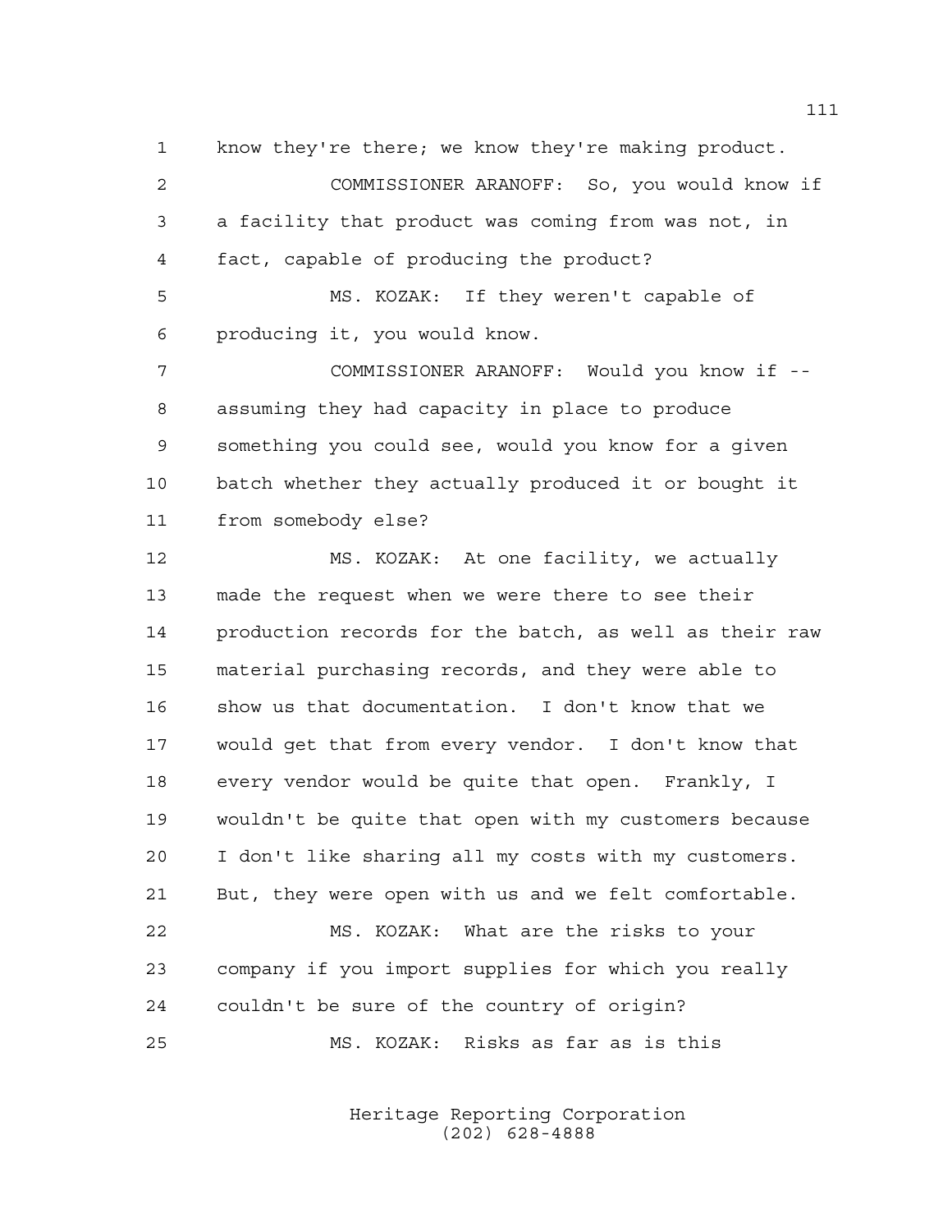1 know they're there; we know they're making product.

2 COMMISSIONER ARANOFF: So, you would know if

3 a facility that product was coming from was not, in

4 fact, capable of producing the product?

5 MS. KOZAK: If they weren't capable of

6 producing it, you would know.

7 COMMISSIONER ARANOFF: Would you know if --

8 assuming they had capacity in place to produce

9 something you could see, would you know for a given

10 batch whether they actually produced it or bought it

11 from somebody else?

12 MS. KOZAK: At one facility, we actually

13 made the request when we were there to see their

14 production records for the batch, as well as their raw

15 material purchasing records, and they were able to

16 show us that documentation. I don't know that we

17 would get that from every vendor. I don't know that

18 every vendor would be quite that open. Frankly, I

19 wouldn't be quite that open with my customers because

20 I don't like sharing all my costs with my customers.

21 But, they were open with us and we felt comfortable.

22 MS. KOZAK: What are the risks to your

23 company if you import supplies for which you really

24 couldn't be sure of the country of origin?

25 MS. KOZAK: Risks as far as is this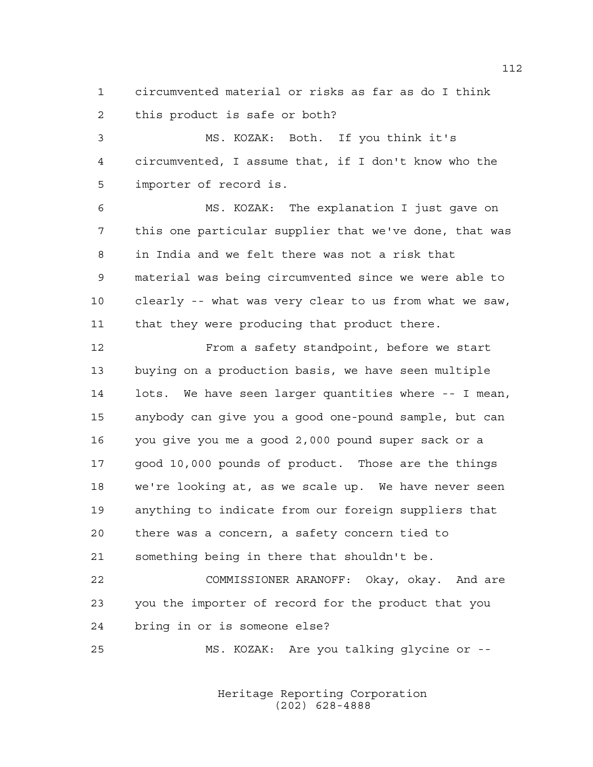circumvented material or risks as far as do I think this product is safe or both?

MS. KOZAK: Both. If you think it's circumvented, I assume that, if I don't know who the importer of record is.

MS. KOZAK: The explanation I just gave on this one particular supplier that we've done, that was in India and we felt there was not a risk that material was being circumvented since we were able to clearly -- what was very clear to us from what we saw, that they were producing that product there.

From a safety standpoint, before we start buying on a production basis, we have seen multiple lots. We have seen larger quantities where -- I mean, anybody can give you a good one-pound sample, but can you give you me a good 2,000 pound super sack or a good 10,000 pounds of product. Those are the things we're looking at, as we scale up. We have never seen anything to indicate from our foreign suppliers that there was a concern, a safety concern tied to something being in there that shouldn't be.

COMMISSIONER ARANOFF: Okay, okay. And are you the importer of record for the product that you bring in or is someone else?

MS. KOZAK: Are you talking glycine or --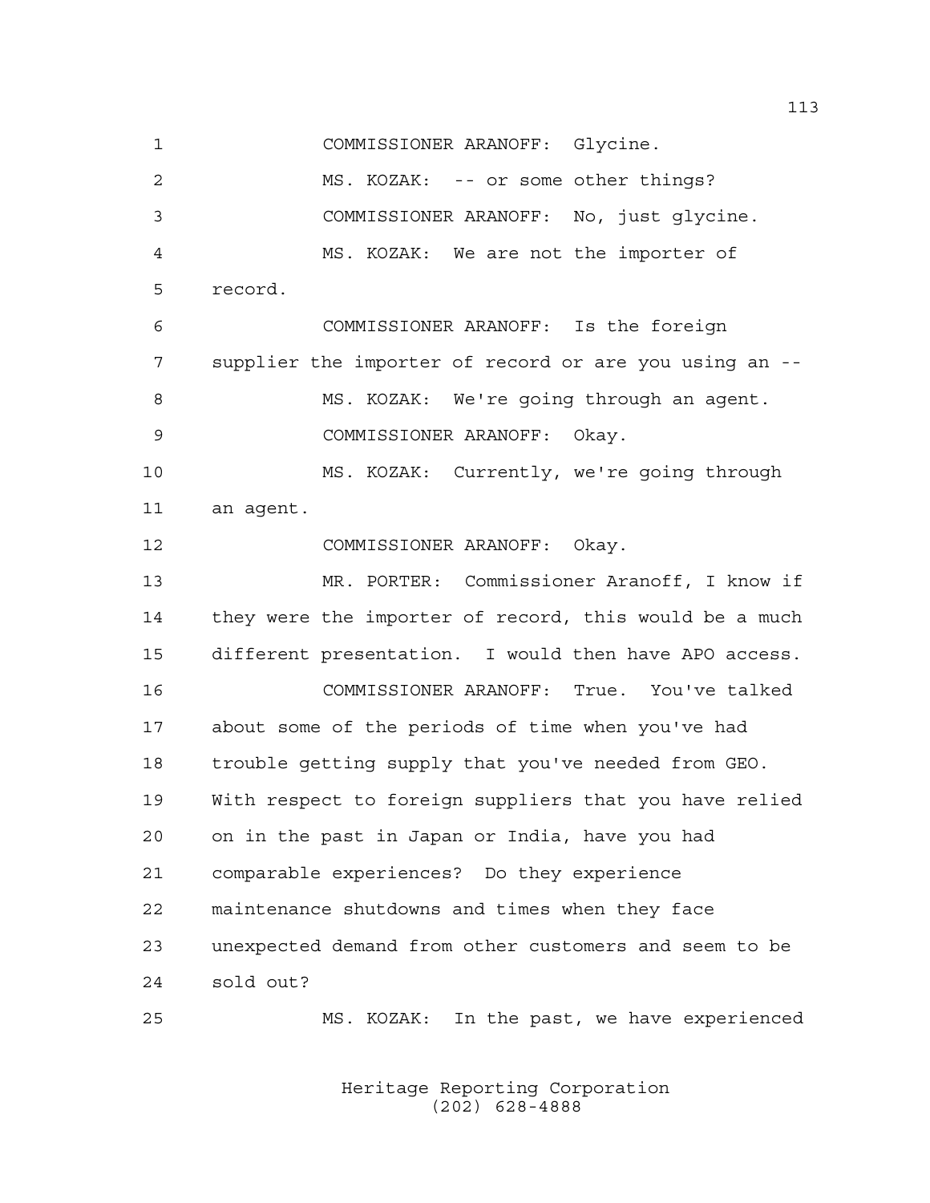1 COMMISSIONER ARANOFF: Glycine.

2 MS. KOZAK: -- or some other things?

3 COMMISSIONER ARANOFF: No, just glycine.

4 MS. KOZAK: We are not the importer of

5 record.

6 COMMISSIONER ARANOFF: Is the foreign

7 supplier the importer of record or are you using an --

8 MS. KOZAK: We're going through an agent.

9 COMMISSIONER ARANOFF: Okay.

10 MS. KOZAK: Currently, we're going through

11 an agent.

12 COMMISSIONER ARANOFF: Okay.

13 MR. PORTER: Commissioner Aranoff, I know if

14 they were the importer of record, this would be a much

15 different presentation. I would then have APO access.

16 COMMISSIONER ARANOFF: True. You've talked

17 about some of the periods of time when you've had

18 trouble getting supply that you've needed from GEO.

19 With respect to foreign suppliers that you have relied

20 on in the past in Japan or India, have you had

21 comparable experiences? Do they experience

22 maintenance shutdowns and times when they face

23 unexpected demand from other customers and seem to be

24 sold out?

25 MS. KOZAK: In the past, we have experienced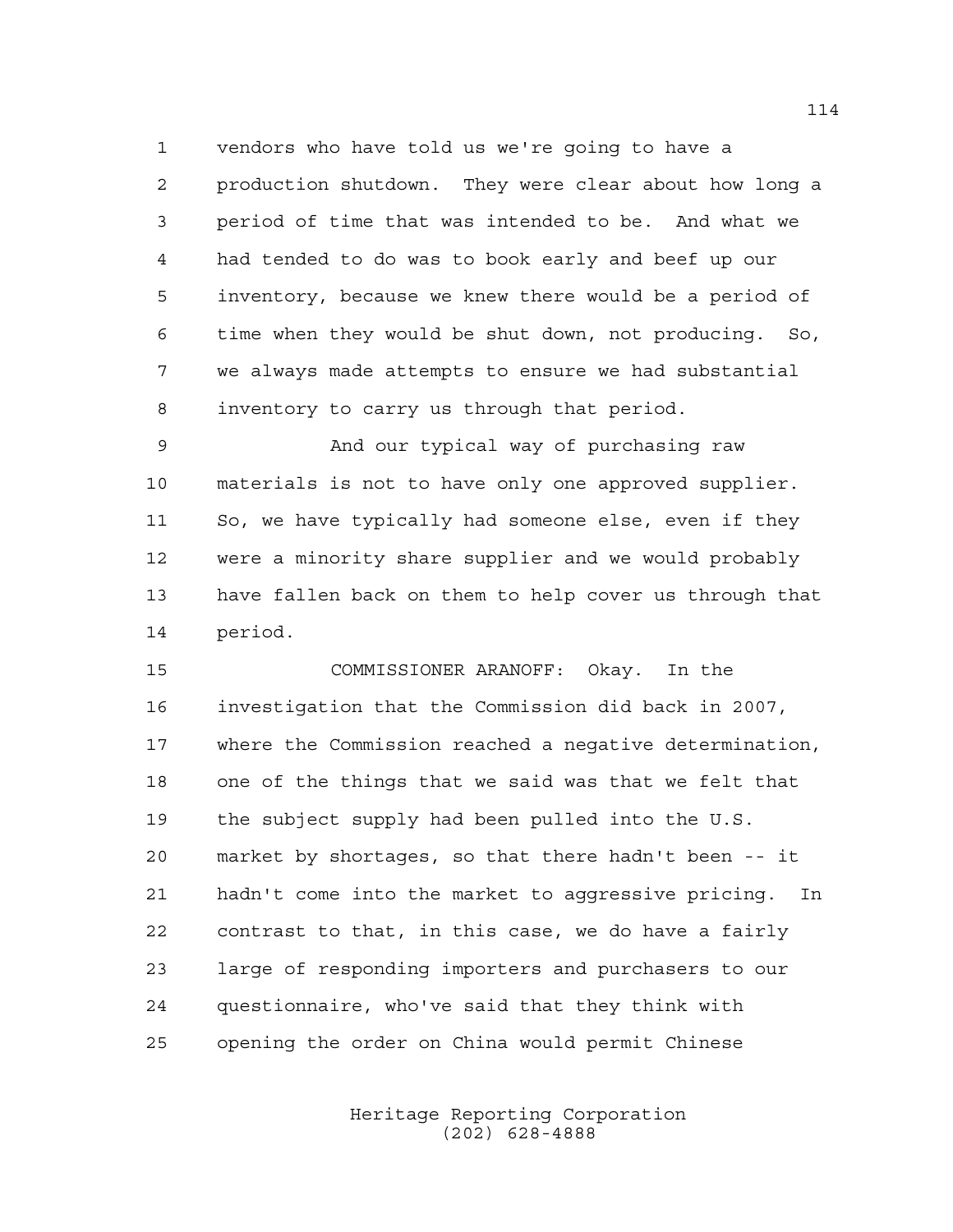vendors who have told us we're going to have a production shutdown. They were clear about how long a period of time that was intended to be. And what we had tended to do was to book early and beef up our inventory, because we knew there would be a period of time when they would be shut down, not producing. So, we always made attempts to ensure we had substantial inventory to carry us through that period.

And our typical way of purchasing raw materials is not to have only one approved supplier. So, we have typically had someone else, even if they were a minority share supplier and we would probably have fallen back on them to help cover us through that period.

COMMISSIONER ARANOFF: Okay. In the investigation that the Commission did back in 2007, where the Commission reached a negative determination, one of the things that we said was that we felt that the subject supply had been pulled into the U.S. market by shortages, so that there hadn't been -- it hadn't come into the market to aggressive pricing. In contrast to that, in this case, we do have a fairly large of responding importers and purchasers to our questionnaire, who've said that they think with opening the order on China would permit Chinese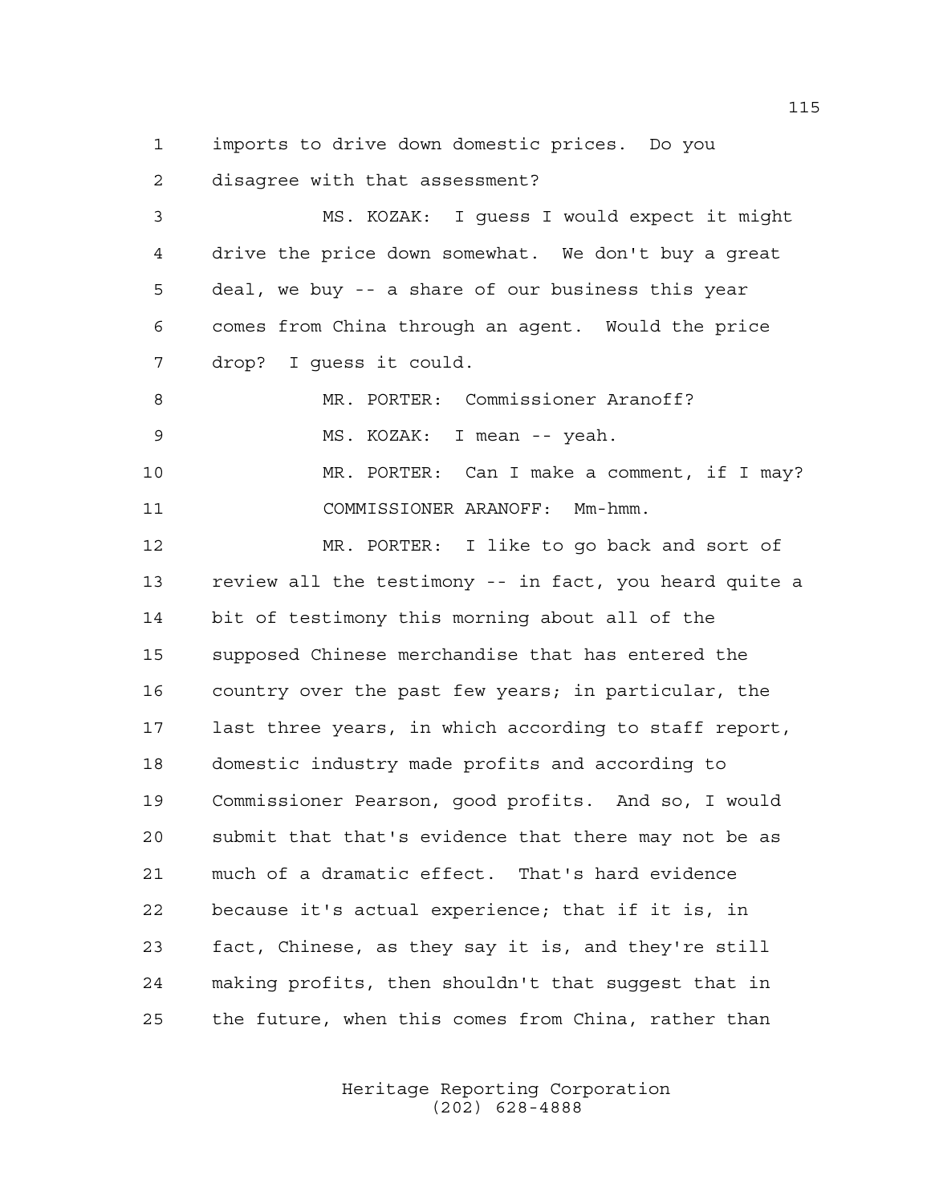imports to drive down domestic prices. Do you disagree with that assessment?

MS. KOZAK: I guess I would expect it might drive the price down somewhat. We don't buy a great deal, we buy -- a share of our business this year comes from China through an agent. Would the price drop? I guess it could.

MR. PORTER: Commissioner Aranoff?

MS. KOZAK: I mean -- yeah.

MR. PORTER: Can I make a comment, if I may?

COMMISSIONER ARANOFF: Mm-hmm.

MR. PORTER: I like to go back and sort of review all the testimony -- in fact, you heard quite a bit of testimony this morning about all of the supposed Chinese merchandise that has entered the country over the past few years; in particular, the last three years, in which according to staff report, domestic industry made profits and according to Commissioner Pearson, good profits. And so, I would submit that that's evidence that there may not be as much of a dramatic effect. That's hard evidence because it's actual experience; that if it is, in fact, Chinese, as they say it is, and they're still making profits, then shouldn't that suggest that in the future, when this comes from China, rather than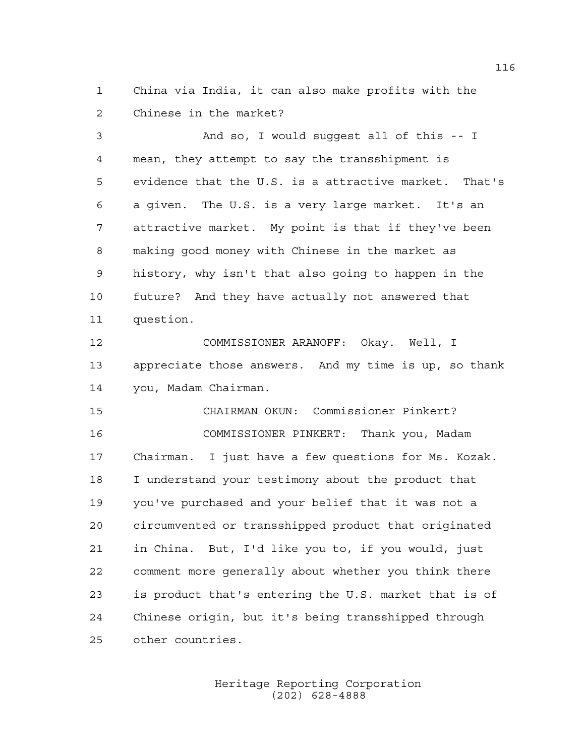China via India, it can also make profits with the Chinese in the market?

And so, I would suggest all of this -- I mean, they attempt to say the transshipment is evidence that the U.S. is a attractive market. That's a given. The U.S. is a very large market. It's an attractive market. My point is that if they've been making good money with Chinese in the market as history, why isn't that also going to happen in the future? And they have actually not answered that question.

COMMISSIONER ARANOFF: Okay. Well, I appreciate those answers. And my time is up, so thank you, Madam Chairman.

CHAIRMAN OKUN: Commissioner Pinkert?

COMMISSIONER PINKERT: Thank you, Madam Chairman. I just have a few questions for Ms. Kozak. I understand your testimony about the product that you've purchased and your belief that it was not a circumvented or transshipped product that originated in China. But, I'd like you to, if you would, just comment more generally about whether you think there is product that's entering the U.S. market that is of Chinese origin, but it's being transshipped through other countries.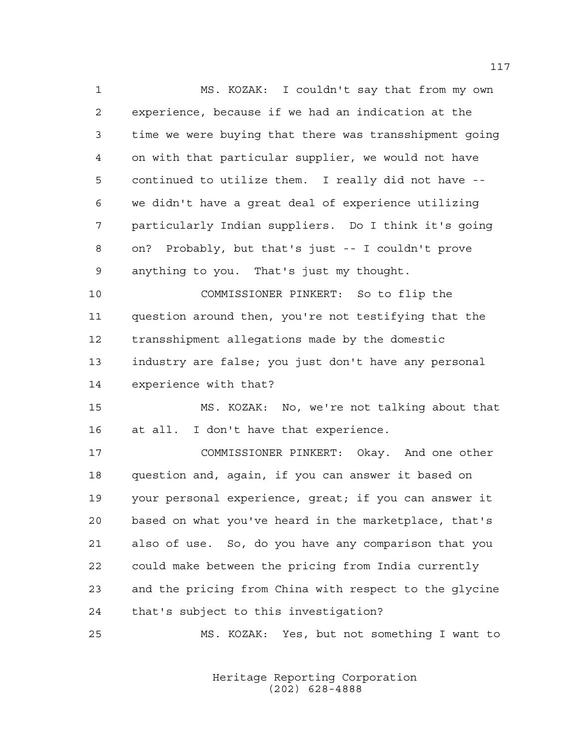MS. KOZAK: I couldn't say that from my own experience, because if we had an indication at the time we were buying that there was transshipment going on with that particular supplier, we would not have continued to utilize them. I really did not have -- we didn't have a great deal of experience utilizing particularly Indian suppliers. Do I think it's going on? Probably, but that's just -- I couldn't prove anything to you. That's just my thought.

COMMISSIONER PINKERT: So to flip the question around then, you're not testifying that the transshipment allegations made by the domestic industry are false; you just don't have any personal experience with that?

MS. KOZAK: No, we're not talking about that at all. I don't have that experience.

COMMISSIONER PINKERT: Okay. And one other question and, again, if you can answer it based on your personal experience, great; if you can answer it based on what you've heard in the marketplace, that's also of use. So, do you have any comparison that you could make between the pricing from India currently and the pricing from China with respect to the glycine that's subject to this investigation?

MS. KOZAK: Yes, but not something I want to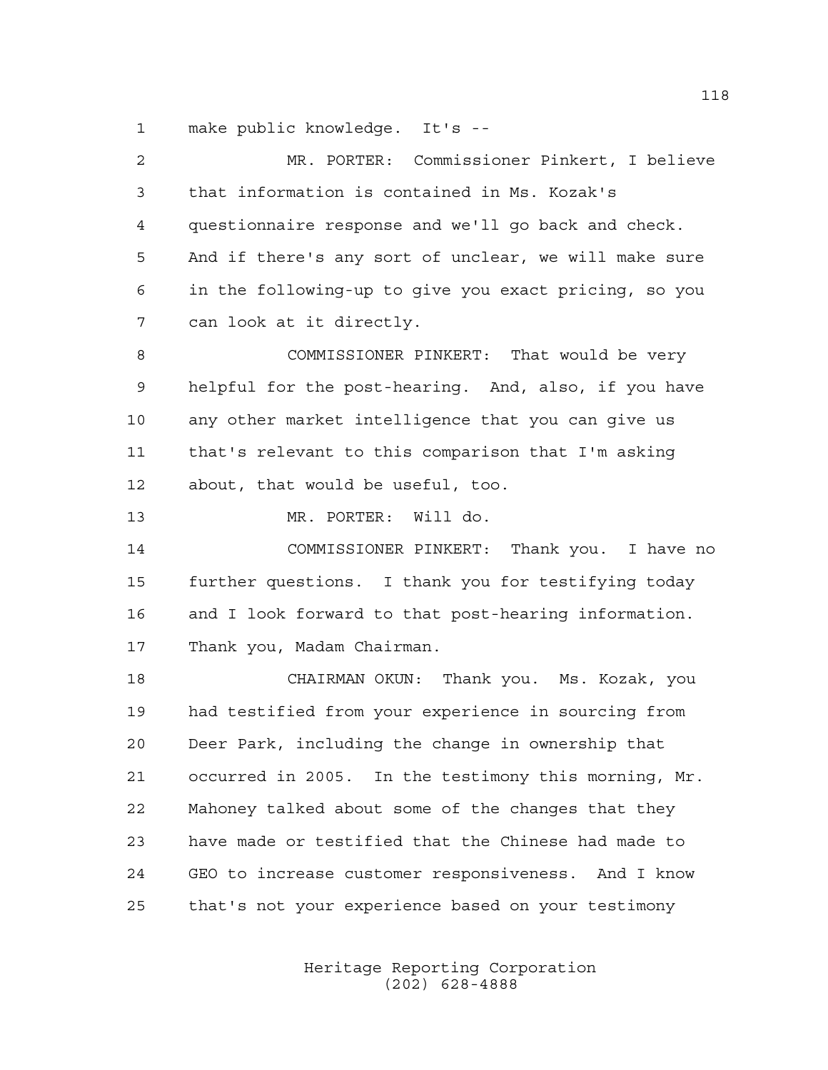make public knowledge. It's --

MR. PORTER: Commissioner Pinkert, I believe that information is contained in Ms. Kozak's questionnaire response and we'll go back and check. And if there's any sort of unclear, we will make sure in the following-up to give you exact pricing, so you can look at it directly.

COMMISSIONER PINKERT: That would be very helpful for the post-hearing. And, also, if you have any other market intelligence that you can give us that's relevant to this comparison that I'm asking about, that would be useful, too.

MR. PORTER: Will do.

COMMISSIONER PINKERT: Thank you. I have no further questions. I thank you for testifying today and I look forward to that post-hearing information. Thank you, Madam Chairman.

CHAIRMAN OKUN: Thank you. Ms. Kozak, you had testified from your experience in sourcing from Deer Park, including the change in ownership that occurred in 2005. In the testimony this morning, Mr. Mahoney talked about some of the changes that they have made or testified that the Chinese had made to GEO to increase customer responsiveness. And I know that's not your experience based on your testimony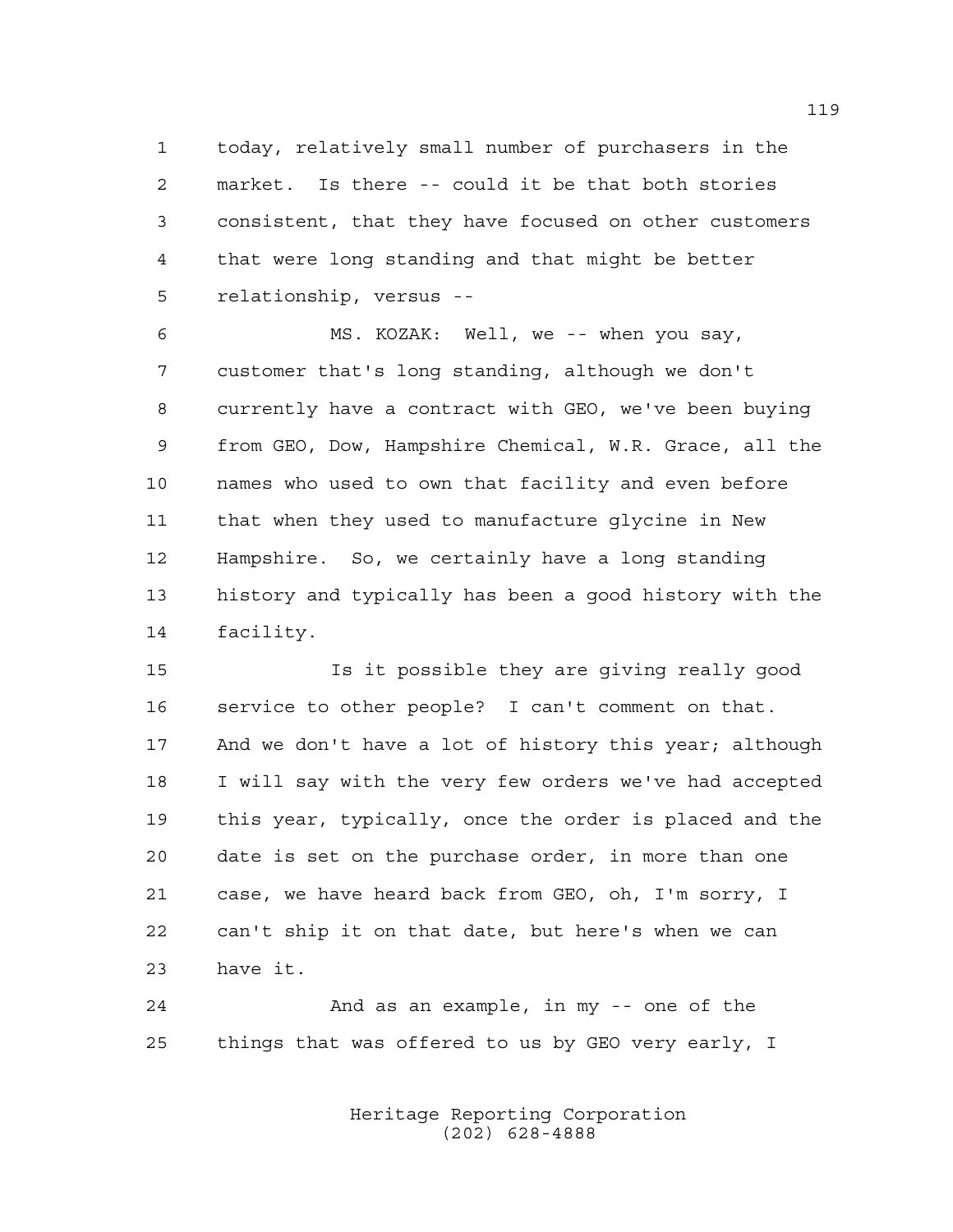today, relatively small number of purchasers in the market. Is there -- could it be that both stories consistent, that they have focused on other customers that were long standing and that might be better relationship, versus --

MS. KOZAK: Well, we -- when you say, customer that's long standing, although we don't currently have a contract with GEO, we've been buying from GEO, Dow, Hampshire Chemical, W.R. Grace, all the names who used to own that facility and even before that when they used to manufacture glycine in New Hampshire. So, we certainly have a long standing history and typically has been a good history with the facility.

Is it possible they are giving really good service to other people? I can't comment on that. And we don't have a lot of history this year; although I will say with the very few orders we've had accepted this year, typically, once the order is placed and the date is set on the purchase order, in more than one case, we have heard back from GEO, oh, I'm sorry, I can't ship it on that date, but here's when we can have it.

And as an example, in my -- one of the things that was offered to us by GEO very early, I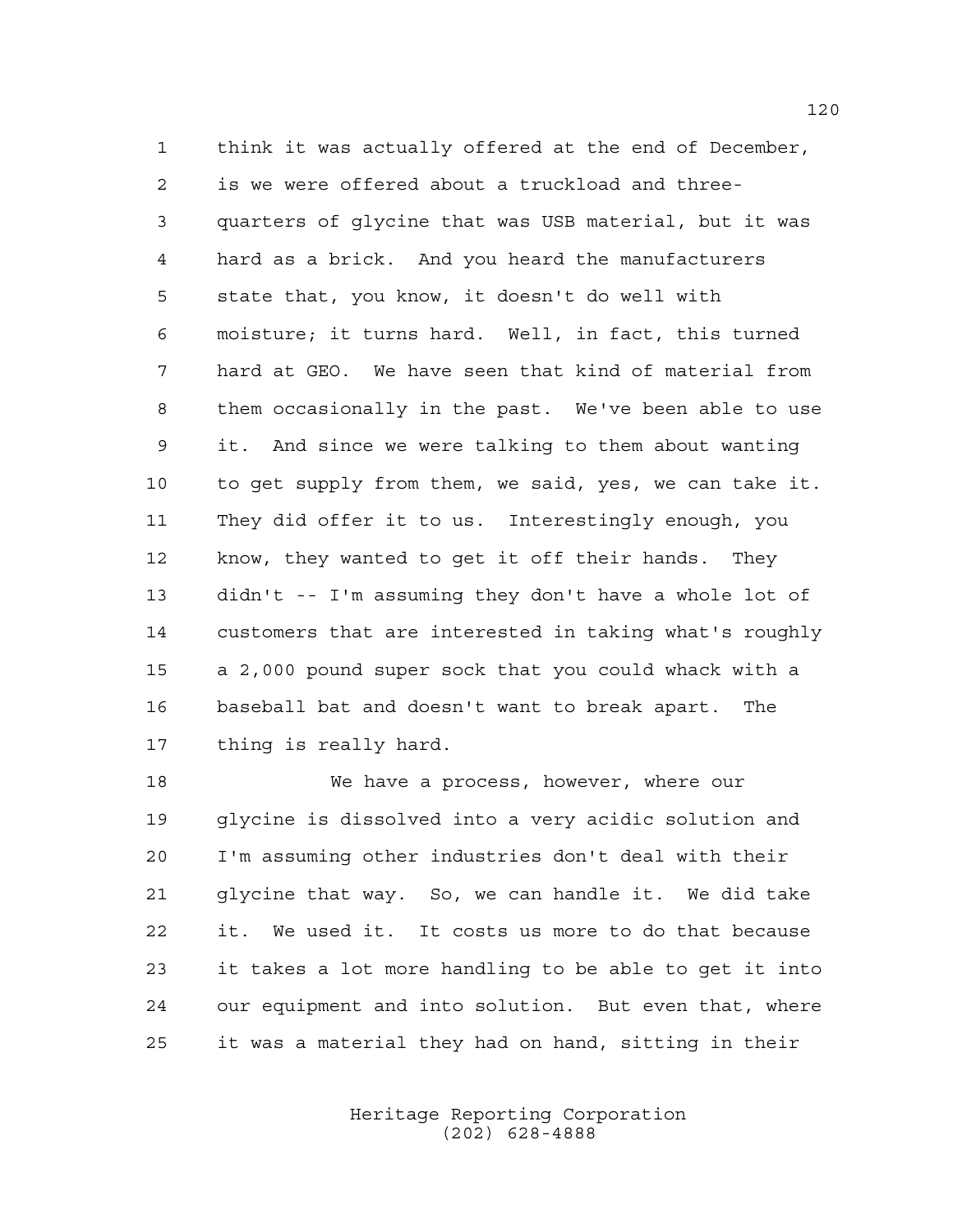think it was actually offered at the end of December, is we were offered about a truckload and three-quarters of glycine that was USB material, but it was hard as a brick. And you heard the manufacturers state that, you know, it doesn't do well with moisture; it turns hard. Well, in fact, this turned hard at GEO. We have seen that kind of material from them occasionally in the past. We've been able to use it. And since we were talking to them about wanting to get supply from them, we said, yes, we can take it. They did offer it to us. Interestingly enough, you know, they wanted to get it off their hands. They didn't -- I'm assuming they don't have a whole lot of customers that are interested in taking what's roughly a 2,000 pound super sock that you could whack with a baseball bat and doesn't want to break apart. The thing is really hard.

We have a process, however, where our glycine is dissolved into a very acidic solution and I'm assuming other industries don't deal with their glycine that way. So, we can handle it. We did take it. We used it. It costs us more to do that because it takes a lot more handling to be able to get it into our equipment and into solution. But even that, where it was a material they had on hand, sitting in their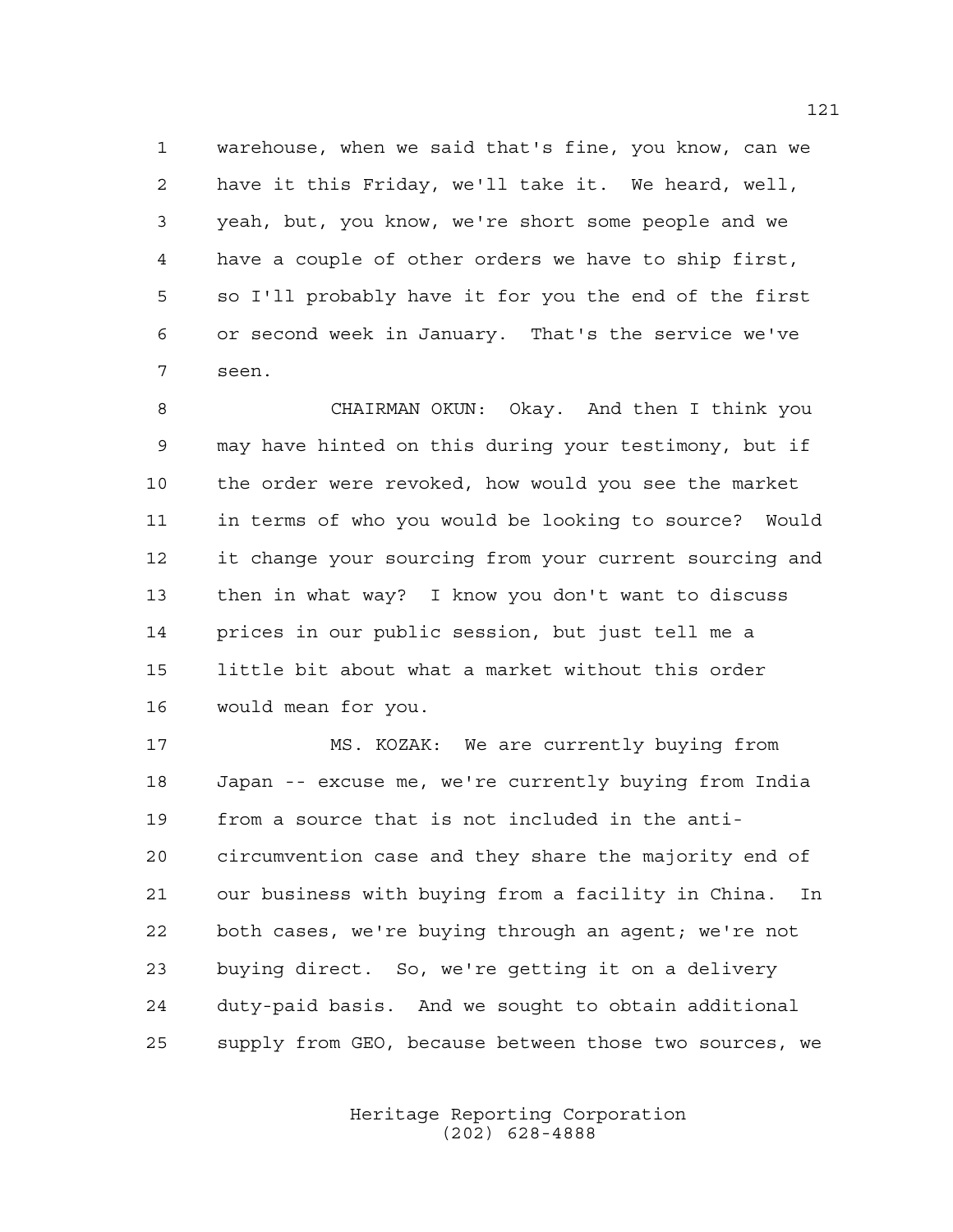warehouse, when we said that's fine, you know, can we have it this Friday, we'll take it. We heard, well, yeah, but, you know, we're short some people and we have a couple of other orders we have to ship first, so I'll probably have it for you the end of the first or second week in January. That's the service we've seen.

CHAIRMAN OKUN: Okay. And then I think you may have hinted on this during your testimony, but if the order were revoked, how would you see the market in terms of who you would be looking to source? Would it change your sourcing from your current sourcing and then in what way? I know you don't want to discuss prices in our public session, but just tell me a little bit about what a market without this order would mean for you.

MS. KOZAK: We are currently buying from Japan -- excuse me, we're currently buying from India from a source that is not included in the anti-circumvention case and they share the majority end of our business with buying from a facility in China. In both cases, we're buying through an agent; we're not buying direct. So, we're getting it on a delivery duty-paid basis. And we sought to obtain additional supply from GEO, because between those two sources, we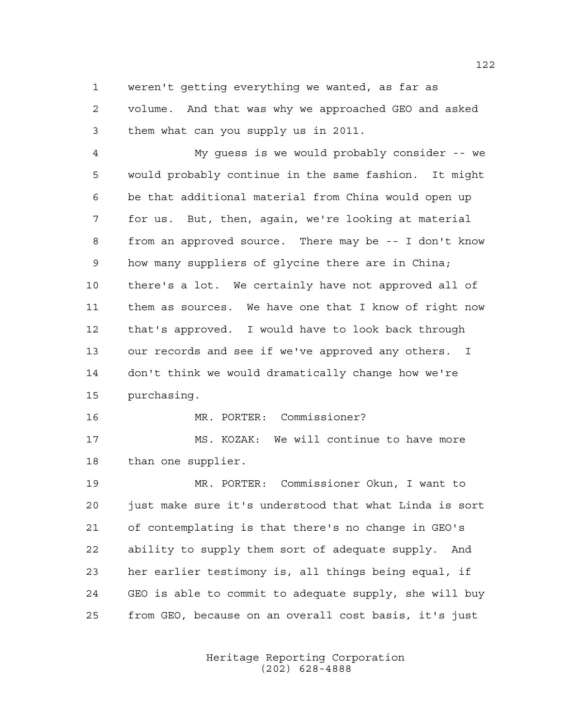weren't getting everything we wanted, as far as volume. And that was why we approached GEO and asked them what can you supply us in 2011.

My guess is we would probably consider -- we would probably continue in the same fashion. It might be that additional material from China would open up for us. But, then, again, we're looking at material from an approved source. There may be -- I don't know how many suppliers of glycine there are in China; there's a lot. We certainly have not approved all of them as sources. We have one that I know of right now that's approved. I would have to look back through our records and see if we've approved any others. I don't think we would dramatically change how we're purchasing.

MR. PORTER: Commissioner?

MS. KOZAK: We will continue to have more than one supplier.

MR. PORTER: Commissioner Okun, I want to just make sure it's understood that what Linda is sort of contemplating is that there's no change in GEO's ability to supply them sort of adequate supply. And her earlier testimony is, all things being equal, if GEO is able to commit to adequate supply, she will buy from GEO, because on an overall cost basis, it's just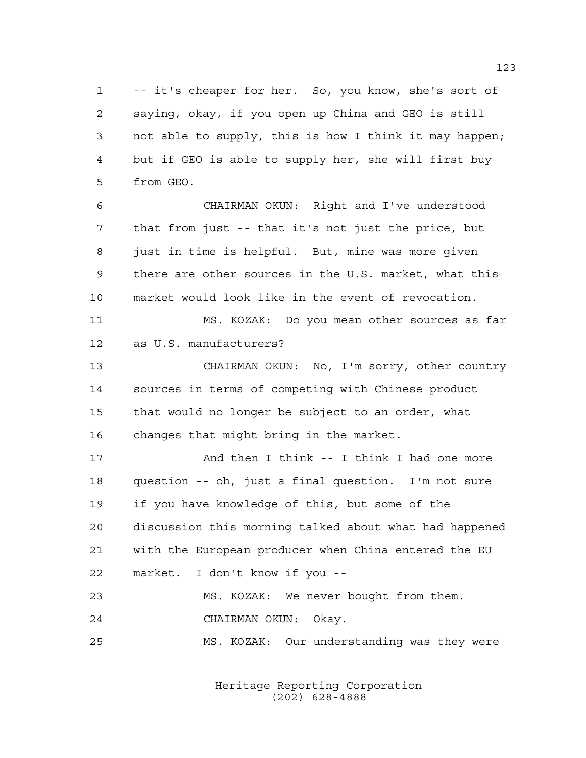-- it's cheaper for her. So, you know, she's sort of saying, okay, if you open up China and GEO is still not able to supply, this is how I think it may happen; but if GEO is able to supply her, she will first buy from GEO.

CHAIRMAN OKUN: Right and I've understood that from just -- that it's not just the price, but just in time is helpful. But, mine was more given there are other sources in the U.S. market, what this market would look like in the event of revocation.

MS. KOZAK: Do you mean other sources as far as U.S. manufacturers?

CHAIRMAN OKUN: No, I'm sorry, other country sources in terms of competing with Chinese product that would no longer be subject to an order, what changes that might bring in the market.

And then I think -- I think I had one more question -- oh, just a final question. I'm not sure if you have knowledge of this, but some of the discussion this morning talked about what had happened with the European producer when China entered the EU market. I don't know if you --

MS. KOZAK: We never bought from them.

CHAIRMAN OKUN: Okay.

MS. KOZAK: Our understanding was they were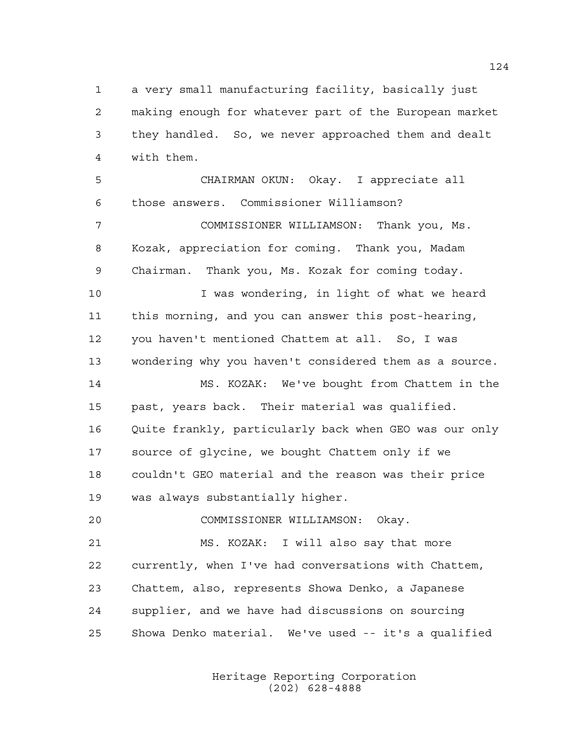a very small manufacturing facility, basically just making enough for whatever part of the European market they handled. So, we never approached them and dealt with them.

CHAIRMAN OKUN: Okay. I appreciate all those answers. Commissioner Williamson?

COMMISSIONER WILLIAMSON: Thank you, Ms. Kozak, appreciation for coming. Thank you, Madam Chairman. Thank you, Ms. Kozak for coming today.

I was wondering, in light of what we heard this morning, and you can answer this post-hearing, you haven't mentioned Chattem at all. So, I was wondering why you haven't considered them as a source.

MS. KOZAK: We've bought from Chattem in the past, years back. Their material was qualified. Quite frankly, particularly back when GEO was our only source of glycine, we bought Chattem only if we couldn't GEO material and the reason was their price was always substantially higher.

COMMISSIONER WILLIAMSON: Okay.

MS. KOZAK: I will also say that more currently, when I've had conversations with Chattem, Chattem, also, represents Showa Denko, a Japanese supplier, and we have had discussions on sourcing Showa Denko material. We've used -- it's a qualified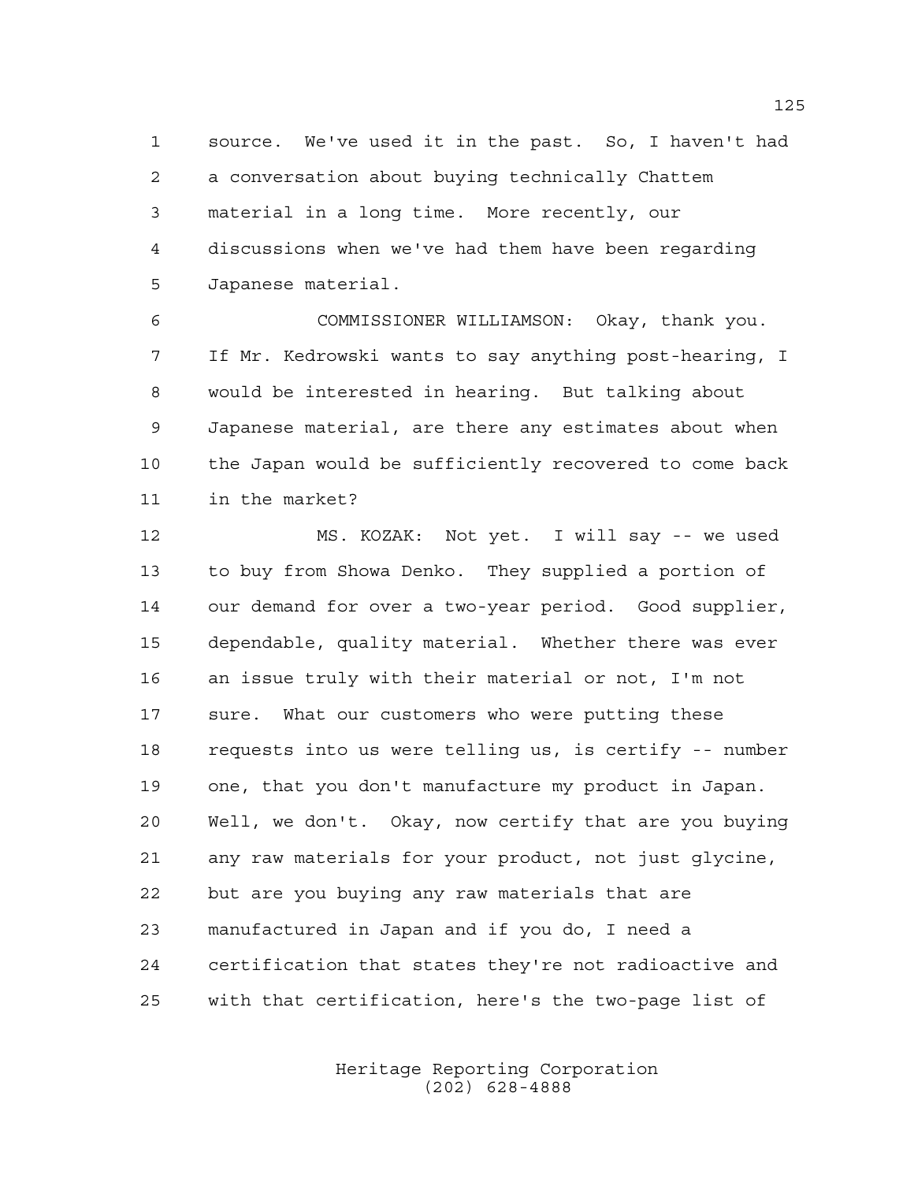source. We've used it in the past. So, I haven't had a conversation about buying technically Chattem material in a long time. More recently, our discussions when we've had them have been regarding Japanese material.

COMMISSIONER WILLIAMSON: Okay, thank you. If Mr. Kedrowski wants to say anything post-hearing, I would be interested in hearing. But talking about Japanese material, are there any estimates about when the Japan would be sufficiently recovered to come back in the market?

MS. KOZAK: Not yet. I will say -- we used to buy from Showa Denko. They supplied a portion of our demand for over a two-year period. Good supplier, dependable, quality material. Whether there was ever an issue truly with their material or not, I'm not sure. What our customers who were putting these requests into us were telling us, is certify -- number one, that you don't manufacture my product in Japan. Well, we don't. Okay, now certify that are you buying any raw materials for your product, not just glycine, but are you buying any raw materials that are manufactured in Japan and if you do, I need a certification that states they're not radioactive and with that certification, here's the two-page list of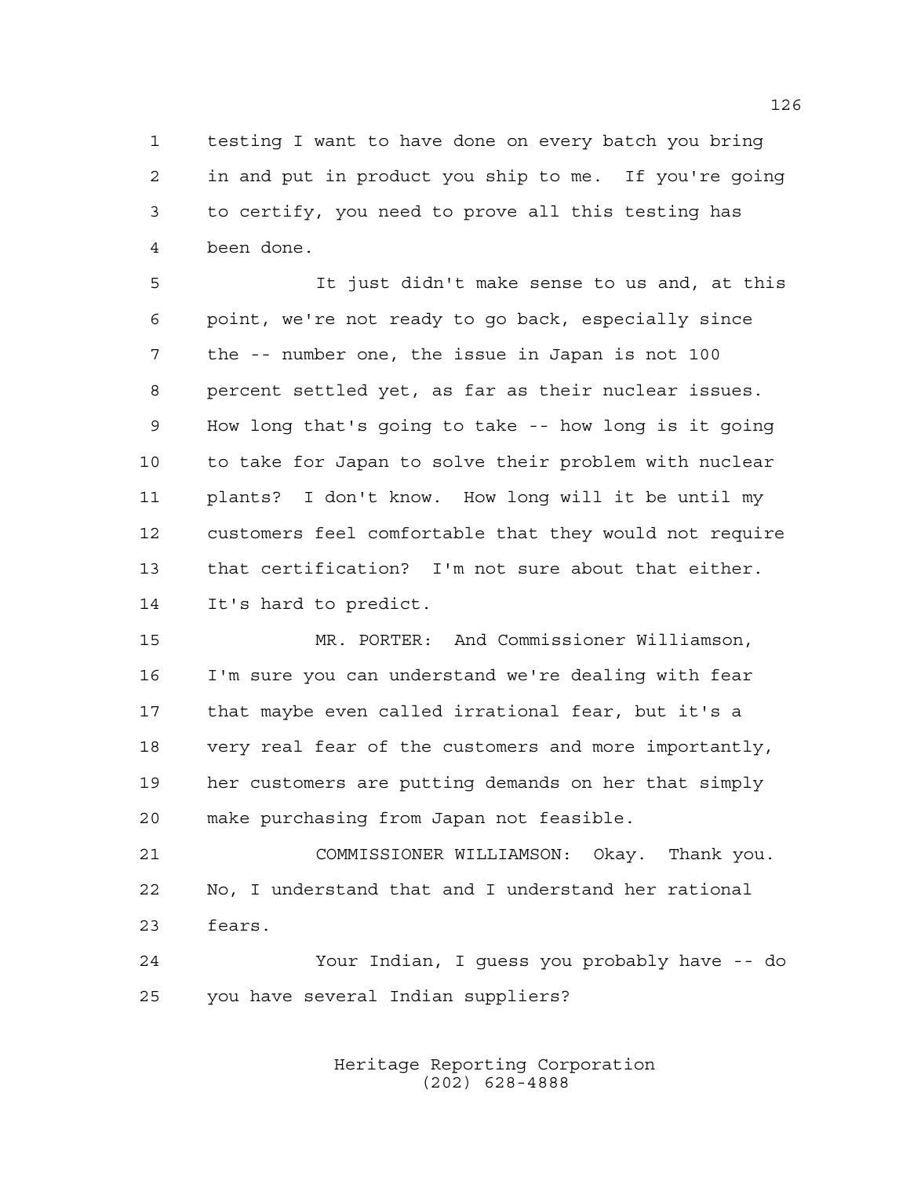testing I want to have done on every batch you bring in and put in product you ship to me. If you're going to certify, you need to prove all this testing has been done.

It just didn't make sense to us and, at this point, we're not ready to go back, especially since the -- number one, the issue in Japan is not 100 percent settled yet, as far as their nuclear issues. How long that's going to take -- how long is it going to take for Japan to solve their problem with nuclear plants? I don't know. How long will it be until my customers feel comfortable that they would not require that certification? I'm not sure about that either. It's hard to predict.

MR. PORTER: And Commissioner Williamson, I'm sure you can understand we're dealing with fear that maybe even called irrational fear, but it's a very real fear of the customers and more importantly, her customers are putting demands on her that simply make purchasing from Japan not feasible.

COMMISSIONER WILLIAMSON: Okay. Thank you. No, I understand that and I understand her rational fears.

Your Indian, I guess you probably have -- do you have several Indian suppliers?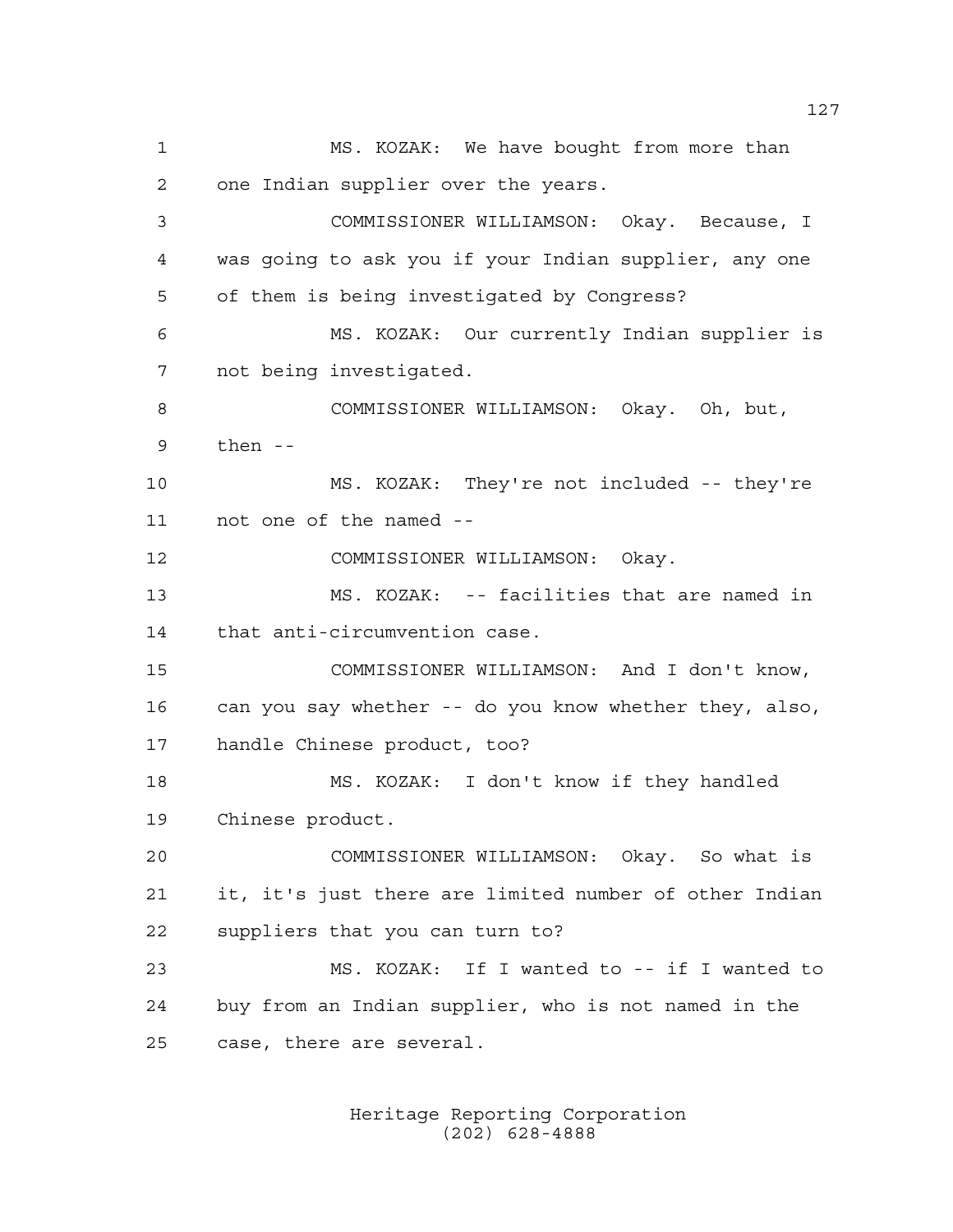MS. KOZAK: We have bought from more than one Indian supplier over the years.

COMMISSIONER WILLIAMSON: Okay. Because, I was going to ask you if your Indian supplier, any one of them is being investigated by Congress?

MS. KOZAK: Our currently Indian supplier is not being investigated.

COMMISSIONER WILLIAMSON: Okay. Oh, but, then --

MS. KOZAK: They're not included -- they're not one of the named --

COMMISSIONER WILLIAMSON: Okay.

MS. KOZAK: -- facilities that are named in that anti-circumvention case.

COMMISSIONER WILLIAMSON: And I don't know, can you say whether -- do you know whether they, also, handle Chinese product, too?

MS. KOZAK: I don't know if they handled Chinese product.

COMMISSIONER WILLIAMSON: Okay. So what is it, it's just there are limited number of other Indian suppliers that you can turn to?

MS. KOZAK: If I wanted to -- if I wanted to buy from an Indian supplier, who is not named in the case, there are several.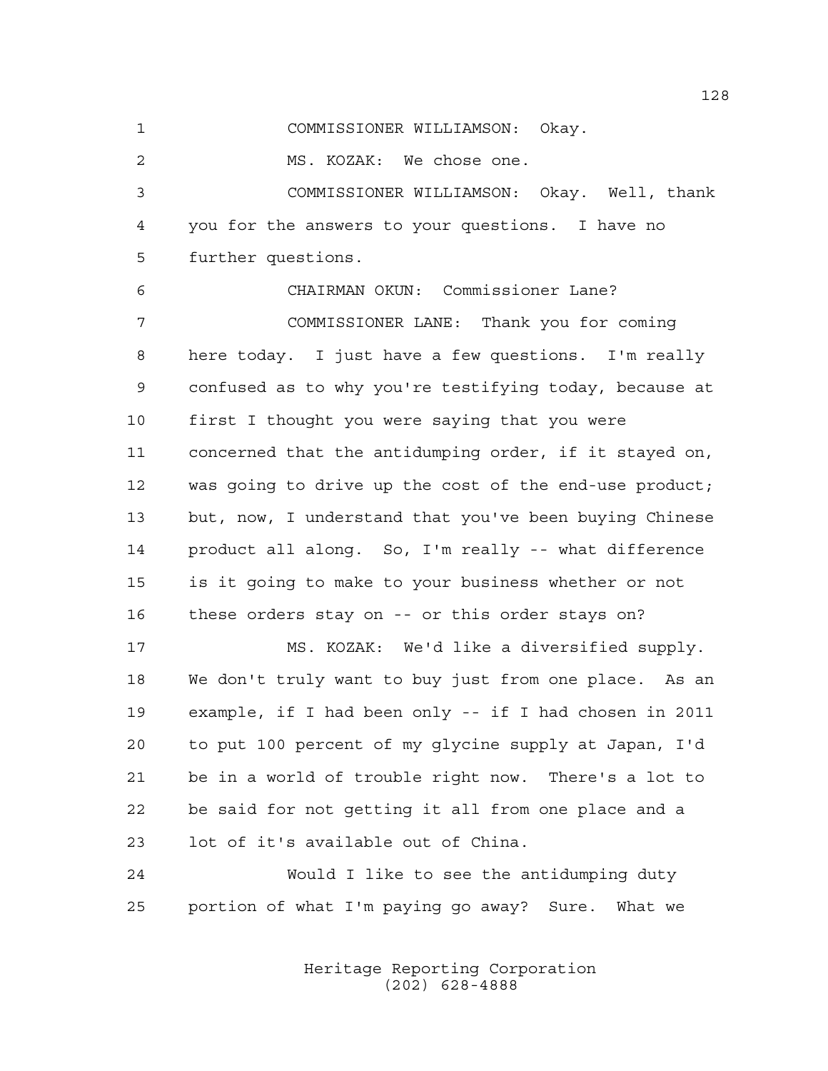COMMISSIONER WILLIAMSON: Okay.

MS. KOZAK: We chose one.

COMMISSIONER WILLIAMSON: Okay. Well, thank you for the answers to your questions. I have no further questions.

CHAIRMAN OKUN: Commissioner Lane?

COMMISSIONER LANE: Thank you for coming here today. I just have a few questions. I'm really confused as to why you're testifying today, because at first I thought you were saying that you were concerned that the antidumping order, if it stayed on, was going to drive up the cost of the end-use product; but, now, I understand that you've been buying Chinese product all along. So, I'm really -- what difference is it going to make to your business whether or not these orders stay on -- or this order stays on?

MS. KOZAK: We'd like a diversified supply. We don't truly want to buy just from one place. As an example, if I had been only -- if I had chosen in 2011 to put 100 percent of my glycine supply at Japan, I'd be in a world of trouble right now. There's a lot to be said for not getting it all from one place and a lot of it's available out of China.

Would I like to see the antidumping duty portion of what I'm paying go away? Sure. What we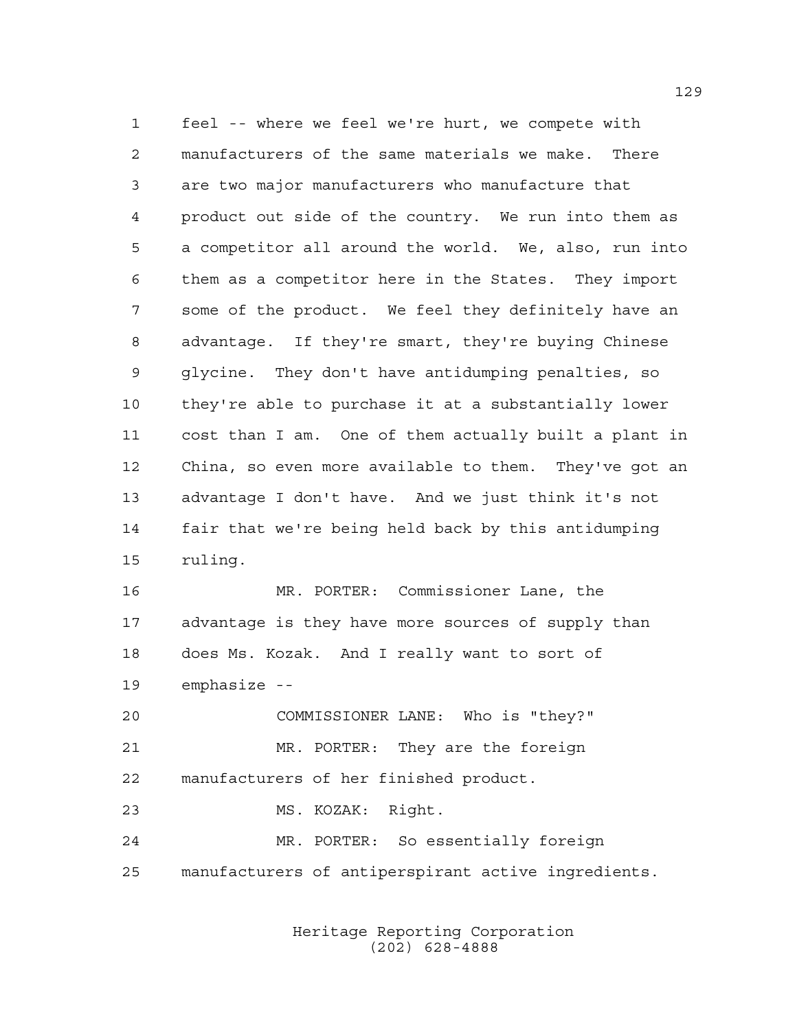feel -- where we feel we're hurt, we compete with manufacturers of the same materials we make. There are two major manufacturers who manufacture that product out side of the country. We run into them as a competitor all around the world. We, also, run into them as a competitor here in the States. They import some of the product. We feel they definitely have an advantage. If they're smart, they're buying Chinese glycine. They don't have antidumping penalties, so they're able to purchase it at a substantially lower cost than I am. One of them actually built a plant in China, so even more available to them. They've got an advantage I don't have. And we just think it's not fair that we're being held back by this antidumping ruling.

MR. PORTER: Commissioner Lane, the advantage is they have more sources of supply than does Ms. Kozak. And I really want to sort of emphasize --

COMMISSIONER LANE: Who is "they?"

MR. PORTER: They are the foreign manufacturers of her finished product.

MS. KOZAK: Right.

MR. PORTER: So essentially foreign manufacturers of antiperspirant active ingredients.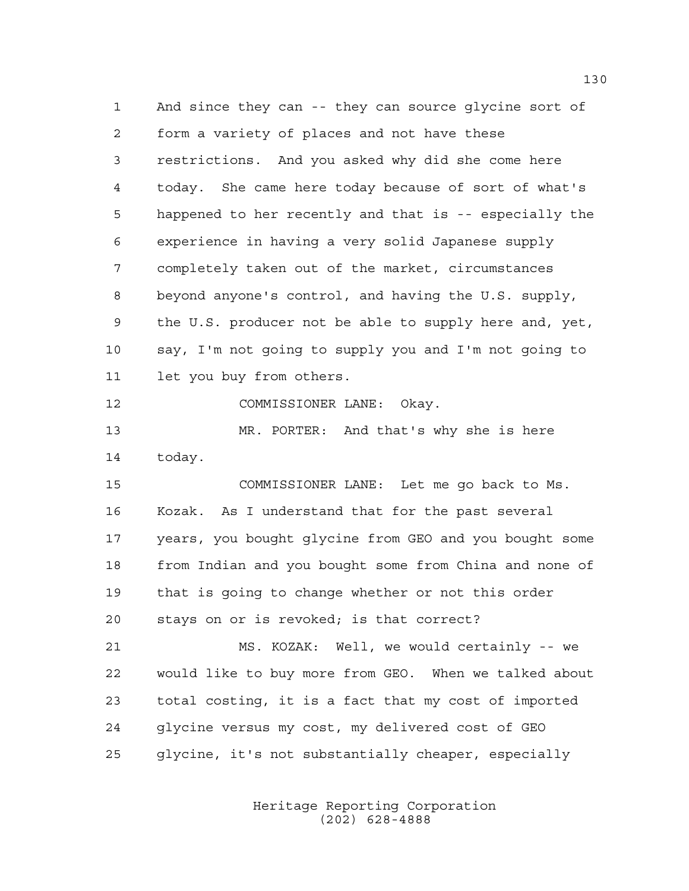And since they can -- they can source glycine sort of form a variety of places and not have these restrictions. And you asked why did she come here today. She came here today because of sort of what's happened to her recently and that is -- especially the experience in having a very solid Japanese supply completely taken out of the market, circumstances beyond anyone's control, and having the U.S. supply, the U.S. producer not be able to supply here and, yet, say, I'm not going to supply you and I'm not going to let you buy from others.

COMMISSIONER LANE: Okay.

MR. PORTER: And that's why she is here today.

COMMISSIONER LANE: Let me go back to Ms. Kozak. As I understand that for the past several years, you bought glycine from GEO and you bought some from Indian and you bought some from China and none of that is going to change whether or not this order stays on or is revoked; is that correct?

MS. KOZAK: Well, we would certainly -- we would like to buy more from GEO. When we talked about total costing, it is a fact that my cost of imported glycine versus my cost, my delivered cost of GEO glycine, it's not substantially cheaper, especially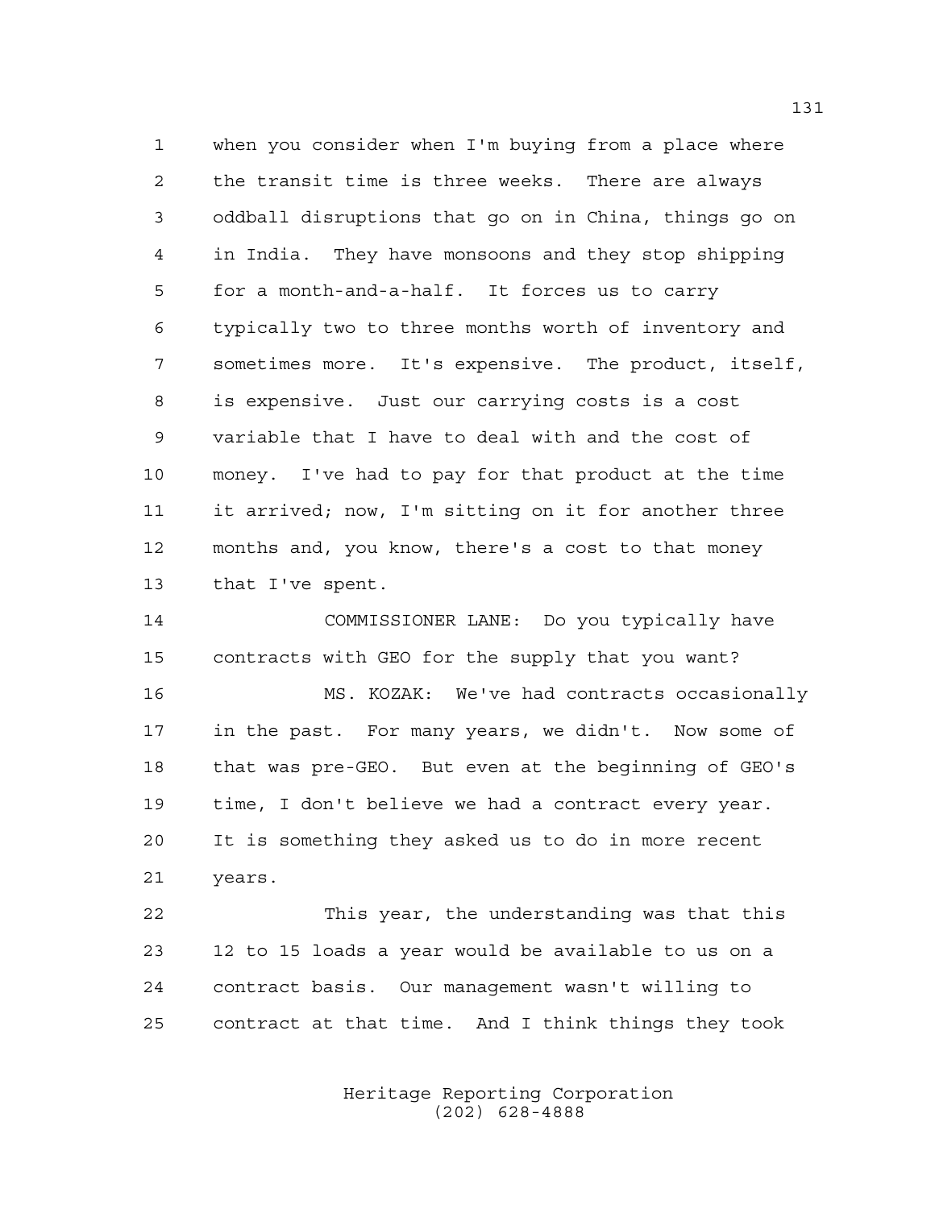when you consider when I'm buying from a place where the transit time is three weeks. There are always oddball disruptions that go on in China, things go on in India. They have monsoons and they stop shipping for a month-and-a-half. It forces us to carry typically two to three months worth of inventory and sometimes more. It's expensive. The product, itself, is expensive. Just our carrying costs is a cost variable that I have to deal with and the cost of money. I've had to pay for that product at the time it arrived; now, I'm sitting on it for another three months and, you know, there's a cost to that money that I've spent.

COMMISSIONER LANE: Do you typically have contracts with GEO for the supply that you want?

MS. KOZAK: We've had contracts occasionally in the past. For many years, we didn't. Now some of that was pre-GEO. But even at the beginning of GEO's time, I don't believe we had a contract every year. It is something they asked us to do in more recent years.

This year, the understanding was that this 12 to 15 loads a year would be available to us on a contract basis. Our management wasn't willing to contract at that time. And I think things they took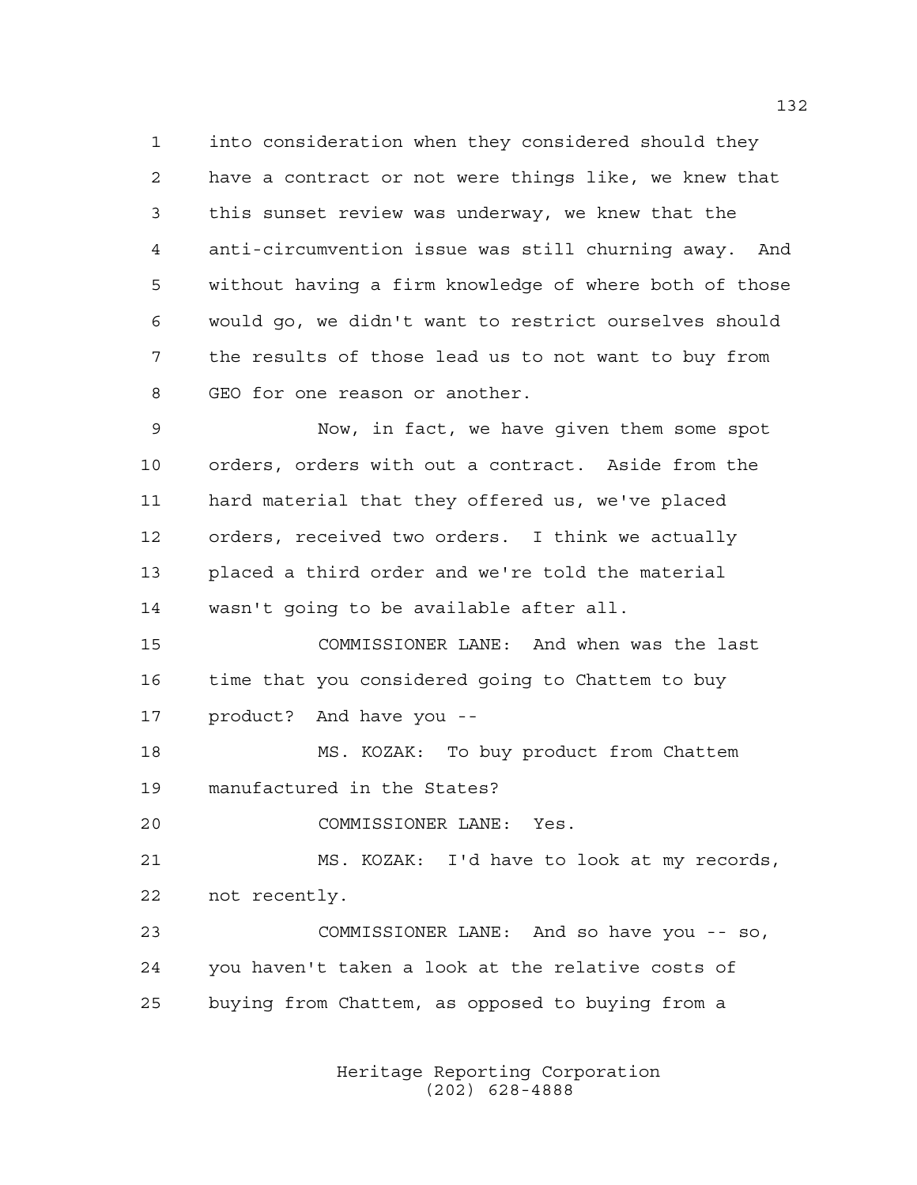into consideration when they considered should they have a contract or not were things like, we knew that this sunset review was underway, we knew that the anti-circumvention issue was still churning away. And without having a firm knowledge of where both of those would go, we didn't want to restrict ourselves should the results of those lead us to not want to buy from GEO for one reason or another.

Now, in fact, we have given them some spot orders, orders with out a contract. Aside from the hard material that they offered us, we've placed orders, received two orders. I think we actually placed a third order and we're told the material wasn't going to be available after all.

COMMISSIONER LANE: And when was the last time that you considered going to Chattem to buy product? And have you --

MS. KOZAK: To buy product from Chattem manufactured in the States?

COMMISSIONER LANE: Yes.

MS. KOZAK: I'd have to look at my records, not recently.

COMMISSIONER LANE: And so have you -- so, you haven't taken a look at the relative costs of buying from Chattem, as opposed to buying from a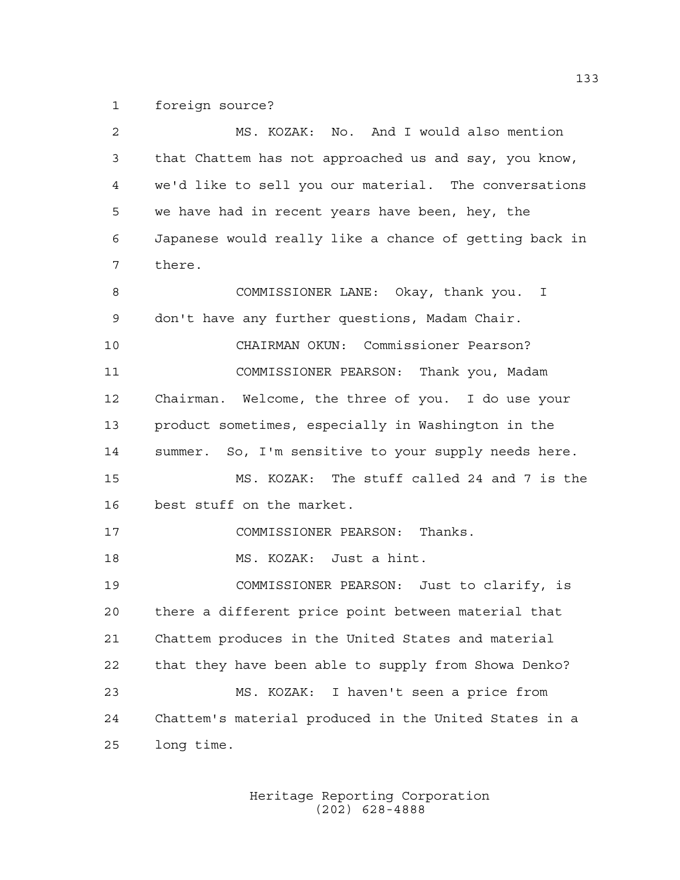foreign source?

MS. KOZAK: No. And I would also mention that Chattem has not approached us and say, you know, we'd like to sell you our material. The conversations we have had in recent years have been, hey, the Japanese would really like a chance of getting back in there.

COMMISSIONER LANE: Okay, thank you. I don't have any further questions, Madam Chair.

CHAIRMAN OKUN: Commissioner Pearson?

COMMISSIONER PEARSON: Thank you, Madam Chairman. Welcome, the three of you. I do use your product sometimes, especially in Washington in the summer. So, I'm sensitive to your supply needs here.

MS. KOZAK: The stuff called 24 and 7 is the best stuff on the market.

COMMISSIONER PEARSON: Thanks.

MS. KOZAK: Just a hint.

COMMISSIONER PEARSON: Just to clarify, is there a different price point between material that Chattem produces in the United States and material that they have been able to supply from Showa Denko?

MS. KOZAK: I haven't seen a price from Chattem's material produced in the United States in a long time.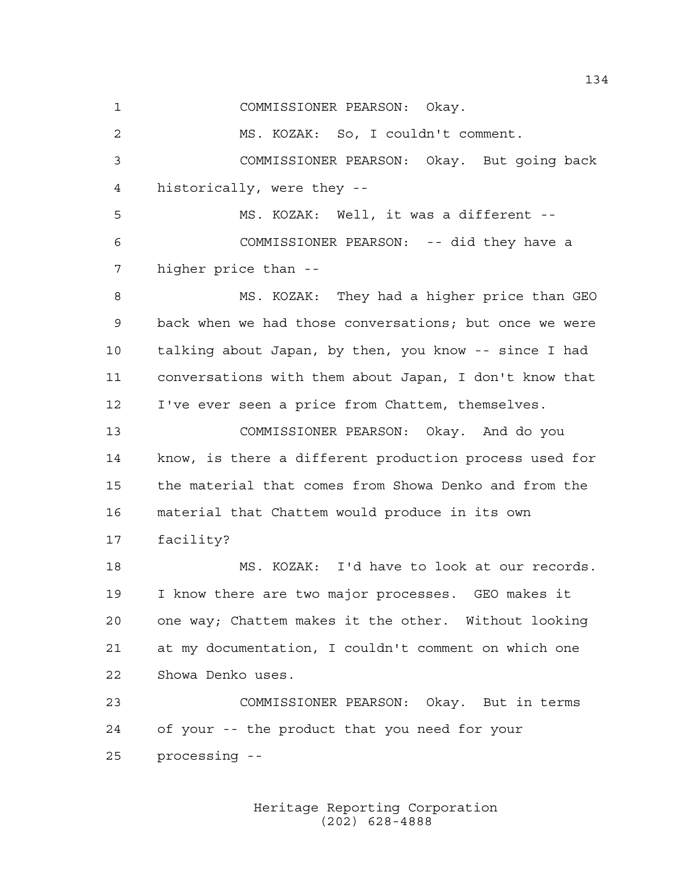COMMISSIONER PEARSON: Okay.

MS. KOZAK: So, I couldn't comment.

COMMISSIONER PEARSON: Okay. But going back historically, were they --

MS. KOZAK: Well, it was a different --

COMMISSIONER PEARSON: -- did they have a higher price than --

MS. KOZAK: They had a higher price than GEO back when we had those conversations; but once we were talking about Japan, by then, you know -- since I had conversations with them about Japan, I don't know that I've ever seen a price from Chattem, themselves.

COMMISSIONER PEARSON: Okay. And do you know, is there a different production process used for the material that comes from Showa Denko and from the material that Chattem would produce in its own facility?

MS. KOZAK: I'd have to look at our records. I know there are two major processes. GEO makes it one way; Chattem makes it the other. Without looking at my documentation, I couldn't comment on which one Showa Denko uses.

COMMISSIONER PEARSON: Okay. But in terms of your -- the product that you need for your processing --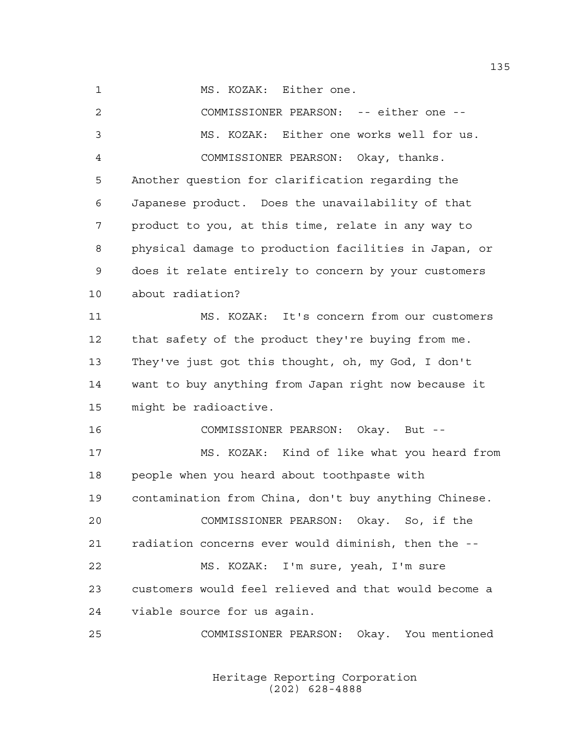MS. KOZAK: Either one.

COMMISSIONER PEARSON: -- either one --

MS. KOZAK: Either one works well for us.

COMMISSIONER PEARSON: Okay, thanks. Another question for clarification regarding the Japanese product. Does the unavailability of that product to you, at this time, relate in any way to physical damage to production facilities in Japan, or does it relate entirely to concern by your customers about radiation?

MS. KOZAK: It's concern from our customers that safety of the product they're buying from me. They've just got this thought, oh, my God, I don't want to buy anything from Japan right now because it might be radioactive.

COMMISSIONER PEARSON: Okay. But --

MS. KOZAK: Kind of like what you heard from people when you heard about toothpaste with contamination from China, don't buy anything Chinese.

COMMISSIONER PEARSON: Okay. So, if the radiation concerns ever would diminish, then the --

MS. KOZAK: I'm sure, yeah, I'm sure customers would feel relieved and that would become a viable source for us again.

COMMISSIONER PEARSON: Okay. You mentioned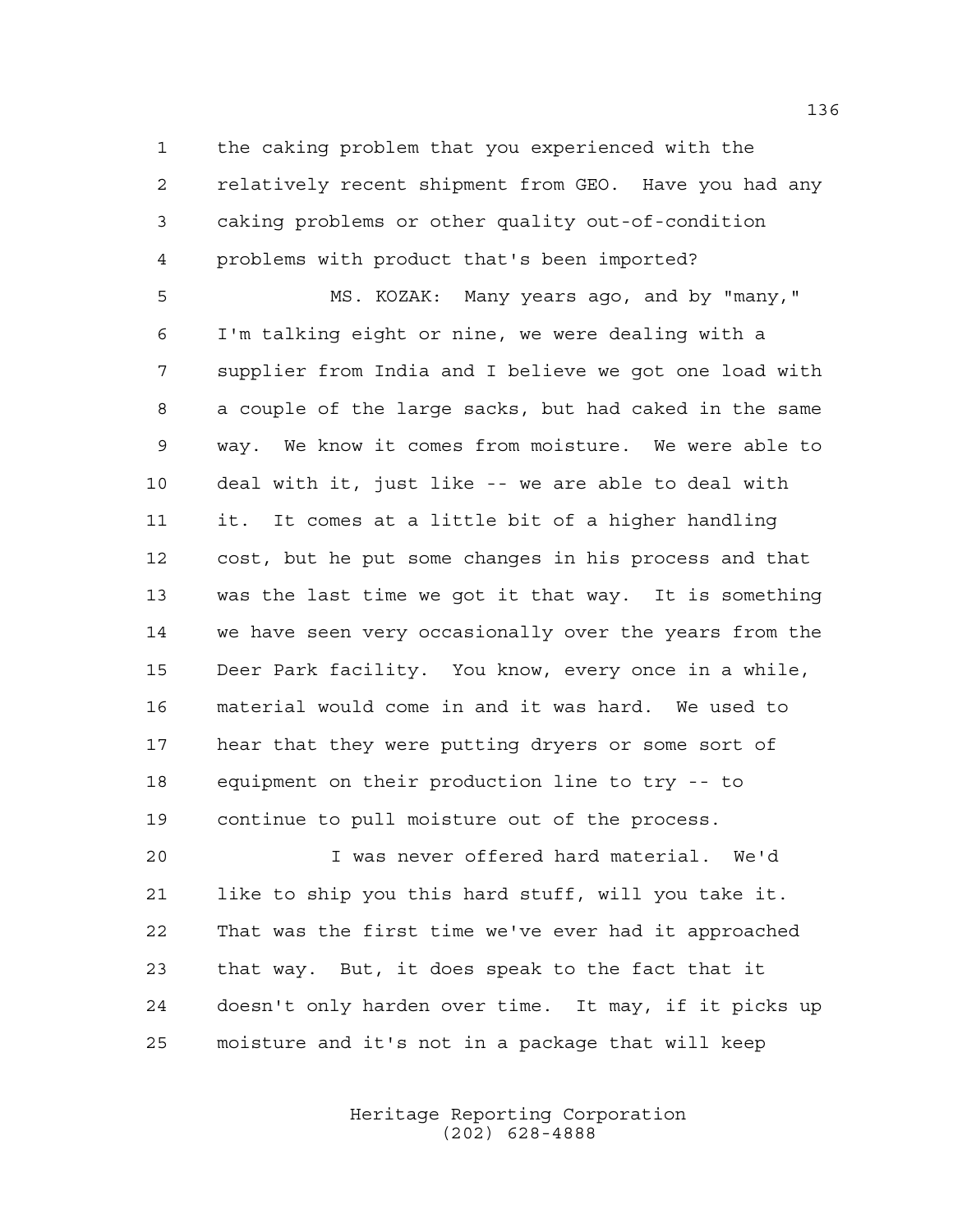the caking problem that you experienced with the relatively recent shipment from GEO. Have you had any caking problems or other quality out-of-condition problems with product that's been imported?

MS. KOZAK: Many years ago, and by "many," I'm talking eight or nine, we were dealing with a supplier from India and I believe we got one load with a couple of the large sacks, but had caked in the same way. We know it comes from moisture. We were able to deal with it, just like -- we are able to deal with it. It comes at a little bit of a higher handling cost, but he put some changes in his process and that was the last time we got it that way. It is something we have seen very occasionally over the years from the Deer Park facility. You know, every once in a while, material would come in and it was hard. We used to hear that they were putting dryers or some sort of equipment on their production line to try -- to continue to pull moisture out of the process.

I was never offered hard material. We'd like to ship you this hard stuff, will you take it. That was the first time we've ever had it approached that way. But, it does speak to the fact that it doesn't only harden over time. It may, if it picks up moisture and it's not in a package that will keep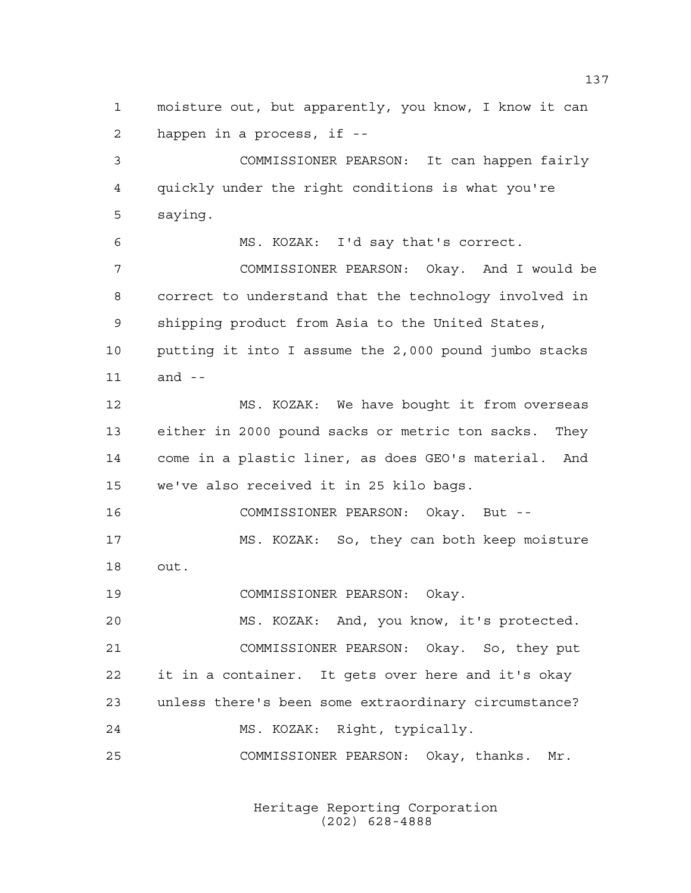moisture out, but apparently, you know, I know it can happen in a process, if --

COMMISSIONER PEARSON: It can happen fairly quickly under the right conditions is what you're saying.

MS. KOZAK: I'd say that's correct.

COMMISSIONER PEARSON: Okay. And I would be correct to understand that the technology involved in shipping product from Asia to the United States, putting it into I assume the 2,000 pound jumbo stacks and --

MS. KOZAK: We have bought it from overseas either in 2000 pound sacks or metric ton sacks. They come in a plastic liner, as does GEO's material. And we've also received it in 25 kilo bags.

COMMISSIONER PEARSON: Okay. But --

MS. KOZAK: So, they can both keep moisture out.

COMMISSIONER PEARSON: Okay.

MS. KOZAK: And, you know, it's protected.

COMMISSIONER PEARSON: Okay. So, they put it in a container. It gets over here and it's okay unless there's been some extraordinary circumstance?

MS. KOZAK: Right, typically.

COMMISSIONER PEARSON: Okay, thanks. Mr.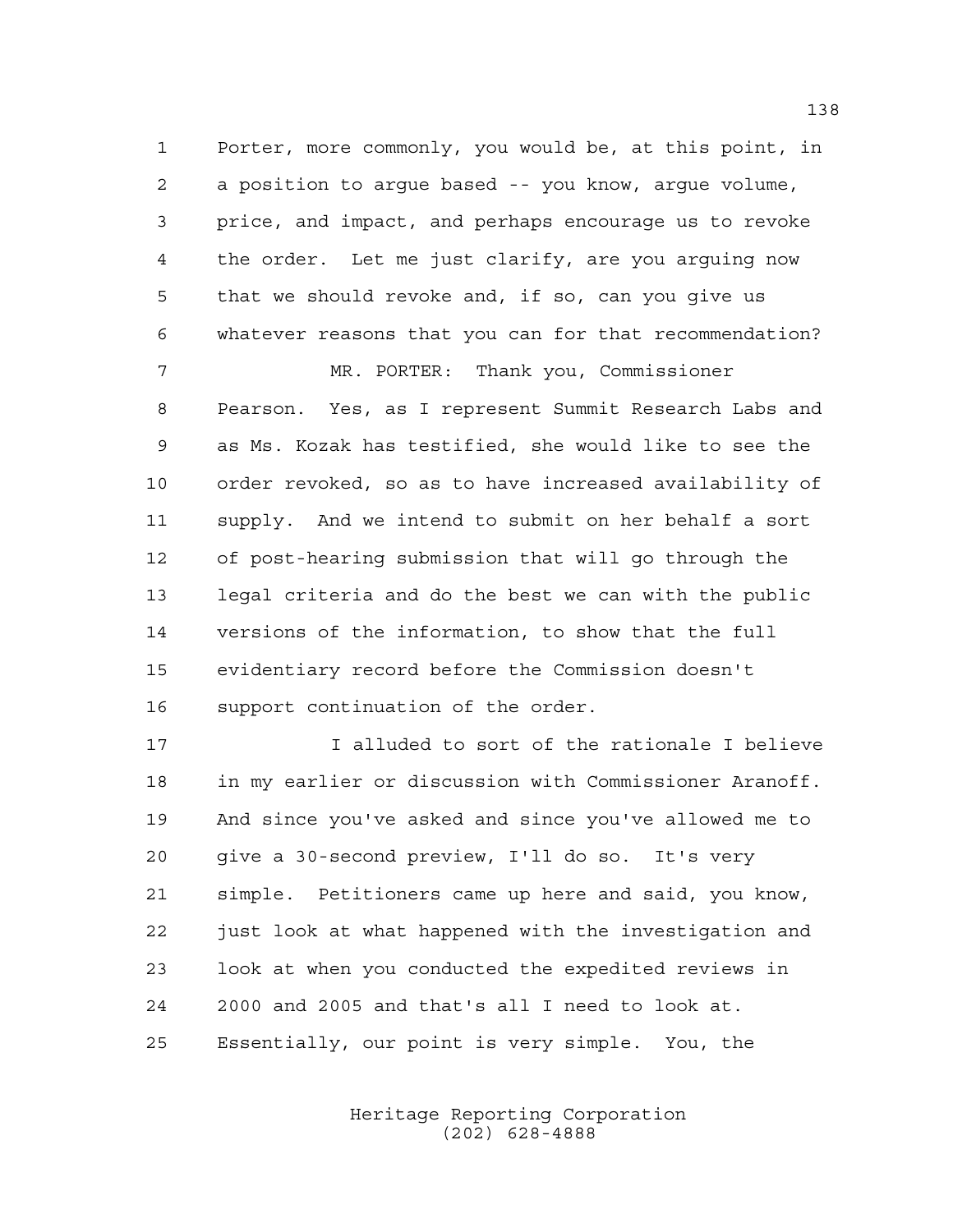Porter, more commonly, you would be, at this point, in a position to argue based -- you know, argue volume, price, and impact, and perhaps encourage us to revoke the order. Let me just clarify, are you arguing now that we should revoke and, if so, can you give us whatever reasons that you can for that recommendation?

MR. PORTER: Thank you, Commissioner Pearson. Yes, as I represent Summit Research Labs and as Ms. Kozak has testified, she would like to see the order revoked, so as to have increased availability of supply. And we intend to submit on her behalf a sort of post-hearing submission that will go through the legal criteria and do the best we can with the public versions of the information, to show that the full evidentiary record before the Commission doesn't support continuation of the order.

I alluded to sort of the rationale I believe in my earlier or discussion with Commissioner Aranoff. And since you've asked and since you've allowed me to give a 30-second preview, I'll do so. It's very simple. Petitioners came up here and said, you know, just look at what happened with the investigation and look at when you conducted the expedited reviews in 2000 and 2005 and that's all I need to look at. Essentially, our point is very simple. You, the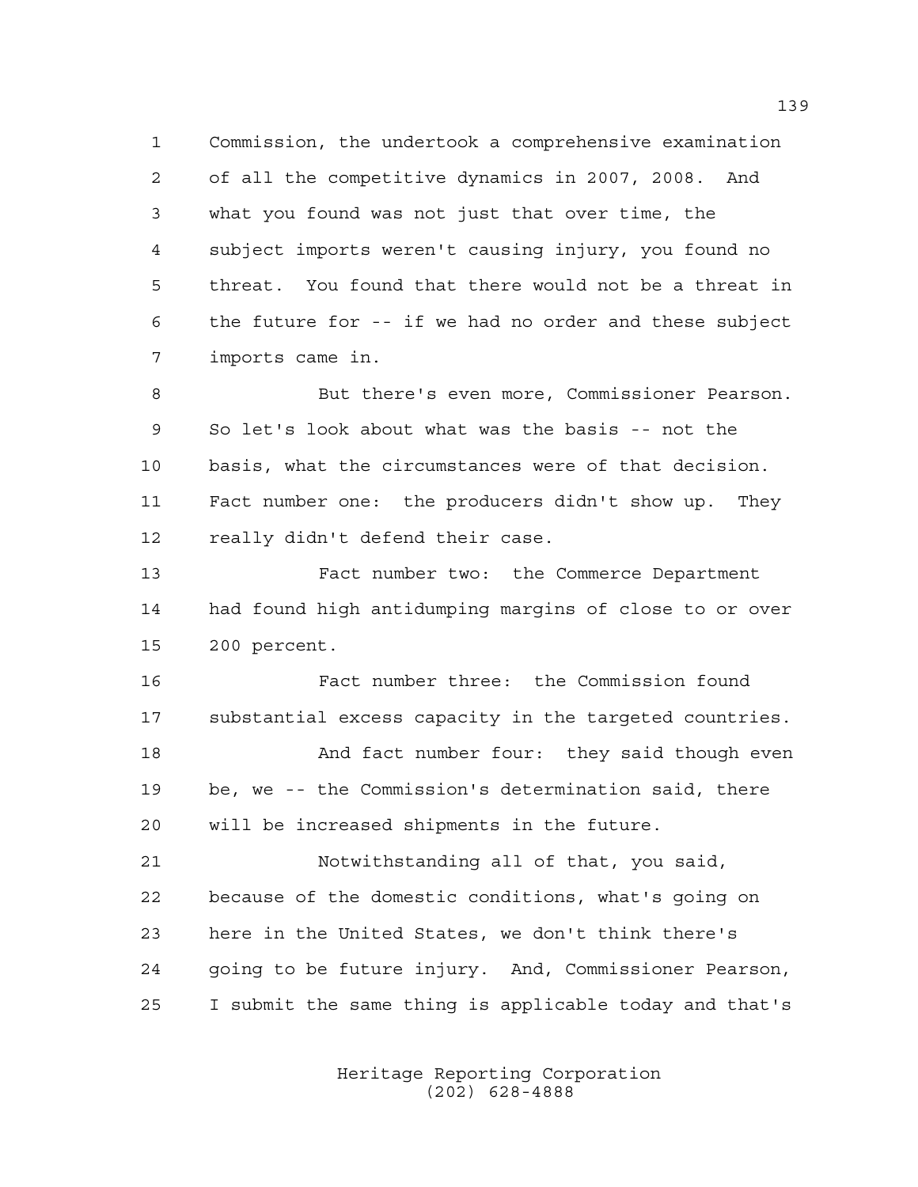Commission, the undertook a comprehensive examination of all the competitive dynamics in 2007, 2008. And what you found was not just that over time, the subject imports weren't causing injury, you found no threat. You found that there would not be a threat in the future for -- if we had no order and these subject imports came in.

But there's even more, Commissioner Pearson. So let's look about what was the basis -- not the basis, what the circumstances were of that decision. Fact number one: the producers didn't show up. They really didn't defend their case.

Fact number two: the Commerce Department had found high antidumping margins of close to or over 200 percent.

Fact number three: the Commission found substantial excess capacity in the targeted countries.

And fact number four: they said though even be, we -- the Commission's determination said, there will be increased shipments in the future.

Notwithstanding all of that, you said, because of the domestic conditions, what's going on here in the United States, we don't think there's going to be future injury. And, Commissioner Pearson, I submit the same thing is applicable today and that's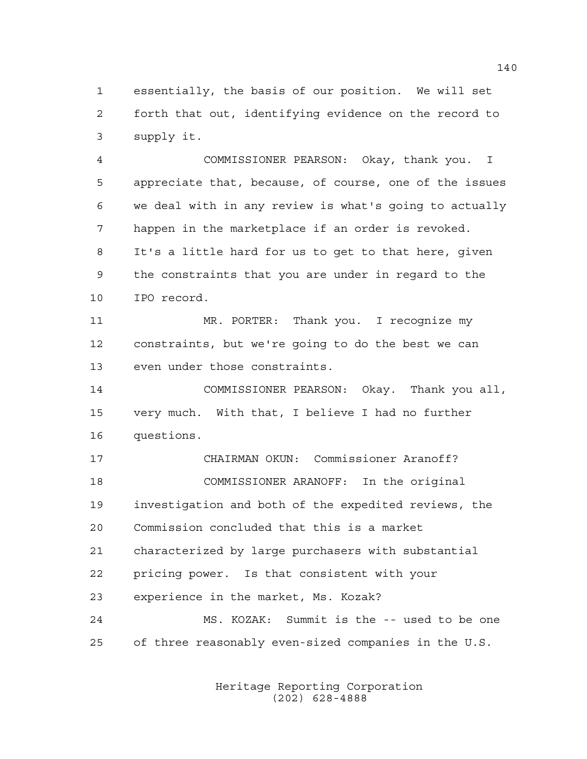essentially, the basis of our position. We will set forth that out, identifying evidence on the record to supply it.

COMMISSIONER PEARSON: Okay, thank you. I appreciate that, because, of course, one of the issues we deal with in any review is what's going to actually happen in the marketplace if an order is revoked. It's a little hard for us to get to that here, given the constraints that you are under in regard to the IPO record.

MR. PORTER: Thank you. I recognize my constraints, but we're going to do the best we can even under those constraints.

COMMISSIONER PEARSON: Okay. Thank you all, very much. With that, I believe I had no further questions.

CHAIRMAN OKUN: Commissioner Aranoff?

COMMISSIONER ARANOFF: In the original investigation and both of the expedited reviews, the Commission concluded that this is a market characterized by large purchasers with substantial pricing power. Is that consistent with your experience in the market, Ms. Kozak?

MS. KOZAK: Summit is the -- used to be one of three reasonably even-sized companies in the U.S.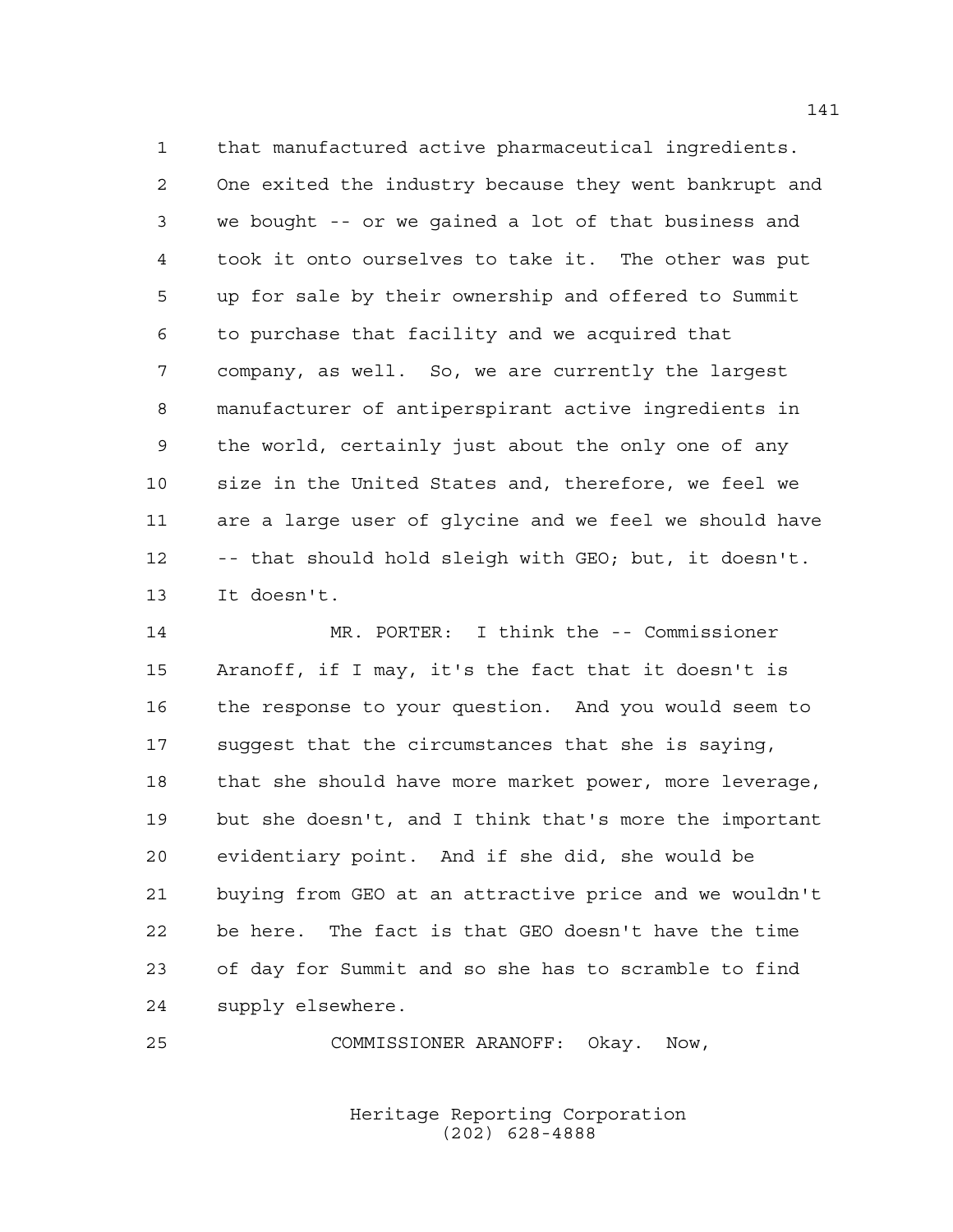that manufactured active pharmaceutical ingredients. One exited the industry because they went bankrupt and we bought -- or we gained a lot of that business and took it onto ourselves to take it. The other was put up for sale by their ownership and offered to Summit to purchase that facility and we acquired that company, as well. So, we are currently the largest manufacturer of antiperspirant active ingredients in the world, certainly just about the only one of any size in the United States and, therefore, we feel we are a large user of glycine and we feel we should have -- that should hold sleigh with GEO; but, it doesn't. It doesn't.

MR. PORTER: I think the -- Commissioner Aranoff, if I may, it's the fact that it doesn't is the response to your question. And you would seem to suggest that the circumstances that she is saying, that she should have more market power, more leverage, but she doesn't, and I think that's more the important evidentiary point. And if she did, she would be buying from GEO at an attractive price and we wouldn't be here. The fact is that GEO doesn't have the time of day for Summit and so she has to scramble to find supply elsewhere.

COMMISSIONER ARANOFF: Okay. Now,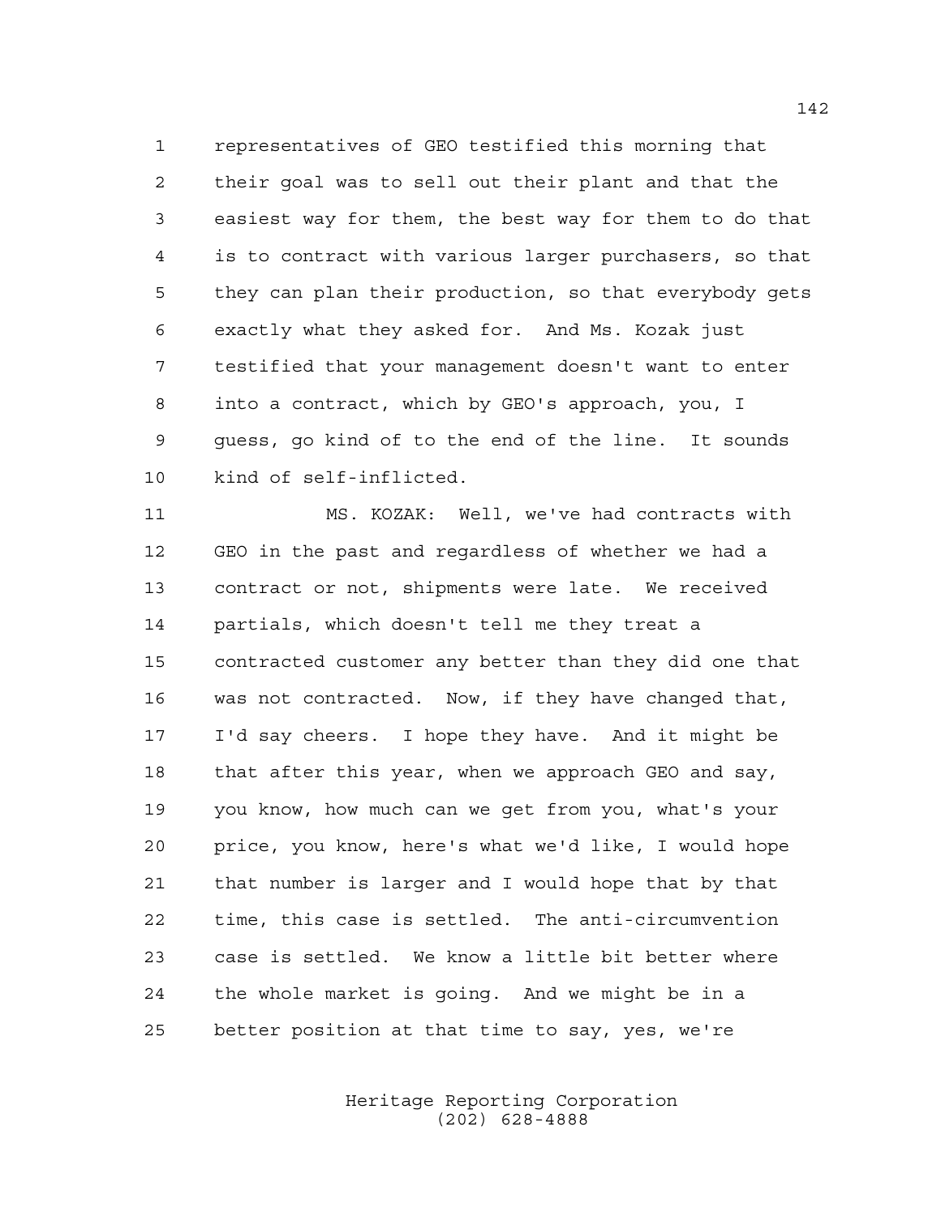representatives of GEO testified this morning that their goal was to sell out their plant and that the easiest way for them, the best way for them to do that is to contract with various larger purchasers, so that they can plan their production, so that everybody gets exactly what they asked for. And Ms. Kozak just testified that your management doesn't want to enter into a contract, which by GEO's approach, you, I guess, go kind of to the end of the line. It sounds kind of self-inflicted.

MS. KOZAK: Well, we've had contracts with GEO in the past and regardless of whether we had a contract or not, shipments were late. We received partials, which doesn't tell me they treat a contracted customer any better than they did one that was not contracted. Now, if they have changed that, I'd say cheers. I hope they have. And it might be that after this year, when we approach GEO and say, you know, how much can we get from you, what's your price, you know, here's what we'd like, I would hope that number is larger and I would hope that by that time, this case is settled. The anti-circumvention case is settled. We know a little bit better where the whole market is going. And we might be in a better position at that time to say, yes, we're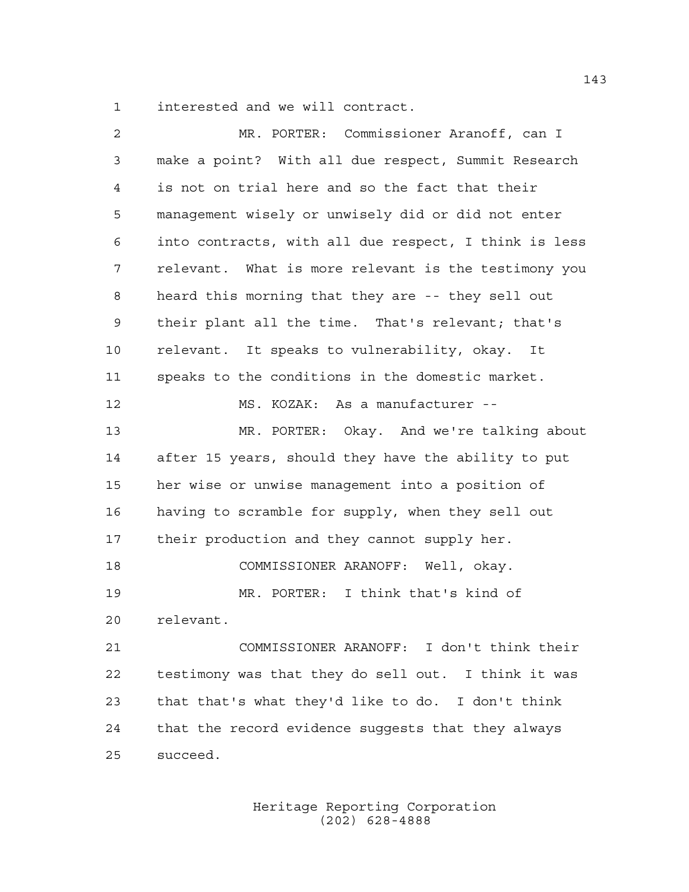interested and we will contract.

MR. PORTER: Commissioner Aranoff, can I make a point? With all due respect, Summit Research is not on trial here and so the fact that their management wisely or unwisely did or did not enter into contracts, with all due respect, I think is less relevant. What is more relevant is the testimony you heard this morning that they are -- they sell out their plant all the time. That's relevant; that's relevant. It speaks to vulnerability, okay. It speaks to the conditions in the domestic market.

MS. KOZAK: As a manufacturer --

MR. PORTER: Okay. And we're talking about after 15 years, should they have the ability to put her wise or unwise management into a position of having to scramble for supply, when they sell out their production and they cannot supply her.

COMMISSIONER ARANOFF: Well, okay.

MR. PORTER: I think that's kind of relevant.

COMMISSIONER ARANOFF: I don't think their testimony was that they do sell out. I think it was that that's what they'd like to do. I don't think that the record evidence suggests that they always succeed.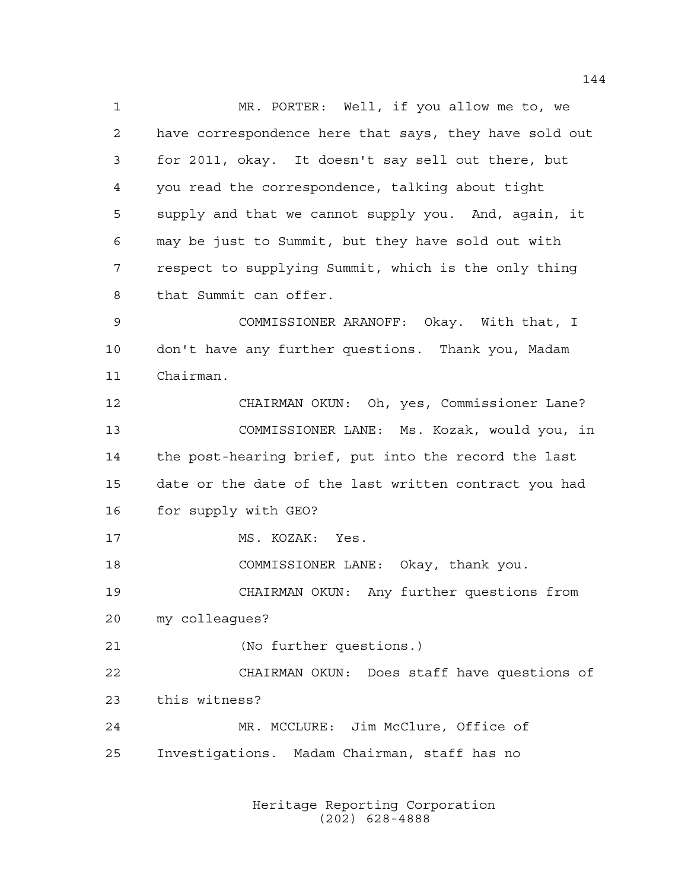MR. PORTER: Well, if you allow me to, we have correspondence here that says, they have sold out for 2011, okay. It doesn't say sell out there, but you read the correspondence, talking about tight supply and that we cannot supply you. And, again, it may be just to Summit, but they have sold out with respect to supplying Summit, which is the only thing that Summit can offer.

COMMISSIONER ARANOFF: Okay. With that, I don't have any further questions. Thank you, Madam Chairman.

CHAIRMAN OKUN: Oh, yes, Commissioner Lane?

COMMISSIONER LANE: Ms. Kozak, would you, in the post-hearing brief, put into the record the last date or the date of the last written contract you had for supply with GEO?

MS. KOZAK: Yes.

COMMISSIONER LANE: Okay, thank you.

CHAIRMAN OKUN: Any further questions from my colleagues?

(No further questions.)

CHAIRMAN OKUN: Does staff have questions of this witness?

MR. MCCLURE: Jim McClure, Office of Investigations. Madam Chairman, staff has no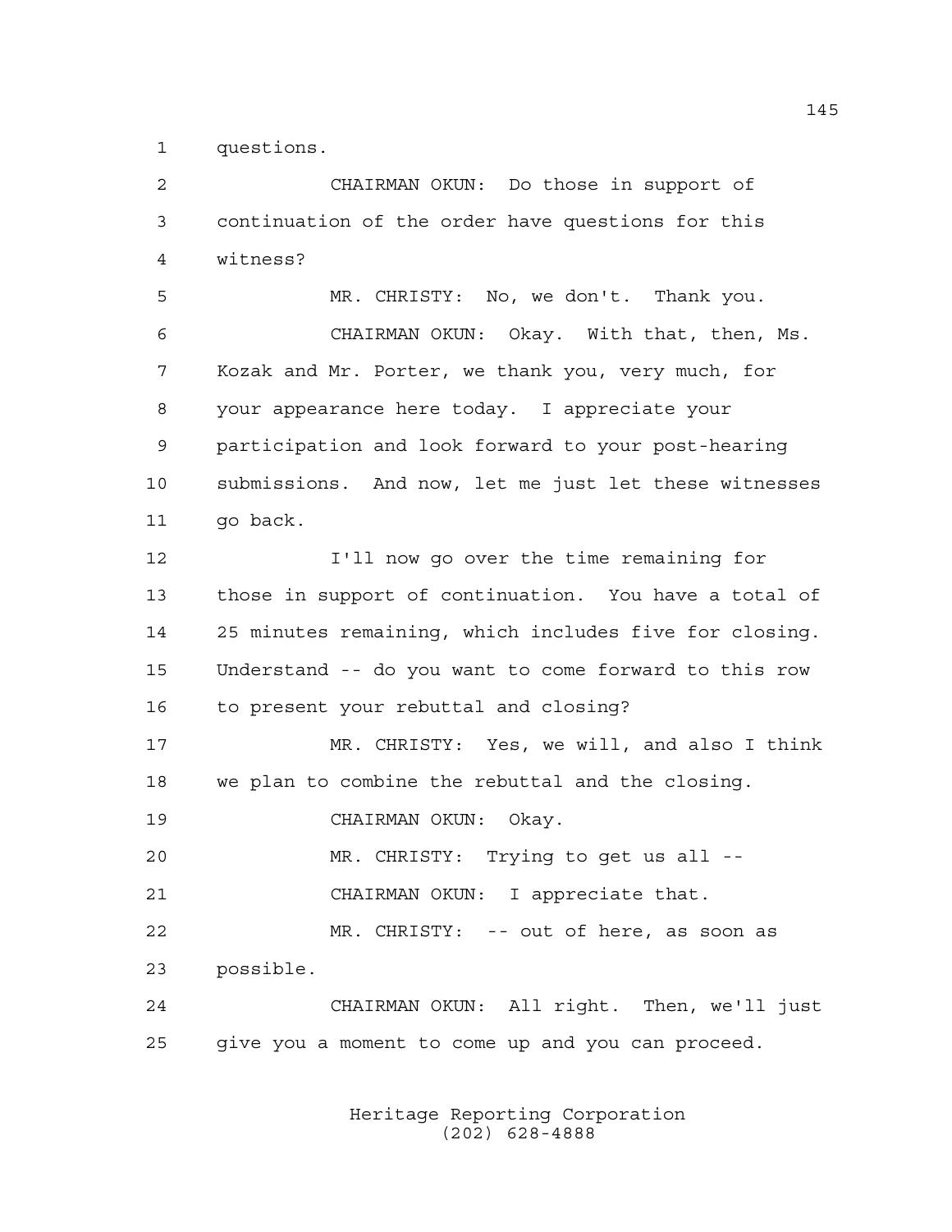1 questions.

2 CHAIRMAN OKUN: Do those in support of

3 continuation of the order have questions for this

4 witness?

5 MR. CHRISTY: No, we don't. Thank you.

6 CHAIRMAN OKUN: Okay. With that, then, Ms.

7 Kozak and Mr. Porter, we thank you, very much, for

8 your appearance here today. I appreciate your

9 participation and look forward to your post-hearing

10 submissions. And now, let me just let these witnesses

11 go back.

12 I'll now go over the time remaining for

13 those in support of continuation. You have a total of

14 25 minutes remaining, which includes five for closing.

15 Understand -- do you want to come forward to this row

16 to present your rebuttal and closing?

17 MR. CHRISTY: Yes, we will, and also I think

18 we plan to combine the rebuttal and the closing.

19 CHAIRMAN OKUN: Okay.

20 MR. CHRISTY: Trying to get us all --

21 CHAIRMAN OKUN: I appreciate that.

22 MR. CHRISTY: -- out of here, as soon as

23 possible.

24 CHAIRMAN OKUN: All right. Then, we'll just

25 give you a moment to come up and you can proceed.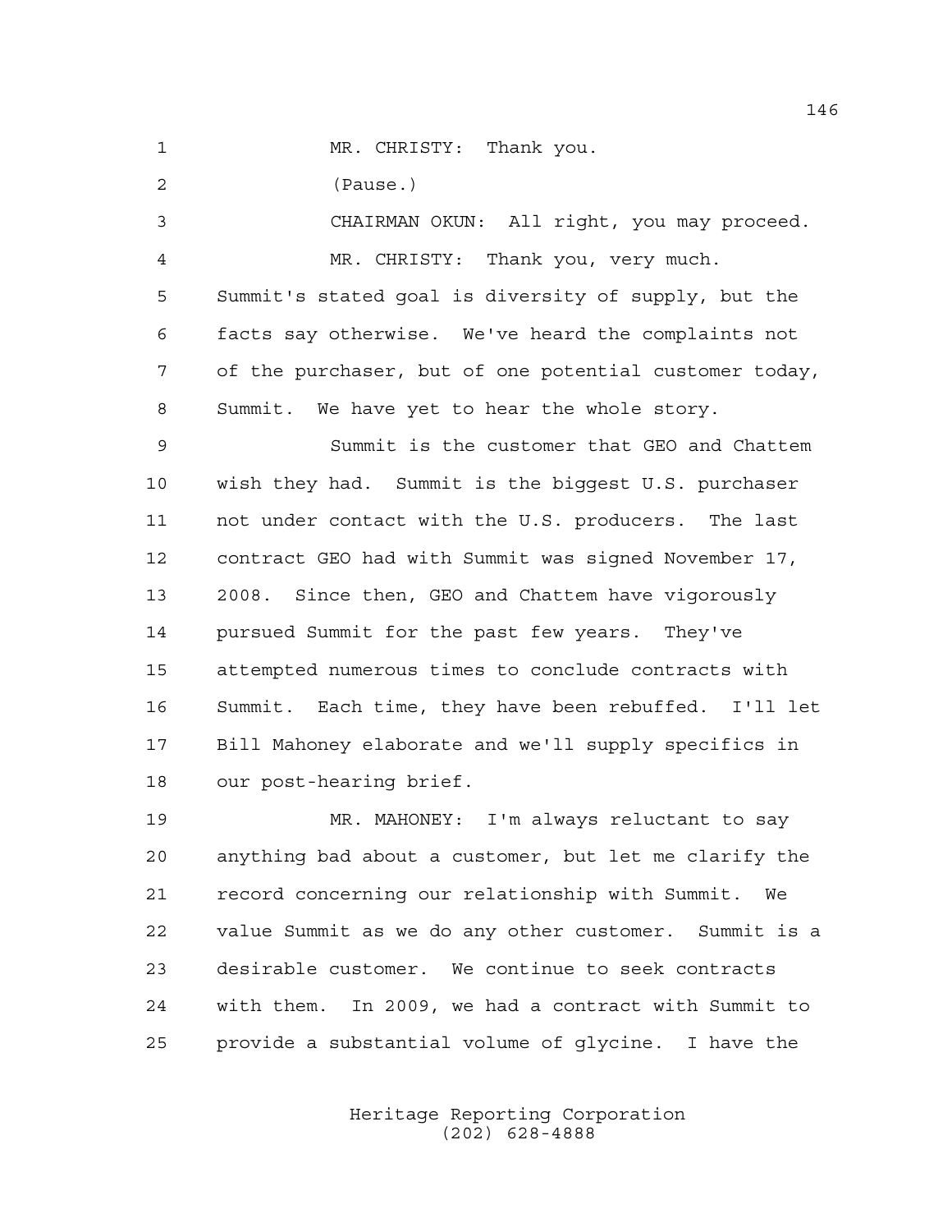MR. CHRISTY: Thank you.

(Pause.)

CHAIRMAN OKUN: All right, you may proceed.

MR. CHRISTY: Thank you, very much. Summit's stated goal is diversity of supply, but the facts say otherwise. We've heard the complaints not of the purchaser, but of one potential customer today, Summit. We have yet to hear the whole story.

Summit is the customer that GEO and Chattem wish they had. Summit is the biggest U.S. purchaser not under contact with the U.S. producers. The last contract GEO had with Summit was signed November 17, 2008. Since then, GEO and Chattem have vigorously pursued Summit for the past few years. They've attempted numerous times to conclude contracts with Summit. Each time, they have been rebuffed. I'll let Bill Mahoney elaborate and we'll supply specifics in our post-hearing brief.

MR. MAHONEY: I'm always reluctant to say anything bad about a customer, but let me clarify the record concerning our relationship with Summit. We value Summit as we do any other customer. Summit is a desirable customer. We continue to seek contracts with them. In 2009, we had a contract with Summit to provide a substantial volume of glycine. I have the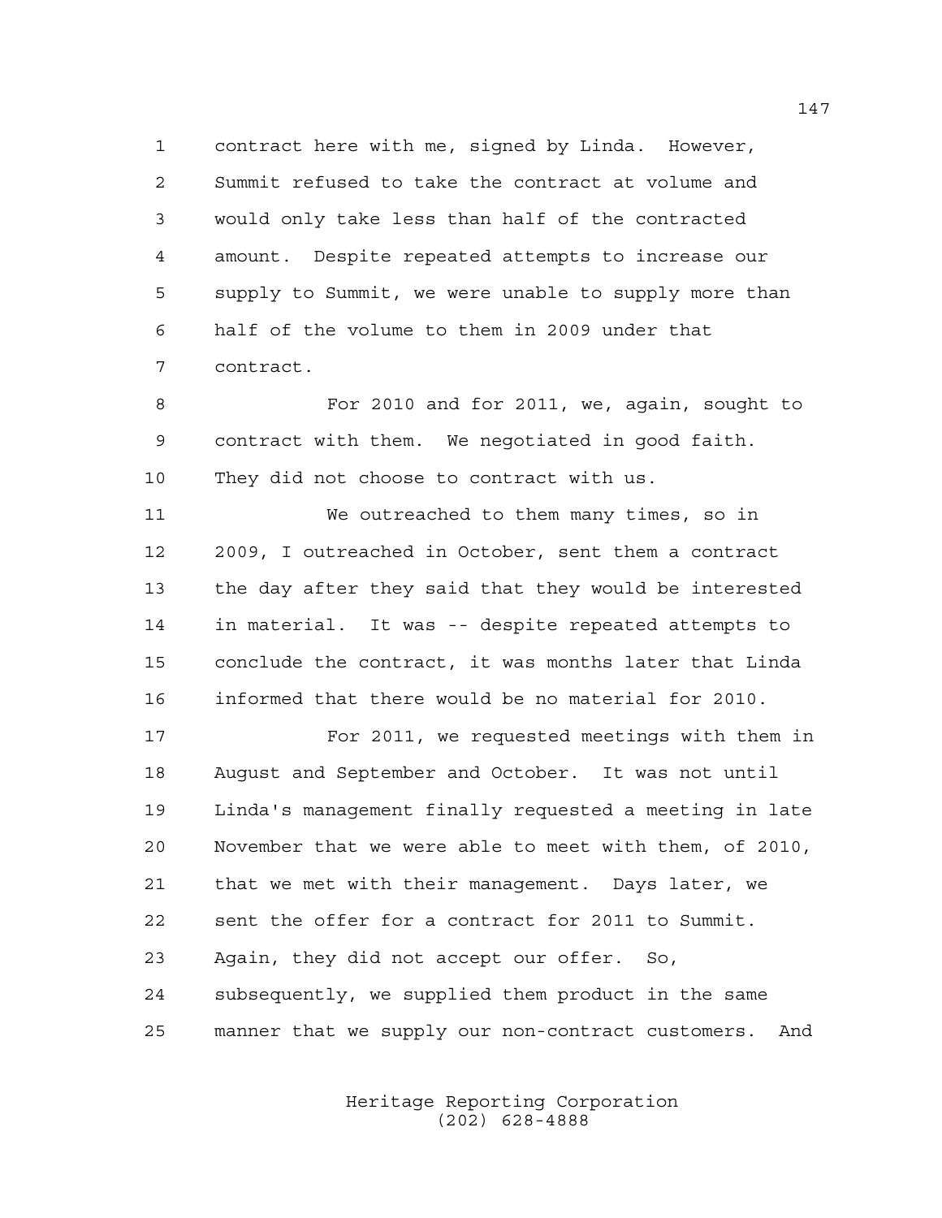contract here with me, signed by Linda. However, Summit refused to take the contract at volume and would only take less than half of the contracted amount. Despite repeated attempts to increase our supply to Summit, we were unable to supply more than half of the volume to them in 2009 under that contract.

For 2010 and for 2011, we, again, sought to contract with them. We negotiated in good faith. They did not choose to contract with us.

We outreached to them many times, so in 2009, I outreached in October, sent them a contract the day after they said that they would be interested in material. It was -- despite repeated attempts to conclude the contract, it was months later that Linda informed that there would be no material for 2010.

For 2011, we requested meetings with them in August and September and October. It was not until Linda's management finally requested a meeting in late November that we were able to meet with them, of 2010, that we met with their management. Days later, we sent the offer for a contract for 2011 to Summit. Again, they did not accept our offer. So, subsequently, we supplied them product in the same manner that we supply our non-contract customers. And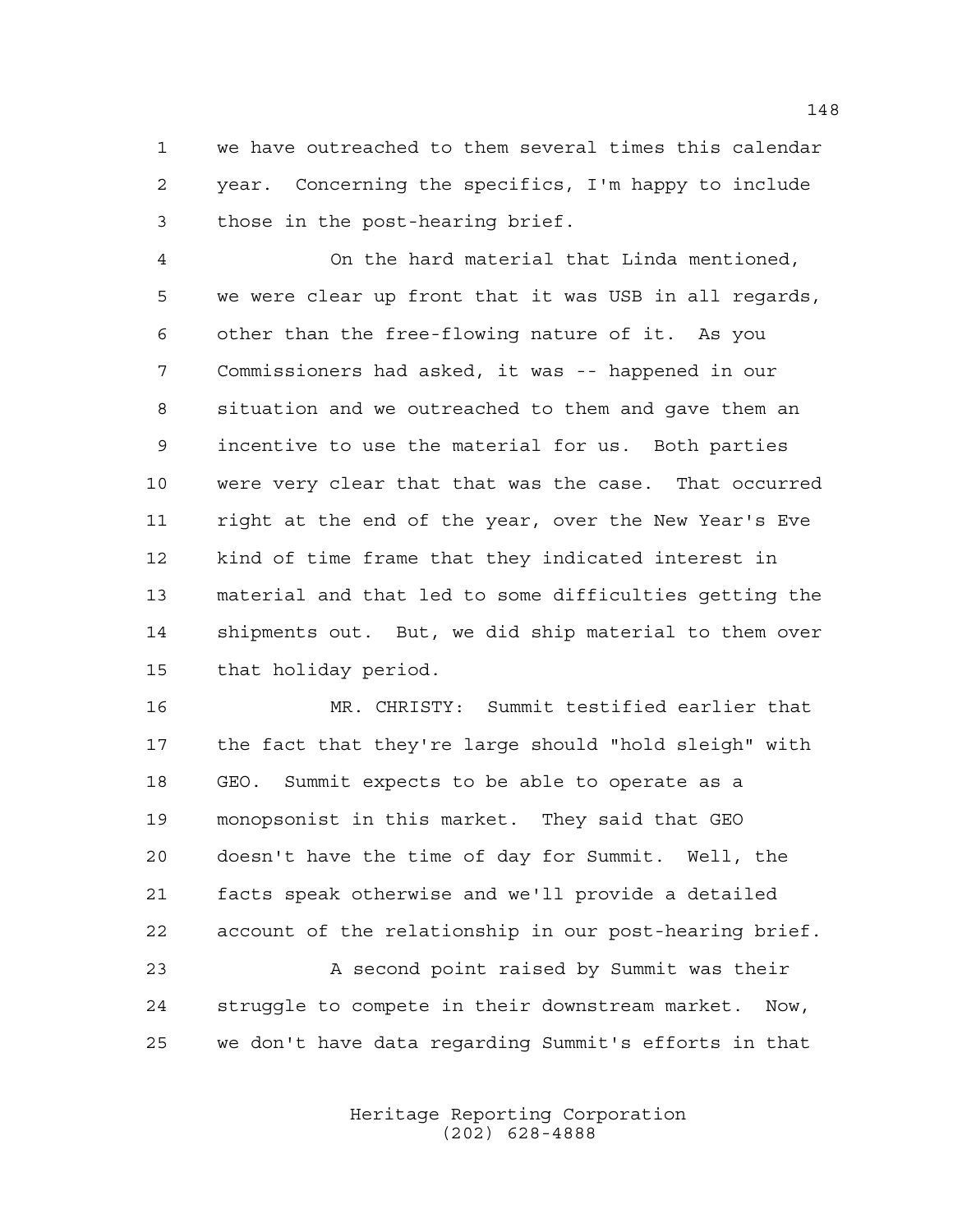we have outreached to them several times this calendar year. Concerning the specifics, I'm happy to include those in the post-hearing brief.

On the hard material that Linda mentioned, we were clear up front that it was USB in all regards, other than the free-flowing nature of it. As you Commissioners had asked, it was -- happened in our situation and we outreached to them and gave them an incentive to use the material for us. Both parties were very clear that that was the case. That occurred right at the end of the year, over the New Year's Eve kind of time frame that they indicated interest in material and that led to some difficulties getting the shipments out. But, we did ship material to them over that holiday period.

MR. CHRISTY: Summit testified earlier that the fact that they're large should "hold sleigh" with GEO. Summit expects to be able to operate as a monopsonist in this market. They said that GEO doesn't have the time of day for Summit. Well, the facts speak otherwise and we'll provide a detailed account of the relationship in our post-hearing brief.

A second point raised by Summit was their struggle to compete in their downstream market. Now, we don't have data regarding Summit's efforts in that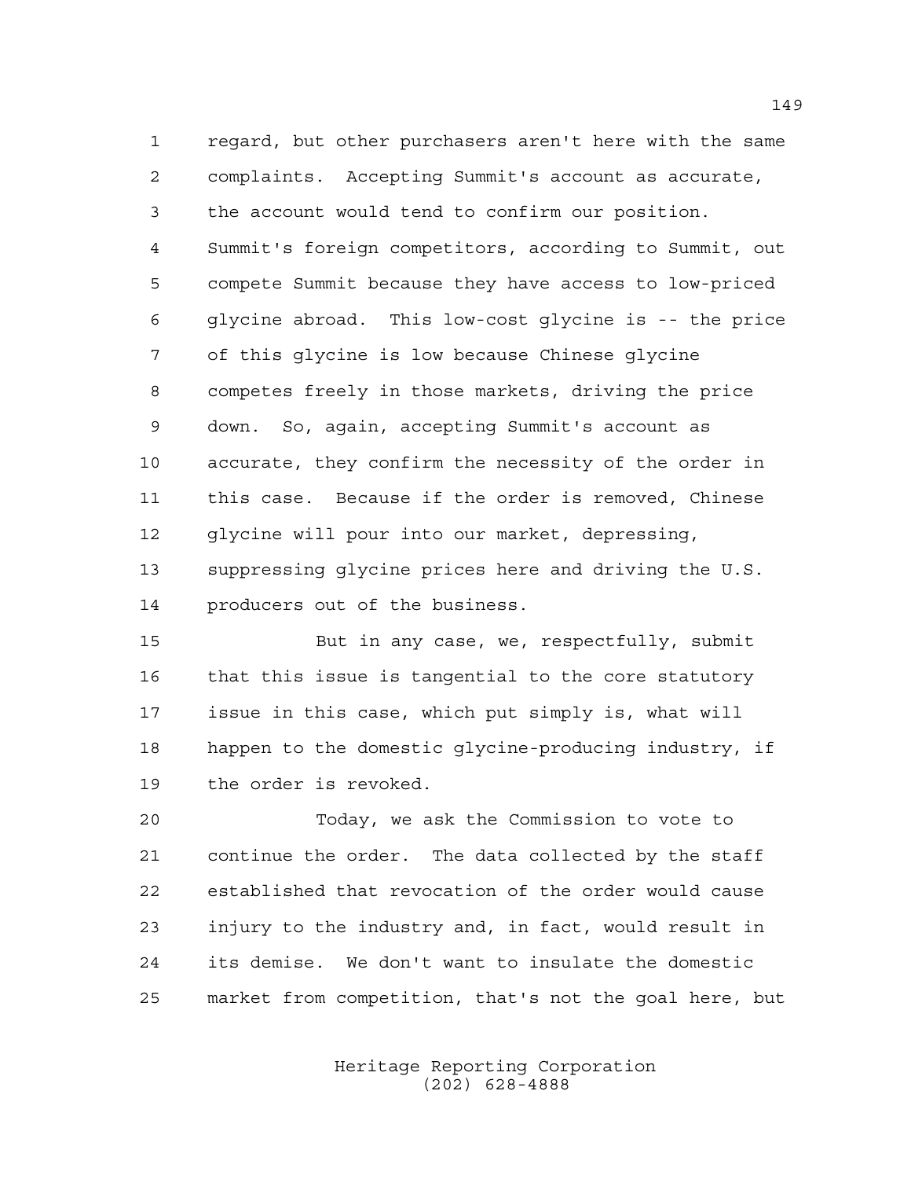regard, but other purchasers aren't here with the same complaints. Accepting Summit's account as accurate, the account would tend to confirm our position. Summit's foreign competitors, according to Summit, out compete Summit because they have access to low-priced glycine abroad. This low-cost glycine is -- the price of this glycine is low because Chinese glycine competes freely in those markets, driving the price down. So, again, accepting Summit's account as accurate, they confirm the necessity of the order in this case. Because if the order is removed, Chinese glycine will pour into our market, depressing, suppressing glycine prices here and driving the U.S. producers out of the business.

But in any case, we, respectfully, submit that this issue is tangential to the core statutory issue in this case, which put simply is, what will happen to the domestic glycine-producing industry, if the order is revoked.

Today, we ask the Commission to vote to continue the order. The data collected by the staff established that revocation of the order would cause injury to the industry and, in fact, would result in its demise. We don't want to insulate the domestic market from competition, that's not the goal here, but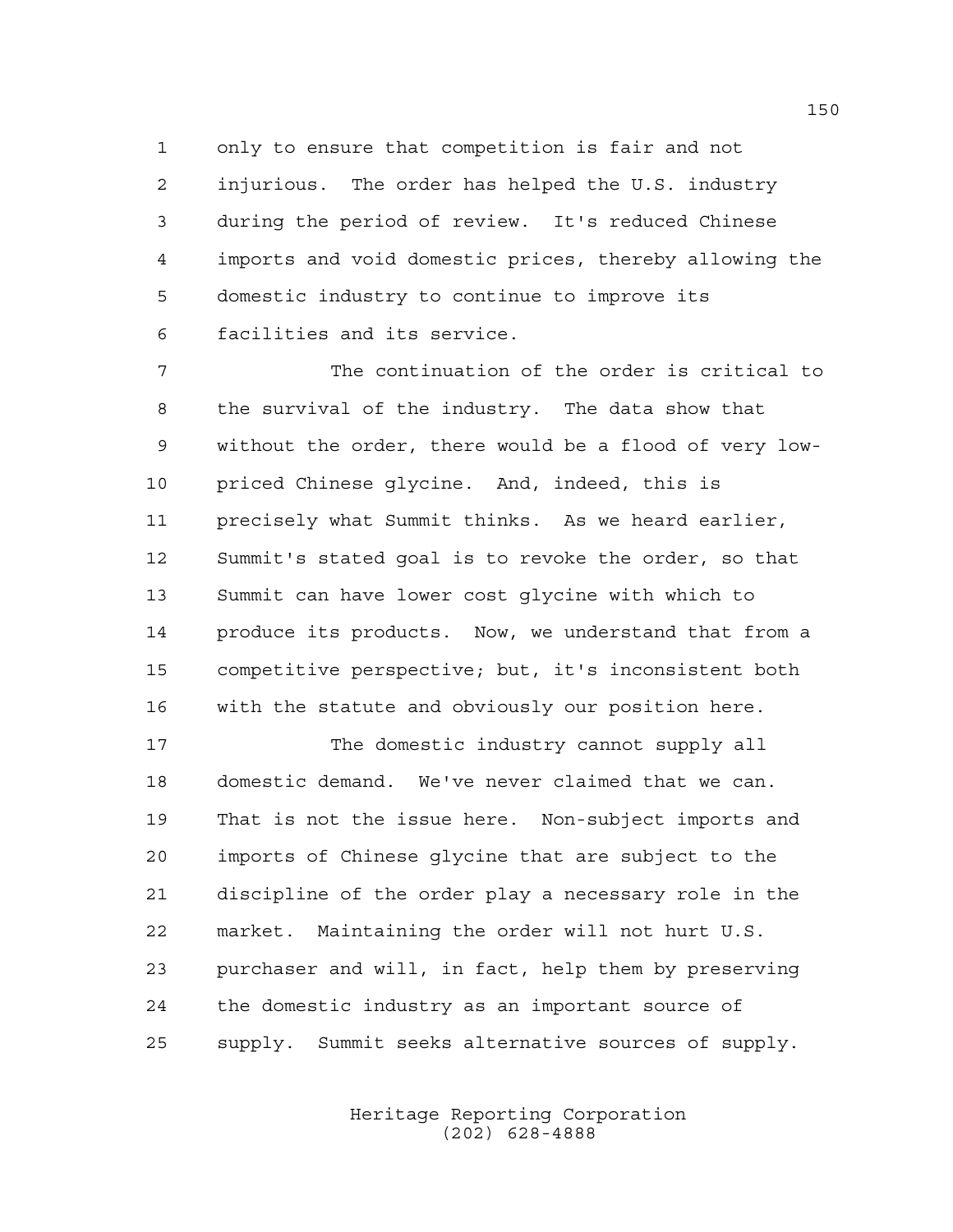only to ensure that competition is fair and not injurious. The order has helped the U.S. industry during the period of review. It's reduced Chinese imports and void domestic prices, thereby allowing the domestic industry to continue to improve its facilities and its service.

The continuation of the order is critical to the survival of the industry. The data show that without the order, there would be a flood of very low-priced Chinese glycine. And, indeed, this is precisely what Summit thinks. As we heard earlier, Summit's stated goal is to revoke the order, so that Summit can have lower cost glycine with which to produce its products. Now, we understand that from a competitive perspective; but, it's inconsistent both with the statute and obviously our position here.

The domestic industry cannot supply all domestic demand. We've never claimed that we can. That is not the issue here. Non-subject imports and imports of Chinese glycine that are subject to the discipline of the order play a necessary role in the market. Maintaining the order will not hurt U.S. purchaser and will, in fact, help them by preserving the domestic industry as an important source of supply. Summit seeks alternative sources of supply.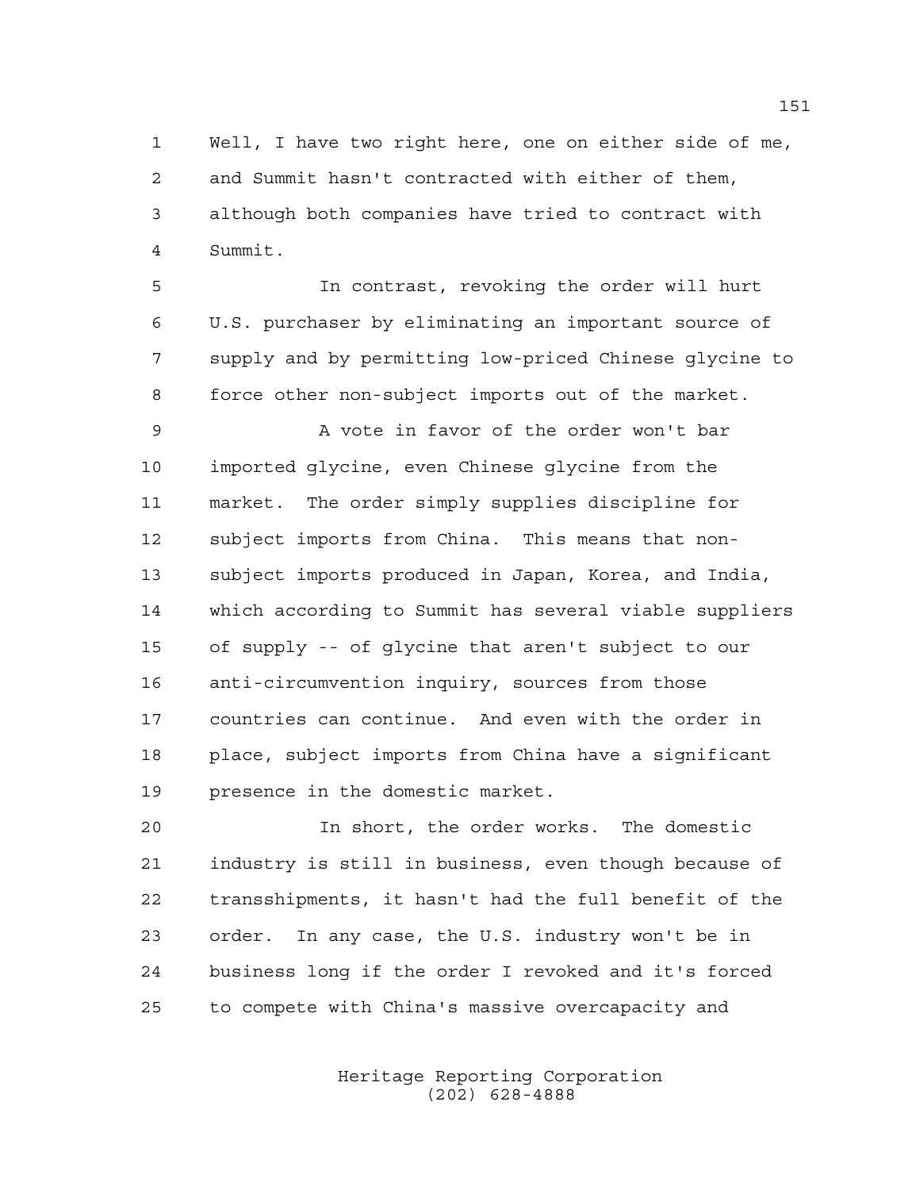1 Well, I have two right here, one on either side of me,
2 and Summit hasn't contracted with either of them,
3 although both companies have tried to contract with
4 Summit.

5 In contrast, revoking the order will hurt
6 U.S. purchaser by eliminating an important source of
7 supply and by permitting low-priced Chinese glycine to
8 force other non-subject imports out of the market.

9 A vote in favor of the order won't bar
10 imported glycine, even Chinese glycine from the
11 market. The order simply supplies discipline for
12 subject imports from China. This means that non-
13 subject imports produced in Japan, Korea, and India,
14 which according to Summit has several viable suppliers
15 of supply -- of glycine that aren't subject to our
16 anti-circumvention inquiry, sources from those
17 countries can continue. And even with the order in
18 place, subject imports from China have a significant
19 presence in the domestic market.

20 In short, the order works. The domestic
21 industry is still in business, even though because of
22 transshipments, it hasn't had the full benefit of the
23 order. In any case, the U.S. industry won't be in
24 business long if the order I revoked and it's forced
25 to compete with China's massive overcapacity and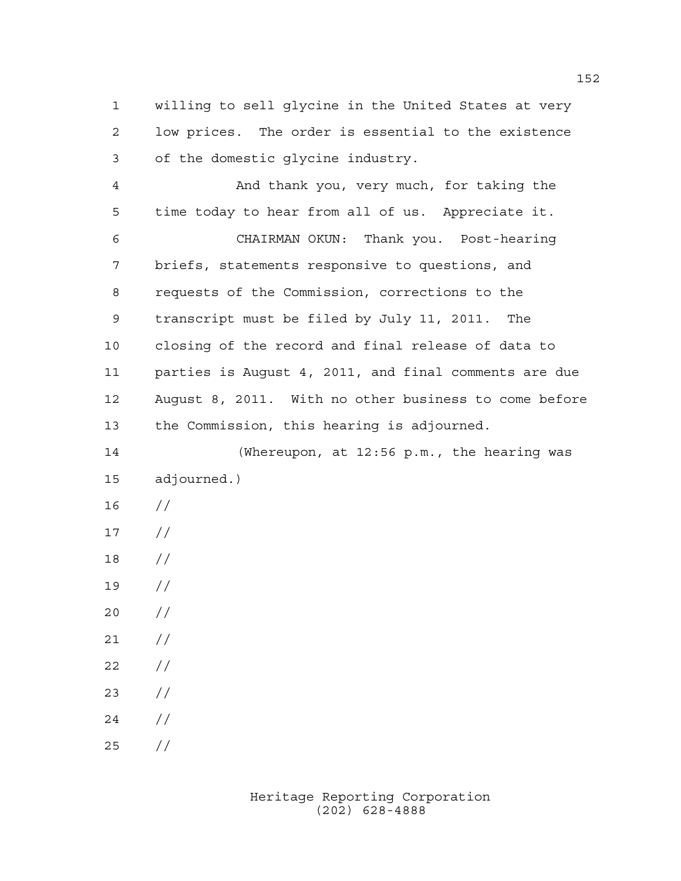willing to sell glycine in the United States at very low prices. The order is essential to the existence of the domestic glycine industry.

And thank you, very much, for taking the time today to hear from all of us. Appreciate it.

CHAIRMAN OKUN: Thank you. Post-hearing briefs, statements responsive to questions, and requests of the Commission, corrections to the transcript must be filed by July 11, 2011. The closing of the record and final release of data to parties is August 4, 2011, and final comments are due August 8, 2011. With no other business to come before the Commission, this hearing is adjourned.

(Whereupon, at 12:56 p.m., the hearing was adjourned.)

//

//

//

//

//

//

//

//

//

//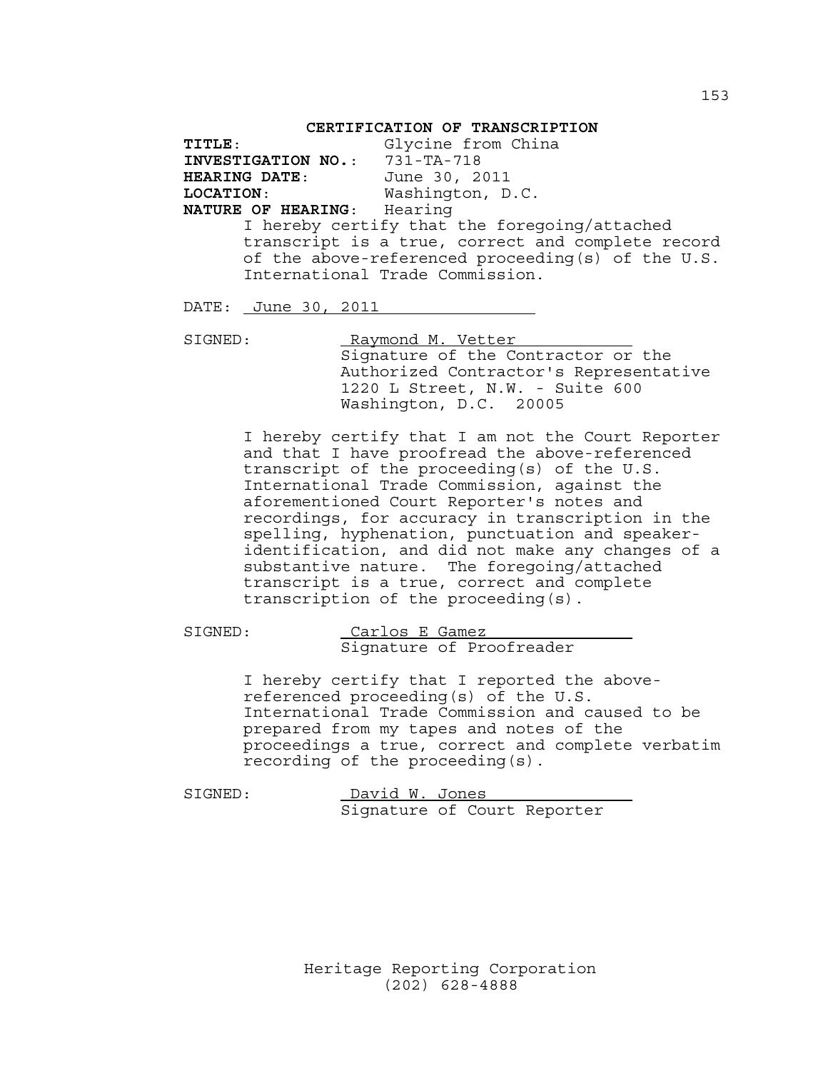## CERTIFICATION OF TRANSCRIPTION

**TITLE**: Glycine from China
**INVESTIGATION NO.**: 731-TA-718
**HEARING DATE**: June 30, 2011
**LOCATION**: Washington, D.C.
**NATURE OF HEARING**: Hearing

I hereby certify that the foregoing/attached transcript is a true, correct and complete record of the above-referenced proceeding(s) of the U.S. International Trade Commission.

DATE: June 30, 2011

SIGNED: Raymond M. Vetter
Signature of the Contractor or the Authorized Contractor's Representative
1220 L Street, N.W. - Suite 600
Washington, D.C. 20005

I hereby certify that I am not the Court Reporter and that I have proofread the above-referenced transcript of the proceeding(s) of the U.S. International Trade Commission, against the aforementioned Court Reporter's notes and recordings, for accuracy in transcription in the spelling, hyphenation, punctuation and speaker-identification, and did not make any changes of a substantive nature. The foregoing/attached transcript is a true, correct and complete transcription of the proceeding(s).

SIGNED: Carlos E Gamez
Signature of Proofreader

I hereby certify that I reported the above-referenced proceeding(s) of the U.S. International Trade Commission and caused to be prepared from my tapes and notes of the proceedings a true, correct and complete verbatim recording of the proceeding(s).

SIGNED: David W. Jones
Signature of Court Reporter